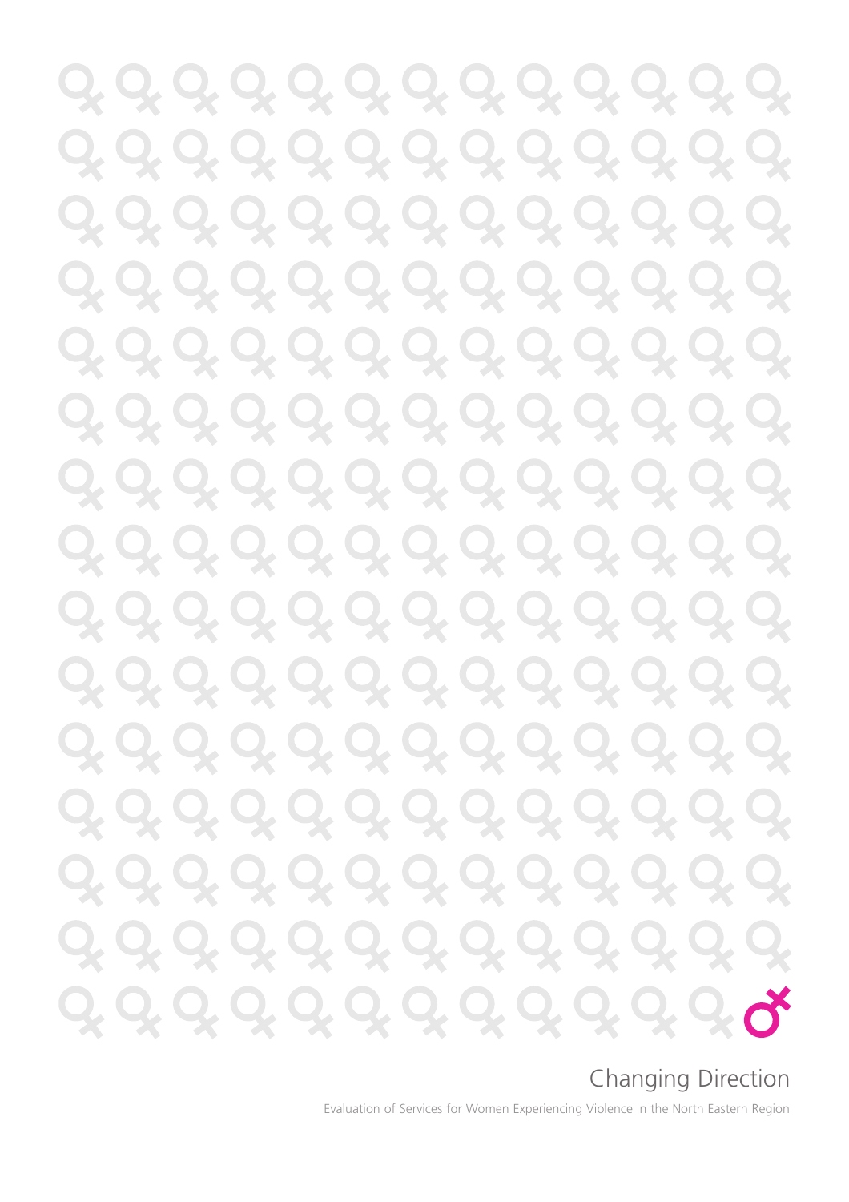# Changing Direction

Evaluation of Services for Women Experiencing Violence in the North Eastern Region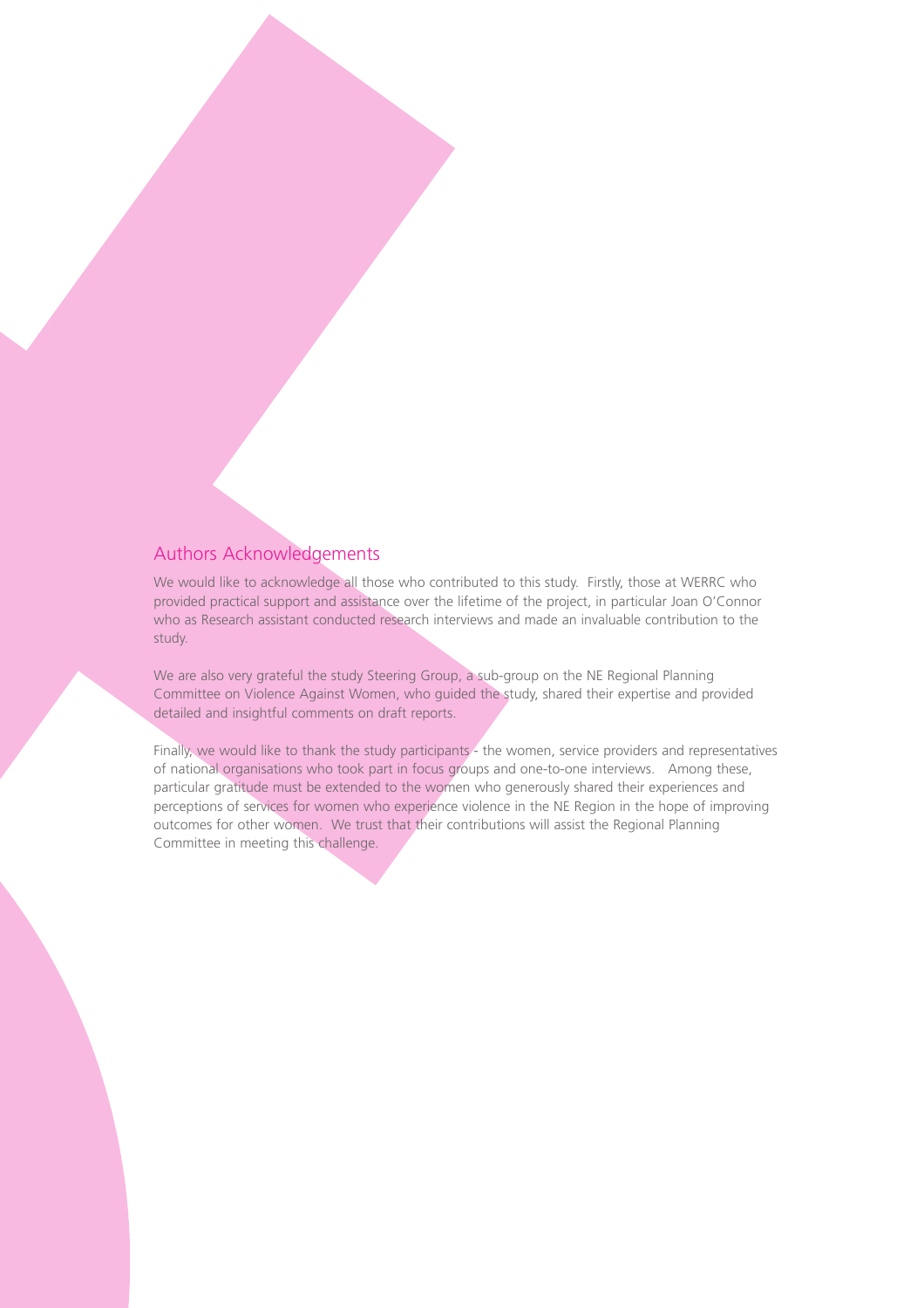## Authors Acknowledgements

We would like to acknowledge all those who contributed to this study. Firstly, those at WERRC who provided practical support and assistance over the lifetime of the project, in particular Joan O'Connor who as Research assistant conducted research interviews and made an invaluable contribution to the study.

We are also very grateful the study Steering Group, a sub-group on the NE Regional Planning Committee on Violence Against Women, who guided the study, shared their expertise and provided detailed and insightful comments on draft reports.

Finally, we would like to thank the study participants - the women, service providers and representatives of national organisations who took part in focus groups and one-to-one interviews. Among these, particular gratitude must be extended to the women who generously shared their experiences and perceptions of services for women who experience violence in the NE Region in the hope of improving outcomes for other women. We trust that their contributions will assist the Regional Planning Committee in meeting this challenge.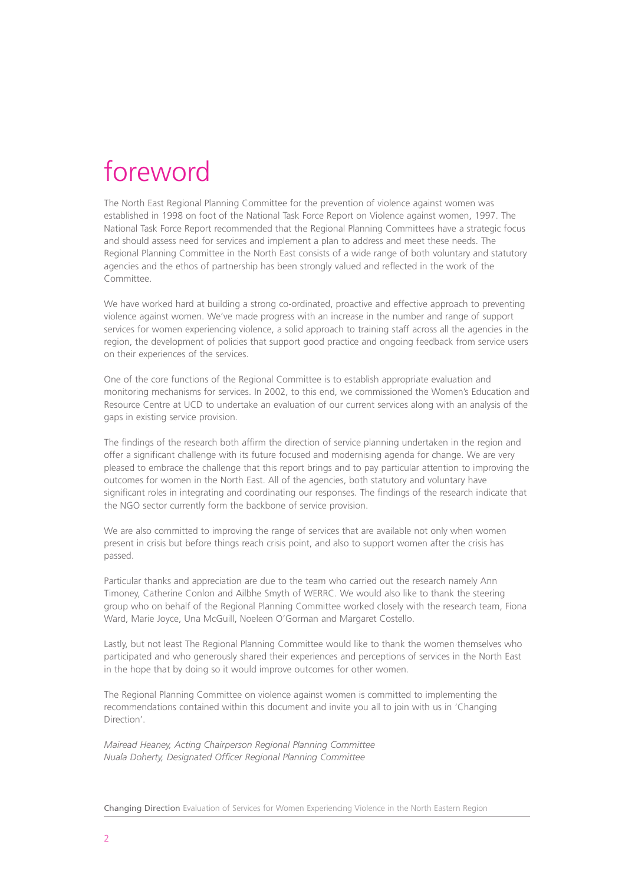# foreword

The North East Regional Planning Committee for the prevention of violence against women was established in 1998 on foot of the National Task Force Report on Violence against women, 1997. The National Task Force Report recommended that the Regional Planning Committees have a strategic focus and should assess need for services and implement a plan to address and meet these needs. The Regional Planning Committee in the North East consists of a wide range of both voluntary and statutory agencies and the ethos of partnership has been strongly valued and reflected in the work of the Committee.

We have worked hard at building a strong co-ordinated, proactive and effective approach to preventing violence against women. We've made progress with an increase in the number and range of support services for women experiencing violence, a solid approach to training staff across all the agencies in the region, the development of policies that support good practice and ongoing feedback from service users on their experiences of the services.

One of the core functions of the Regional Committee is to establish appropriate evaluation and monitoring mechanisms for services. In 2002, to this end, we commissioned the Women's Education and Resource Centre at UCD to undertake an evaluation of our current services along with an analysis of the gaps in existing service provision.

The findings of the research both affirm the direction of service planning undertaken in the region and offer a significant challenge with its future focused and modernising agenda for change. We are very pleased to embrace the challenge that this report brings and to pay particular attention to improving the outcomes for women in the North East. All of the agencies, both statutory and voluntary have significant roles in integrating and coordinating our responses. The findings of the research indicate that the NGO sector currently form the backbone of service provision.

We are also committed to improving the range of services that are available not only when women present in crisis but before things reach crisis point, and also to support women after the crisis has passed.

Particular thanks and appreciation are due to the team who carried out the research namely Ann Timoney, Catherine Conlon and Ailbhe Smyth of WERRC. We would also like to thank the steering group who on behalf of the Regional Planning Committee worked closely with the research team, Fiona Ward, Marie Joyce, Una McGuill, Noeleen O'Gorman and Margaret Costello.

Lastly, but not least The Regional Planning Committee would like to thank the women themselves who participated and who generously shared their experiences and perceptions of services in the North East in the hope that by doing so it would improve outcomes for other women.

The Regional Planning Committee on violence against women is committed to implementing the recommendations contained within this document and invite you all to join with us in 'Changing Direction'.

*Mairead Heaney, Acting Chairperson Regional Planning Committee*
*Nuala Doherty, Designated Officer Regional Planning Committee*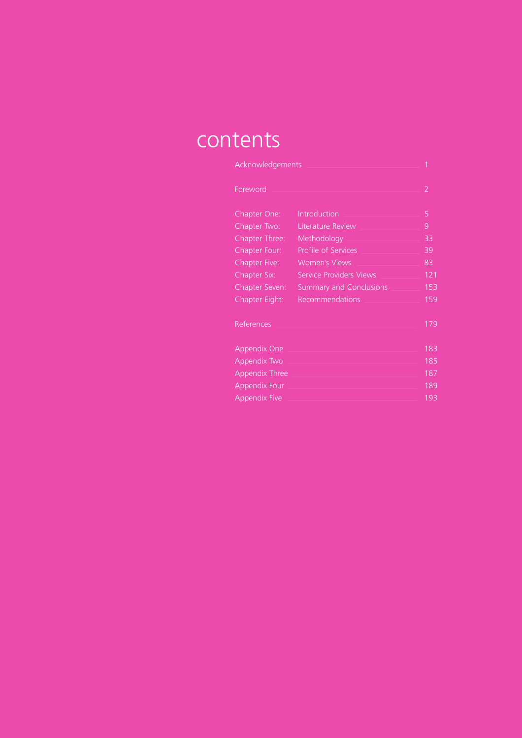# contents

| | | |
|---|---|---|
| Acknowledgements | | 1 |
| Foreword | | 2 |
| Chapter One: | Introduction | 5 |
| Chapter Two: | Literature Review | 9 |
| Chapter Three: | Methodology | 33 |
| Chapter Four: | Profile of Services | 39 |
| Chapter Five: | Women's Views | 83 |
| Chapter Six: | Service Providers Views | 121 |
| Chapter Seven: | Summary and Conclusions | 153 |
| Chapter Eight: | Recommendations | 159 |
| References | | 179 |
| Appendix One | | 183 |
| Appendix Two | | 185 |
| Appendix Three | | 187 |
| Appendix Four | | 189 |
| Appendix Five | | 193 |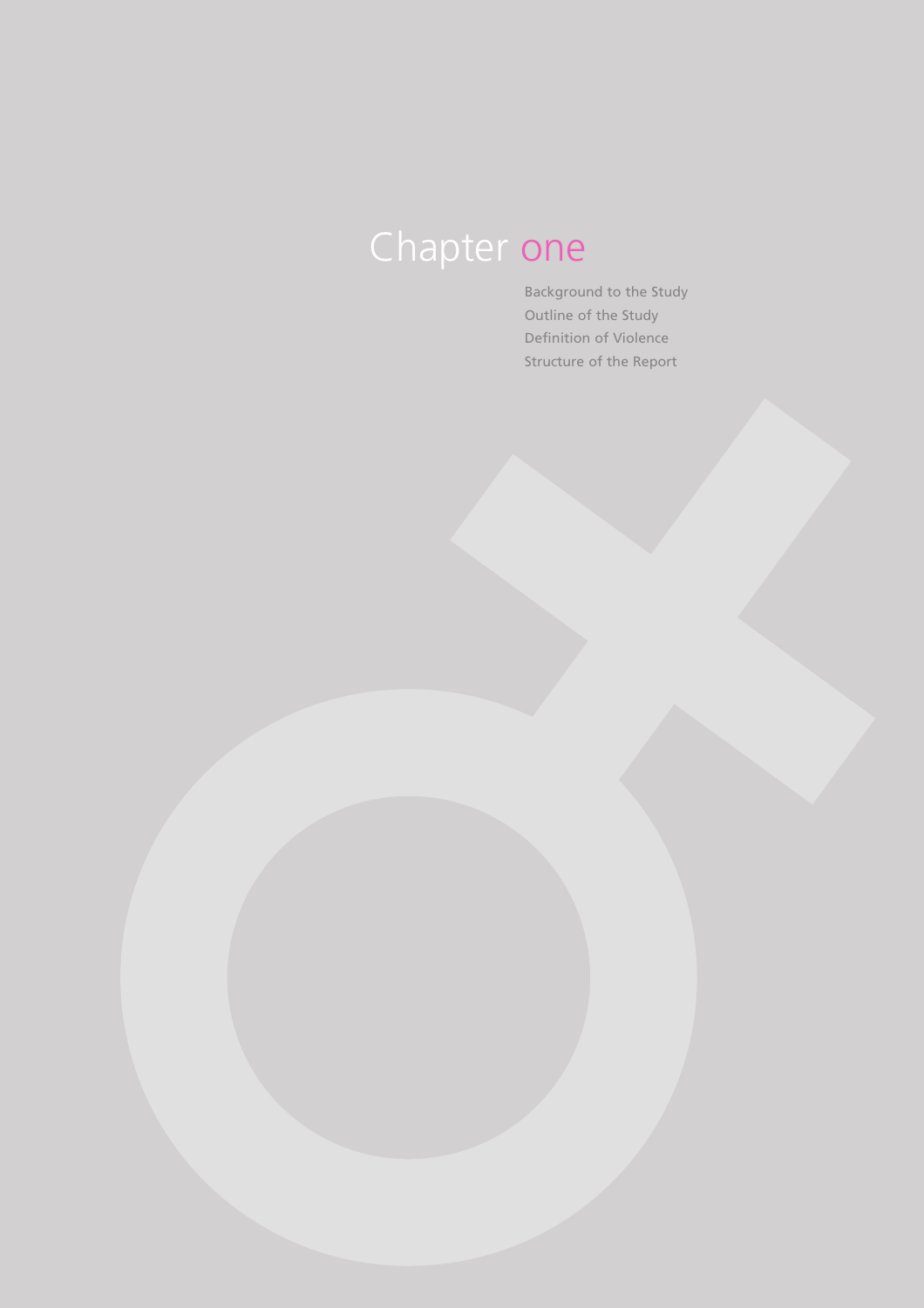# Chapter one

- Background to the Study
- Outline of the Study
- Definition of Violence
- Structure of the Report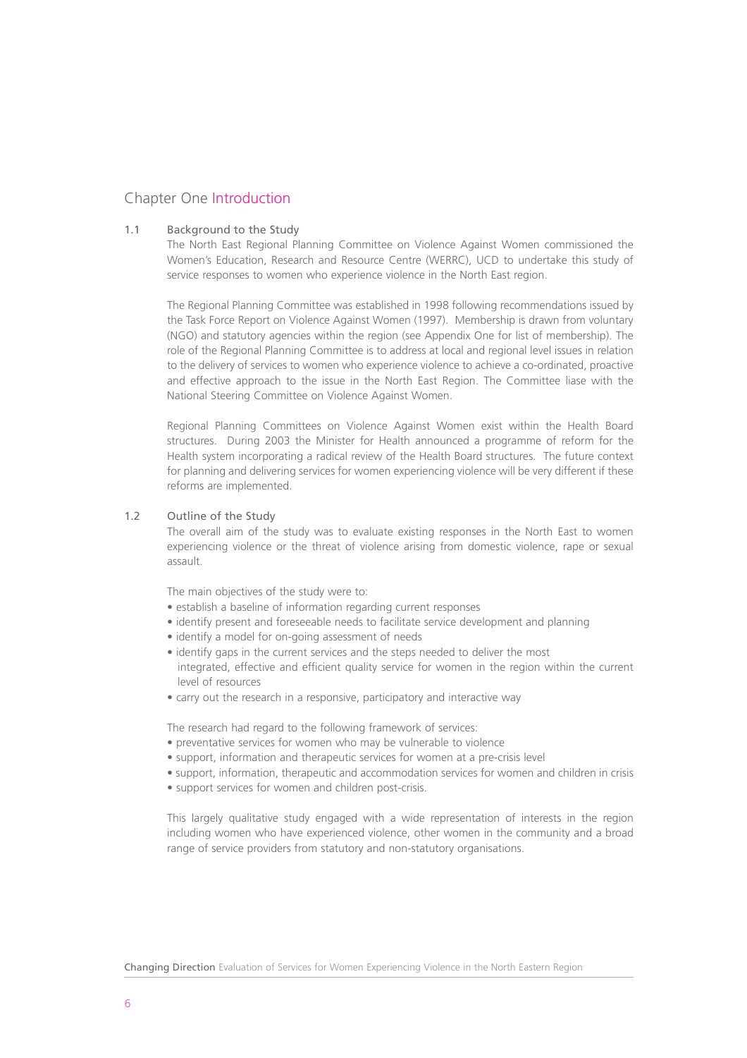# Chapter One Introduction

## 1.1 Background to the Study

The North East Regional Planning Committee on Violence Against Women commissioned the Women's Education, Research and Resource Centre (WERRC), UCD to undertake this study of service responses to women who experience violence in the North East region.

The Regional Planning Committee was established in 1998 following recommendations issued by the Task Force Report on Violence Against Women (1997). Membership is drawn from voluntary (NGO) and statutory agencies within the region (see Appendix One for list of membership). The role of the Regional Planning Committee is to address at local and regional level issues in relation to the delivery of services to women who experience violence to achieve a co-ordinated, proactive and effective approach to the issue in the North East Region. The Committee liase with the National Steering Committee on Violence Against Women.

Regional Planning Committees on Violence Against Women exist within the Health Board structures. During 2003 the Minister for Health announced a programme of reform for the Health system incorporating a radical review of the Health Board structures. The future context for planning and delivering services for women experiencing violence will be very different if these reforms are implemented.

## 1.2 Outline of the Study

The overall aim of the study was to evaluate existing responses in the North East to women experiencing violence or the threat of violence arising from domestic violence, rape or sexual assault.

The main objectives of the study were to:

- establish a baseline of information regarding current responses
- identify present and foreseeable needs to facilitate service development and planning
- identify a model for on-going assessment of needs
- identify gaps in the current services and the steps needed to deliver the most integrated, effective and efficient quality service for women in the region within the current level of resources
- carry out the research in a responsive, participatory and interactive way

The research had regard to the following framework of services:

- preventative services for women who may be vulnerable to violence
- support, information and therapeutic services for women at a pre-crisis level
- support, information, therapeutic and accommodation services for women and children in crisis
- support services for women and children post-crisis.

This largely qualitative study engaged with a wide representation of interests in the region including women who have experienced violence, other women in the community and a broad range of service providers from statutory and non-statutory organisations.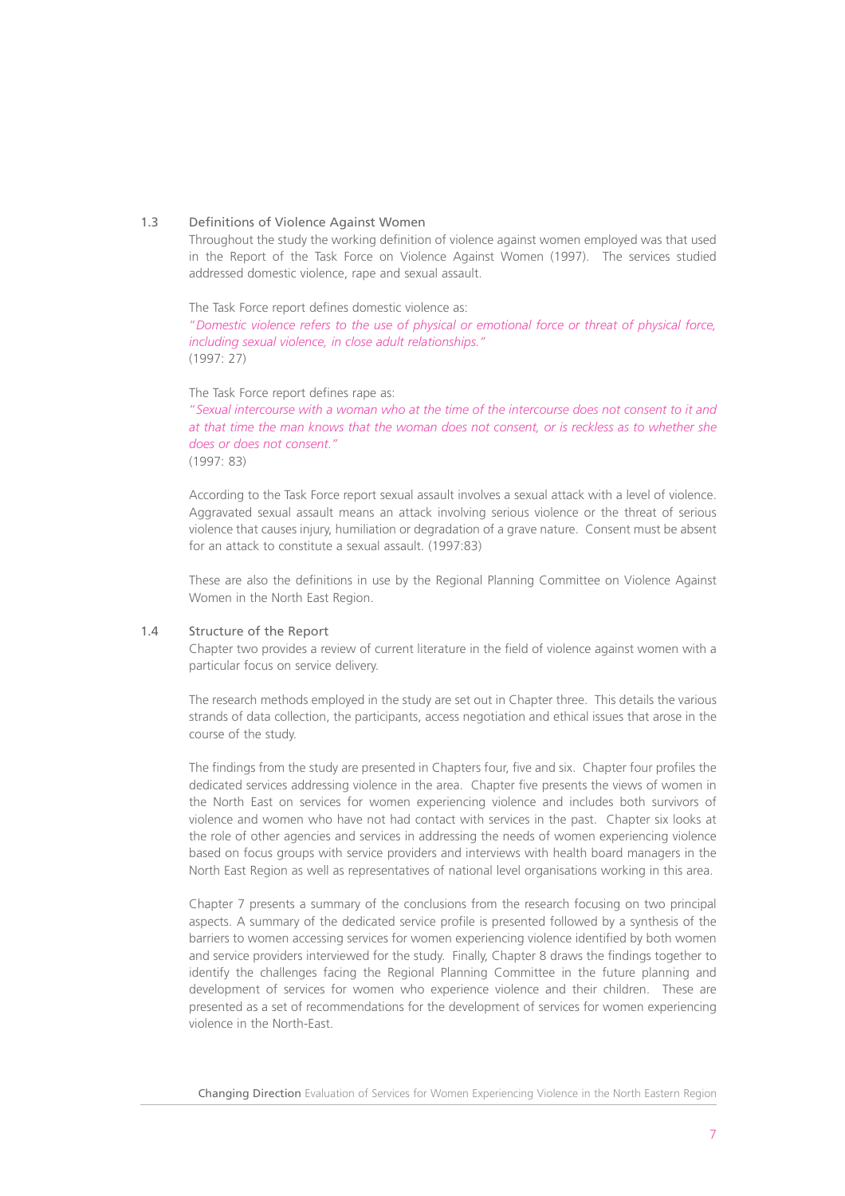## 1.3 Definitions of Violence Against Women

Throughout the study the working definition of violence against women employed was that used in the Report of the Task Force on Violence Against Women (1997). The services studied addressed domestic violence, rape and sexual assault.

The Task Force report defines domestic violence as:

*"Domestic violence refers to the use of physical or emotional force or threat of physical force, including sexual violence, in close adult relationships."*
(1997: 27)

The Task Force report defines rape as:

*"Sexual intercourse with a woman who at the time of the intercourse does not consent to it and at that time the man knows that the woman does not consent, or is reckless as to whether she does or does not consent."*
(1997: 83)

According to the Task Force report sexual assault involves a sexual attack with a level of violence. Aggravated sexual assault means an attack involving serious violence or the threat of serious violence that causes injury, humiliation or degradation of a grave nature. Consent must be absent for an attack to constitute a sexual assault. (1997:83)

These are also the definitions in use by the Regional Planning Committee on Violence Against Women in the North East Region.

## 1.4 Structure of the Report

Chapter two provides a review of current literature in the field of violence against women with a particular focus on service delivery.

The research methods employed in the study are set out in Chapter three. This details the various strands of data collection, the participants, access negotiation and ethical issues that arose in the course of the study.

The findings from the study are presented in Chapters four, five and six. Chapter four profiles the dedicated services addressing violence in the area. Chapter five presents the views of women in the North East on services for women experiencing violence and includes both survivors of violence and women who have not had contact with services in the past. Chapter six looks at the role of other agencies and services in addressing the needs of women experiencing violence based on focus groups with service providers and interviews with health board managers in the North East Region as well as representatives of national level organisations working in this area.

Chapter 7 presents a summary of the conclusions from the research focusing on two principal aspects. A summary of the dedicated service profile is presented followed by a synthesis of the barriers to women accessing services for women experiencing violence identified by both women and service providers interviewed for the study. Finally, Chapter 8 draws the findings together to identify the challenges facing the Regional Planning Committee in the future planning and development of services for women who experience violence and their children. These are presented as a set of recommendations for the development of services for women experiencing violence in the North-East.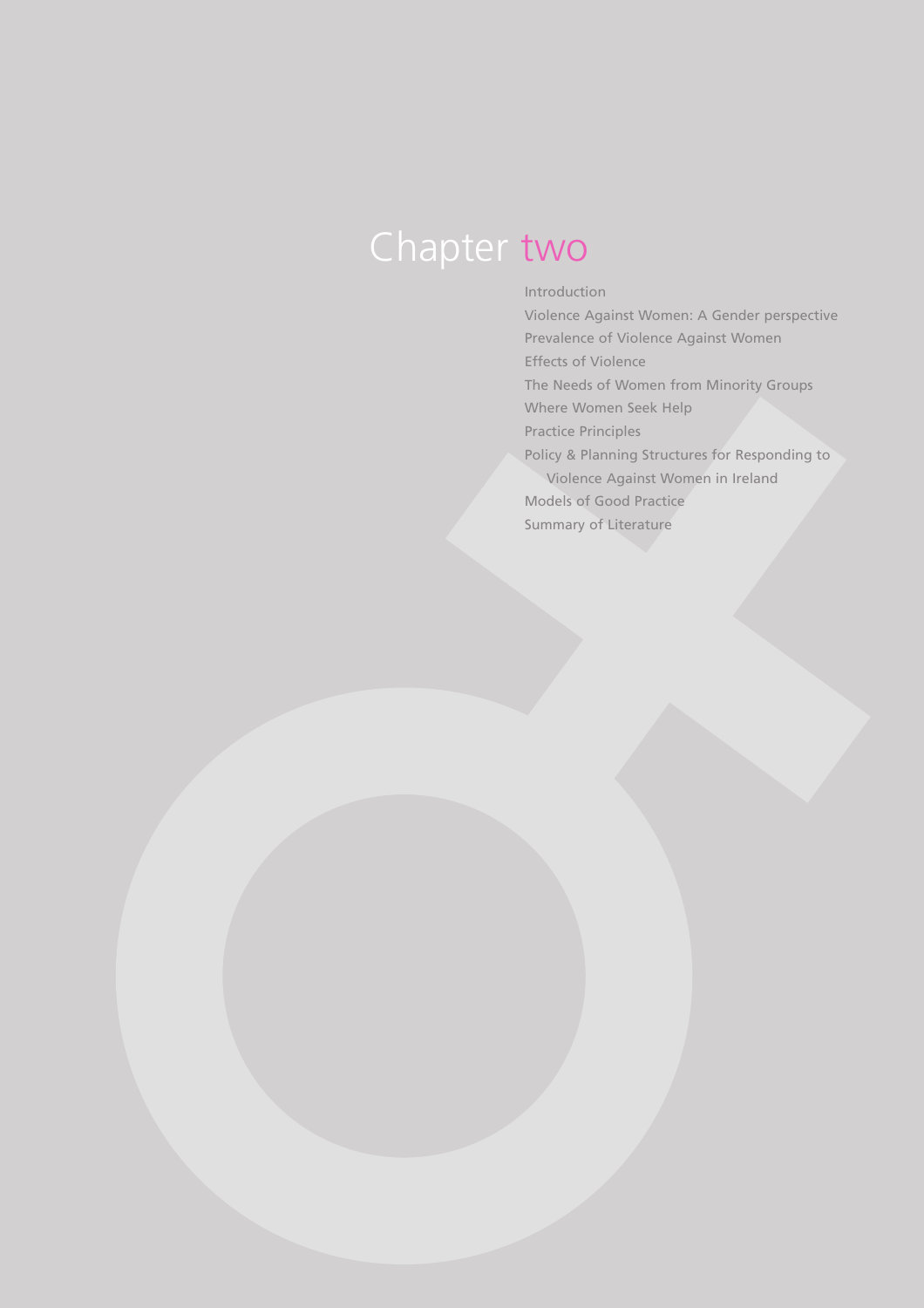# Chapter two

- Introduction
- Violence Against Women: A Gender perspective
- Prevalence of Violence Against Women
- Effects of Violence
- The Needs of Women from Minority Groups
- Where Women Seek Help
- Practice Principles
- Policy & Planning Structures for Responding to Violence Against Women in Ireland
- Models of Good Practice
- Summary of Literature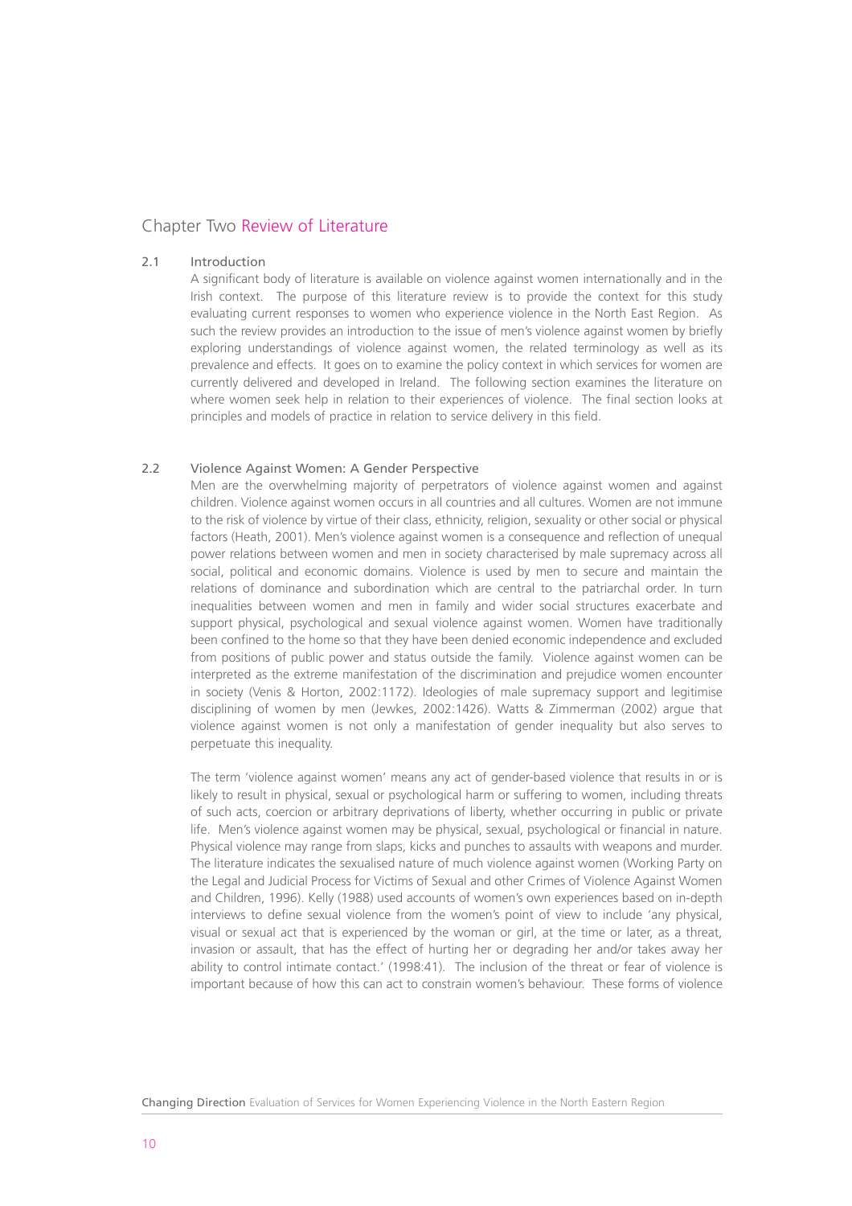# Chapter Two Review of Literature

## 2.1 Introduction

A significant body of literature is available on violence against women internationally and in the Irish context. The purpose of this literature review is to provide the context for this study evaluating current responses to women who experience violence in the North East Region. As such the review provides an introduction to the issue of men's violence against women by briefly exploring understandings of violence against women, the related terminology as well as its prevalence and effects. It goes on to examine the policy context in which services for women are currently delivered and developed in Ireland. The following section examines the literature on where women seek help in relation to their experiences of violence. The final section looks at principles and models of practice in relation to service delivery in this field.

## 2.2 Violence Against Women: A Gender Perspective

Men are the overwhelming majority of perpetrators of violence against women and against children. Violence against women occurs in all countries and all cultures. Women are not immune to the risk of violence by virtue of their class, ethnicity, religion, sexuality or other social or physical factors (Heath, 2001). Men's violence against women is a consequence and reflection of unequal power relations between women and men in society characterised by male supremacy across all social, political and economic domains. Violence is used by men to secure and maintain the relations of dominance and subordination which are central to the patriarchal order. In turn inequalities between women and men in family and wider social structures exacerbate and support physical, psychological and sexual violence against women. Women have traditionally been confined to the home so that they have been denied economic independence and excluded from positions of public power and status outside the family. Violence against women can be interpreted as the extreme manifestation of the discrimination and prejudice women encounter in society (Venis & Horton, 2002:1172). Ideologies of male supremacy support and legitimise disciplining of women by men (Jewkes, 2002:1426). Watts & Zimmerman (2002) argue that violence against women is not only a manifestation of gender inequality but also serves to perpetuate this inequality.

The term 'violence against women' means any act of gender-based violence that results in or is likely to result in physical, sexual or psychological harm or suffering to women, including threats of such acts, coercion or arbitrary deprivations of liberty, whether occurring in public or private life. Men's violence against women may be physical, sexual, psychological or financial in nature. Physical violence may range from slaps, kicks and punches to assaults with weapons and murder. The literature indicates the sexualised nature of much violence against women (Working Party on the Legal and Judicial Process for Victims of Sexual and other Crimes of Violence Against Women and Children, 1996). Kelly (1988) used accounts of women's own experiences based on in-depth interviews to define sexual violence from the women's point of view to include 'any physical, visual or sexual act that is experienced by the woman or girl, at the time or later, as a threat, invasion or assault, that has the effect of hurting her or degrading her and/or takes away her ability to control intimate contact.' (1998:41). The inclusion of the threat or fear of violence is important because of how this can act to constrain women's behaviour. These forms of violence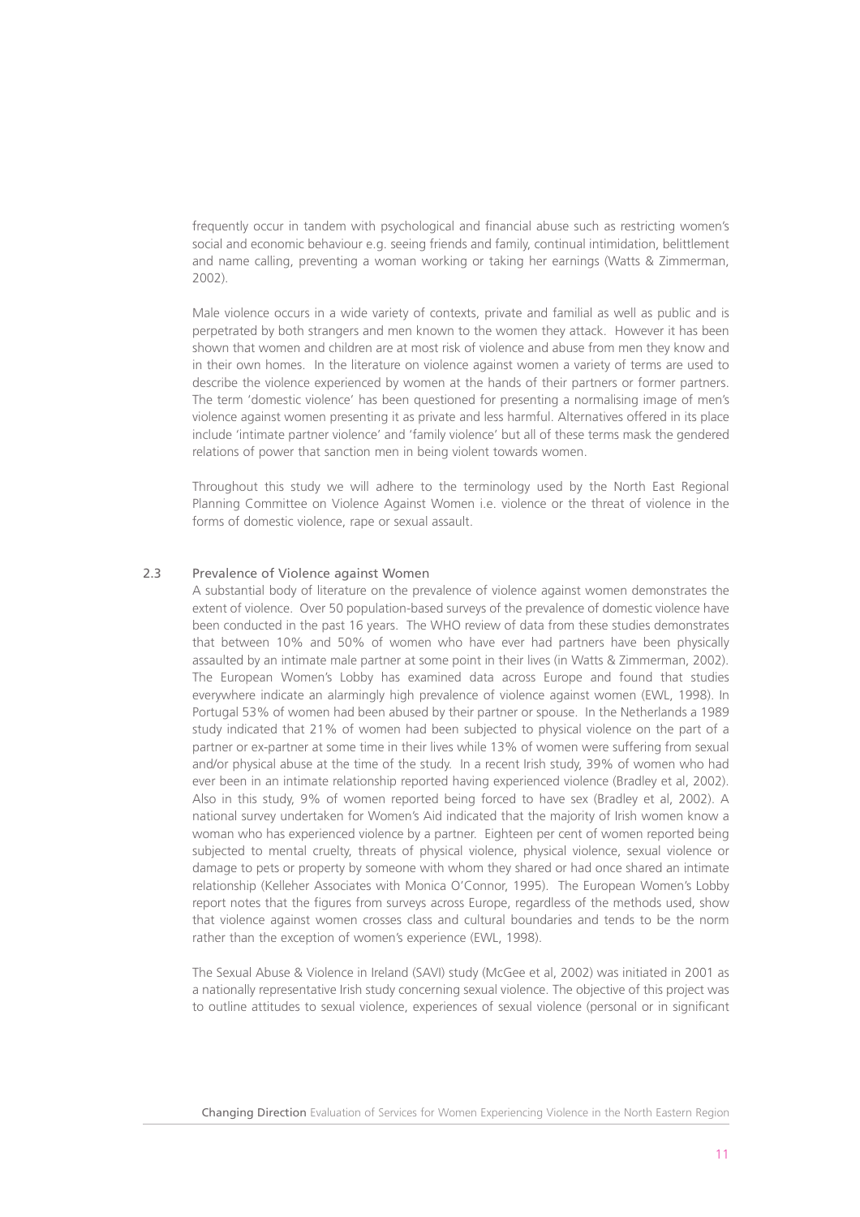frequently occur in tandem with psychological and financial abuse such as restricting women's social and economic behaviour e.g. seeing friends and family, continual intimidation, belittlement and name calling, preventing a woman working or taking her earnings (Watts & Zimmerman, 2002).

Male violence occurs in a wide variety of contexts, private and familial as well as public and is perpetrated by both strangers and men known to the women they attack. However it has been shown that women and children are at most risk of violence and abuse from men they know and in their own homes. In the literature on violence against women a variety of terms are used to describe the violence experienced by women at the hands of their partners or former partners. The term 'domestic violence' has been questioned for presenting a normalising image of men's violence against women presenting it as private and less harmful. Alternatives offered in its place include 'intimate partner violence' and 'family violence' but all of these terms mask the gendered relations of power that sanction men in being violent towards women.

Throughout this study we will adhere to the terminology used by the North East Regional Planning Committee on Violence Against Women i.e. violence or the threat of violence in the forms of domestic violence, rape or sexual assault.

## 2.3 Prevalence of Violence against Women

A substantial body of literature on the prevalence of violence against women demonstrates the extent of violence. Over 50 population-based surveys of the prevalence of domestic violence have been conducted in the past 16 years. The WHO review of data from these studies demonstrates that between 10% and 50% of women who have ever had partners have been physically assaulted by an intimate male partner at some point in their lives (in Watts & Zimmerman, 2002). The European Women's Lobby has examined data across Europe and found that studies everywhere indicate an alarmingly high prevalence of violence against women (EWL, 1998). In Portugal 53% of women had been abused by their partner or spouse. In the Netherlands a 1989 study indicated that 21% of women had been subjected to physical violence on the part of a partner or ex-partner at some time in their lives while 13% of women were suffering from sexual and/or physical abuse at the time of the study. In a recent Irish study, 39% of women who had ever been in an intimate relationship reported having experienced violence (Bradley et al, 2002). Also in this study, 9% of women reported being forced to have sex (Bradley et al, 2002). A national survey undertaken for Women's Aid indicated that the majority of Irish women know a woman who has experienced violence by a partner. Eighteen per cent of women reported being subjected to mental cruelty, threats of physical violence, physical violence, sexual violence or damage to pets or property by someone with whom they shared or had once shared an intimate relationship (Kelleher Associates with Monica O'Connor, 1995). The European Women's Lobby report notes that the figures from surveys across Europe, regardless of the methods used, show that violence against women crosses class and cultural boundaries and tends to be the norm rather than the exception of women's experience (EWL, 1998).

The Sexual Abuse & Violence in Ireland (SAVI) study (McGee et al, 2002) was initiated in 2001 as a nationally representative Irish study concerning sexual violence. The objective of this project was to outline attitudes to sexual violence, experiences of sexual violence (personal or in significant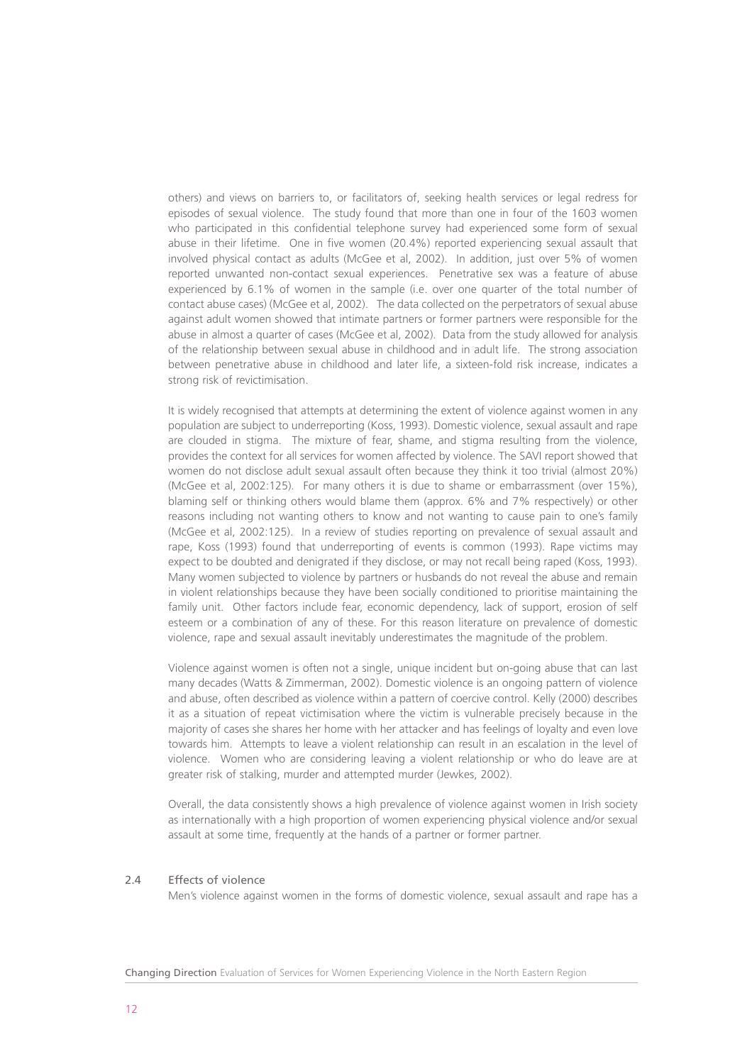others) and views on barriers to, or facilitators of, seeking health services or legal redress for episodes of sexual violence. The study found that more than one in four of the 1603 women who participated in this confidential telephone survey had experienced some form of sexual abuse in their lifetime. One in five women (20.4%) reported experiencing sexual assault that involved physical contact as adults (McGee et al, 2002). In addition, just over 5% of women reported unwanted non-contact sexual experiences. Penetrative sex was a feature of abuse experienced by 6.1% of women in the sample (i.e. over one quarter of the total number of contact abuse cases) (McGee et al, 2002). The data collected on the perpetrators of sexual abuse against adult women showed that intimate partners or former partners were responsible for the abuse in almost a quarter of cases (McGee et al, 2002). Data from the study allowed for analysis of the relationship between sexual abuse in childhood and in adult life. The strong association between penetrative abuse in childhood and later life, a sixteen-fold risk increase, indicates a strong risk of revictimisation.

It is widely recognised that attempts at determining the extent of violence against women in any population are subject to underreporting (Koss, 1993). Domestic violence, sexual assault and rape are clouded in stigma. The mixture of fear, shame, and stigma resulting from the violence, provides the context for all services for women affected by violence. The SAVI report showed that women do not disclose adult sexual assault often because they think it too trivial (almost 20%) (McGee et al, 2002:125). For many others it is due to shame or embarrassment (over 15%), blaming self or thinking others would blame them (approx. 6% and 7% respectively) or other reasons including not wanting others to know and not wanting to cause pain to one's family (McGee et al, 2002:125). In a review of studies reporting on prevalence of sexual assault and rape, Koss (1993) found that underreporting of events is common (1993). Rape victims may expect to be doubted and denigrated if they disclose, or may not recall being raped (Koss, 1993). Many women subjected to violence by partners or husbands do not reveal the abuse and remain in violent relationships because they have been socially conditioned to prioritise maintaining the family unit. Other factors include fear, economic dependency, lack of support, erosion of self esteem or a combination of any of these. For this reason literature on prevalence of domestic violence, rape and sexual assault inevitably underestimates the magnitude of the problem.

Violence against women is often not a single, unique incident but on-going abuse that can last many decades (Watts & Zimmerman, 2002). Domestic violence is an ongoing pattern of violence and abuse, often described as violence within a pattern of coercive control. Kelly (2000) describes it as a situation of repeat victimisation where the victim is vulnerable precisely because in the majority of cases she shares her home with her attacker and has feelings of loyalty and even love towards him. Attempts to leave a violent relationship can result in an escalation in the level of violence. Women who are considering leaving a violent relationship or who do leave are at greater risk of stalking, murder and attempted murder (Jewkes, 2002).

Overall, the data consistently shows a high prevalence of violence against women in Irish society as internationally with a high proportion of women experiencing physical violence and/or sexual assault at some time, frequently at the hands of a partner or former partner.

### 2.4 Effects of violence

Men's violence against women in the forms of domestic violence, sexual assault and rape has a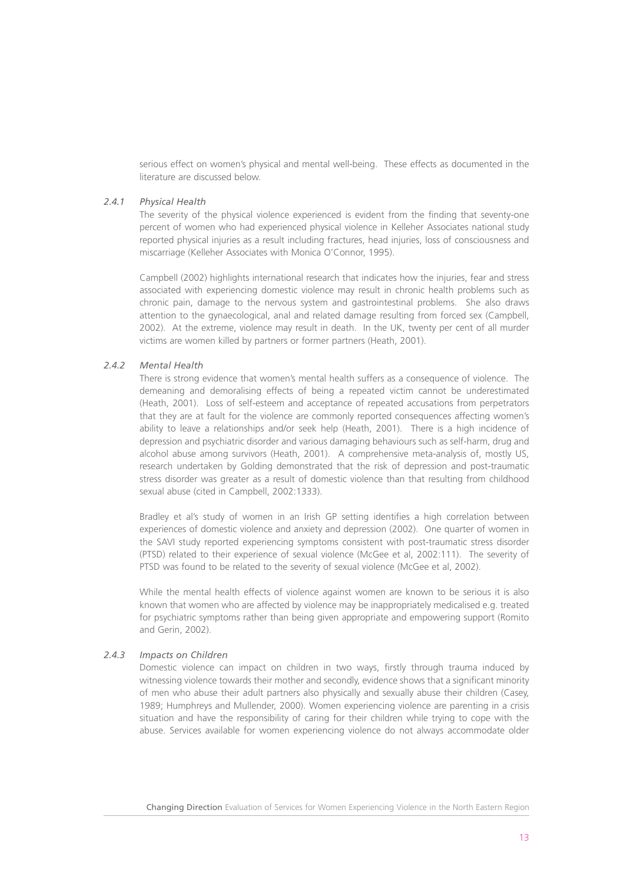serious effect on women's physical and mental well-being. These effects as documented in the literature are discussed below.

### *2.4.1 Physical Health*

The severity of the physical violence experienced is evident from the finding that seventy-one percent of women who had experienced physical violence in Kelleher Associates national study reported physical injuries as a result including fractures, head injuries, loss of consciousness and miscarriage (Kelleher Associates with Monica O'Connor, 1995).

Campbell (2002) highlights international research that indicates how the injuries, fear and stress associated with experiencing domestic violence may result in chronic health problems such as chronic pain, damage to the nervous system and gastrointestinal problems. She also draws attention to the gynaecological, anal and related damage resulting from forced sex (Campbell, 2002). At the extreme, violence may result in death. In the UK, twenty per cent of all murder victims are women killed by partners or former partners (Heath, 2001).

### *2.4.2 Mental Health*

There is strong evidence that women's mental health suffers as a consequence of violence. The demeaning and demoralising effects of being a repeated victim cannot be underestimated (Heath, 2001). Loss of self-esteem and acceptance of repeated accusations from perpetrators that they are at fault for the violence are commonly reported consequences affecting women's ability to leave a relationships and/or seek help (Heath, 2001). There is a high incidence of depression and psychiatric disorder and various damaging behaviours such as self-harm, drug and alcohol abuse among survivors (Heath, 2001). A comprehensive meta-analysis of, mostly US, research undertaken by Golding demonstrated that the risk of depression and post-traumatic stress disorder was greater as a result of domestic violence than that resulting from childhood sexual abuse (cited in Campbell, 2002:1333).

Bradley et al's study of women in an Irish GP setting identifies a high correlation between experiences of domestic violence and anxiety and depression (2002). One quarter of women in the SAVI study reported experiencing symptoms consistent with post-traumatic stress disorder (PTSD) related to their experience of sexual violence (McGee et al, 2002:111). The severity of PTSD was found to be related to the severity of sexual violence (McGee et al, 2002).

While the mental health effects of violence against women are known to be serious it is also known that women who are affected by violence may be inappropriately medicalised e.g. treated for psychiatric symptoms rather than being given appropriate and empowering support (Romito and Gerin, 2002).

### *2.4.3 Impacts on Children*

Domestic violence can impact on children in two ways, firstly through trauma induced by witnessing violence towards their mother and secondly, evidence shows that a significant minority of men who abuse their adult partners also physically and sexually abuse their children (Casey, 1989; Humphreys and Mullender, 2000). Women experiencing violence are parenting in a crisis situation and have the responsibility of caring for their children while trying to cope with the abuse. Services available for women experiencing violence do not always accommodate older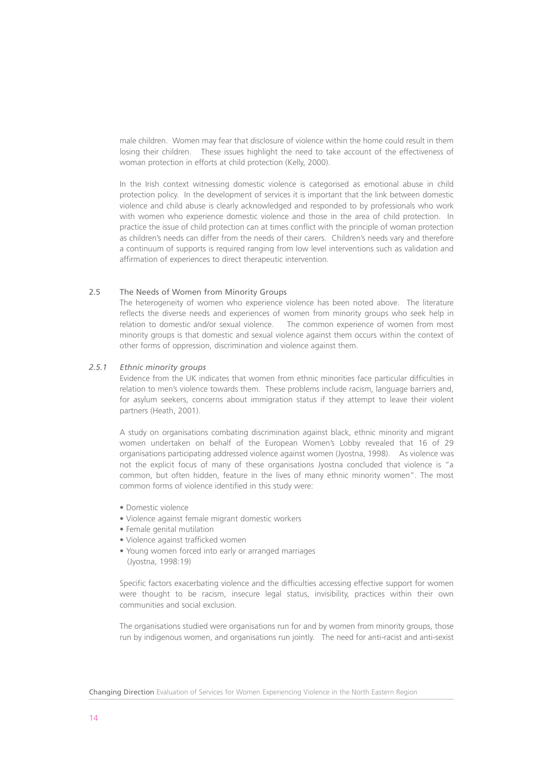male children. Women may fear that disclosure of violence within the home could result in them losing their children. These issues highlight the need to take account of the effectiveness of woman protection in efforts at child protection (Kelly, 2000).

In the Irish context witnessing domestic violence is categorised as emotional abuse in child protection policy. In the development of services it is important that the link between domestic violence and child abuse is clearly acknowledged and responded to by professionals who work with women who experience domestic violence and those in the area of child protection. In practice the issue of child protection can at times conflict with the principle of woman protection as children's needs can differ from the needs of their carers. Children's needs vary and therefore a continuum of supports is required ranging from low level interventions such as validation and affirmation of experiences to direct therapeutic intervention.

## 2.5 The Needs of Women from Minority Groups

The heterogeneity of women who experience violence has been noted above. The literature reflects the diverse needs and experiences of women from minority groups who seek help in relation to domestic and/or sexual violence. The common experience of women from most minority groups is that domestic and sexual violence against them occurs within the context of other forms of oppression, discrimination and violence against them.

### *2.5.1 Ethnic minority groups*

Evidence from the UK indicates that women from ethnic minorities face particular difficulties in relation to men's violence towards them. These problems include racism, language barriers and, for asylum seekers, concerns about immigration status if they attempt to leave their violent partners (Heath, 2001).

A study on organisations combating discrimination against black, ethnic minority and migrant women undertaken on behalf of the European Women's Lobby revealed that 16 of 29 organisations participating addressed violence against women (Jyostna, 1998). As violence was not the explicit focus of many of these organisations Jyostna concluded that violence is "a common, but often hidden, feature in the lives of many ethnic minority women". The most common forms of violence identified in this study were:

- Domestic violence
- Violence against female migrant domestic workers
- Female genital mutilation
- Violence against trafficked women
- Young women forced into early or arranged marriages
  (Jyostna, 1998:19)

Specific factors exacerbating violence and the difficulties accessing effective support for women were thought to be racism, insecure legal status, invisibility, practices within their own communities and social exclusion.

The organisations studied were organisations run for and by women from minority groups, those run by indigenous women, and organisations run jointly. The need for anti-racist and anti-sexist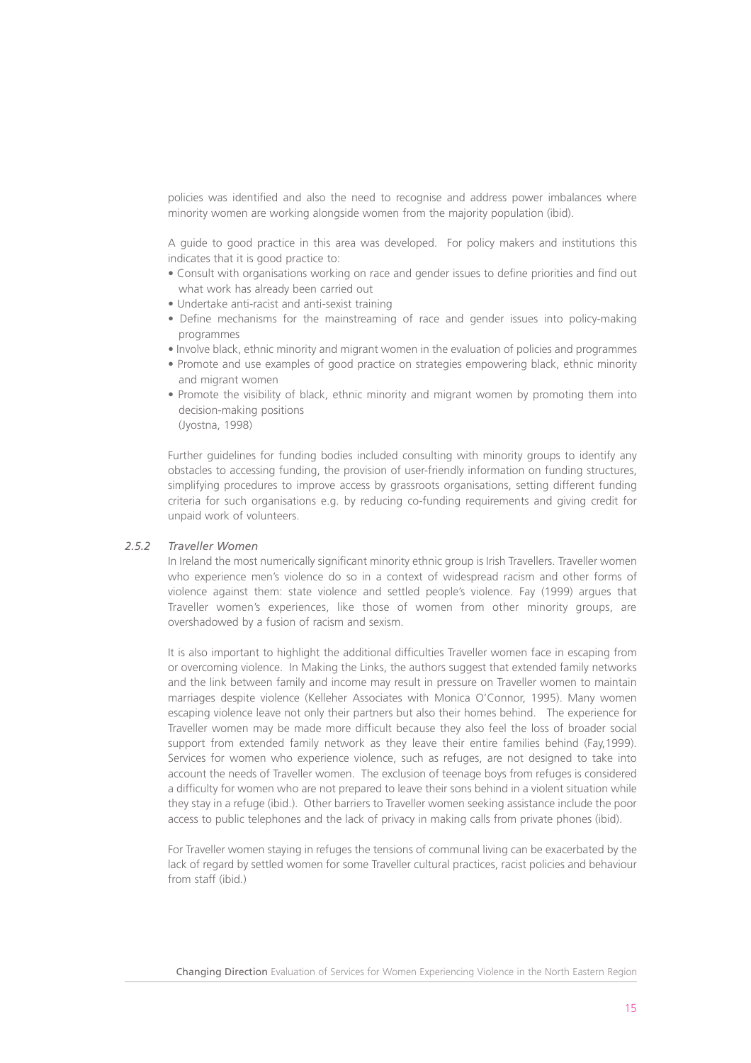policies was identified and also the need to recognise and address power imbalances where minority women are working alongside women from the majority population (ibid).

A guide to good practice in this area was developed. For policy makers and institutions this indicates that it is good practice to:

- Consult with organisations working on race and gender issues to define priorities and find out what work has already been carried out
- Undertake anti-racist and anti-sexist training
- Define mechanisms for the mainstreaming of race and gender issues into policy-making programmes
- Involve black, ethnic minority and migrant women in the evaluation of policies and programmes
- Promote and use examples of good practice on strategies empowering black, ethnic minority and migrant women
- Promote the visibility of black, ethnic minority and migrant women by promoting them into decision-making positions
  (Jyostna, 1998)

Further guidelines for funding bodies included consulting with minority groups to identify any obstacles to accessing funding, the provision of user-friendly information on funding structures, simplifying procedures to improve access by grassroots organisations, setting different funding criteria for such organisations e.g. by reducing co-funding requirements and giving credit for unpaid work of volunteers.

### *2.5.2 Traveller Women*

In Ireland the most numerically significant minority ethnic group is Irish Travellers. Traveller women who experience men's violence do so in a context of widespread racism and other forms of violence against them: state violence and settled people's violence. Fay (1999) argues that Traveller women's experiences, like those of women from other minority groups, are overshadowed by a fusion of racism and sexism.

It is also important to highlight the additional difficulties Traveller women face in escaping from or overcoming violence. In Making the Links, the authors suggest that extended family networks and the link between family and income may result in pressure on Traveller women to maintain marriages despite violence (Kelleher Associates with Monica O'Connor, 1995). Many women escaping violence leave not only their partners but also their homes behind. The experience for Traveller women may be made more difficult because they also feel the loss of broader social support from extended family network as they leave their entire families behind (Fay,1999). Services for women who experience violence, such as refuges, are not designed to take into account the needs of Traveller women. The exclusion of teenage boys from refuges is considered a difficulty for women who are not prepared to leave their sons behind in a violent situation while they stay in a refuge (ibid.). Other barriers to Traveller women seeking assistance include the poor access to public telephones and the lack of privacy in making calls from private phones (ibid).

For Traveller women staying in refuges the tensions of communal living can be exacerbated by the lack of regard by settled women for some Traveller cultural practices, racist policies and behaviour from staff (ibid.)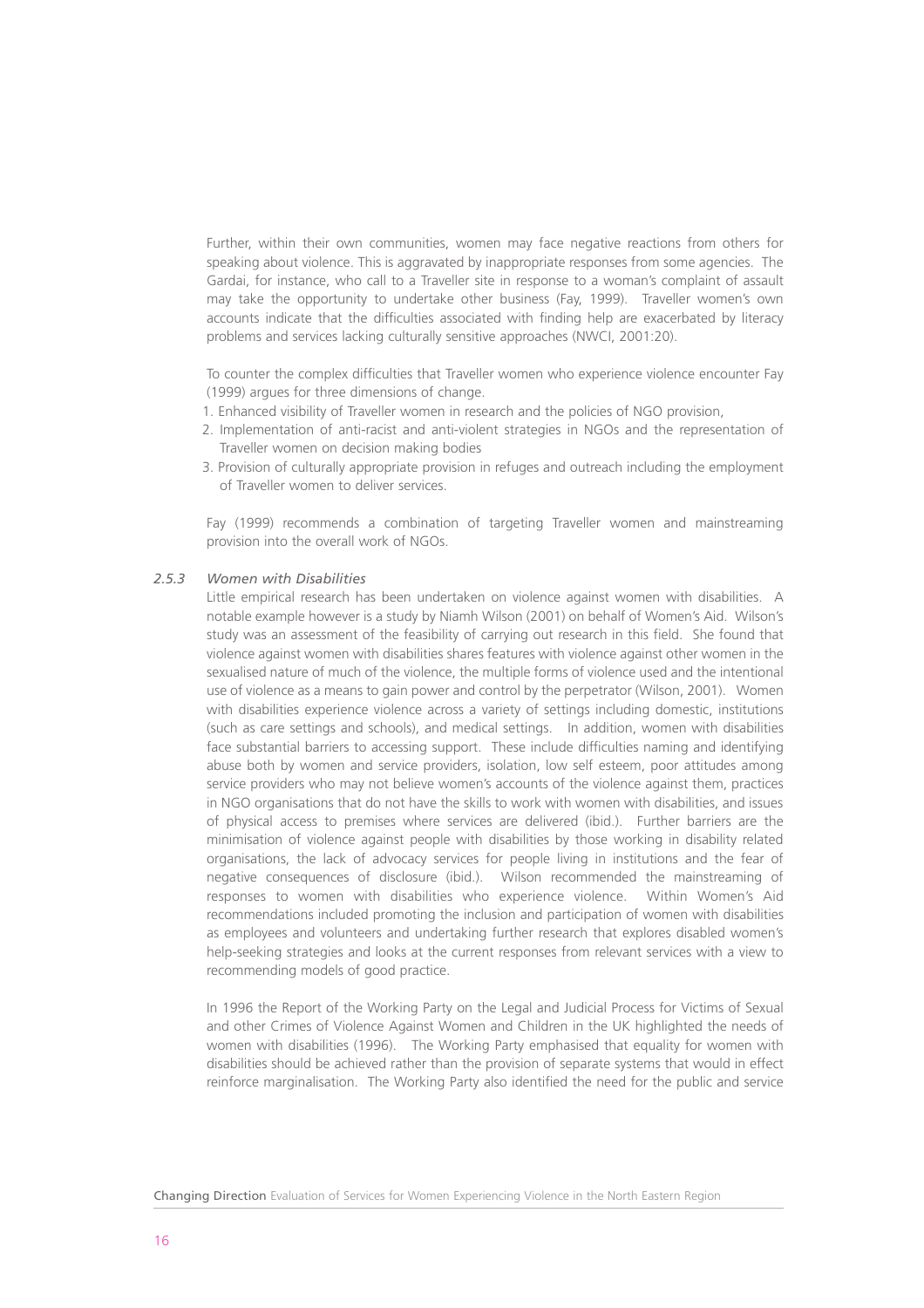Further, within their own communities, women may face negative reactions from others for speaking about violence. This is aggravated by inappropriate responses from some agencies. The Gardai, for instance, who call to a Traveller site in response to a woman's complaint of assault may take the opportunity to undertake other business (Fay, 1999). Traveller women's own accounts indicate that the difficulties associated with finding help are exacerbated by literacy problems and services lacking culturally sensitive approaches (NWCI, 2001:20).

To counter the complex difficulties that Traveller women who experience violence encounter Fay (1999) argues for three dimensions of change.

1. Enhanced visibility of Traveller women in research and the policies of NGO provision,
2. Implementation of anti-racist and anti-violent strategies in NGOs and the representation of Traveller women on decision making bodies
3. Provision of culturally appropriate provision in refuges and outreach including the employment of Traveller women to deliver services.

Fay (1999) recommends a combination of targeting Traveller women and mainstreaming provision into the overall work of NGOs.

### *2.5.3 Women with Disabilities*

Little empirical research has been undertaken on violence against women with disabilities. A notable example however is a study by Niamh Wilson (2001) on behalf of Women's Aid. Wilson's study was an assessment of the feasibility of carrying out research in this field. She found that violence against women with disabilities shares features with violence against other women in the sexualised nature of much of the violence, the multiple forms of violence used and the intentional use of violence as a means to gain power and control by the perpetrator (Wilson, 2001). Women with disabilities experience violence across a variety of settings including domestic, institutions (such as care settings and schools), and medical settings. In addition, women with disabilities face substantial barriers to accessing support. These include difficulties naming and identifying abuse both by women and service providers, isolation, low self esteem, poor attitudes among service providers who may not believe women's accounts of the violence against them, practices in NGO organisations that do not have the skills to work with women with disabilities, and issues of physical access to premises where services are delivered (ibid.). Further barriers are the minimisation of violence against people with disabilities by those working in disability related organisations, the lack of advocacy services for people living in institutions and the fear of negative consequences of disclosure (ibid.). Wilson recommended the mainstreaming of responses to women with disabilities who experience violence. Within Women's Aid recommendations included promoting the inclusion and participation of women with disabilities as employees and volunteers and undertaking further research that explores disabled women's help-seeking strategies and looks at the current responses from relevant services with a view to recommending models of good practice.

In 1996 the Report of the Working Party on the Legal and Judicial Process for Victims of Sexual and other Crimes of Violence Against Women and Children in the UK highlighted the needs of women with disabilities (1996). The Working Party emphasised that equality for women with disabilities should be achieved rather than the provision of separate systems that would in effect reinforce marginalisation. The Working Party also identified the need for the public and service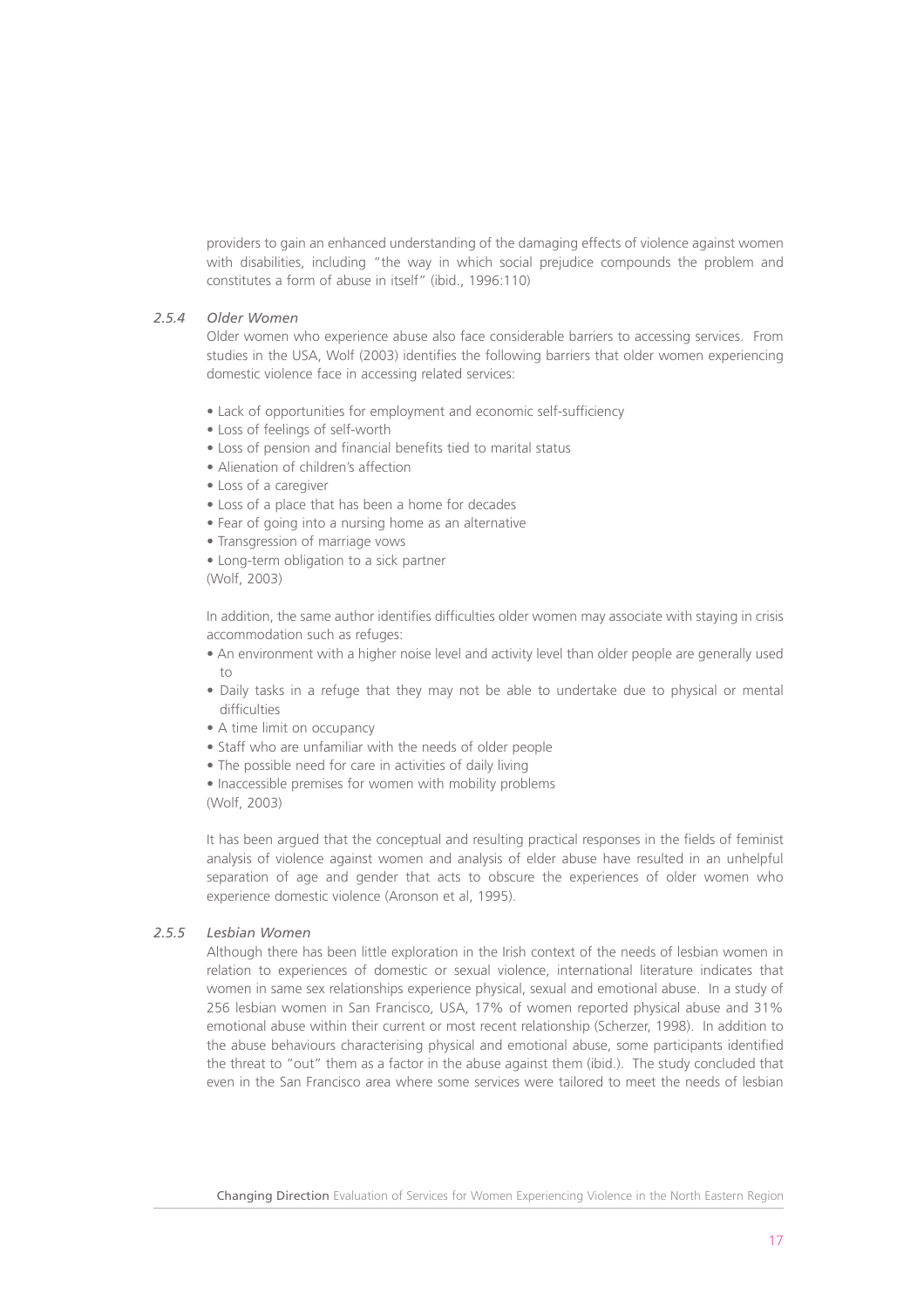providers to gain an enhanced understanding of the damaging effects of violence against women with disabilities, including "the way in which social prejudice compounds the problem and constitutes a form of abuse in itself" (ibid., 1996:110)

### *2.5.4 Older Women*

Older women who experience abuse also face considerable barriers to accessing services. From studies in the USA, Wolf (2003) identifies the following barriers that older women experiencing domestic violence face in accessing related services:

- Lack of opportunities for employment and economic self-sufficiency
- Loss of feelings of self-worth
- Loss of pension and financial benefits tied to marital status
- Alienation of children's affection
- Loss of a caregiver
- Loss of a place that has been a home for decades
- Fear of going into a nursing home as an alternative
- Transgression of marriage vows
- Long-term obligation to a sick partner

(Wolf, 2003)

In addition, the same author identifies difficulties older women may associate with staying in crisis accommodation such as refuges:

- An environment with a higher noise level and activity level than older people are generally used to
- Daily tasks in a refuge that they may not be able to undertake due to physical or mental difficulties
- A time limit on occupancy
- Staff who are unfamiliar with the needs of older people
- The possible need for care in activities of daily living
- Inaccessible premises for women with mobility problems

(Wolf, 2003)

It has been argued that the conceptual and resulting practical responses in the fields of feminist analysis of violence against women and analysis of elder abuse have resulted in an unhelpful separation of age and gender that acts to obscure the experiences of older women who experience domestic violence (Aronson et al, 1995).

### *2.5.5 Lesbian Women*

Although there has been little exploration in the Irish context of the needs of lesbian women in relation to experiences of domestic or sexual violence, international literature indicates that women in same sex relationships experience physical, sexual and emotional abuse. In a study of 256 lesbian women in San Francisco, USA, 17% of women reported physical abuse and 31% emotional abuse within their current or most recent relationship (Scherzer, 1998). In addition to the abuse behaviours characterising physical and emotional abuse, some participants identified the threat to "out" them as a factor in the abuse against them (ibid.). The study concluded that even in the San Francisco area where some services were tailored to meet the needs of lesbian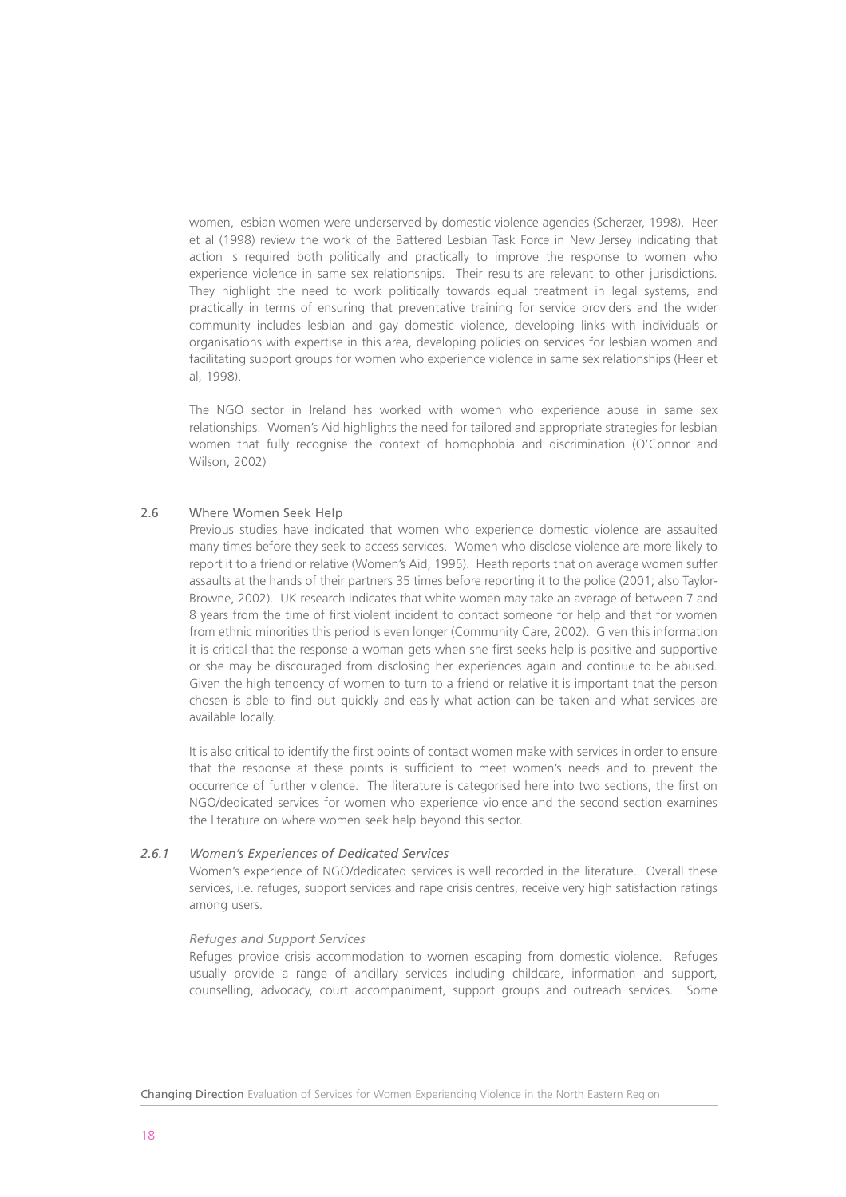women, lesbian women were underserved by domestic violence agencies (Scherzer, 1998). Heer et al (1998) review the work of the Battered Lesbian Task Force in New Jersey indicating that action is required both politically and practically to improve the response to women who experience violence in same sex relationships. Their results are relevant to other jurisdictions. They highlight the need to work politically towards equal treatment in legal systems, and practically in terms of ensuring that preventative training for service providers and the wider community includes lesbian and gay domestic violence, developing links with individuals or organisations with expertise in this area, developing policies on services for lesbian women and facilitating support groups for women who experience violence in same sex relationships (Heer et al, 1998).

The NGO sector in Ireland has worked with women who experience abuse in same sex relationships. Women's Aid highlights the need for tailored and appropriate strategies for lesbian women that fully recognise the context of homophobia and discrimination (O'Connor and Wilson, 2002)

## 2.6 Where Women Seek Help

Previous studies have indicated that women who experience domestic violence are assaulted many times before they seek to access services. Women who disclose violence are more likely to report it to a friend or relative (Women's Aid, 1995). Heath reports that on average women suffer assaults at the hands of their partners 35 times before reporting it to the police (2001; also Taylor-Browne, 2002). UK research indicates that white women may take an average of between 7 and 8 years from the time of first violent incident to contact someone for help and that for women from ethnic minorities this period is even longer (Community Care, 2002). Given this information it is critical that the response a woman gets when she first seeks help is positive and supportive or she may be discouraged from disclosing her experiences again and continue to be abused. Given the high tendency of women to turn to a friend or relative it is important that the person chosen is able to find out quickly and easily what action can be taken and what services are available locally.

It is also critical to identify the first points of contact women make with services in order to ensure that the response at these points is sufficient to meet women's needs and to prevent the occurrence of further violence. The literature is categorised here into two sections, the first on NGO/dedicated services for women who experience violence and the second section examines the literature on where women seek help beyond this sector.

### *2.6.1 Women's Experiences of Dedicated Services*

Women's experience of NGO/dedicated services is well recorded in the literature. Overall these services, i.e. refuges, support services and rape crisis centres, receive very high satisfaction ratings among users.

#### *Refuges and Support Services*

Refuges provide crisis accommodation to women escaping from domestic violence. Refuges usually provide a range of ancillary services including childcare, information and support, counselling, advocacy, court accompaniment, support groups and outreach services. Some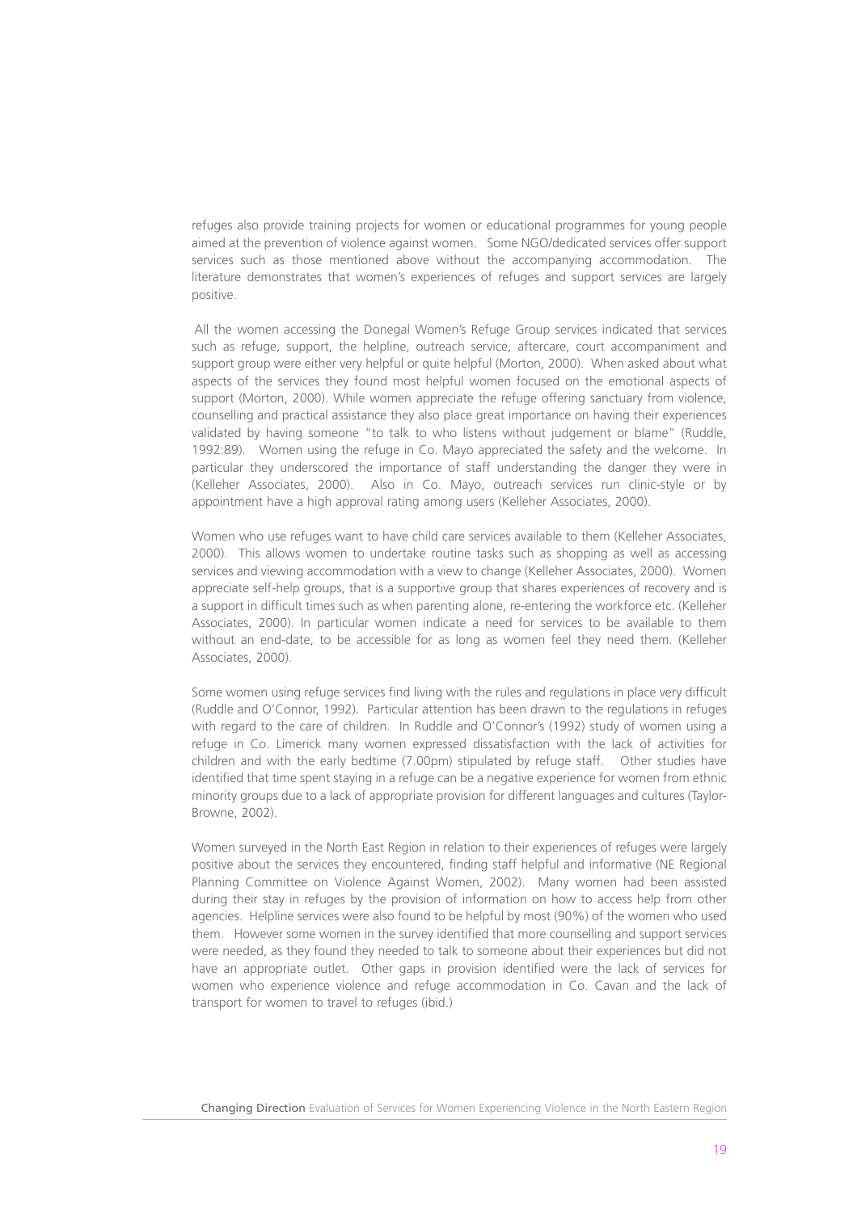refuges also provide training projects for women or educational programmes for young people aimed at the prevention of violence against women. Some NGO/dedicated services offer support services such as those mentioned above without the accompanying accommodation. The literature demonstrates that women's experiences of refuges and support services are largely positive.

All the women accessing the Donegal Women's Refuge Group services indicated that services such as refuge, support, the helpline, outreach service, aftercare, court accompaniment and support group were either very helpful or quite helpful (Morton, 2000). When asked about what aspects of the services they found most helpful women focused on the emotional aspects of support (Morton, 2000). While women appreciate the refuge offering sanctuary from violence, counselling and practical assistance they also place great importance on having their experiences validated by having someone "to talk to who listens without judgement or blame" (Ruddle, 1992:89). Women using the refuge in Co. Mayo appreciated the safety and the welcome. In particular they underscored the importance of staff understanding the danger they were in (Kelleher Associates, 2000). Also in Co. Mayo, outreach services run clinic-style or by appointment have a high approval rating among users (Kelleher Associates, 2000).

Women who use refuges want to have child care services available to them (Kelleher Associates, 2000). This allows women to undertake routine tasks such as shopping as well as accessing services and viewing accommodation with a view to change (Kelleher Associates, 2000). Women appreciate self-help groups, that is a supportive group that shares experiences of recovery and is a support in difficult times such as when parenting alone, re-entering the workforce etc. (Kelleher Associates, 2000). In particular women indicate a need for services to be available to them without an end-date, to be accessible for as long as women feel they need them. (Kelleher Associates, 2000).

Some women using refuge services find living with the rules and regulations in place very difficult (Ruddle and O'Connor, 1992). Particular attention has been drawn to the regulations in refuges with regard to the care of children. In Ruddle and O'Connor's (1992) study of women using a refuge in Co. Limerick many women expressed dissatisfaction with the lack of activities for children and with the early bedtime (7.00pm) stipulated by refuge staff. Other studies have identified that time spent staying in a refuge can be a negative experience for women from ethnic minority groups due to a lack of appropriate provision for different languages and cultures (Taylor-Browne, 2002).

Women surveyed in the North East Region in relation to their experiences of refuges were largely positive about the services they encountered, finding staff helpful and informative (NE Regional Planning Committee on Violence Against Women, 2002). Many women had been assisted during their stay in refuges by the provision of information on how to access help from other agencies. Helpline services were also found to be helpful by most (90%) of the women who used them. However some women in the survey identified that more counselling and support services were needed, as they found they needed to talk to someone about their experiences but did not have an appropriate outlet. Other gaps in provision identified were the lack of services for women who experience violence and refuge accommodation in Co. Cavan and the lack of transport for women to travel to refuges (ibid.)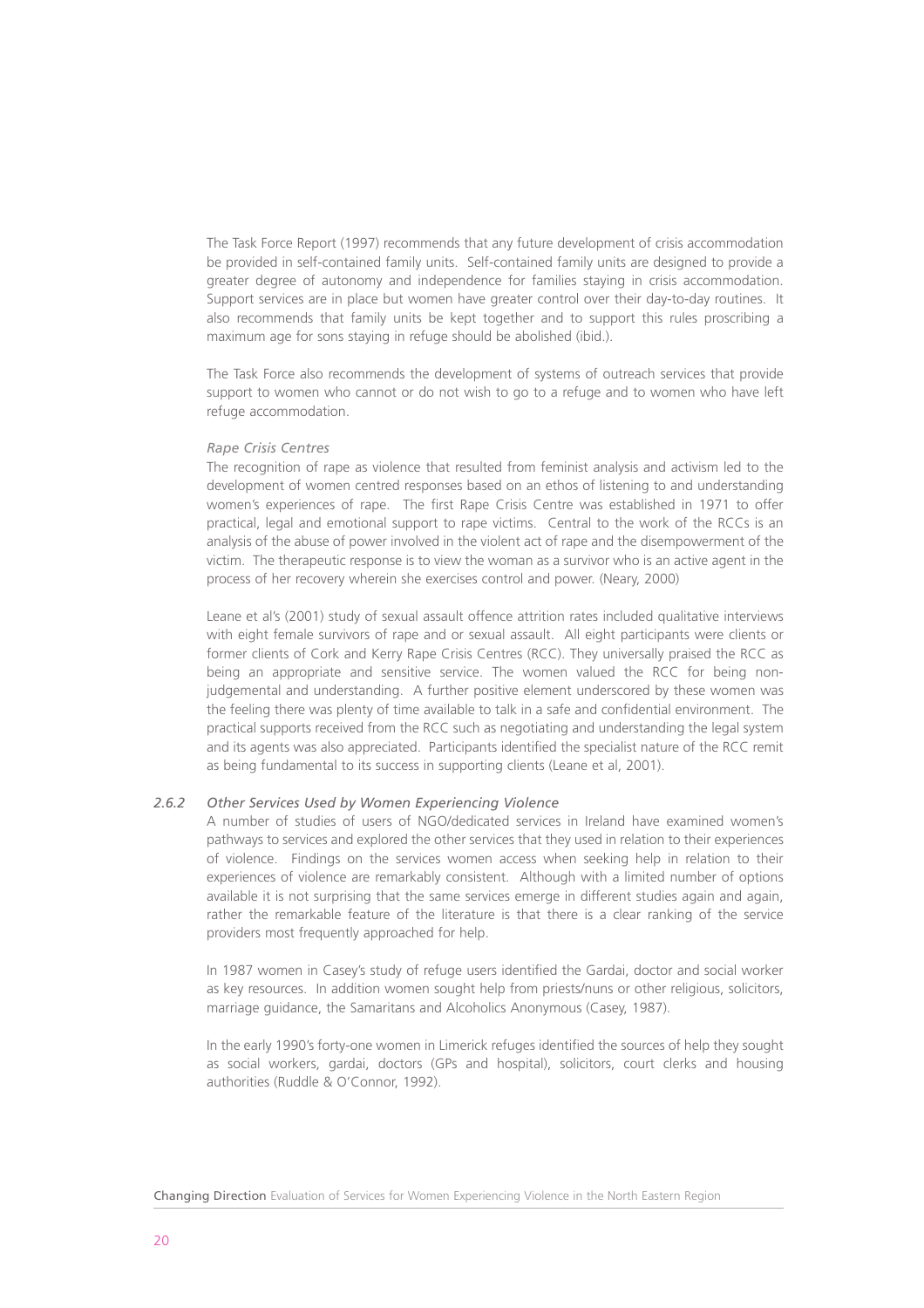The Task Force Report (1997) recommends that any future development of crisis accommodation be provided in self-contained family units. Self-contained family units are designed to provide a greater degree of autonomy and independence for families staying in crisis accommodation. Support services are in place but women have greater control over their day-to-day routines. It also recommends that family units be kept together and to support this rules proscribing a maximum age for sons staying in refuge should be abolished (ibid.).

The Task Force also recommends the development of systems of outreach services that provide support to women who cannot or do not wish to go to a refuge and to women who have left refuge accommodation.

*Rape Crisis Centres*

The recognition of rape as violence that resulted from feminist analysis and activism led to the development of women centred responses based on an ethos of listening to and understanding women's experiences of rape. The first Rape Crisis Centre was established in 1971 to offer practical, legal and emotional support to rape victims. Central to the work of the RCCs is an analysis of the abuse of power involved in the violent act of rape and the disempowerment of the victim. The therapeutic response is to view the woman as a survivor who is an active agent in the process of her recovery wherein she exercises control and power. (Neary, 2000)

Leane et al's (2001) study of sexual assault offence attrition rates included qualitative interviews with eight female survivors of rape and or sexual assault. All eight participants were clients or former clients of Cork and Kerry Rape Crisis Centres (RCC). They universally praised the RCC as being an appropriate and sensitive service. The women valued the RCC for being non-judgemental and understanding. A further positive element underscored by these women was the feeling there was plenty of time available to talk in a safe and confidential environment. The practical supports received from the RCC such as negotiating and understanding the legal system and its agents was also appreciated. Participants identified the specialist nature of the RCC remit as being fundamental to its success in supporting clients (Leane et al, 2001).

### *2.6.2 Other Services Used by Women Experiencing Violence*

A number of studies of users of NGO/dedicated services in Ireland have examined women's pathways to services and explored the other services that they used in relation to their experiences of violence. Findings on the services women access when seeking help in relation to their experiences of violence are remarkably consistent. Although with a limited number of options available it is not surprising that the same services emerge in different studies again and again, rather the remarkable feature of the literature is that there is a clear ranking of the service providers most frequently approached for help.

In 1987 women in Casey's study of refuge users identified the Gardai, doctor and social worker as key resources. In addition women sought help from priests/nuns or other religious, solicitors, marriage guidance, the Samaritans and Alcoholics Anonymous (Casey, 1987).

In the early 1990's forty-one women in Limerick refuges identified the sources of help they sought as social workers, gardai, doctors (GPs and hospital), solicitors, court clerks and housing authorities (Ruddle & O'Connor, 1992).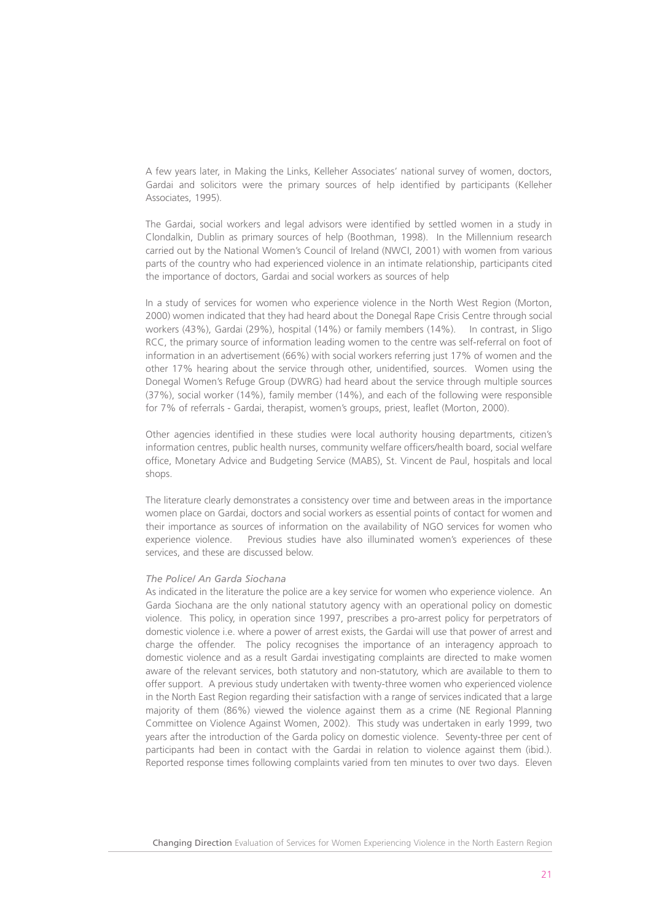A few years later, in Making the Links, Kelleher Associates' national survey of women, doctors, Gardai and solicitors were the primary sources of help identified by participants (Kelleher Associates, 1995).

The Gardai, social workers and legal advisors were identified by settled women in a study in Clondalkin, Dublin as primary sources of help (Boothman, 1998). In the Millennium research carried out by the National Women's Council of Ireland (NWCI, 2001) with women from various parts of the country who had experienced violence in an intimate relationship, participants cited the importance of doctors, Gardai and social workers as sources of help

In a study of services for women who experience violence in the North West Region (Morton, 2000) women indicated that they had heard about the Donegal Rape Crisis Centre through social workers (43%), Gardai (29%), hospital (14%) or family members (14%). In contrast, in Sligo RCC, the primary source of information leading women to the centre was self-referral on foot of information in an advertisement (66%) with social workers referring just 17% of women and the other 17% hearing about the service through other, unidentified, sources. Women using the Donegal Women's Refuge Group (DWRG) had heard about the service through multiple sources (37%), social worker (14%), family member (14%), and each of the following were responsible for 7% of referrals - Gardai, therapist, women's groups, priest, leaflet (Morton, 2000).

Other agencies identified in these studies were local authority housing departments, citizen's information centres, public health nurses, community welfare officers/health board, social welfare office, Monetary Advice and Budgeting Service (MABS), St. Vincent de Paul, hospitals and local shops.

The literature clearly demonstrates a consistency over time and between areas in the importance women place on Gardai, doctors and social workers as essential points of contact for women and their importance as sources of information on the availability of NGO services for women who experience violence. Previous studies have also illuminated women's experiences of these services, and these are discussed below.

*The Police/ An Garda Siochana*

As indicated in the literature the police are a key service for women who experience violence. An Garda Siochana are the only national statutory agency with an operational policy on domestic violence. This policy, in operation since 1997, prescribes a pro-arrest policy for perpetrators of domestic violence i.e. where a power of arrest exists, the Gardai will use that power of arrest and charge the offender. The policy recognises the importance of an interagency approach to domestic violence and as a result Gardai investigating complaints are directed to make women aware of the relevant services, both statutory and non-statutory, which are available to them to offer support. A previous study undertaken with twenty-three women who experienced violence in the North East Region regarding their satisfaction with a range of services indicated that a large majority of them (86%) viewed the violence against them as a crime (NE Regional Planning Committee on Violence Against Women, 2002). This study was undertaken in early 1999, two years after the introduction of the Garda policy on domestic violence. Seventy-three per cent of participants had been in contact with the Gardai in relation to violence against them (ibid.). Reported response times following complaints varied from ten minutes to over two days. Eleven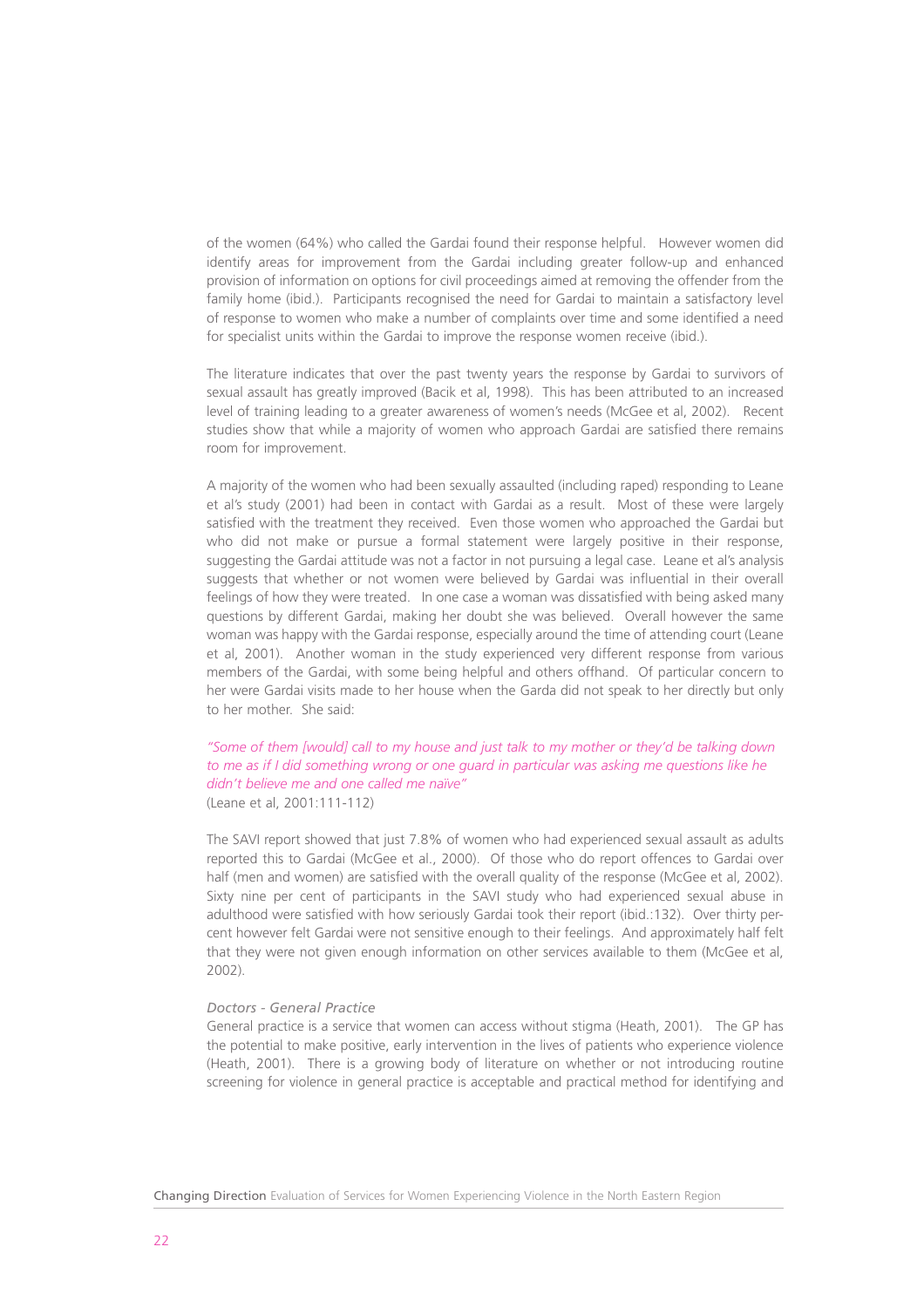of the women (64%) who called the Gardai found their response helpful. However women did identify areas for improvement from the Gardai including greater follow-up and enhanced provision of information on options for civil proceedings aimed at removing the offender from the family home (ibid.). Participants recognised the need for Gardai to maintain a satisfactory level of response to women who make a number of complaints over time and some identified a need for specialist units within the Gardai to improve the response women receive (ibid.).

The literature indicates that over the past twenty years the response by Gardai to survivors of sexual assault has greatly improved (Bacik et al, 1998). This has been attributed to an increased level of training leading to a greater awareness of women's needs (McGee et al, 2002). Recent studies show that while a majority of women who approach Gardai are satisfied there remains room for improvement.

A majority of the women who had been sexually assaulted (including raped) responding to Leane et al's study (2001) had been in contact with Gardai as a result. Most of these were largely satisfied with the treatment they received. Even those women who approached the Gardai but who did not make or pursue a formal statement were largely positive in their response, suggesting the Gardai attitude was not a factor in not pursuing a legal case. Leane et al's analysis suggests that whether or not women were believed by Gardai was influential in their overall feelings of how they were treated. In one case a woman was dissatisfied with being asked many questions by different Gardai, making her doubt she was believed. Overall however the same woman was happy with the Gardai response, especially around the time of attending court (Leane et al, 2001). Another woman in the study experienced very different response from various members of the Gardai, with some being helpful and others offhand. Of particular concern to her were Gardai visits made to her house when the Garda did not speak to her directly but only to her mother. She said:

*"Some of them [would] call to my house and just talk to my mother or they'd be talking down to me as if I did something wrong or one guard in particular was asking me questions like he didn't believe me and one called me naïve"*
(Leane et al, 2001:111-112)

The SAVI report showed that just 7.8% of women who had experienced sexual assault as adults reported this to Gardai (McGee et al., 2000). Of those who do report offences to Gardai over half (men and women) are satisfied with the overall quality of the response (McGee et al, 2002). Sixty nine per cent of participants in the SAVI study who had experienced sexual abuse in adulthood were satisfied with how seriously Gardai took their report (ibid.:132). Over thirty per-cent however felt Gardai were not sensitive enough to their feelings. And approximately half felt that they were not given enough information on other services available to them (McGee et al, 2002).

*Doctors - General Practice*

General practice is a service that women can access without stigma (Heath, 2001). The GP has the potential to make positive, early intervention in the lives of patients who experience violence (Heath, 2001). There is a growing body of literature on whether or not introducing routine screening for violence in general practice is acceptable and practical method for identifying and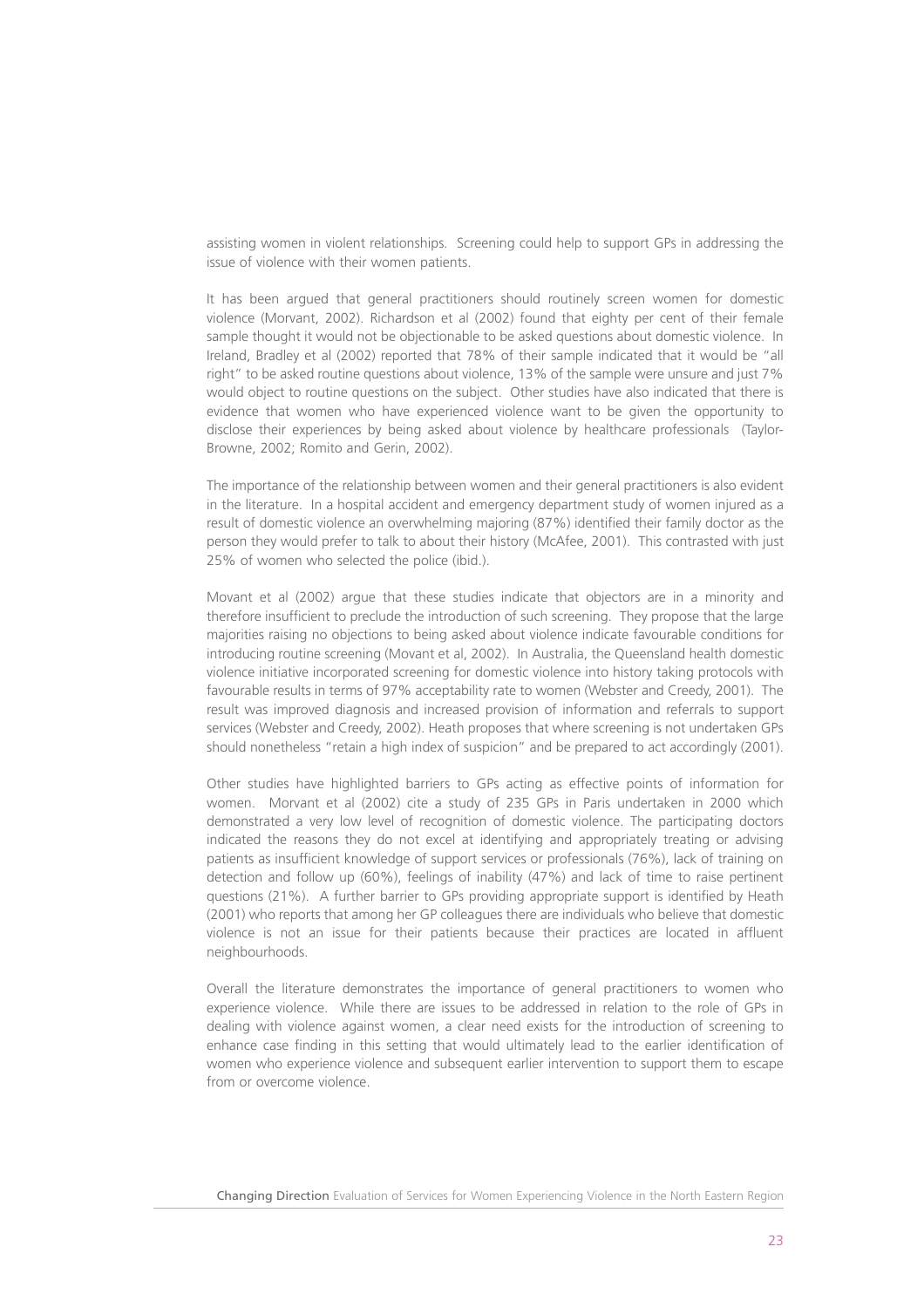assisting women in violent relationships. Screening could help to support GPs in addressing the issue of violence with their women patients.

It has been argued that general practitioners should routinely screen women for domestic violence (Morvant, 2002). Richardson et al (2002) found that eighty per cent of their female sample thought it would not be objectionable to be asked questions about domestic violence. In Ireland, Bradley et al (2002) reported that 78% of their sample indicated that it would be "all right" to be asked routine questions about violence, 13% of the sample were unsure and just 7% would object to routine questions on the subject. Other studies have also indicated that there is evidence that women who have experienced violence want to be given the opportunity to disclose their experiences by being asked about violence by healthcare professionals (Taylor-Browne, 2002; Romito and Gerin, 2002).

The importance of the relationship between women and their general practitioners is also evident in the literature. In a hospital accident and emergency department study of women injured as a result of domestic violence an overwhelming majoring (87%) identified their family doctor as the person they would prefer to talk to about their history (McAfee, 2001). This contrasted with just 25% of women who selected the police (ibid.).

Movant et al (2002) argue that these studies indicate that objectors are in a minority and therefore insufficient to preclude the introduction of such screening. They propose that the large majorities raising no objections to being asked about violence indicate favourable conditions for introducing routine screening (Movant et al, 2002). In Australia, the Queensland health domestic violence initiative incorporated screening for domestic violence into history taking protocols with favourable results in terms of 97% acceptability rate to women (Webster and Creedy, 2001). The result was improved diagnosis and increased provision of information and referrals to support services (Webster and Creedy, 2002). Heath proposes that where screening is not undertaken GPs should nonetheless "retain a high index of suspicion" and be prepared to act accordingly (2001).

Other studies have highlighted barriers to GPs acting as effective points of information for women. Morvant et al (2002) cite a study of 235 GPs in Paris undertaken in 2000 which demonstrated a very low level of recognition of domestic violence. The participating doctors indicated the reasons they do not excel at identifying and appropriately treating or advising patients as insufficient knowledge of support services or professionals (76%), lack of training on detection and follow up (60%), feelings of inability (47%) and lack of time to raise pertinent questions (21%). A further barrier to GPs providing appropriate support is identified by Heath (2001) who reports that among her GP colleagues there are individuals who believe that domestic violence is not an issue for their patients because their practices are located in affluent neighbourhoods.

Overall the literature demonstrates the importance of general practitioners to women who experience violence. While there are issues to be addressed in relation to the role of GPs in dealing with violence against women, a clear need exists for the introduction of screening to enhance case finding in this setting that would ultimately lead to the earlier identification of women who experience violence and subsequent earlier intervention to support them to escape from or overcome violence.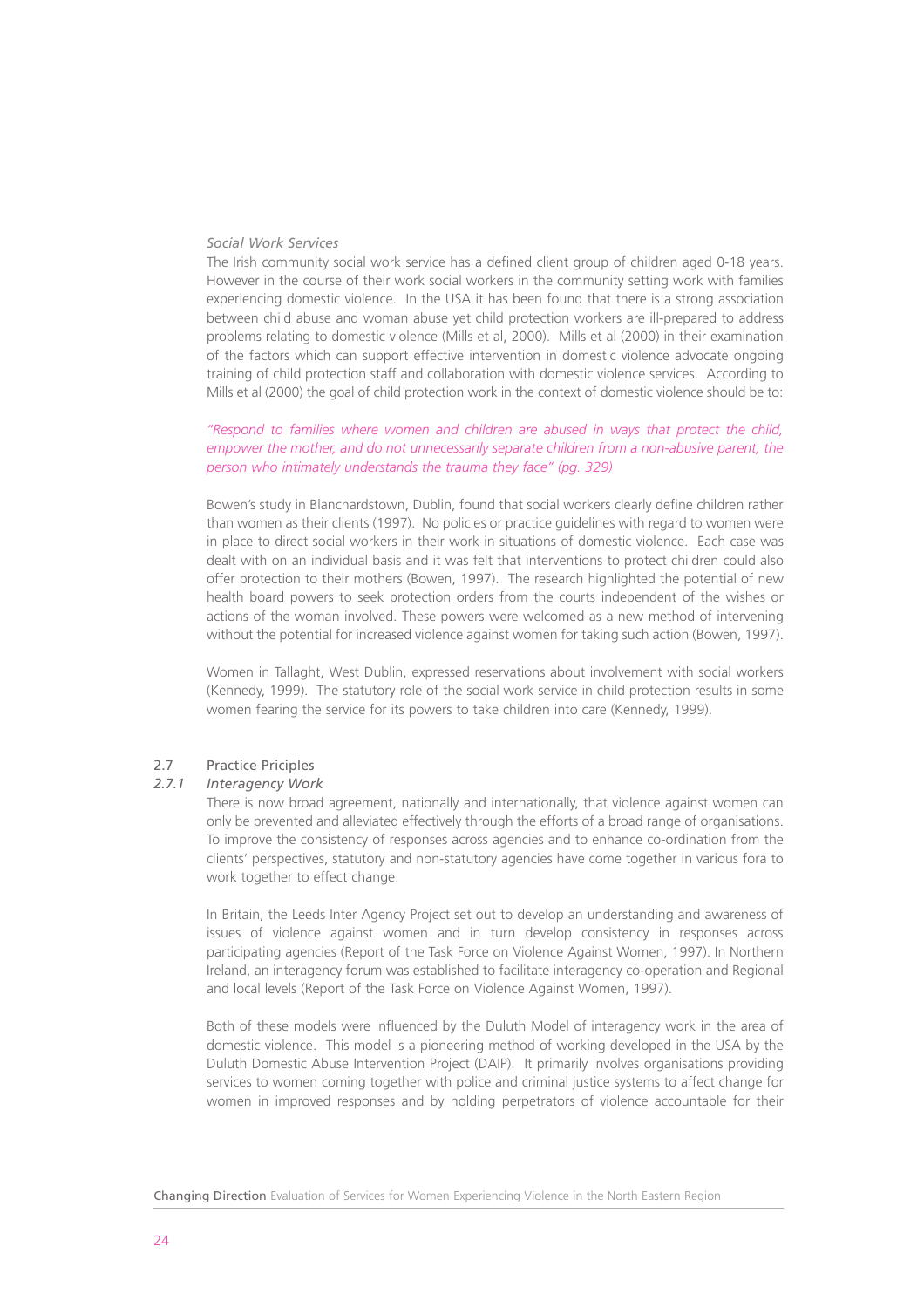*Social Work Services*

The Irish community social work service has a defined client group of children aged 0-18 years. However in the course of their work social workers in the community setting work with families experiencing domestic violence. In the USA it has been found that there is a strong association between child abuse and woman abuse yet child protection workers are ill-prepared to address problems relating to domestic violence (Mills et al, 2000). Mills et al (2000) in their examination of the factors which can support effective intervention in domestic violence advocate ongoing training of child protection staff and collaboration with domestic violence services. According to Mills et al (2000) the goal of child protection work in the context of domestic violence should be to:

*"Respond to families where women and children are abused in ways that protect the child, empower the mother, and do not unnecessarily separate children from a non-abusive parent, the person who intimately understands the trauma they face" (pg. 329)*

Bowen's study in Blanchardstown, Dublin, found that social workers clearly define children rather than women as their clients (1997). No policies or practice guidelines with regard to women were in place to direct social workers in their work in situations of domestic violence. Each case was dealt with on an individual basis and it was felt that interventions to protect children could also offer protection to their mothers (Bowen, 1997). The research highlighted the potential of new health board powers to seek protection orders from the courts independent of the wishes or actions of the woman involved. These powers were welcomed as a new method of intervening without the potential for increased violence against women for taking such action (Bowen, 1997).

Women in Tallaght, West Dublin, expressed reservations about involvement with social workers (Kennedy, 1999). The statutory role of the social work service in child protection results in some women fearing the service for its powers to take children into care (Kennedy, 1999).

## 2.7 Practice Priciples

### *2.7.1 Interagency Work*

There is now broad agreement, nationally and internationally, that violence against women can only be prevented and alleviated effectively through the efforts of a broad range of organisations. To improve the consistency of responses across agencies and to enhance co-ordination from the clients' perspectives, statutory and non-statutory agencies have come together in various fora to work together to effect change.

In Britain, the Leeds Inter Agency Project set out to develop an understanding and awareness of issues of violence against women and in turn develop consistency in responses across participating agencies (Report of the Task Force on Violence Against Women, 1997). In Northern Ireland, an interagency forum was established to facilitate interagency co-operation and Regional and local levels (Report of the Task Force on Violence Against Women, 1997).

Both of these models were influenced by the Duluth Model of interagency work in the area of domestic violence. This model is a pioneering method of working developed in the USA by the Duluth Domestic Abuse Intervention Project (DAIP). It primarily involves organisations providing services to women coming together with police and criminal justice systems to affect change for women in improved responses and by holding perpetrators of violence accountable for their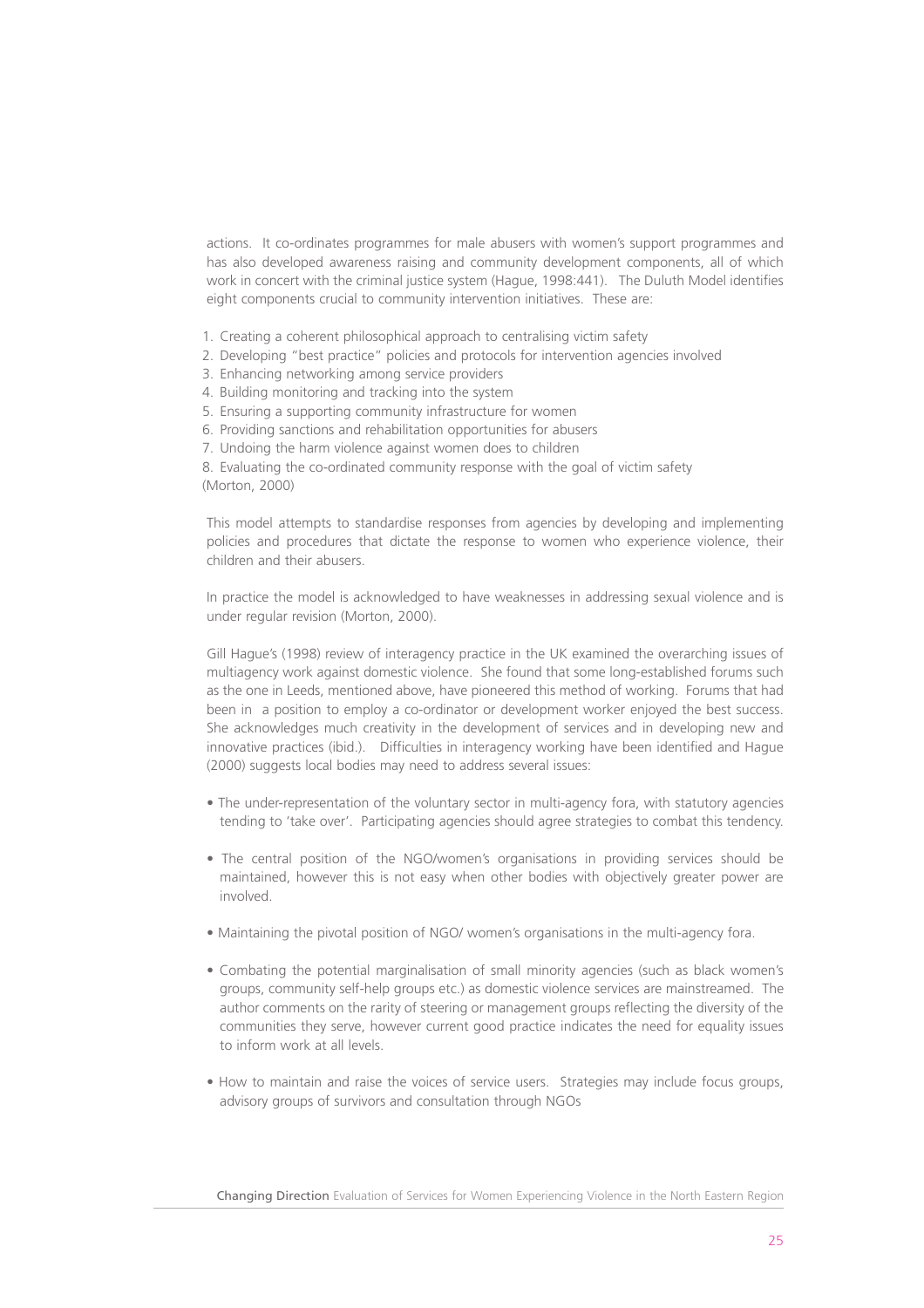actions. It co-ordinates programmes for male abusers with women's support programmes and has also developed awareness raising and community development components, all of which work in concert with the criminal justice system (Hague, 1998:441). The Duluth Model identifies eight components crucial to community intervention initiatives. These are:

1. Creating a coherent philosophical approach to centralising victim safety
2. Developing "best practice" policies and protocols for intervention agencies involved
3. Enhancing networking among service providers
4. Building monitoring and tracking into the system
5. Ensuring a supporting community infrastructure for women
6. Providing sanctions and rehabilitation opportunities for abusers
7. Undoing the harm violence against women does to children
8. Evaluating the co-ordinated community response with the goal of victim safety

(Morton, 2000)

This model attempts to standardise responses from agencies by developing and implementing policies and procedures that dictate the response to women who experience violence, their children and their abusers.

In practice the model is acknowledged to have weaknesses in addressing sexual violence and is under regular revision (Morton, 2000).

Gill Hague's (1998) review of interagency practice in the UK examined the overarching issues of multiagency work against domestic violence. She found that some long-established forums such as the one in Leeds, mentioned above, have pioneered this method of working. Forums that had been in a position to employ a co-ordinator or development worker enjoyed the best success. She acknowledges much creativity in the development of services and in developing new and innovative practices (ibid.). Difficulties in interagency working have been identified and Hague (2000) suggests local bodies may need to address several issues:

- The under-representation of the voluntary sector in multi-agency fora, with statutory agencies tending to 'take over'. Participating agencies should agree strategies to combat this tendency.
- The central position of the NGO/women's organisations in providing services should be maintained, however this is not easy when other bodies with objectively greater power are involved.
- Maintaining the pivotal position of NGO/ women's organisations in the multi-agency fora.
- Combating the potential marginalisation of small minority agencies (such as black women's groups, community self-help groups etc.) as domestic violence services are mainstreamed. The author comments on the rarity of steering or management groups reflecting the diversity of the communities they serve, however current good practice indicates the need for equality issues to inform work at all levels.
- How to maintain and raise the voices of service users. Strategies may include focus groups, advisory groups of survivors and consultation through NGOs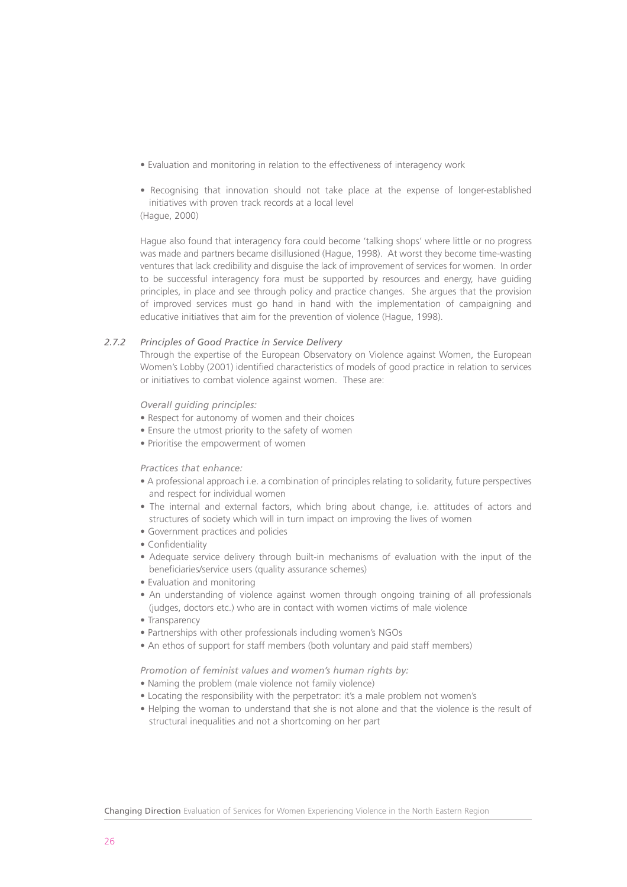- Evaluation and monitoring in relation to the effectiveness of interagency work

- Recognising that innovation should not take place at the expense of longer-established initiatives with proven track records at a local level

(Hague, 2000)

Hague also found that interagency fora could become 'talking shops' where little or no progress was made and partners became disillusioned (Hague, 1998). At worst they become time-wasting ventures that lack credibility and disguise the lack of improvement of services for women. In order to be successful interagency fora must be supported by resources and energy, have guiding principles, in place and see through policy and practice changes. She argues that the provision of improved services must go hand in hand with the implementation of campaigning and educative initiatives that aim for the prevention of violence (Hague, 1998).

### *2.7.2 Principles of Good Practice in Service Delivery*

Through the expertise of the European Observatory on Violence against Women, the European Women's Lobby (2001) identified characteristics of models of good practice in relation to services or initiatives to combat violence against women. These are:

*Overall guiding principles:*

- Respect for autonomy of women and their choices
- Ensure the utmost priority to the safety of women
- Prioritise the empowerment of women

*Practices that enhance:*

- A professional approach i.e. a combination of principles relating to solidarity, future perspectives and respect for individual women
- The internal and external factors, which bring about change, i.e. attitudes of actors and structures of society which will in turn impact on improving the lives of women
- Government practices and policies
- Confidentiality
- Adequate service delivery through built-in mechanisms of evaluation with the input of the beneficiaries/service users (quality assurance schemes)
- Evaluation and monitoring
- An understanding of violence against women through ongoing training of all professionals (judges, doctors etc.) who are in contact with women victims of male violence
- Transparency
- Partnerships with other professionals including women's NGOs
- An ethos of support for staff members (both voluntary and paid staff members)

*Promotion of feminist values and women's human rights by:*

- Naming the problem (male violence not family violence)
- Locating the responsibility with the perpetrator: it's a male problem not women's
- Helping the woman to understand that she is not alone and that the violence is the result of structural inequalities and not a shortcoming on her part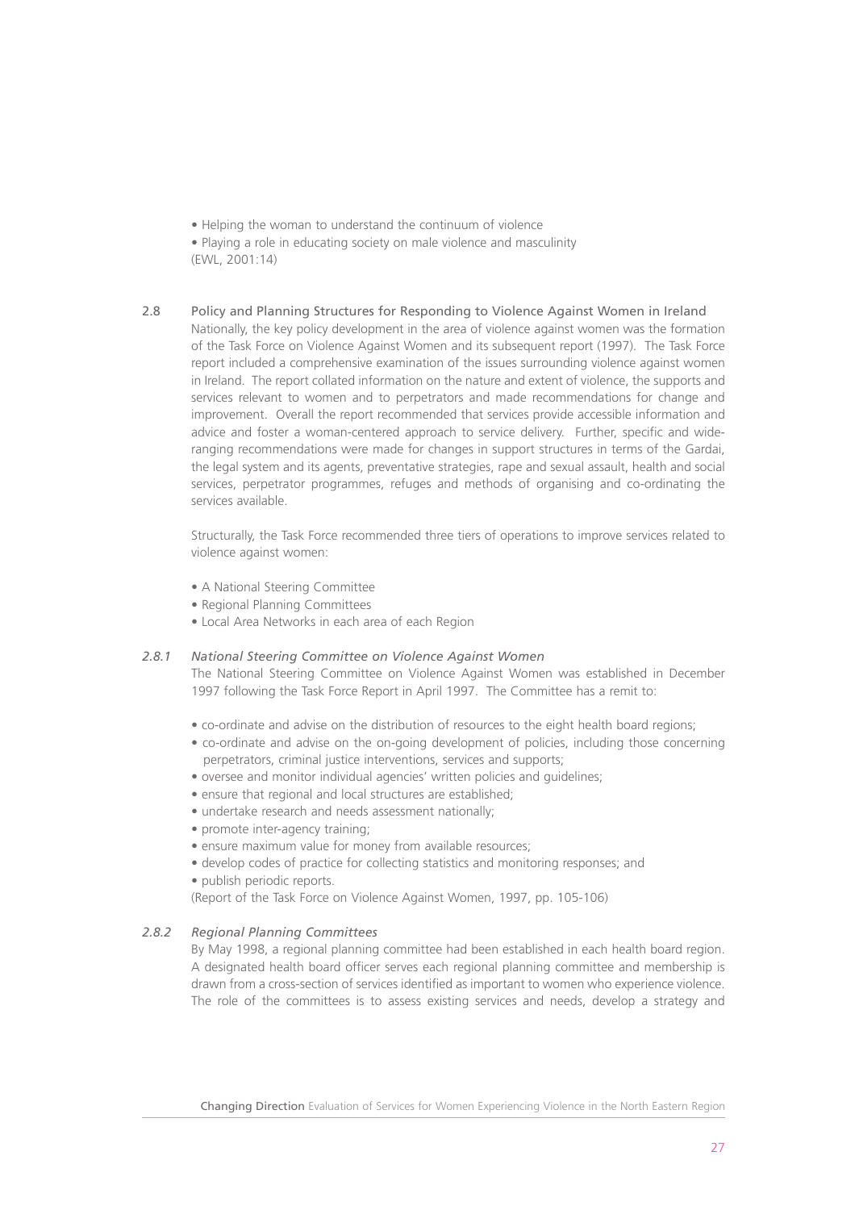- Helping the woman to understand the continuum of violence
- Playing a role in educating society on male violence and masculinity

(EWL, 2001:14)

## 2.8 Policy and Planning Structures for Responding to Violence Against Women in Ireland

Nationally, the key policy development in the area of violence against women was the formation of the Task Force on Violence Against Women and its subsequent report (1997). The Task Force report included a comprehensive examination of the issues surrounding violence against women in Ireland. The report collated information on the nature and extent of violence, the supports and services relevant to women and to perpetrators and made recommendations for change and improvement. Overall the report recommended that services provide accessible information and advice and foster a woman-centered approach to service delivery. Further, specific and wide-ranging recommendations were made for changes in support structures in terms of the Gardai, the legal system and its agents, preventative strategies, rape and sexual assault, health and social services, perpetrator programmes, refuges and methods of organising and co-ordinating the services available.

Structurally, the Task Force recommended three tiers of operations to improve services related to violence against women:

- A National Steering Committee
- Regional Planning Committees
- Local Area Networks in each area of each Region

### 2.8.1 *National Steering Committee on Violence Against Women*

The National Steering Committee on Violence Against Women was established in December 1997 following the Task Force Report in April 1997. The Committee has a remit to:

- co-ordinate and advise on the distribution of resources to the eight health board regions;
- co-ordinate and advise on the on-going development of policies, including those concerning perpetrators, criminal justice interventions, services and supports;
- oversee and monitor individual agencies' written policies and guidelines;
- ensure that regional and local structures are established;
- undertake research and needs assessment nationally;
- promote inter-agency training;
- ensure maximum value for money from available resources;
- develop codes of practice for collecting statistics and monitoring responses; and
- publish periodic reports.

(Report of the Task Force on Violence Against Women, 1997, pp. 105-106)

### 2.8.2 *Regional Planning Committees*

By May 1998, a regional planning committee had been established in each health board region. A designated health board officer serves each regional planning committee and membership is drawn from a cross-section of services identified as important to women who experience violence. The role of the committees is to assess existing services and needs, develop a strategy and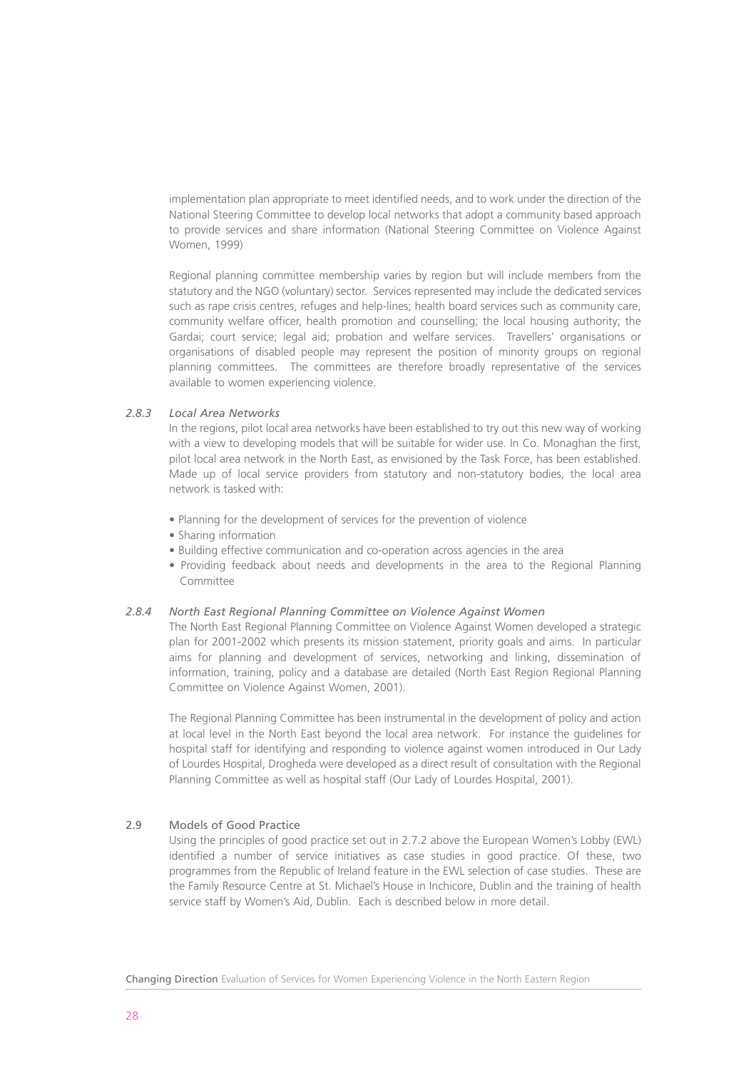implementation plan appropriate to meet identified needs, and to work under the direction of the National Steering Committee to develop local networks that adopt a community based approach to provide services and share information (National Steering Committee on Violence Against Women, 1999)

Regional planning committee membership varies by region but will include members from the statutory and the NGO (voluntary) sector. Services represented may include the dedicated services such as rape crisis centres, refuges and help-lines; health board services such as community care, community welfare officer, health promotion and counselling; the local housing authority; the Gardai; court service; legal aid; probation and welfare services. Travellers' organisations or organisations of disabled people may represent the position of minority groups on regional planning committees. The committees are therefore broadly representative of the services available to women experiencing violence.

#### *2.8.3 Local Area Networks*

In the regions, pilot local area networks have been established to try out this new way of working with a view to developing models that will be suitable for wider use. In Co. Monaghan the first, pilot local area network in the North East, as envisioned by the Task Force, has been established. Made up of local service providers from statutory and non-statutory bodies, the local area network is tasked with:

- Planning for the development of services for the prevention of violence
- Sharing information
- Building effective communication and co-operation across agencies in the area
- Providing feedback about needs and developments in the area to the Regional Planning Committee

#### *2.8.4 North East Regional Planning Committee on Violence Against Women*

The North East Regional Planning Committee on Violence Against Women developed a strategic plan for 2001-2002 which presents its mission statement, priority goals and aims. In particular aims for planning and development of services, networking and linking, dissemination of information, training, policy and a database are detailed (North East Region Regional Planning Committee on Violence Against Women, 2001).

The Regional Planning Committee has been instrumental in the development of policy and action at local level in the North East beyond the local area network. For instance the guidelines for hospital staff for identifying and responding to violence against women introduced in Our Lady of Lourdes Hospital, Drogheda were developed as a direct result of consultation with the Regional Planning Committee as well as hospital staff (Our Lady of Lourdes Hospital, 2001).

### 2.9 Models of Good Practice

Using the principles of good practice set out in 2.7.2 above the European Women's Lobby (EWL) identified a number of service initiatives as case studies in good practice. Of these, two programmes from the Republic of Ireland feature in the EWL selection of case studies. These are the Family Resource Centre at St. Michael's House in Inchicore, Dublin and the training of health service staff by Women's Aid, Dublin. Each is described below in more detail.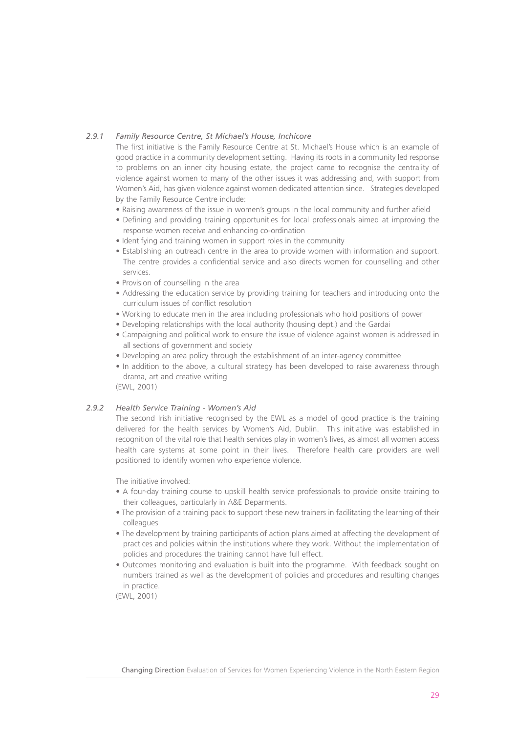### *2.9.1 Family Resource Centre, St Michael's House, Inchicore*

The first initiative is the Family Resource Centre at St. Michael's House which is an example of good practice in a community development setting. Having its roots in a community led response to problems on an inner city housing estate, the project came to recognise the centrality of violence against women to many of the other issues it was addressing and, with support from Women's Aid, has given violence against women dedicated attention since. Strategies developed by the Family Resource Centre include:

- Raising awareness of the issue in women's groups in the local community and further afield
- Defining and providing training opportunities for local professionals aimed at improving the response women receive and enhancing co-ordination
- Identifying and training women in support roles in the community
- Establishing an outreach centre in the area to provide women with information and support. The centre provides a confidential service and also directs women for counselling and other services.
- Provision of counselling in the area
- Addressing the education service by providing training for teachers and introducing onto the curriculum issues of conflict resolution
- Working to educate men in the area including professionals who hold positions of power
- Developing relationships with the local authority (housing dept.) and the Gardai
- Campaigning and political work to ensure the issue of violence against women is addressed in all sections of government and society
- Developing an area policy through the establishment of an inter-agency committee
- In addition to the above, a cultural strategy has been developed to raise awareness through drama, art and creative writing

(EWL, 2001)

### *2.9.2 Health Service Training - Women's Aid*

The second Irish initiative recognised by the EWL as a model of good practice is the training delivered for the health services by Women's Aid, Dublin. This initiative was established in recognition of the vital role that health services play in women's lives, as almost all women access health care systems at some point in their lives. Therefore health care providers are well positioned to identify women who experience violence.

The initiative involved:

- A four-day training course to upskill health service professionals to provide onsite training to their colleagues, particularly in A&E Deparments.
- The provision of a training pack to support these new trainers in facilitating the learning of their colleagues
- The development by training participants of action plans aimed at affecting the development of practices and policies within the institutions where they work. Without the implementation of policies and procedures the training cannot have full effect.
- Outcomes monitoring and evaluation is built into the programme. With feedback sought on numbers trained as well as the development of policies and procedures and resulting changes in practice.

(EWL, 2001)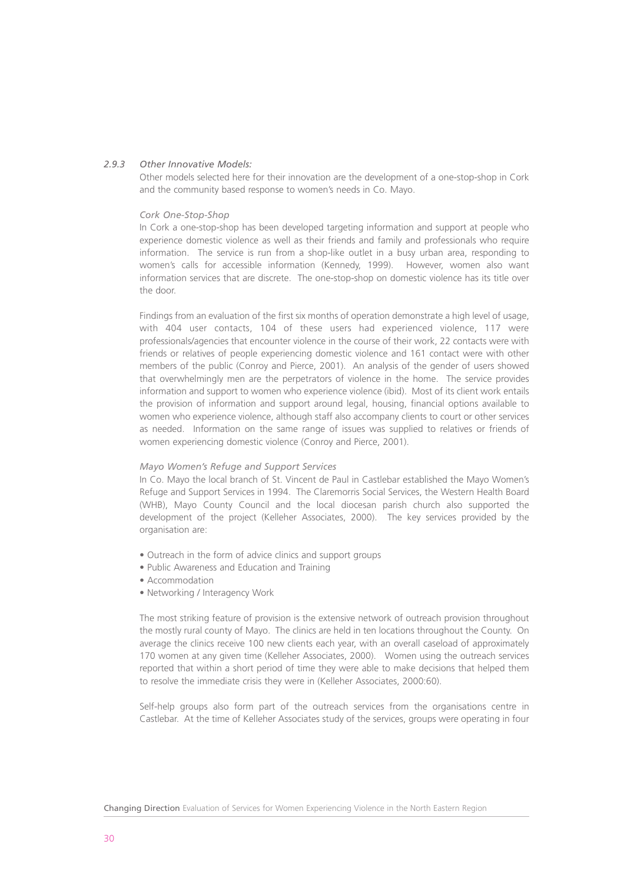### *2.9.3 Other Innovative Models:*

Other models selected here for their innovation are the development of a one-stop-shop in Cork and the community based response to women's needs in Co. Mayo.

*Cork One-Stop-Shop*

In Cork a one-stop-shop has been developed targeting information and support at people who experience domestic violence as well as their friends and family and professionals who require information. The service is run from a shop-like outlet in a busy urban area, responding to women's calls for accessible information (Kennedy, 1999). However, women also want information services that are discrete. The one-stop-shop on domestic violence has its title over the door.

Findings from an evaluation of the first six months of operation demonstrate a high level of usage, with 404 user contacts, 104 of these users had experienced violence, 117 were professionals/agencies that encounter violence in the course of their work, 22 contacts were with friends or relatives of people experiencing domestic violence and 161 contact were with other members of the public (Conroy and Pierce, 2001). An analysis of the gender of users showed that overwhelmingly men are the perpetrators of violence in the home. The service provides information and support to women who experience violence (ibid). Most of its client work entails the provision of information and support around legal, housing, financial options available to women who experience violence, although staff also accompany clients to court or other services as needed. Information on the same range of issues was supplied to relatives or friends of women experiencing domestic violence (Conroy and Pierce, 2001).

*Mayo Women's Refuge and Support Services*

In Co. Mayo the local branch of St. Vincent de Paul in Castlebar established the Mayo Women's Refuge and Support Services in 1994. The Claremorris Social Services, the Western Health Board (WHB), Mayo County Council and the local diocesan parish church also supported the development of the project (Kelleher Associates, 2000). The key services provided by the organisation are:

- Outreach in the form of advice clinics and support groups
- Public Awareness and Education and Training
- Accommodation
- Networking / Interagency Work

The most striking feature of provision is the extensive network of outreach provision throughout the mostly rural county of Mayo. The clinics are held in ten locations throughout the County. On average the clinics receive 100 new clients each year, with an overall caseload of approximately 170 women at any given time (Kelleher Associates, 2000). Women using the outreach services reported that within a short period of time they were able to make decisions that helped them to resolve the immediate crisis they were in (Kelleher Associates, 2000:60).

Self-help groups also form part of the outreach services from the organisations centre in Castlebar. At the time of Kelleher Associates study of the services, groups were operating in four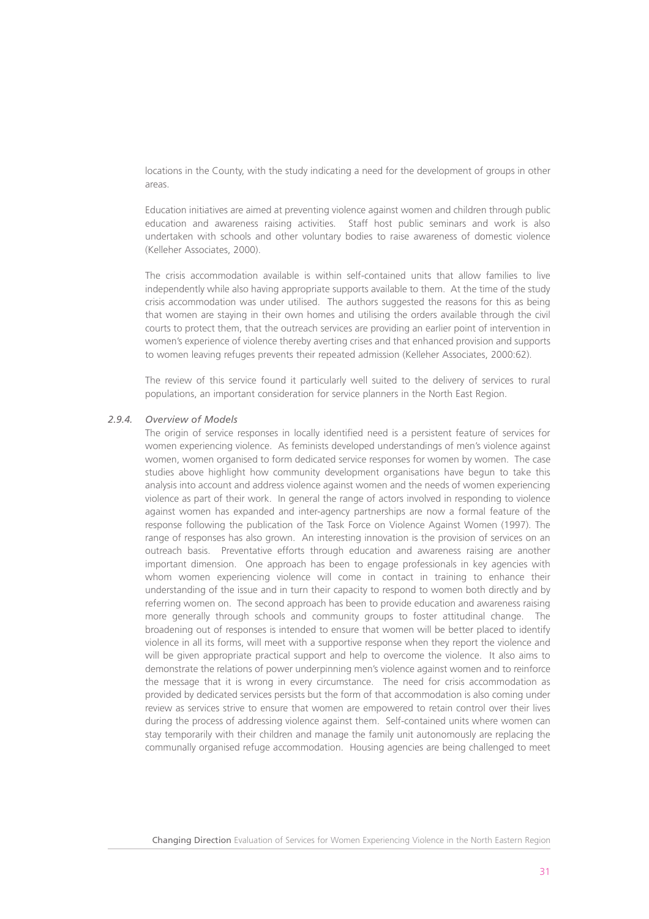locations in the County, with the study indicating a need for the development of groups in other areas.

Education initiatives are aimed at preventing violence against women and children through public education and awareness raising activities. Staff host public seminars and work is also undertaken with schools and other voluntary bodies to raise awareness of domestic violence (Kelleher Associates, 2000).

The crisis accommodation available is within self-contained units that allow families to live independently while also having appropriate supports available to them. At the time of the study crisis accommodation was under utilised. The authors suggested the reasons for this as being that women are staying in their own homes and utilising the orders available through the civil courts to protect them, that the outreach services are providing an earlier point of intervention in women's experience of violence thereby averting crises and that enhanced provision and supports to women leaving refuges prevents their repeated admission (Kelleher Associates, 2000:62).

The review of this service found it particularly well suited to the delivery of services to rural populations, an important consideration for service planners in the North East Region.

### *2.9.4. Overview of Models*

The origin of service responses in locally identified need is a persistent feature of services for women experiencing violence. As feminists developed understandings of men's violence against women, women organised to form dedicated service responses for women by women. The case studies above highlight how community development organisations have begun to take this analysis into account and address violence against women and the needs of women experiencing violence as part of their work. In general the range of actors involved in responding to violence against women has expanded and inter-agency partnerships are now a formal feature of the response following the publication of the Task Force on Violence Against Women (1997). The range of responses has also grown. An interesting innovation is the provision of services on an outreach basis. Preventative efforts through education and awareness raising are another important dimension. One approach has been to engage professionals in key agencies with whom women experiencing violence will come in contact in training to enhance their understanding of the issue and in turn their capacity to respond to women both directly and by referring women on. The second approach has been to provide education and awareness raising more generally through schools and community groups to foster attitudinal change. The broadening out of responses is intended to ensure that women will be better placed to identify violence in all its forms, will meet with a supportive response when they report the violence and will be given appropriate practical support and help to overcome the violence. It also aims to demonstrate the relations of power underpinning men's violence against women and to reinforce the message that it is wrong in every circumstance. The need for crisis accommodation as provided by dedicated services persists but the form of that accommodation is also coming under review as services strive to ensure that women are empowered to retain control over their lives during the process of addressing violence against them. Self-contained units where women can stay temporarily with their children and manage the family unit autonomously are replacing the communally organised refuge accommodation. Housing agencies are being challenged to meet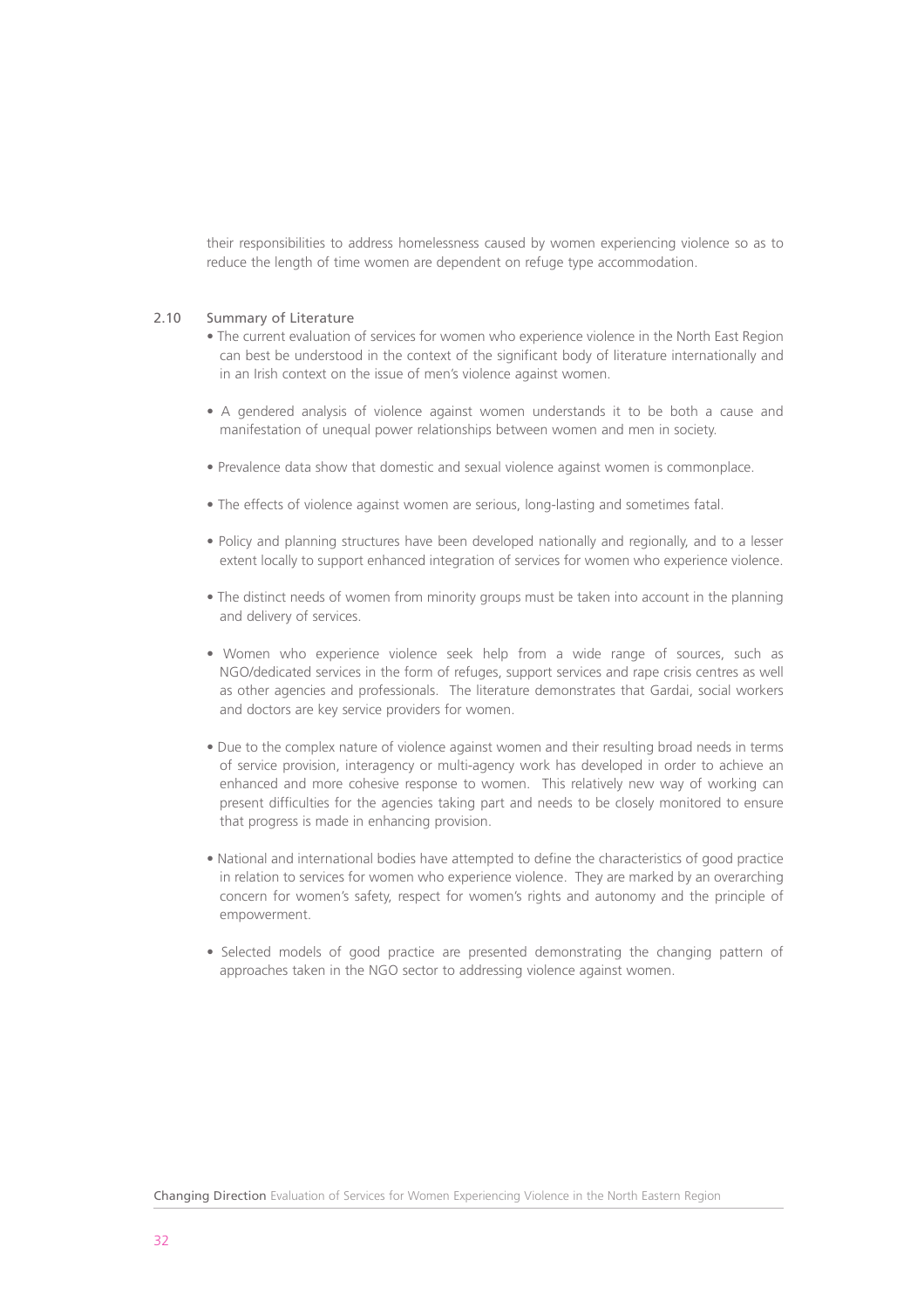their responsibilities to address homelessness caused by women experiencing violence so as to reduce the length of time women are dependent on refuge type accommodation.

## 2.10 Summary of Literature

- The current evaluation of services for women who experience violence in the North East Region can best be understood in the context of the significant body of literature internationally and in an Irish context on the issue of men's violence against women.

- A gendered analysis of violence against women understands it to be both a cause and manifestation of unequal power relationships between women and men in society.

- Prevalence data show that domestic and sexual violence against women is commonplace.

- The effects of violence against women are serious, long-lasting and sometimes fatal.

- Policy and planning structures have been developed nationally and regionally, and to a lesser extent locally to support enhanced integration of services for women who experience violence.

- The distinct needs of women from minority groups must be taken into account in the planning and delivery of services.

- Women who experience violence seek help from a wide range of sources, such as NGO/dedicated services in the form of refuges, support services and rape crisis centres as well as other agencies and professionals. The literature demonstrates that Gardai, social workers and doctors are key service providers for women.

- Due to the complex nature of violence against women and their resulting broad needs in terms of service provision, interagency or multi-agency work has developed in order to achieve an enhanced and more cohesive response to women. This relatively new way of working can present difficulties for the agencies taking part and needs to be closely monitored to ensure that progress is made in enhancing provision.

- National and international bodies have attempted to define the characteristics of good practice in relation to services for women who experience violence. They are marked by an overarching concern for women's safety, respect for women's rights and autonomy and the principle of empowerment.

- Selected models of good practice are presented demonstrating the changing pattern of approaches taken in the NGO sector to addressing violence against women.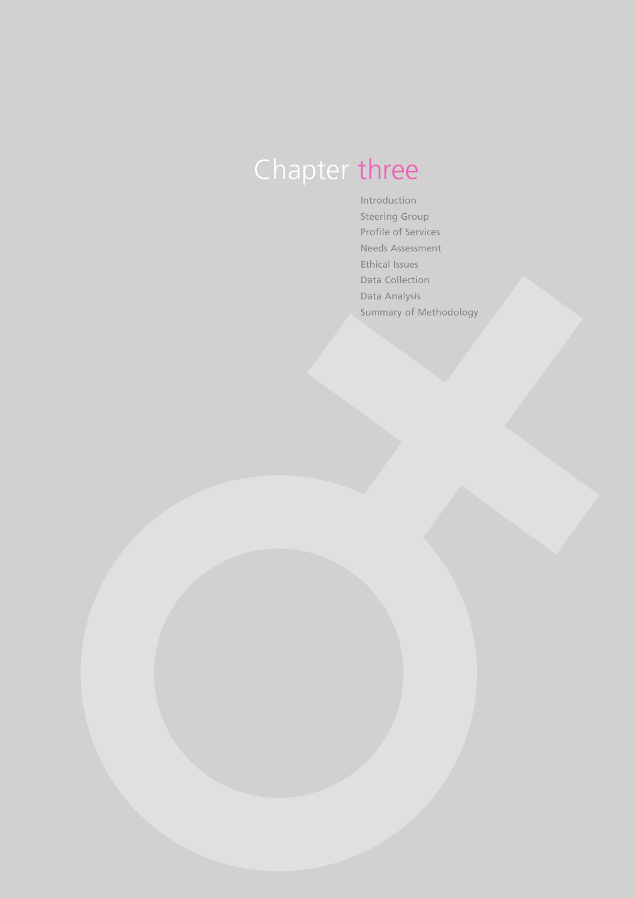# Chapter three

- Introduction
- Steering Group
- Profile of Services
- Needs Assessment
- Ethical Issues
- Data Collection
- Data Analysis
- Summary of Methodology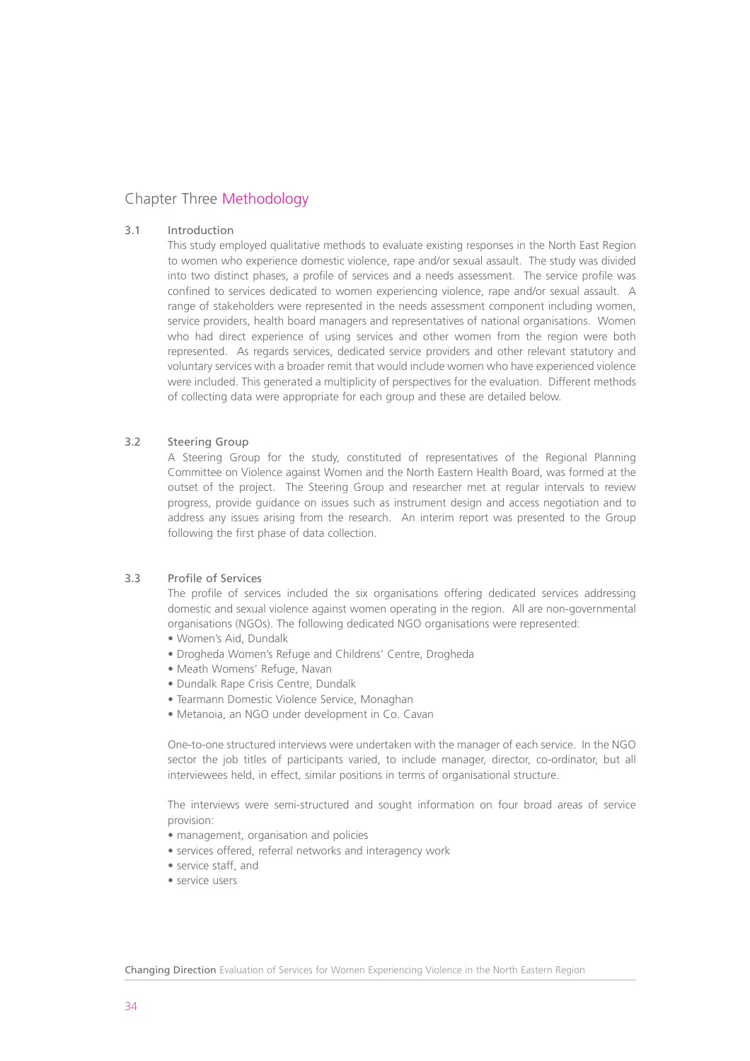# Chapter Three Methodology

## 3.1 Introduction

This study employed qualitative methods to evaluate existing responses in the North East Region to women who experience domestic violence, rape and/or sexual assault. The study was divided into two distinct phases, a profile of services and a needs assessment. The service profile was confined to services dedicated to women experiencing violence, rape and/or sexual assault. A range of stakeholders were represented in the needs assessment component including women, service providers, health board managers and representatives of national organisations. Women who had direct experience of using services and other women from the region were both represented. As regards services, dedicated service providers and other relevant statutory and voluntary services with a broader remit that would include women who have experienced violence were included. This generated a multiplicity of perspectives for the evaluation. Different methods of collecting data were appropriate for each group and these are detailed below.

## 3.2 Steering Group

A Steering Group for the study, constituted of representatives of the Regional Planning Committee on Violence against Women and the North Eastern Health Board, was formed at the outset of the project. The Steering Group and researcher met at regular intervals to review progress, provide guidance on issues such as instrument design and access negotiation and to address any issues arising from the research. An interim report was presented to the Group following the first phase of data collection.

## 3.3 Profile of Services

The profile of services included the six organisations offering dedicated services addressing domestic and sexual violence against women operating in the region. All are non-governmental organisations (NGOs). The following dedicated NGO organisations were represented:

- Women's Aid, Dundalk
- Drogheda Women's Refuge and Childrens' Centre, Drogheda
- Meath Womens' Refuge, Navan
- Dundalk Rape Crisis Centre, Dundalk
- Tearmann Domestic Violence Service, Monaghan
- Metanoia, an NGO under development in Co. Cavan

One-to-one structured interviews were undertaken with the manager of each service. In the NGO sector the job titles of participants varied, to include manager, director, co-ordinator, but all interviewees held, in effect, similar positions in terms of organisational structure.

The interviews were semi-structured and sought information on four broad areas of service provision:

- management, organisation and policies
- services offered, referral networks and interagency work
- service staff, and
- service users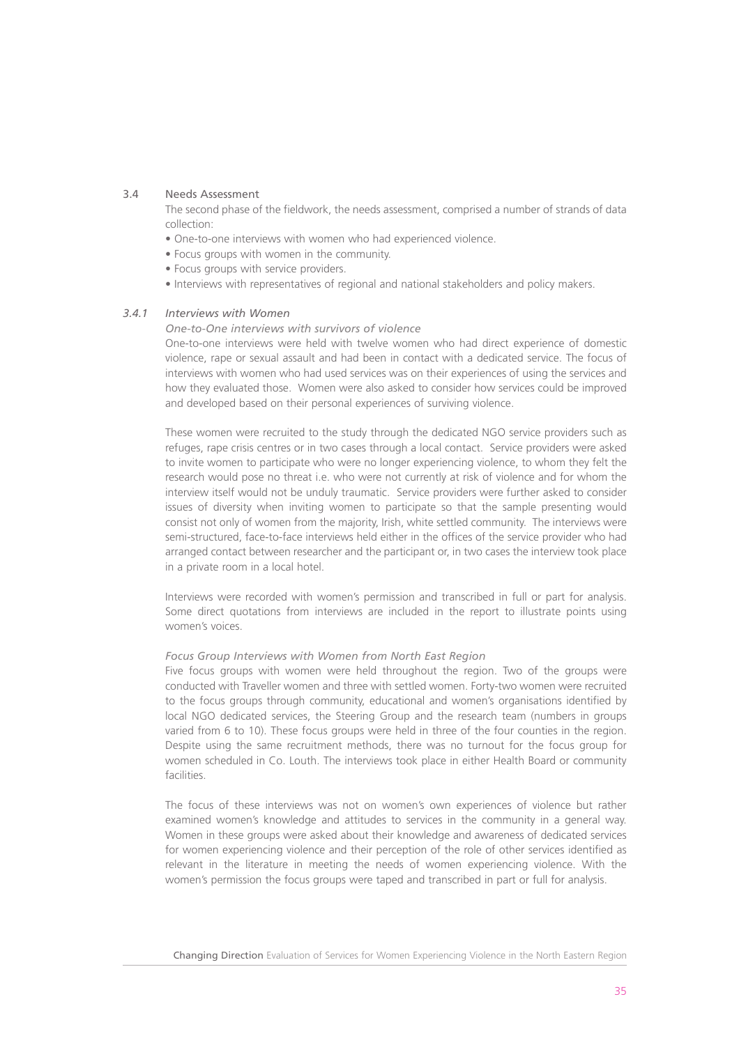## 3.4 Needs Assessment

The second phase of the fieldwork, the needs assessment, comprised a number of strands of data collection:

- One-to-one interviews with women who had experienced violence.
- Focus groups with women in the community.
- Focus groups with service providers.
- Interviews with representatives of regional and national stakeholders and policy makers.

### *3.4.1 Interviews with Women*

*One-to-One interviews with survivors of violence*

One-to-one interviews were held with twelve women who had direct experience of domestic violence, rape or sexual assault and had been in contact with a dedicated service. The focus of interviews with women who had used services was on their experiences of using the services and how they evaluated those. Women were also asked to consider how services could be improved and developed based on their personal experiences of surviving violence.

These women were recruited to the study through the dedicated NGO service providers such as refuges, rape crisis centres or in two cases through a local contact. Service providers were asked to invite women to participate who were no longer experiencing violence, to whom they felt the research would pose no threat i.e. who were not currently at risk of violence and for whom the interview itself would not be unduly traumatic. Service providers were further asked to consider issues of diversity when inviting women to participate so that the sample presenting would consist not only of women from the majority, Irish, white settled community. The interviews were semi-structured, face-to-face interviews held either in the offices of the service provider who had arranged contact between researcher and the participant or, in two cases the interview took place in a private room in a local hotel.

Interviews were recorded with women's permission and transcribed in full or part for analysis. Some direct quotations from interviews are included in the report to illustrate points using women's voices.

*Focus Group Interviews with Women from North East Region*

Five focus groups with women were held throughout the region. Two of the groups were conducted with Traveller women and three with settled women. Forty-two women were recruited to the focus groups through community, educational and women's organisations identified by local NGO dedicated services, the Steering Group and the research team (numbers in groups varied from 6 to 10). These focus groups were held in three of the four counties in the region. Despite using the same recruitment methods, there was no turnout for the focus group for women scheduled in Co. Louth. The interviews took place in either Health Board or community facilities.

The focus of these interviews was not on women's own experiences of violence but rather examined women's knowledge and attitudes to services in the community in a general way. Women in these groups were asked about their knowledge and awareness of dedicated services for women experiencing violence and their perception of the role of other services identified as relevant in the literature in meeting the needs of women experiencing violence. With the women's permission the focus groups were taped and transcribed in part or full for analysis.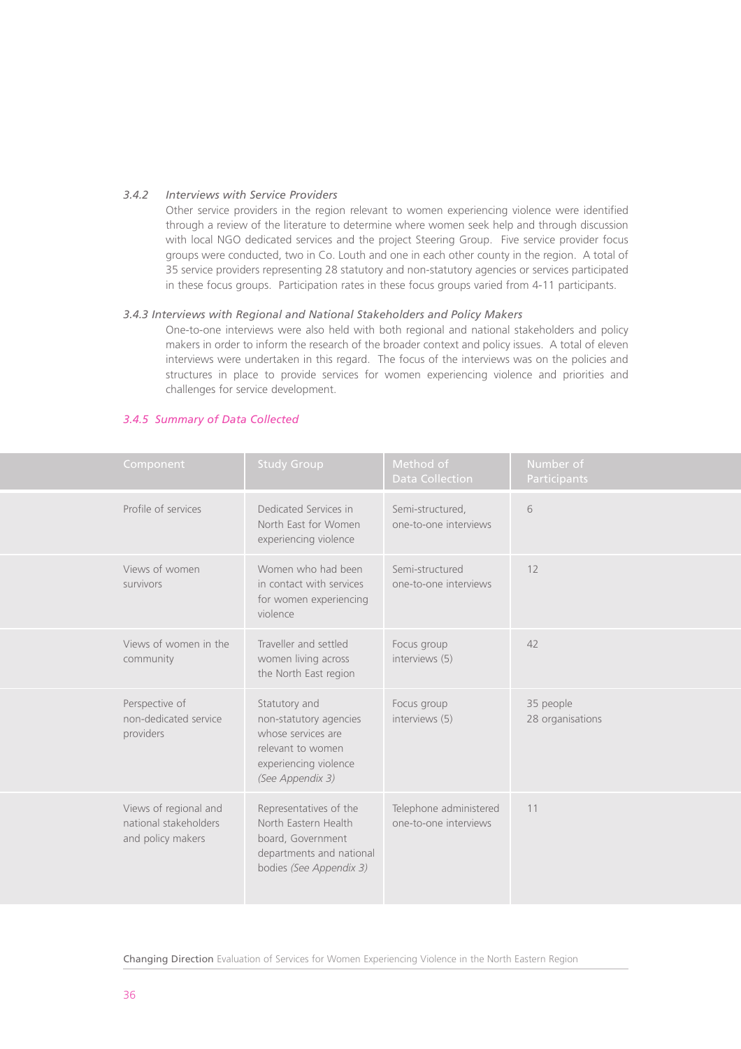### *3.4.2 Interviews with Service Providers*

Other service providers in the region relevant to women experiencing violence were identified through a review of the literature to determine where women seek help and through discussion with local NGO dedicated services and the project Steering Group. Five service provider focus groups were conducted, two in Co. Louth and one in each other county in the region. A total of 35 service providers representing 28 statutory and non-statutory agencies or services participated in these focus groups. Participation rates in these focus groups varied from 4-11 participants.

### *3.4.3 Interviews with Regional and National Stakeholders and Policy Makers*

One-to-one interviews were also held with both regional and national stakeholders and policy makers in order to inform the research of the broader context and policy issues. A total of eleven interviews were undertaken in this regard. The focus of the interviews was on the policies and structures in place to provide services for women experiencing violence and priorities and challenges for service development.

### *3.4.5 Summary of Data Collected*

| Component | Study Group | Method of Data Collection | Number of Participants |
|---|---|---|---|
| Profile of services | Dedicated Services in North East for Women experiencing violence | Semi-structured, one-to-one interviews | 6 |
| Views of women survivors | Women who had been in contact with services for women experiencing violence | Semi-structured one-to-one interviews | 12 |
| Views of women in the community | Traveller and settled women living across the North East region | Focus group interviews (5) | 42 |
| Perspective of non-dedicated service providers | Statutory and non-statutory agencies whose services are relevant to women experiencing violence *(See Appendix 3)* | Focus group interviews (5) | 35 people 28 organisations |
| Views of regional and national stakeholders and policy makers | Representatives of the North Eastern Health board, Government departments and national bodies *(See Appendix 3)* | Telephone administered one-to-one interviews | 11 |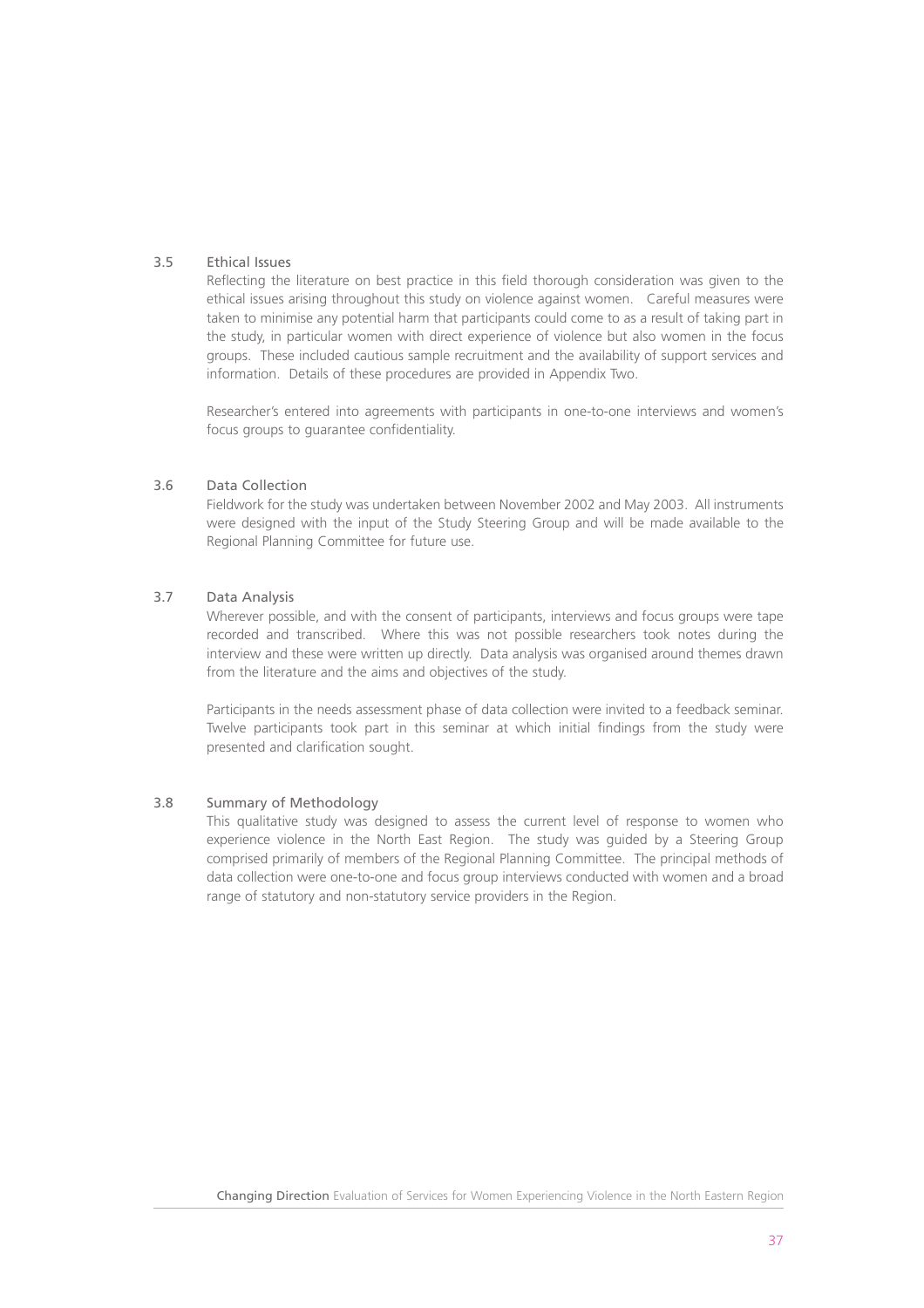### 3.5 Ethical Issues

Reflecting the literature on best practice in this field thorough consideration was given to the ethical issues arising throughout this study on violence against women. Careful measures were taken to minimise any potential harm that participants could come to as a result of taking part in the study, in particular women with direct experience of violence but also women in the focus groups. These included cautious sample recruitment and the availability of support services and information. Details of these procedures are provided in Appendix Two.

Researcher's entered into agreements with participants in one-to-one interviews and women's focus groups to guarantee confidentiality.

### 3.6 Data Collection

Fieldwork for the study was undertaken between November 2002 and May 2003. All instruments were designed with the input of the Study Steering Group and will be made available to the Regional Planning Committee for future use.

### 3.7 Data Analysis

Wherever possible, and with the consent of participants, interviews and focus groups were tape recorded and transcribed. Where this was not possible researchers took notes during the interview and these were written up directly. Data analysis was organised around themes drawn from the literature and the aims and objectives of the study.

Participants in the needs assessment phase of data collection were invited to a feedback seminar. Twelve participants took part in this seminar at which initial findings from the study were presented and clarification sought.

### 3.8 Summary of Methodology

This qualitative study was designed to assess the current level of response to women who experience violence in the North East Region. The study was guided by a Steering Group comprised primarily of members of the Regional Planning Committee. The principal methods of data collection were one-to-one and focus group interviews conducted with women and a broad range of statutory and non-statutory service providers in the Region.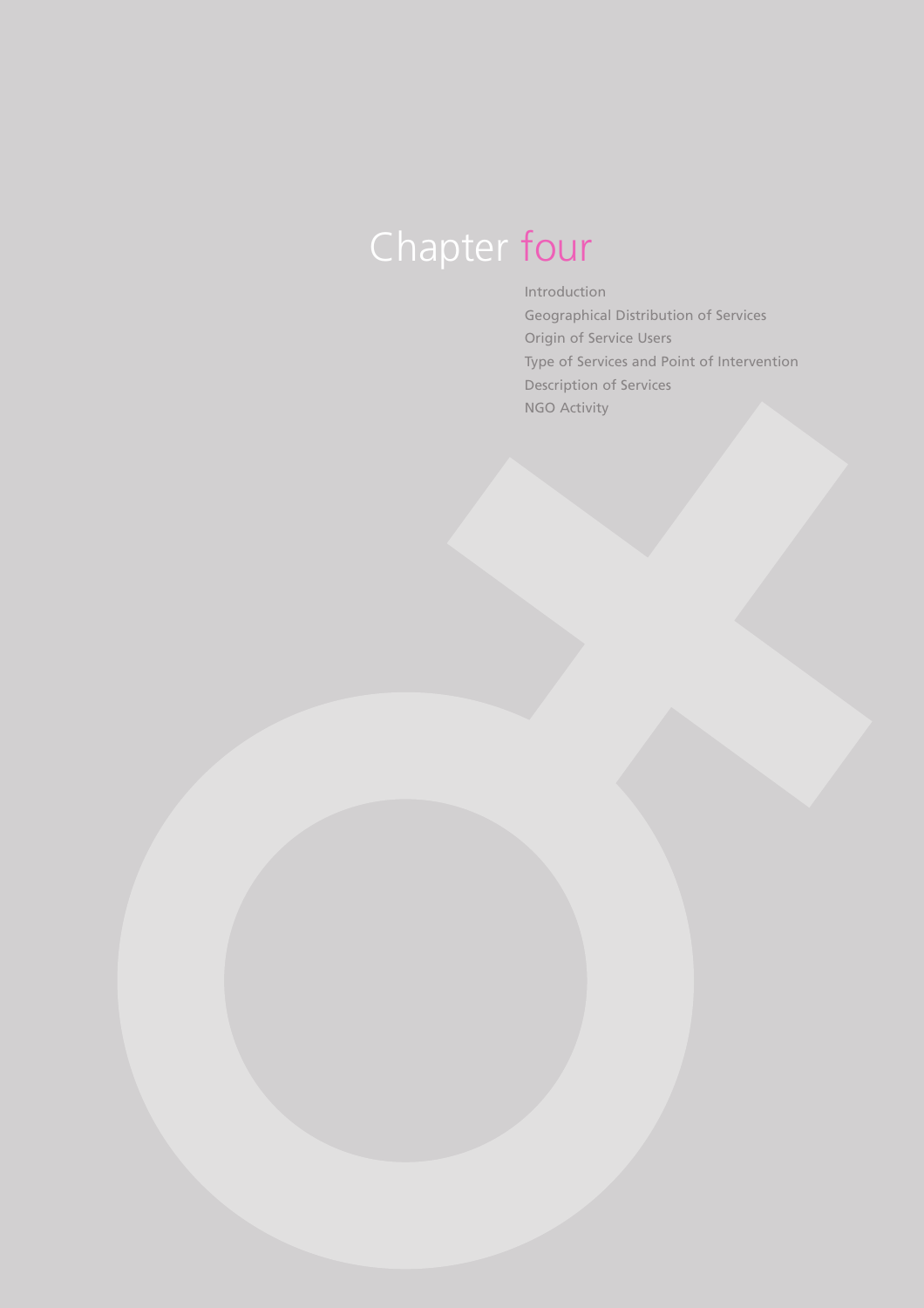# Chapter four

- Introduction
- Geographical Distribution of Services
- Origin of Service Users
- Type of Services and Point of Intervention
- Description of Services
- NGO Activity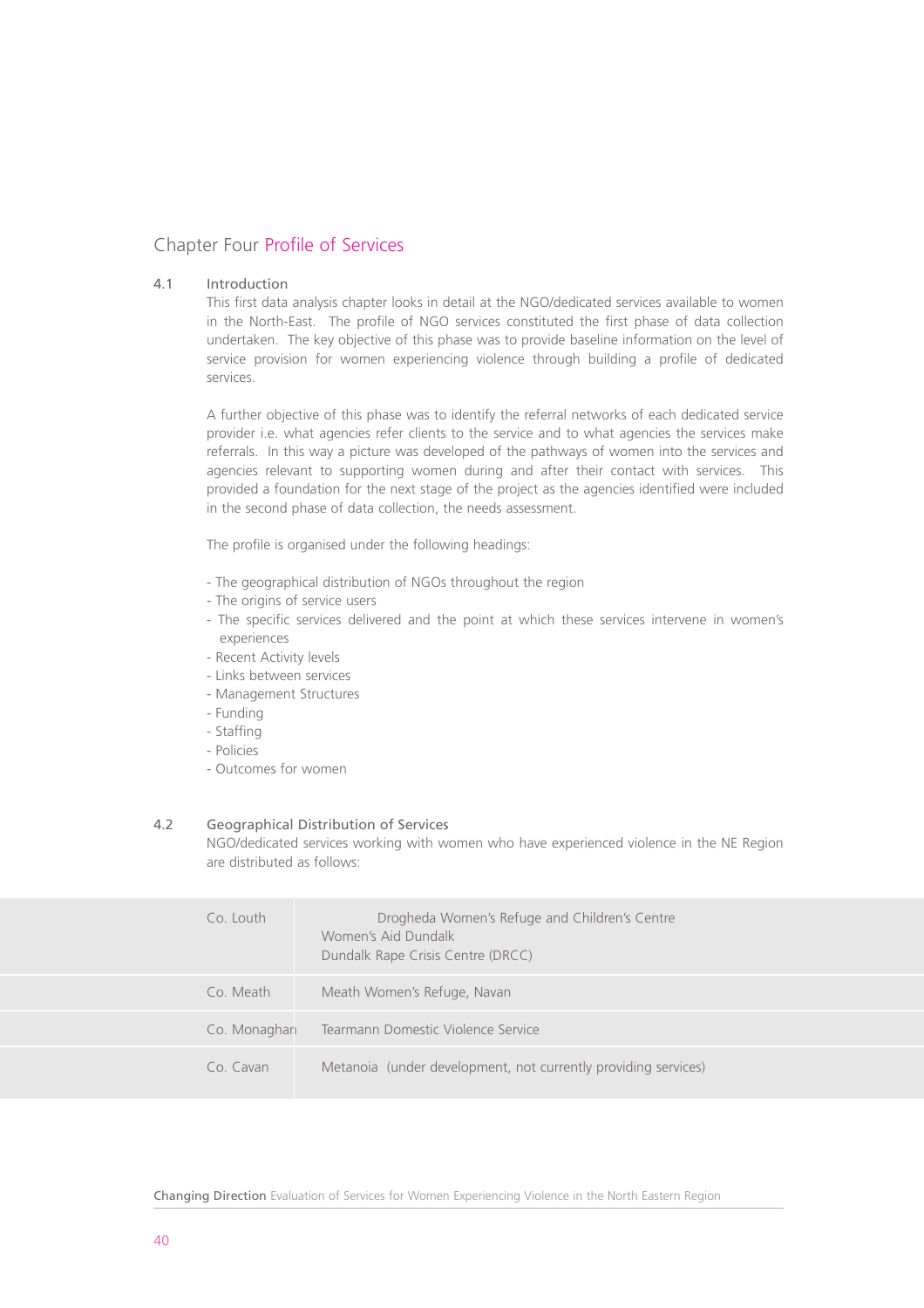## Chapter Four Profile of Services

### 4.1 Introduction

This first data analysis chapter looks in detail at the NGO/dedicated services available to women in the North-East. The profile of NGO services constituted the first phase of data collection undertaken. The key objective of this phase was to provide baseline information on the level of service provision for women experiencing violence through building a profile of dedicated services.

A further objective of this phase was to identify the referral networks of each dedicated service provider i.e. what agencies refer clients to the service and to what agencies the services make referrals. In this way a picture was developed of the pathways of women into the services and agencies relevant to supporting women during and after their contact with services. This provided a foundation for the next stage of the project as the agencies identified were included in the second phase of data collection, the needs assessment.

The profile is organised under the following headings:

- The geographical distribution of NGOs throughout the region
- The origins of service users
- The specific services delivered and the point at which these services intervene in women's experiences
- Recent Activity levels
- Links between services
- Management Structures
- Funding
- Staffing
- Policies
- Outcomes for women

### 4.2 Geographical Distribution of Services

NGO/dedicated services working with women who have experienced violence in the NE Region are distributed as follows:

| | |
|---|---|
| Co. Louth | Drogheda Women's Refuge and Children's Centre<br>Women's Aid Dundalk<br>Dundalk Rape Crisis Centre (DRCC) |
| Co. Meath | Meath Women's Refuge, Navan |
| Co. Monaghan | Tearmann Domestic Violence Service |
| Co. Cavan | Metanoia (under development, not currently providing services) |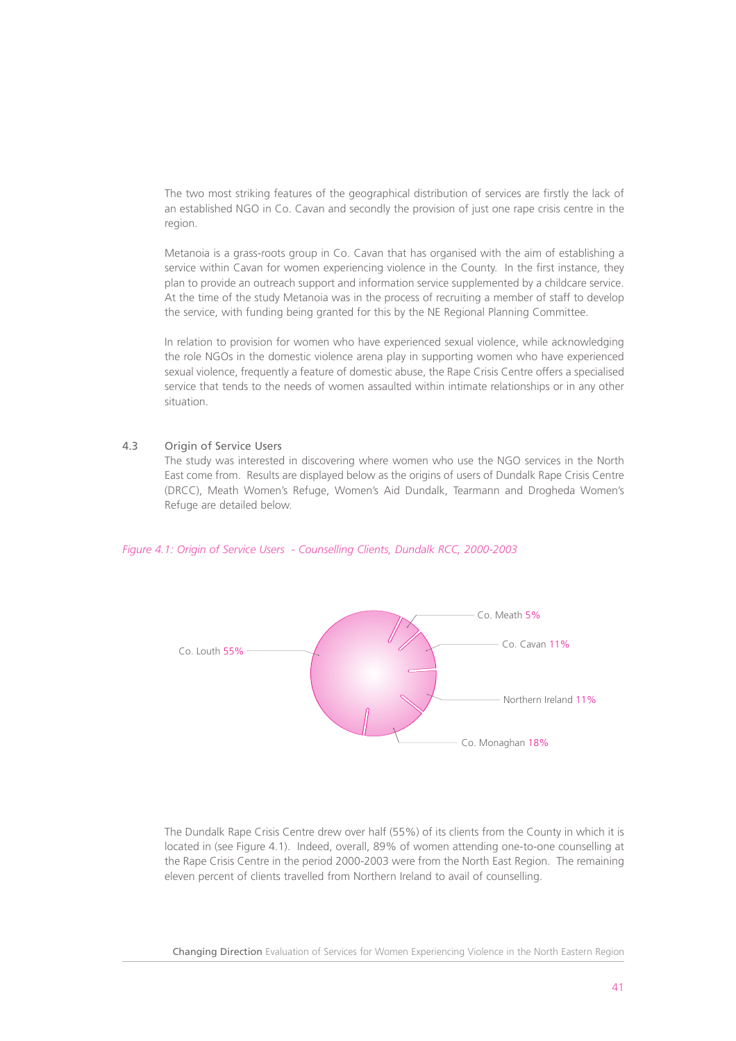The two most striking features of the geographical distribution of services are firstly the lack of an established NGO in Co. Cavan and secondly the provision of just one rape crisis centre in the region.

Metanoia is a grass-roots group in Co. Cavan that has organised with the aim of establishing a service within Cavan for women experiencing violence in the County. In the first instance, they plan to provide an outreach support and information service supplemented by a childcare service. At the time of the study Metanoia was in the process of recruiting a member of staff to develop the service, with funding being granted for this by the NE Regional Planning Committee.

In relation to provision for women who have experienced sexual violence, while acknowledging the role NGOs in the domestic violence arena play in supporting women who have experienced sexual violence, frequently a feature of domestic abuse, the Rape Crisis Centre offers a specialised service that tends to the needs of women assaulted within intimate relationships or in any other situation.

## 4.3 Origin of Service Users

The study was interested in discovering where women who use the NGO services in the North East come from. Results are displayed below as the origins of users of Dundalk Rape Crisis Centre (DRCC), Meath Women's Refuge, Women's Aid Dundalk, Tearmann and Drogheda Women's Refuge are detailed below.

*Figure 4.1: Origin of Service Users - Counselling Clients, Dundalk RCC, 2000-2003*

| Origin | % |
|---|---|
| Co. Louth | 55% |
| Co. Meath | 5% |
| Co. Cavan | 11% |
| Northern Ireland | 11% |
| Co. Monaghan | 18% |

The Dundalk Rape Crisis Centre drew over half (55%) of its clients from the County in which it is located in (see Figure 4.1). Indeed, overall, 89% of women attending one-to-one counselling at the Rape Crisis Centre in the period 2000-2003 were from the North East Region. The remaining eleven percent of clients travelled from Northern Ireland to avail of counselling.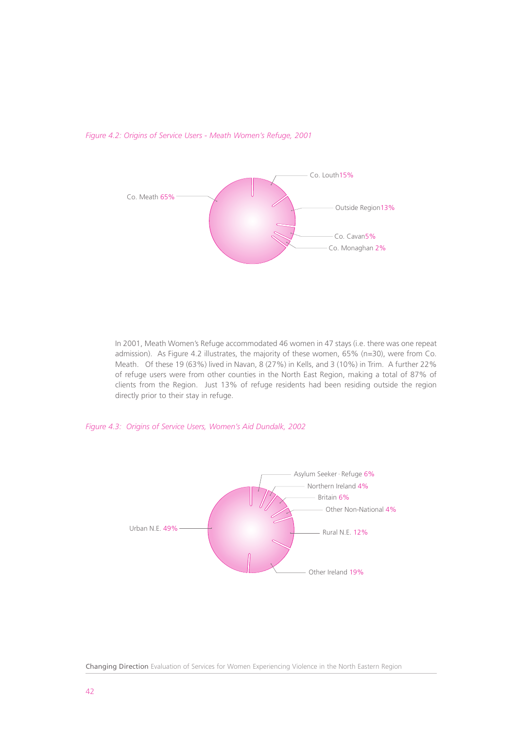*Figure 4.2: Origins of Service Users - Meath Women's Refuge, 2001*

| Origin | % |
|---|---|
| Co. Meath | 65% |
| Co. Louth | 15% |
| Outside Region | 13% |
| Co. Cavan | 5% |
| Co. Monaghan | 2% |

In 2001, Meath Women's Refuge accommodated 46 women in 47 stays (i.e. there was one repeat admission). As Figure 4.2 illustrates, the majority of these women, 65% (n=30), were from Co. Meath. Of these 19 (63%) lived in Navan, 8 (27%) in Kells, and 3 (10%) in Trim. A further 22% of refuge users were from other counties in the North East Region, making a total of 87% of clients from the Region. Just 13% of refuge residents had been residing outside the region directly prior to their stay in refuge.

*Figure 4.3: Origins of Service Users, Women's Aid Dundalk, 2002*

| Origin | % |
|---|---|
| Urban N.E. | 49% |
| Asylum Seeker · Refuge | 6% |
| Northern Ireland | 4% |
| Britain | 6% |
| Other Non-National | 4% |
| Rural N.E. | 12% |
| Other Ireland | 19% |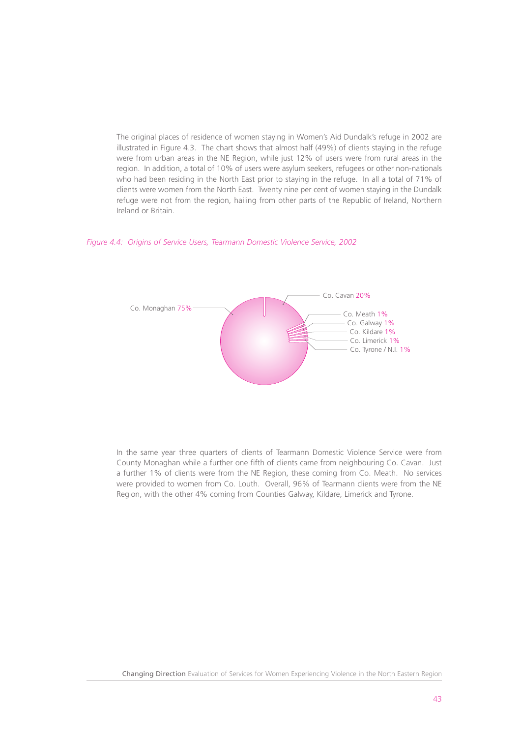The original places of residence of women staying in Women's Aid Dundalk's refuge in 2002 are illustrated in Figure 4.3. The chart shows that almost half (49%) of clients staying in the refuge were from urban areas in the NE Region, while just 12% of users were from rural areas in the region. In addition, a total of 10% of users were asylum seekers, refugees or other non-nationals who had been residing in the North East prior to staying in the refuge. In all a total of 71% of clients were women from the North East. Twenty nine per cent of women staying in the Dundalk refuge were not from the region, hailing from other parts of the Republic of Ireland, Northern Ireland or Britain.

*Figure 4.4: Origins of Service Users, Tearmann Domestic Violence Service, 2002*

| Origin | % |
|---|---|
| Co. Monaghan | 75% |
| Co. Cavan | 20% |
| Co. Meath | 1% |
| Co. Galway | 1% |
| Co. Kildare | 1% |
| Co. Limerick | 1% |
| Co. Tyrone / N.I. | 1% |

In the same year three quarters of clients of Tearmann Domestic Violence Service were from County Monaghan while a further one fifth of clients came from neighbouring Co. Cavan. Just a further 1% of clients were from the NE Region, these coming from Co. Meath. No services were provided to women from Co. Louth. Overall, 96% of Tearmann clients were from the NE Region, with the other 4% coming from Counties Galway, Kildare, Limerick and Tyrone.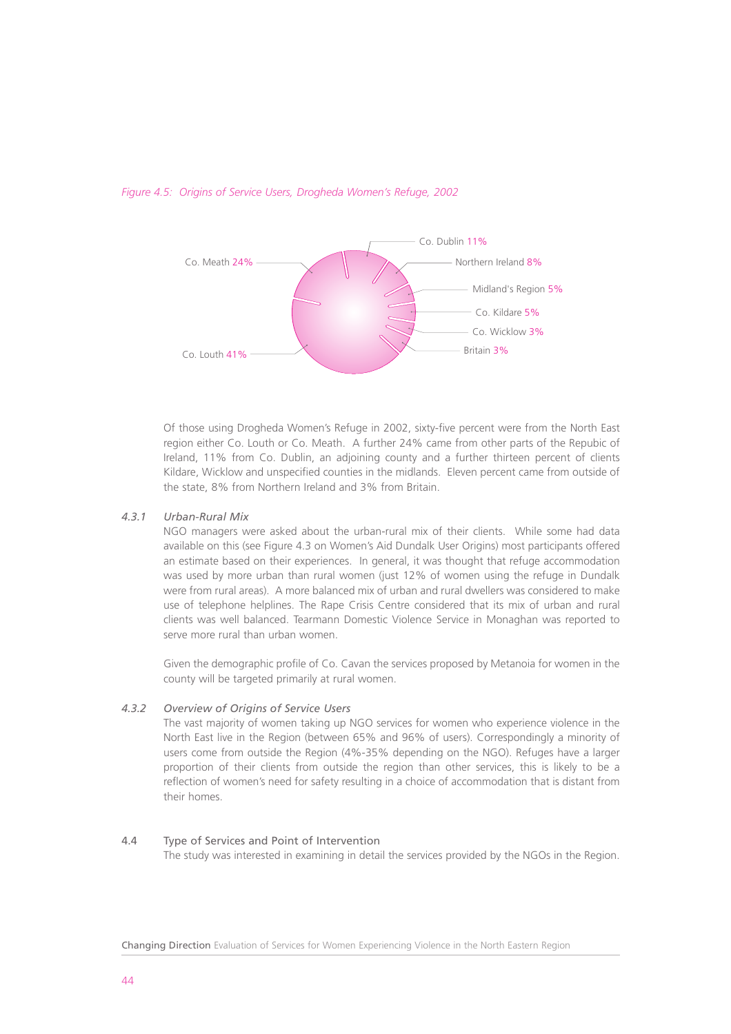*Figure 4.5: Origins of Service Users, Drogheda Women's Refuge, 2002*

| Origin | % |
|---|---|
| Co. Louth | 41% |
| Co. Meath | 24% |
| Co. Dublin | 11% |
| Northern Ireland | 8% |
| Midland's Region | 5% |
| Co. Kildare | 5% |
| Co. Wicklow | 3% |
| Britain | 3% |

Of those using Drogheda Women's Refuge in 2002, sixty-five percent were from the North East region either Co. Louth or Co. Meath. A further 24% came from other parts of the Repubic of Ireland, 11% from Co. Dublin, an adjoining county and a further thirteen percent of clients Kildare, Wicklow and unspecified counties in the midlands. Eleven percent came from outside of the state, 8% from Northern Ireland and 3% from Britain.

### 4.3.1 *Urban-Rural Mix*

NGO managers were asked about the urban-rural mix of their clients. While some had data available on this (see Figure 4.3 on Women's Aid Dundalk User Origins) most participants offered an estimate based on their experiences. In general, it was thought that refuge accommodation was used by more urban than rural women (just 12% of women using the refuge in Dundalk were from rural areas). A more balanced mix of urban and rural dwellers was considered to make use of telephone helplines. The Rape Crisis Centre considered that its mix of urban and rural clients was well balanced. Tearmann Domestic Violence Service in Monaghan was reported to serve more rural than urban women.

Given the demographic profile of Co. Cavan the services proposed by Metanoia for women in the county will be targeted primarily at rural women.

### 4.3.2 *Overview of Origins of Service Users*

The vast majority of women taking up NGO services for women who experience violence in the North East live in the Region (between 65% and 96% of users). Correspondingly a minority of users come from outside the Region (4%-35% depending on the NGO). Refuges have a larger proportion of their clients from outside the region than other services, this is likely to be a reflection of women's need for safety resulting in a choice of accommodation that is distant from their homes.

## 4.4 Type of Services and Point of Intervention

The study was interested in examining in detail the services provided by the NGOs in the Region.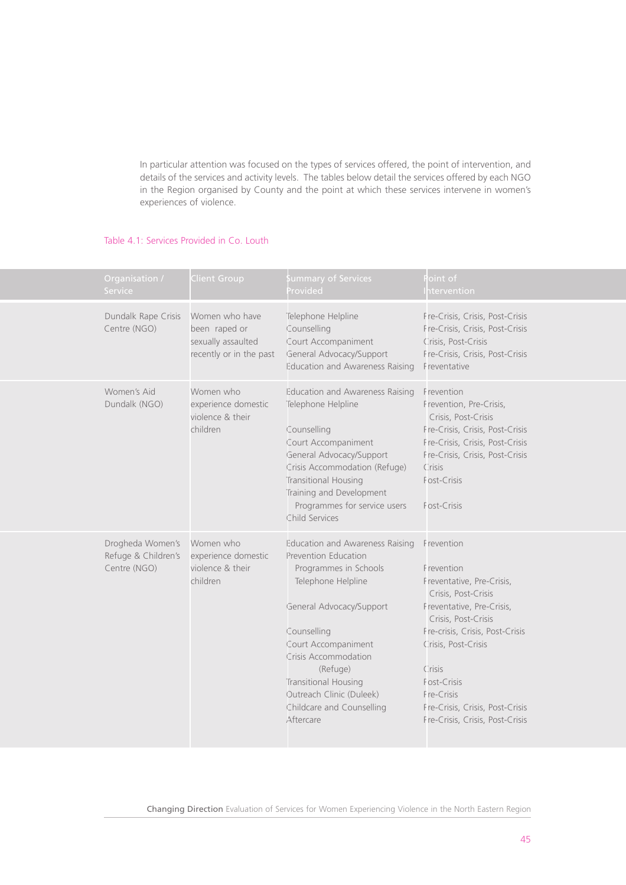In particular attention was focused on the types of services offered, the point of intervention, and details of the services and activity levels. The tables below detail the services offered by each NGO in the Region organised by County and the point at which these services intervene in women's experiences of violence.

Table 4.1: Services Provided in Co. Louth

| Organisation / Service | Client Group | Summary of Services Provided | Point of Intervention |
|---|---|---|---|
| Dundalk Rape Crisis Centre (NGO) | Women who have been raped or sexually assaulted recently or in the past | Telephone Helpline<br>Counselling<br>Court Accompaniment<br>General Advocacy/Support<br>Education and Awareness Raising | Pre-Crisis, Crisis, Post-Crisis<br>Pre-Crisis, Crisis, Post-Crisis<br>Crisis, Post-Crisis<br>Pre-Crisis, Crisis, Post-Crisis<br>Preventative |
| Women's Aid Dundalk (NGO) | Women who experience domestic violence & their children | Education and Awareness Raising<br>Telephone Helpline<br>Counselling<br>Court Accompaniment<br>General Advocacy/Support<br>Crisis Accommodation (Refuge)<br>Transitional Housing<br>Training and Development Programmes for service users<br>Child Services | Prevention<br>Prevention, Pre-Crisis, Crisis, Post-Crisis<br>Pre-Crisis, Crisis, Post-Crisis<br>Pre-Crisis, Crisis, Post-Crisis<br>Pre-Crisis, Crisis, Post-Crisis<br>Crisis<br>Post-Crisis<br>Post-Crisis |
| Drogheda Women's Refuge & Children's Centre (NGO) | Women who experience domestic violence & their children | Education and Awareness Raising<br>Prevention Education Programmes in Schools<br>Telephone Helpline<br>General Advocacy/Support<br>Counselling<br>Court Accompaniment<br>Crisis Accommodation (Refuge)<br>Transitional Housing<br>Outreach Clinic (Duleek)<br>Childcare and Counselling<br>Aftercare | Prevention<br>Prevention<br>Preventative, Pre-Crisis, Crisis, Post-Crisis<br>Preventative, Pre-Crisis, Crisis, Post-Crisis<br>Pre-crisis, Crisis, Post-Crisis<br>Crisis, Post-Crisis<br>Crisis<br>Post-Crisis<br>Pre-Crisis<br>Pre-Crisis, Crisis, Post-Crisis<br>Pre-Crisis, Crisis, Post-Crisis |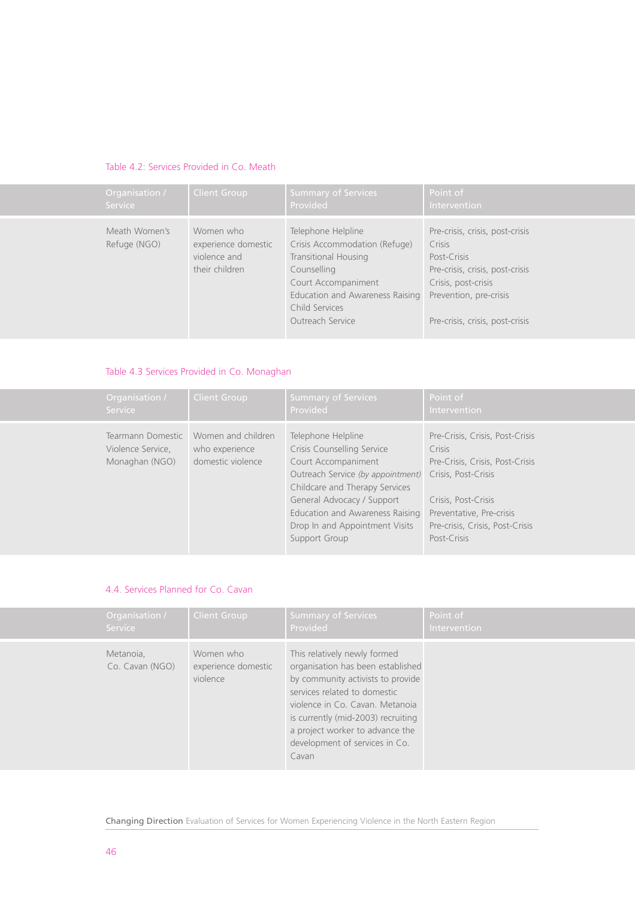Table 4.2: Services Provided in Co. Meath

| Organisation / Service | Client Group | Summary of Services Provided | Point of Intervention |
|---|---|---|---|
| Meath Women's Refuge (NGO) | Women who experience domestic violence and their children | Telephone Helpline<br>Crisis Accommodation (Refuge)<br>Transitional Housing<br>Counselling<br>Court Accompaniment<br>Education and Awareness Raising<br>Child Services<br>Outreach Service | Pre-crisis, crisis, post-crisis<br>Crisis<br>Post-Crisis<br>Pre-crisis, crisis, post-crisis<br>Crisis, post-crisis<br>Prevention, pre-crisis<br><br>Pre-crisis, crisis, post-crisis |

Table 4.3 Services Provided in Co. Monaghan

| Organisation / Service | Client Group | Summary of Services Provided | Point of Intervention |
|---|---|---|---|
| Tearmann Domestic Violence Service, Monaghan (NGO) | Women and children who experience domestic violence | Telephone Helpline<br>Crisis Counselling Service<br>Court Accompaniment<br>Outreach Service *(by appointment)*<br>Childcare and Therapy Services<br>General Advocacy / Support<br>Education and Awareness Raising<br>Drop In and Appointment Visits<br>Support Group | Pre-Crisis, Crisis, Post-Crisis<br>Crisis<br>Pre-Crisis, Crisis, Post-Crisis<br>Crisis, Post-Crisis<br><br>Crisis, Post-Crisis<br>Preventative, Pre-crisis<br>Pre-crisis, Crisis, Post-Crisis<br>Post-Crisis |

4.4. Services Planned for Co. Cavan

| Organisation / Service | Client Group | Summary of Services Provided | Point of Intervention |
|---|---|---|---|
| Metanoia, Co. Cavan (NGO) | Women who experience domestic violence | This relatively newly formed organisation has been established by community activists to provide services related to domestic violence in Co. Cavan. Metanoia is currently (mid-2003) recruiting a project worker to advance the development of services in Co. Cavan | |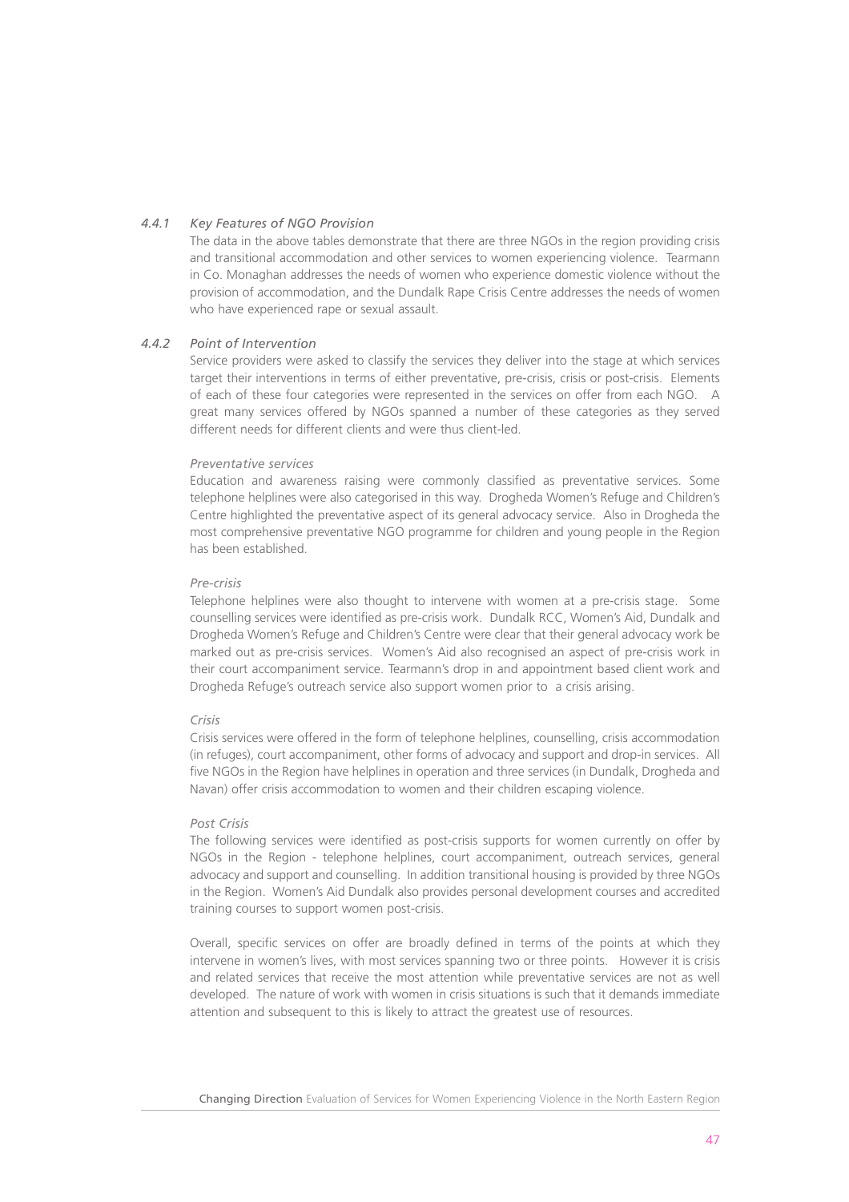### *4.4.1 Key Features of NGO Provision*

The data in the above tables demonstrate that there are three NGOs in the region providing crisis and transitional accommodation and other services to women experiencing violence. Tearmann in Co. Monaghan addresses the needs of women who experience domestic violence without the provision of accommodation, and the Dundalk Rape Crisis Centre addresses the needs of women who have experienced rape or sexual assault.

### *4.4.2 Point of Intervention*

Service providers were asked to classify the services they deliver into the stage at which services target their interventions in terms of either preventative, pre-crisis, crisis or post-crisis. Elements of each of these four categories were represented in the services on offer from each NGO. A great many services offered by NGOs spanned a number of these categories as they served different needs for different clients and were thus client-led.

*Preventative services*

Education and awareness raising were commonly classified as preventative services. Some telephone helplines were also categorised in this way. Drogheda Women's Refuge and Children's Centre highlighted the preventative aspect of its general advocacy service. Also in Drogheda the most comprehensive preventative NGO programme for children and young people in the Region has been established.

*Pre-crisis*

Telephone helplines were also thought to intervene with women at a pre-crisis stage. Some counselling services were identified as pre-crisis work. Dundalk RCC, Women's Aid, Dundalk and Drogheda Women's Refuge and Children's Centre were clear that their general advocacy work be marked out as pre-crisis services. Women's Aid also recognised an aspect of pre-crisis work in their court accompaniment service. Tearmann's drop in and appointment based client work and Drogheda Refuge's outreach service also support women prior to a crisis arising.

*Crisis*

Crisis services were offered in the form of telephone helplines, counselling, crisis accommodation (in refuges), court accompaniment, other forms of advocacy and support and drop-in services. All five NGOs in the Region have helplines in operation and three services (in Dundalk, Drogheda and Navan) offer crisis accommodation to women and their children escaping violence.

*Post Crisis*

The following services were identified as post-crisis supports for women currently on offer by NGOs in the Region - telephone helplines, court accompaniment, outreach services, general advocacy and support and counselling. In addition transitional housing is provided by three NGOs in the Region. Women's Aid Dundalk also provides personal development courses and accredited training courses to support women post-crisis.

Overall, specific services on offer are broadly defined in terms of the points at which they intervene in women's lives, with most services spanning two or three points. However it is crisis and related services that receive the most attention while preventative services are not as well developed. The nature of work with women in crisis situations is such that it demands immediate attention and subsequent to this is likely to attract the greatest use of resources.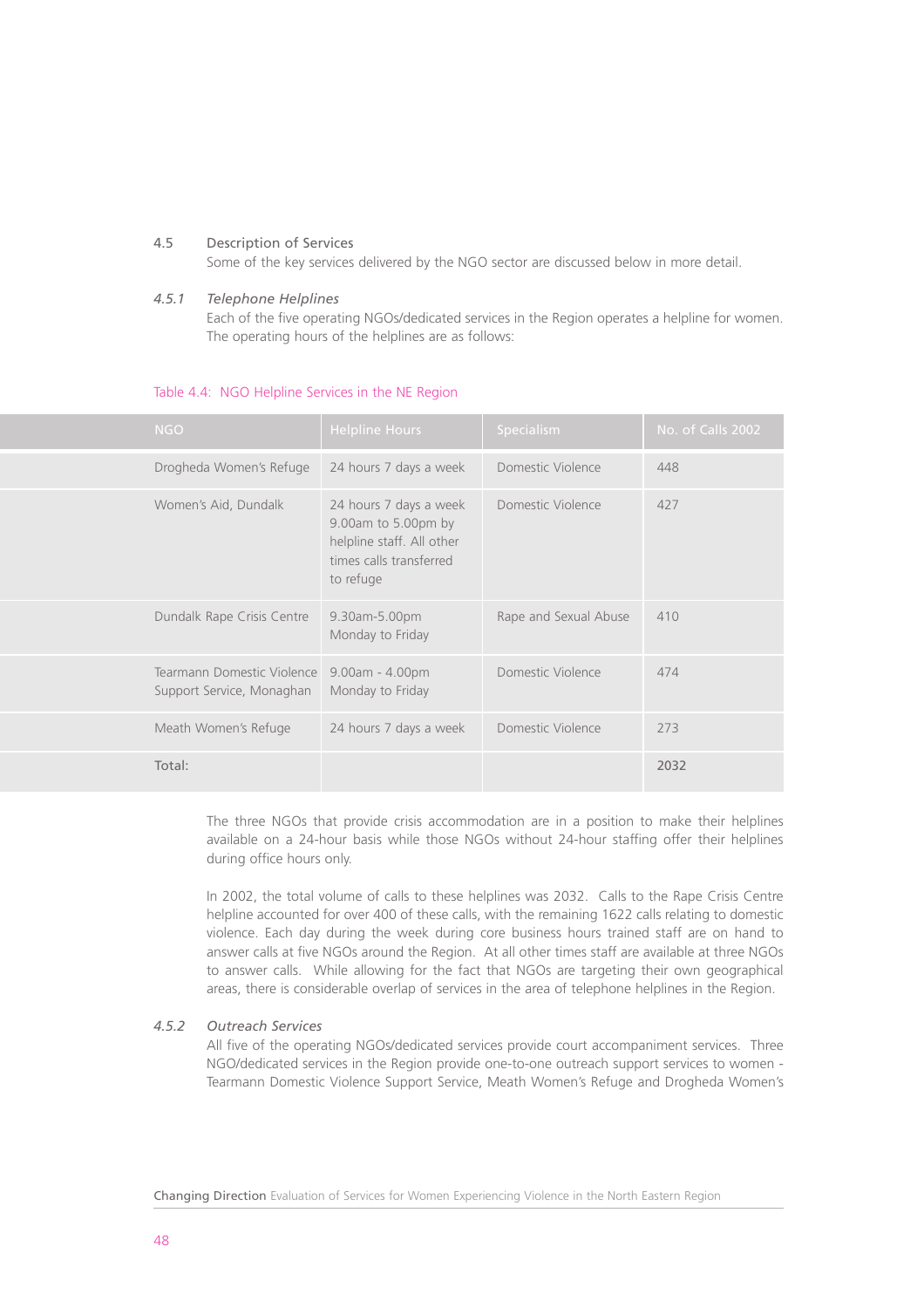## 4.5 Description of Services

Some of the key services delivered by the NGO sector are discussed below in more detail.

### *4.5.1 Telephone Helplines*

Each of the five operating NGOs/dedicated services in the Region operates a helpline for women. The operating hours of the helplines are as follows:

Table 4.4: NGO Helpline Services in the NE Region

| NGO | Helpline Hours | Specialism | No. of Calls 2002 |
|---|---|---|---|
| Drogheda Women's Refuge | 24 hours 7 days a week | Domestic Violence | 448 |
| Women's Aid, Dundalk | 24 hours 7 days a week 9.00am to 5.00pm by helpline staff. All other times calls transferred to refuge | Domestic Violence | 427 |
| Dundalk Rape Crisis Centre | 9.30am-5.00pm Monday to Friday | Rape and Sexual Abuse | 410 |
| Tearmann Domestic Violence Support Service, Monaghan | 9.00am - 4.00pm Monday to Friday | Domestic Violence | 474 |
| Meath Women's Refuge | 24 hours 7 days a week | Domestic Violence | 273 |
| Total: | | | 2032 |

The three NGOs that provide crisis accommodation are in a position to make their helplines available on a 24-hour basis while those NGOs without 24-hour staffing offer their helplines during office hours only.

In 2002, the total volume of calls to these helplines was 2032. Calls to the Rape Crisis Centre helpline accounted for over 400 of these calls, with the remaining 1622 calls relating to domestic violence. Each day during the week during core business hours trained staff are on hand to answer calls at five NGOs around the Region. At all other times staff are available at three NGOs to answer calls. While allowing for the fact that NGOs are targeting their own geographical areas, there is considerable overlap of services in the area of telephone helplines in the Region.

### *4.5.2 Outreach Services*

All five of the operating NGOs/dedicated services provide court accompaniment services. Three NGO/dedicated services in the Region provide one-to-one outreach support services to women - Tearmann Domestic Violence Support Service, Meath Women's Refuge and Drogheda Women's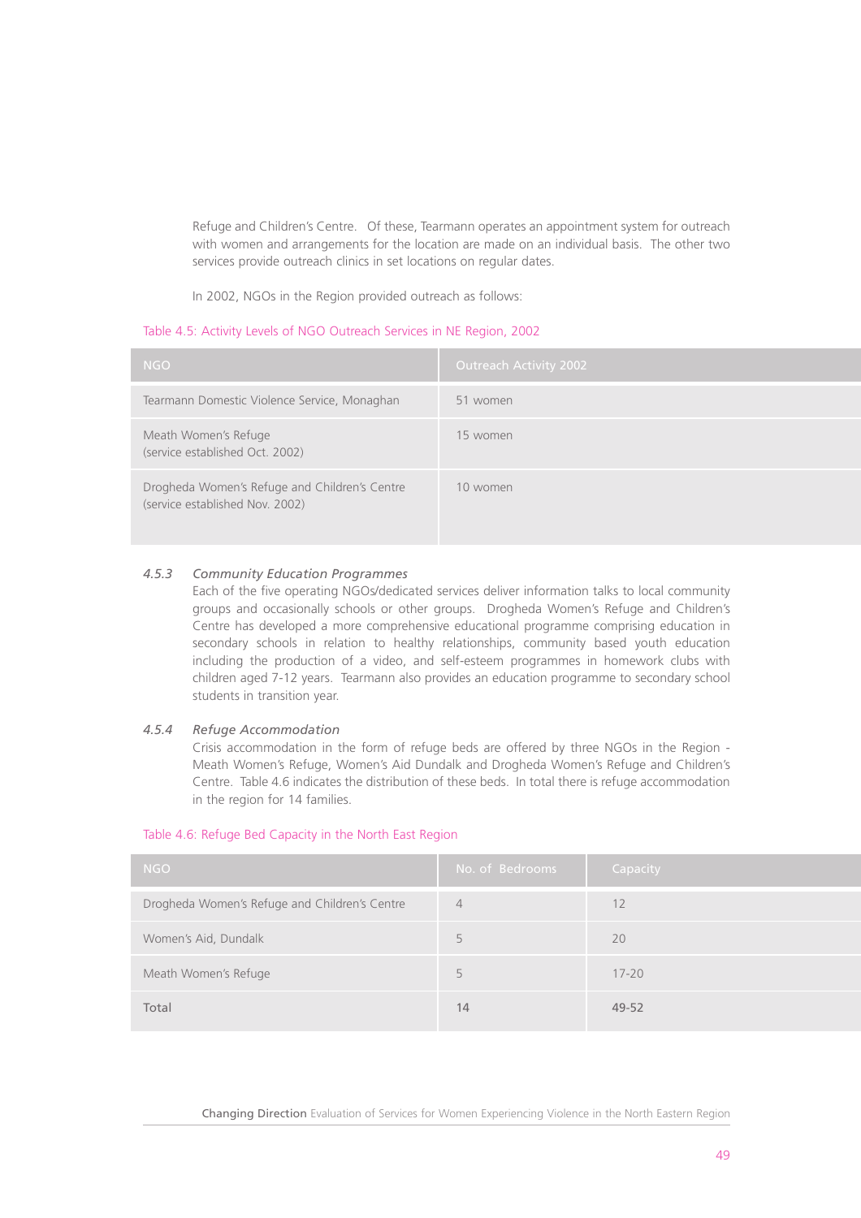Refuge and Children's Centre. Of these, Tearmann operates an appointment system for outreach with women and arrangements for the location are made on an individual basis. The other two services provide outreach clinics in set locations on regular dates.

In 2002, NGOs in the Region provided outreach as follows:

Table 4.5: Activity Levels of NGO Outreach Services in NE Region, 2002

| NGO | Outreach Activity 2002 |
|---|---|
| Tearmann Domestic Violence Service, Monaghan | 51 women |
| Meath Women's Refuge (service established Oct. 2002) | 15 women |
| Drogheda Women's Refuge and Children's Centre (service established Nov. 2002) | 10 women |

### 4.5.3 *Community Education Programmes*

Each of the five operating NGOs/dedicated services deliver information talks to local community groups and occasionally schools or other groups. Drogheda Women's Refuge and Children's Centre has developed a more comprehensive educational programme comprising education in secondary schools in relation to healthy relationships, community based youth education including the production of a video, and self-esteem programmes in homework clubs with children aged 7-12 years. Tearmann also provides an education programme to secondary school students in transition year.

### 4.5.4 *Refuge Accommodation*

Crisis accommodation in the form of refuge beds are offered by three NGOs in the Region - Meath Women's Refuge, Women's Aid Dundalk and Drogheda Women's Refuge and Children's Centre. Table 4.6 indicates the distribution of these beds. In total there is refuge accommodation in the region for 14 families.

Table 4.6: Refuge Bed Capacity in the North East Region

| NGO | No. of Bedrooms | Capacity |
|---|---|---|
| Drogheda Women's Refuge and Children's Centre | 4 | 12 |
| Women's Aid, Dundalk | 5 | 20 |
| Meath Women's Refuge | 5 | 17-20 |
| Total | 14 | 49-52 |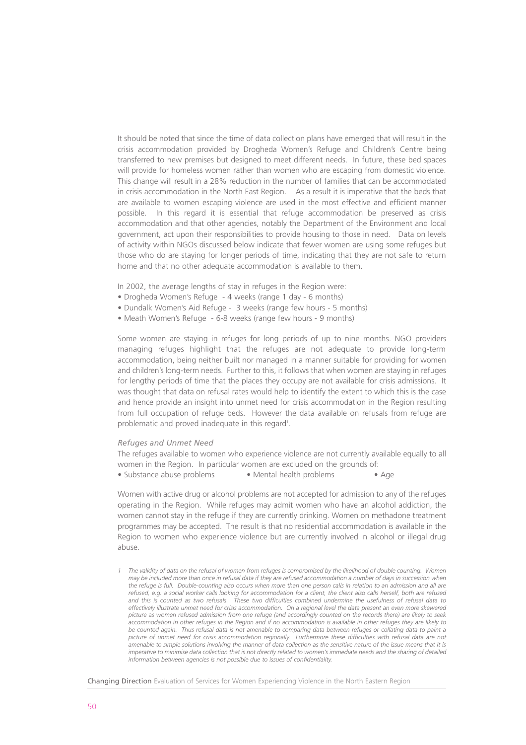It should be noted that since the time of data collection plans have emerged that will result in the crisis accommodation provided by Drogheda Women's Refuge and Children's Centre being transferred to new premises but designed to meet different needs. In future, these bed spaces will provide for homeless women rather than women who are escaping from domestic violence. This change will result in a 28% reduction in the number of families that can be accommodated in crisis accommodation in the North East Region. As a result it is imperative that the beds that are available to women escaping violence are used in the most effective and efficient manner possible. In this regard it is essential that refuge accommodation be preserved as crisis accommodation and that other agencies, notably the Department of the Environment and local government, act upon their responsibilities to provide housing to those in need. Data on levels of activity within NGOs discussed below indicate that fewer women are using some refuges but those who do are staying for longer periods of time, indicating that they are not safe to return home and that no other adequate accommodation is available to them.

In 2002, the average lengths of stay in refuges in the Region were:

- Drogheda Women's Refuge - 4 weeks (range 1 day - 6 months)
- Dundalk Women's Aid Refuge - 3 weeks (range few hours - 5 months)
- Meath Women's Refuge - 6-8 weeks (range few hours - 9 months)

Some women are staying in refuges for long periods of up to nine months. NGO providers managing refuges highlight that the refuges are not adequate to provide long-term accommodation, being neither built nor managed in a manner suitable for providing for women and children's long-term needs. Further to this, it follows that when women are staying in refuges for lengthy periods of time that the places they occupy are not available for crisis admissions. It was thought that data on refusal rates would help to identify the extent to which this is the case and hence provide an insight into unmet need for crisis accommodation in the Region resulting from full occupation of refuge beds. However the data available on refusals from refuge are problematic and proved inadequate in this regard[1].

*Refuges and Unmet Need*

The refuges available to women who experience violence are not currently available equally to all women in the Region. In particular women are excluded on the grounds of:

- Substance abuse problems
- Mental health problems
- Age

Women with active drug or alcohol problems are not accepted for admission to any of the refuges operating in the Region. While refuges may admit women who have an alcohol addiction, the women cannot stay in the refuge if they are currently drinking. Women on methadone treatment programmes may be accepted. The result is that no residential accommodation is available in the Region to women who experience violence but are currently involved in alcohol or illegal drug abuse.

*1 The validity of data on the refusal of women from refuges is compromised by the likelihood of double counting. Women may be included more than once in refusal data if they are refused accommodation a number of days in succession when the refuge is full. Double-counting also occurs when more than one person calls in relation to an admission and all are refused, e.g. a social worker calls looking for accommodation for a client, the client also calls herself, both are refused and this is counted as two refusals. These two difficulties combined undermine the usefulness of refusal data to effectively illustrate unmet need for crisis accommodation. On a regional level the data present an even more skewered picture as women refused admission from one refuge (and accordingly counted on the records there) are likely to seek accommodation in other refuges in the Region and if no accommodation is available in other refuges they are likely to be counted again. Thus refusal data is not amenable to comparing data between refuges or collating data to paint a picture of unmet need for crisis accommodation regionally. Furthermore these difficulties with refusal data are not amenable to simple solutions involving the manner of data collection as the sensitive nature of the issue means that it is imperative to minimise data collection that is not directly related to women's immediate needs and the sharing of detailed information between agencies is not possible due to issues of confidentiality.*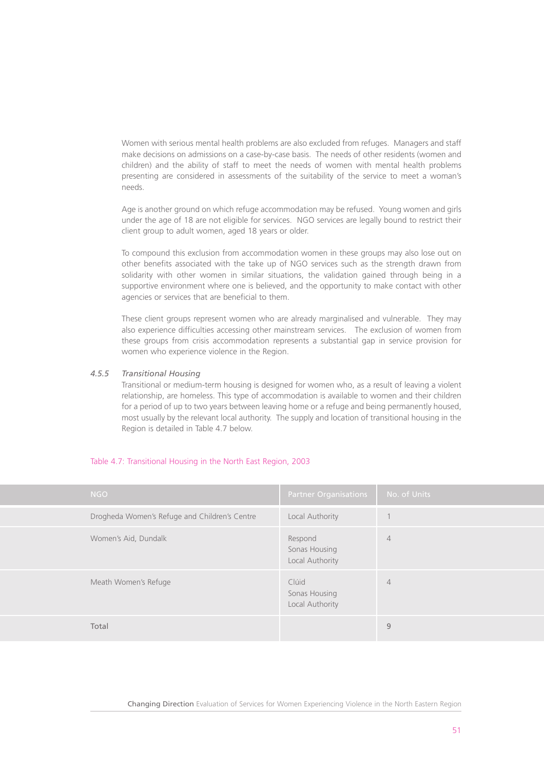Women with serious mental health problems are also excluded from refuges. Managers and staff make decisions on admissions on a case-by-case basis. The needs of other residents (women and children) and the ability of staff to meet the needs of women with mental health problems presenting are considered in assessments of the suitability of the service to meet a woman's needs.

Age is another ground on which refuge accommodation may be refused. Young women and girls under the age of 18 are not eligible for services. NGO services are legally bound to restrict their client group to adult women, aged 18 years or older.

To compound this exclusion from accommodation women in these groups may also lose out on other benefits associated with the take up of NGO services such as the strength drawn from solidarity with other women in similar situations, the validation gained through being in a supportive environment where one is believed, and the opportunity to make contact with other agencies or services that are beneficial to them.

These client groups represent women who are already marginalised and vulnerable. They may also experience difficulties accessing other mainstream services. The exclusion of women from these groups from crisis accommodation represents a substantial gap in service provision for women who experience violence in the Region.

### 4.5.5 *Transitional Housing*

Transitional or medium-term housing is designed for women who, as a result of leaving a violent relationship, are homeless. This type of accommodation is available to women and their children for a period of up to two years between leaving home or a refuge and being permanently housed, most usually by the relevant local authority. The supply and location of transitional housing in the Region is detailed in Table 4.7 below.

Table 4.7: Transitional Housing in the North East Region, 2003

| NGO | Partner Organisations | No. of Units |
|---|---|---|
| Drogheda Women's Refuge and Children's Centre | Local Authority | 1 |
| Women's Aid, Dundalk | Respond<br>Sonas Housing<br>Local Authority | 4 |
| Meath Women's Refuge | Clúid<br>Sonas Housing<br>Local Authority | 4 |
| Total | | 9 |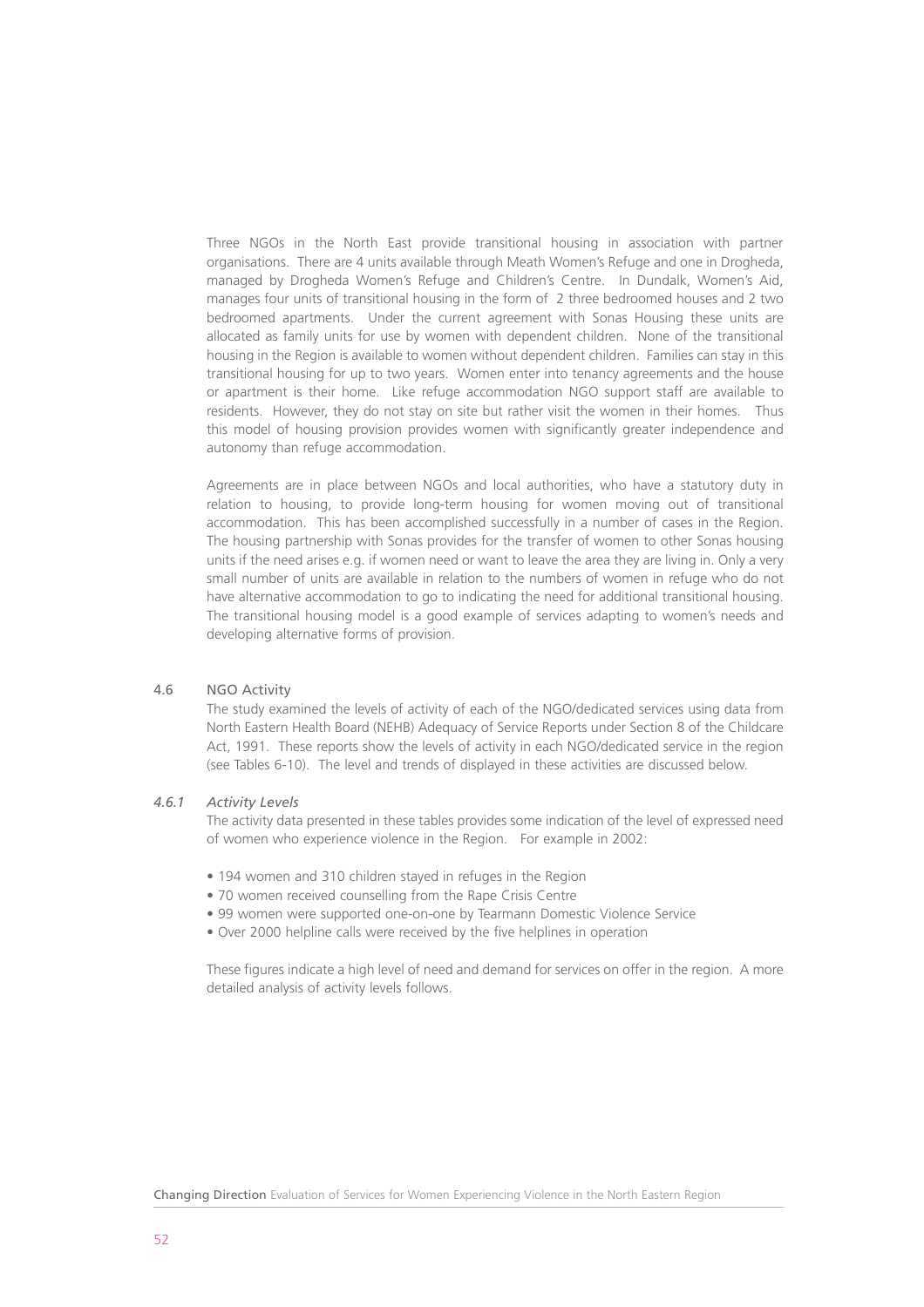Three NGOs in the North East provide transitional housing in association with partner organisations. There are 4 units available through Meath Women's Refuge and one in Drogheda, managed by Drogheda Women's Refuge and Children's Centre. In Dundalk, Women's Aid, manages four units of transitional housing in the form of 2 three bedroomed houses and 2 two bedroomed apartments. Under the current agreement with Sonas Housing these units are allocated as family units for use by women with dependent children. None of the transitional housing in the Region is available to women without dependent children. Families can stay in this transitional housing for up to two years. Women enter into tenancy agreements and the house or apartment is their home. Like refuge accommodation NGO support staff are available to residents. However, they do not stay on site but rather visit the women in their homes. Thus this model of housing provision provides women with significantly greater independence and autonomy than refuge accommodation.

Agreements are in place between NGOs and local authorities, who have a statutory duty in relation to housing, to provide long-term housing for women moving out of transitional accommodation. This has been accomplished successfully in a number of cases in the Region. The housing partnership with Sonas provides for the transfer of women to other Sonas housing units if the need arises e.g. if women need or want to leave the area they are living in. Only a very small number of units are available in relation to the numbers of women in refuge who do not have alternative accommodation to go to indicating the need for additional transitional housing. The transitional housing model is a good example of services adapting to women's needs and developing alternative forms of provision.

## 4.6 NGO Activity

The study examined the levels of activity of each of the NGO/dedicated services using data from North Eastern Health Board (NEHB) Adequacy of Service Reports under Section 8 of the Childcare Act, 1991. These reports show the levels of activity in each NGO/dedicated service in the region (see Tables 6-10). The level and trends of displayed in these activities are discussed below.

### *4.6.1 Activity Levels*

The activity data presented in these tables provides some indication of the level of expressed need of women who experience violence in the Region. For example in 2002:

- 194 women and 310 children stayed in refuges in the Region
- 70 women received counselling from the Rape Crisis Centre
- 99 women were supported one-on-one by Tearmann Domestic Violence Service
- Over 2000 helpline calls were received by the five helplines in operation

These figures indicate a high level of need and demand for services on offer in the region. A more detailed analysis of activity levels follows.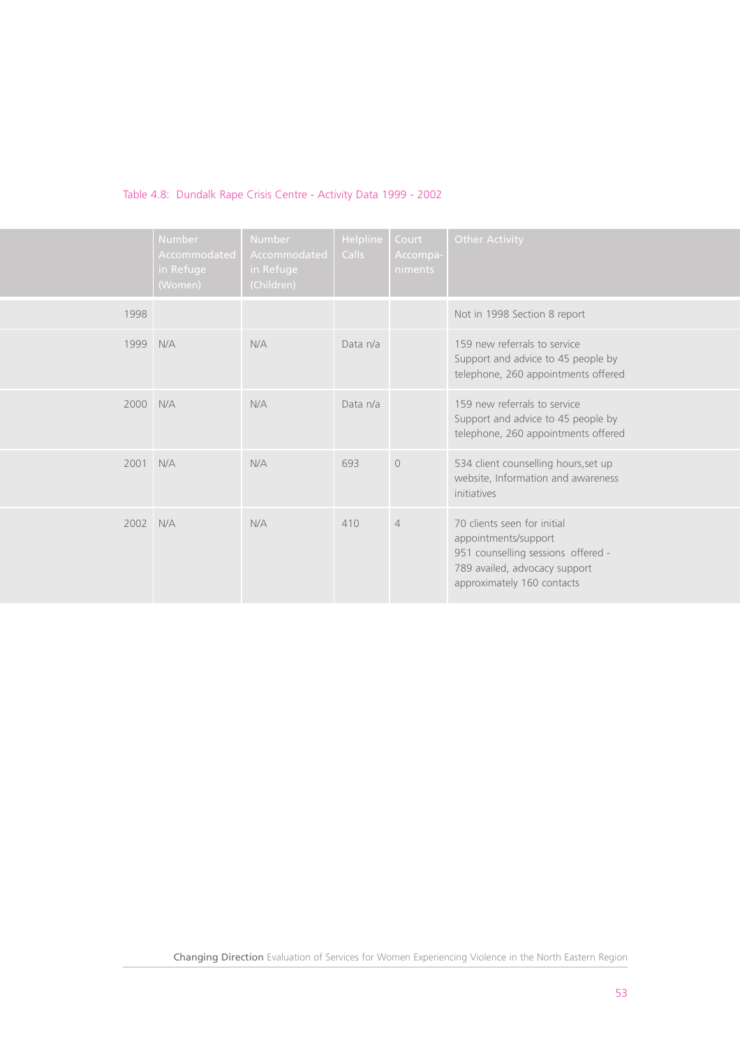Table 4.8: Dundalk Rape Crisis Centre - Activity Data 1999 - 2002

| | Number Accommodated in Refuge (Women) | Number Accommodated in Refuge (Children) | Helpline Calls | Court Accompa-niments | Other Activity |
|---|---|---|---|---|---|
| 1998 | | | | | Not in 1998 Section 8 report |
| 1999 | N/A | N/A | Data n/a | | 159 new referrals to service Support and advice to 45 people by telephone, 260 appointments offered |
| 2000 | N/A | N/A | Data n/a | | 159 new referrals to service Support and advice to 45 people by telephone, 260 appointments offered |
| 2001 | N/A | N/A | 693 | 0 | 534 client counselling hours,set up website, Information and awareness initiatives |
| 2002 | N/A | N/A | 410 | 4 | 70 clients seen for initial appointments/support 951 counselling sessions offered - 789 availed, advocacy support approximately 160 contacts |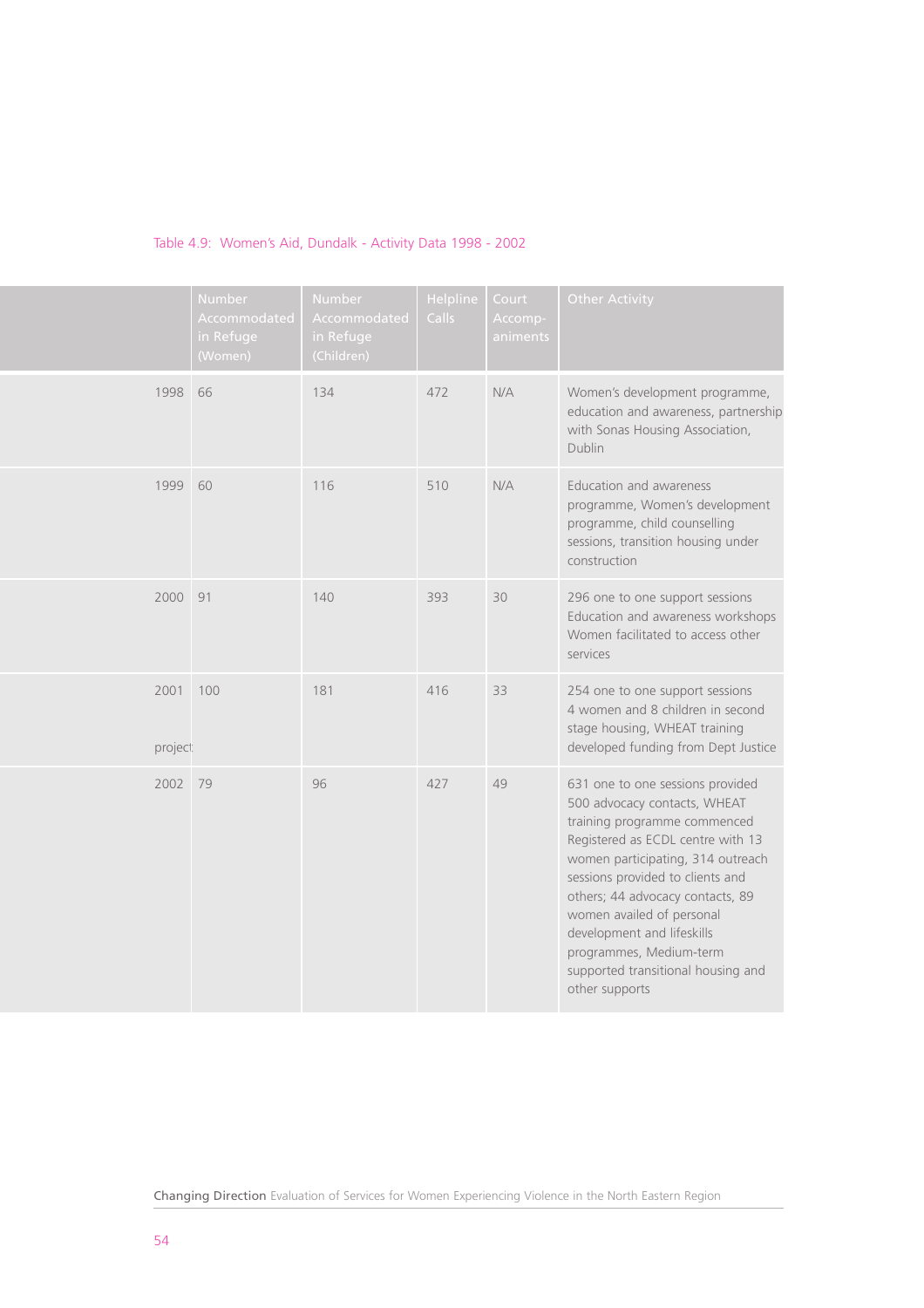Table 4.9: Women's Aid, Dundalk - Activity Data 1998 - 2002

| | Number Accommodated in Refuge (Women) | Number Accommodated in Refuge (Children) | Helpline Calls | Court Accomp-animents | Other Activity |
|---|---|---|---|---|---|
| 1998 | 66 | 134 | 472 | N/A | Women's development programme, education and awareness, partnership with Sonas Housing Association, Dublin |
| 1999 | 60 | 116 | 510 | N/A | Education and awareness programme, Women's development programme, child counselling sessions, transition housing under construction |
| 2000 | 91 | 140 | 393 | 30 | 296 one to one support sessions Education and awareness workshops Women facilitated to access other services |
| 2001 project | 100 | 181 | 416 | 33 | 254 one to one support sessions 4 women and 8 children in second stage housing, WHEAT training developed funding from Dept Justice |
| 2002 | 79 | 96 | 427 | 49 | 631 one to one sessions provided 500 advocacy contacts, WHEAT training programme commenced Registered as ECDL centre with 13 women participating, 314 outreach sessions provided to clients and others; 44 advocacy contacts, 89 women availed of personal development and lifeskills programmes, Medium-term supported transitional housing and other supports |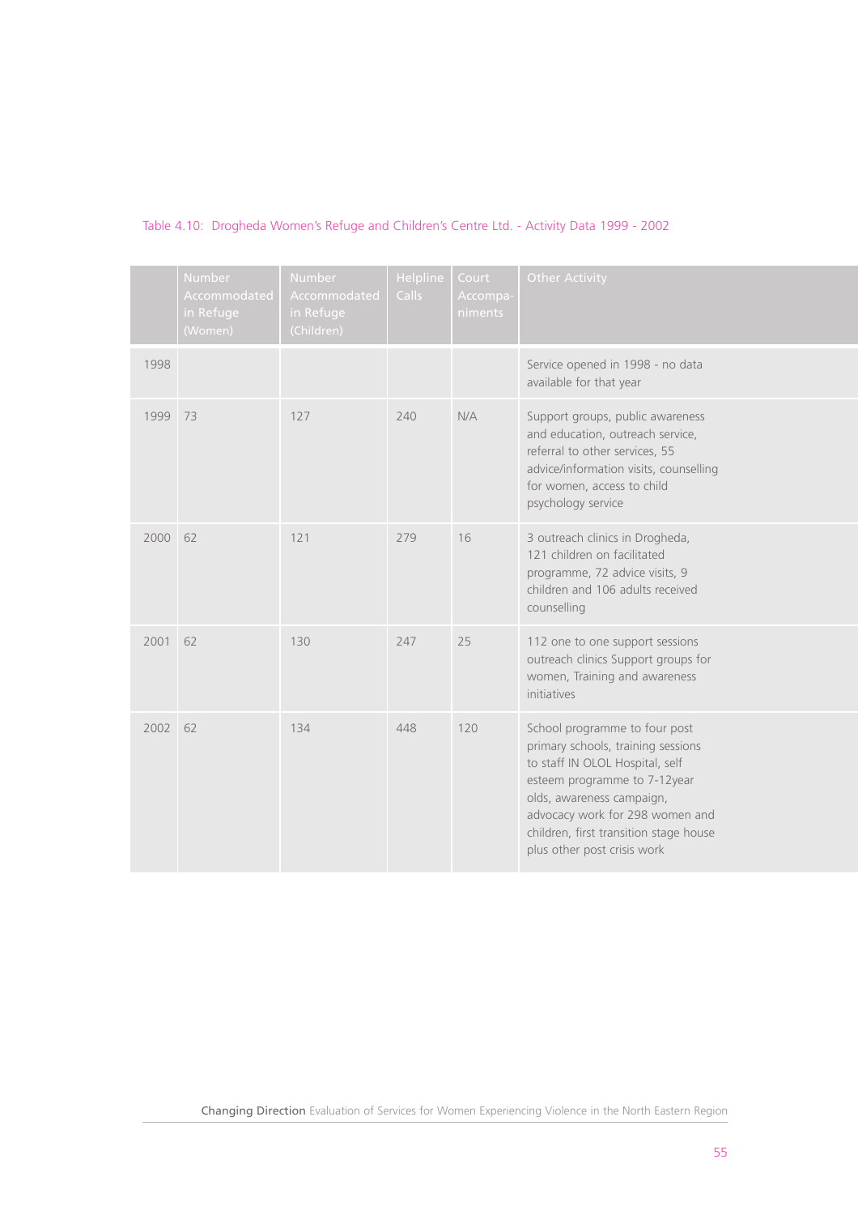Table 4.10: Drogheda Women's Refuge and Children's Centre Ltd. - Activity Data 1999 - 2002

| | Number Accommodated in Refuge (Women) | Number Accommodated in Refuge (Children) | Helpline Calls | Court Accompa-niments | Other Activity |
|---|---|---|---|---|---|
| 1998 | | | | | Service opened in 1998 - no data available for that year |
| 1999 | 73 | 127 | 240 | N/A | Support groups, public awareness and education, outreach service, referral to other services, 55 advice/information visits, counselling for women, access to child psychology service |
| 2000 | 62 | 121 | 279 | 16 | 3 outreach clinics in Drogheda, 121 children on facilitated programme, 72 advice visits, 9 children and 106 adults received counselling |
| 2001 | 62 | 130 | 247 | 25 | 112 one to one support sessions outreach clinics Support groups for women, Training and awareness initiatives |
| 2002 | 62 | 134 | 448 | 120 | School programme to four post primary schools, training sessions to staff IN OLOL Hospital, self esteem programme to 7-12year olds, awareness campaign, advocacy work for 298 women and children, first transition stage house plus other post crisis work |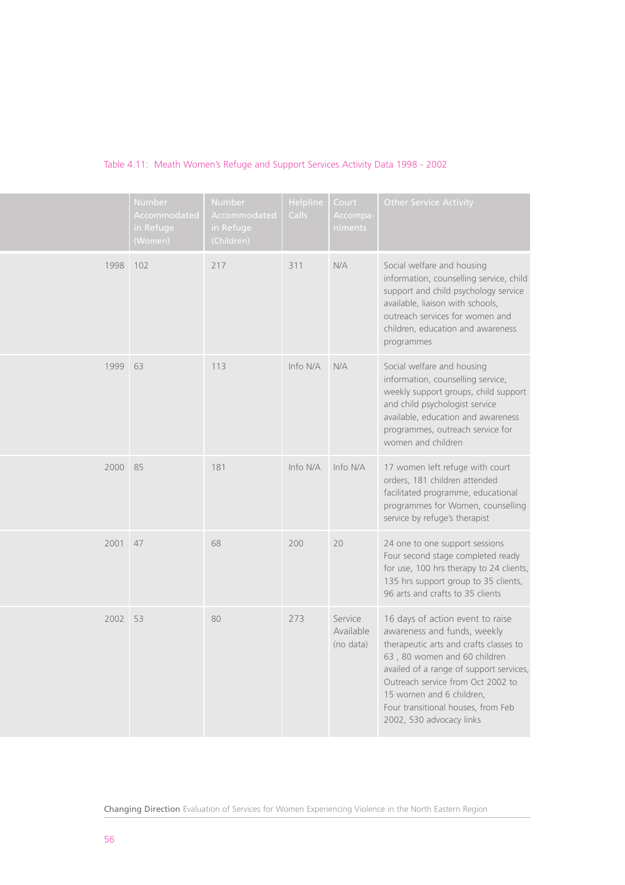Table 4.11: Meath Women's Refuge and Support Services Activity Data 1998 - 2002

| | Number Accommodated in Refuge (Women) | Number Accommodated in Refuge (Children) | Helpline Calls | Court Accompa-niments | Other Service Activity |
|---|---|---|---|---|---|
| 1998 | 102 | 217 | 311 | N/A | Social welfare and housing information, counselling service, child support and child psychology service available, liaison with schools, outreach services for women and children, education and awareness programmes |
| 1999 | 63 | 113 | Info N/A | N/A | Social welfare and housing information, counselling service, weekly support groups, child support and child psychologist service available, education and awareness programmes, outreach service for women and children |
| 2000 | 85 | 181 | Info N/A | Info N/A | 17 women left refuge with court orders, 181 children attended facilitated programme, educational programmes for Women, counselling service by refuge's therapist |
| 2001 | 47 | 68 | 200 | 20 | 24 one to one support sessions Four second stage completed ready for use, 100 hrs therapy to 24 clients, 135 hrs support group to 35 clients, 96 arts and crafts to 35 clients |
| 2002 | 53 | 80 | 273 | Service Available (no data) | 16 days of action event to raise awareness and funds, weekly therapeutic arts and crafts classes to 63 , 80 women and 60 children availed of a range of support services, Outreach service from Oct 2002 to 15 women and 6 children, Four transitional houses, from Feb 2002, 530 advocacy links |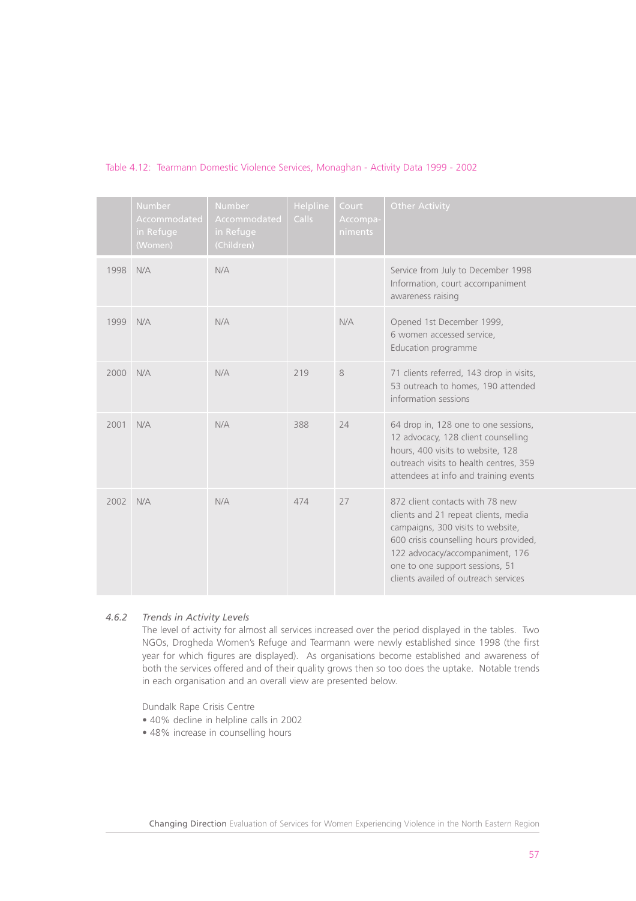Table 4.12: Tearmann Domestic Violence Services, Monaghan - Activity Data 1999 - 2002

| | Number Accommodated in Refuge (Women) | Number Accommodated in Refuge (Children) | Helpline Calls | Court Accompa-niments | Other Activity |
|---|---|---|---|---|---|
| 1998 | N/A | N/A | | | Service from July to December 1998 Information, court accompaniment awareness raising |
| 1999 | N/A | N/A | | N/A | Opened 1st December 1999, 6 women accessed service, Education programme |
| 2000 | N/A | N/A | 219 | 8 | 71 clients referred, 143 drop in visits, 53 outreach to homes, 190 attended information sessions |
| 2001 | N/A | N/A | 388 | 24 | 64 drop in, 128 one to one sessions, 12 advocacy, 128 client counselling hours, 400 visits to website, 128 outreach visits to health centres, 359 attendees at info and training events |
| 2002 | N/A | N/A | 474 | 27 | 872 client contacts with 78 new clients and 21 repeat clients, media campaigns, 300 visits to website, 600 crisis counselling hours provided, 122 advocacy/accompaniment, 176 one to one support sessions, 51 clients availed of outreach services |

### 4.6.2 *Trends in Activity Levels*

The level of activity for almost all services increased over the period displayed in the tables. Two NGOs, Drogheda Women's Refuge and Tearmann were newly established since 1998 (the first year for which figures are displayed). As organisations become established and awareness of both the services offered and of their quality grows then so too does the uptake. Notable trends in each organisation and an overall view are presented below.

Dundalk Rape Crisis Centre

- 40% decline in helpline calls in 2002
- 48% increase in counselling hours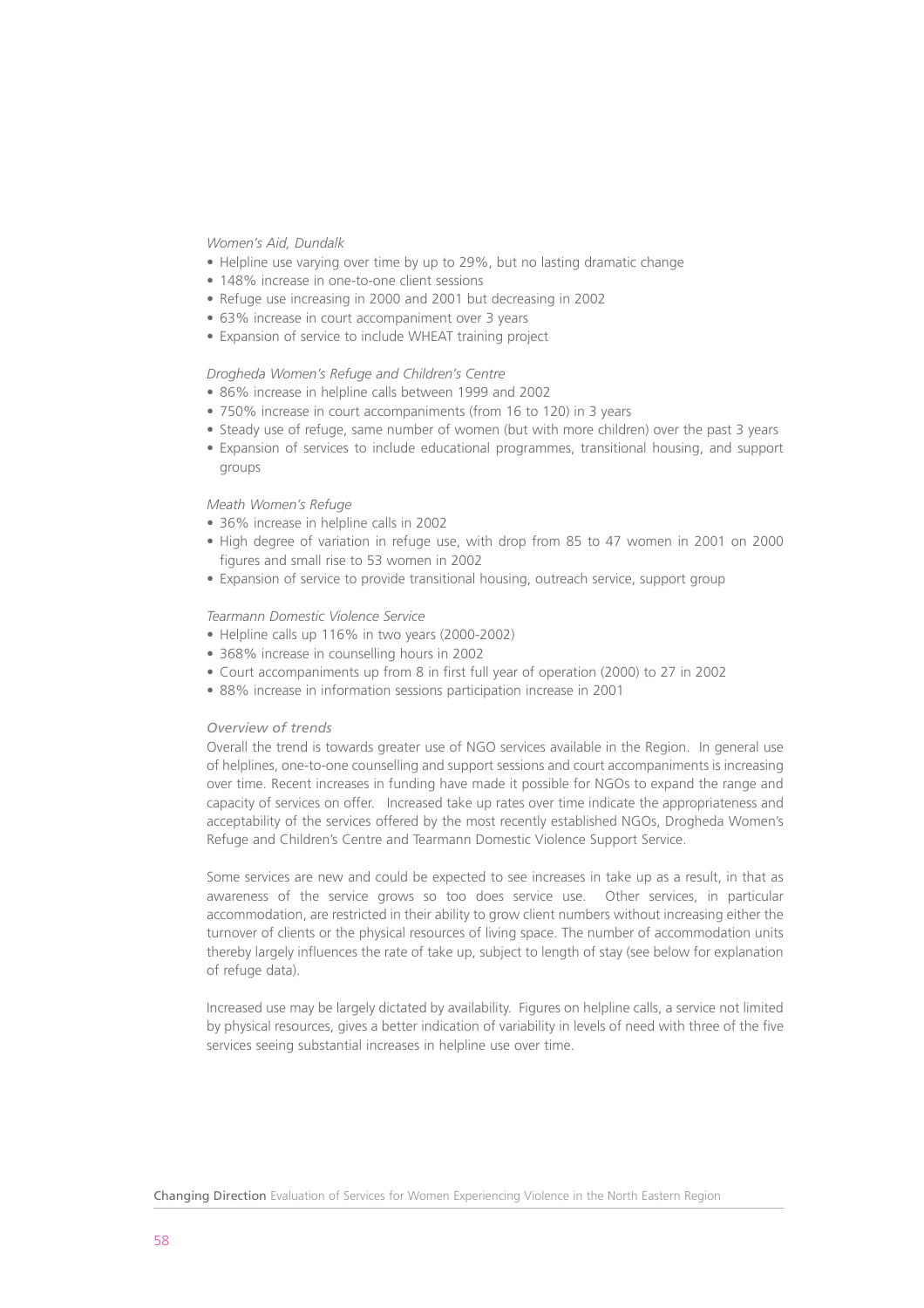*Women's Aid, Dundalk*

- Helpline use varying over time by up to 29%, but no lasting dramatic change
- 148% increase in one-to-one client sessions
- Refuge use increasing in 2000 and 2001 but decreasing in 2002
- 63% increase in court accompaniment over 3 years
- Expansion of service to include WHEAT training project

*Drogheda Women's Refuge and Children's Centre*

- 86% increase in helpline calls between 1999 and 2002
- 750% increase in court accompaniments (from 16 to 120) in 3 years
- Steady use of refuge, same number of women (but with more children) over the past 3 years
- Expansion of services to include educational programmes, transitional housing, and support groups

*Meath Women's Refuge*

- 36% increase in helpline calls in 2002
- High degree of variation in refuge use, with drop from 85 to 47 women in 2001 on 2000 figures and small rise to 53 women in 2002
- Expansion of service to provide transitional housing, outreach service, support group

*Tearmann Domestic Violence Service*

- Helpline calls up 116% in two years (2000-2002)
- 368% increase in counselling hours in 2002
- Court accompaniments up from 8 in first full year of operation (2000) to 27 in 2002
- 88% increase in information sessions participation increase in 2001

*Overview of trends*

Overall the trend is towards greater use of NGO services available in the Region. In general use of helplines, one-to-one counselling and support sessions and court accompaniments is increasing over time. Recent increases in funding have made it possible for NGOs to expand the range and capacity of services on offer. Increased take up rates over time indicate the appropriateness and acceptability of the services offered by the most recently established NGOs, Drogheda Women's Refuge and Children's Centre and Tearmann Domestic Violence Support Service.

Some services are new and could be expected to see increases in take up as a result, in that as awareness of the service grows so too does service use. Other services, in particular accommodation, are restricted in their ability to grow client numbers without increasing either the turnover of clients or the physical resources of living space. The number of accommodation units thereby largely influences the rate of take up, subject to length of stay (see below for explanation of refuge data).

Increased use may be largely dictated by availability. Figures on helpline calls, a service not limited by physical resources, gives a better indication of variability in levels of need with three of the five services seeing substantial increases in helpline use over time.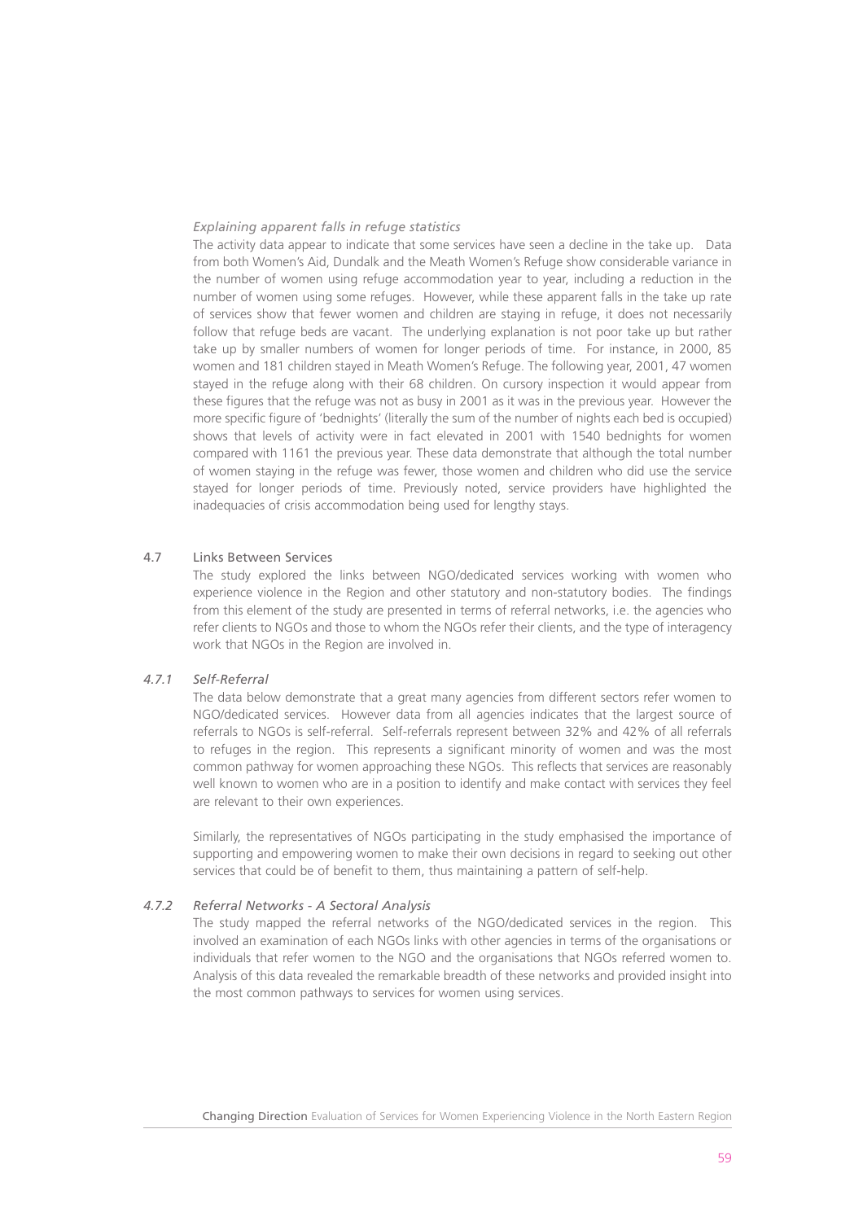*Explaining apparent falls in refuge statistics*

The activity data appear to indicate that some services have seen a decline in the take up. Data from both Women's Aid, Dundalk and the Meath Women's Refuge show considerable variance in the number of women using refuge accommodation year to year, including a reduction in the number of women using some refuges. However, while these apparent falls in the take up rate of services show that fewer women and children are staying in refuge, it does not necessarily follow that refuge beds are vacant. The underlying explanation is not poor take up but rather take up by smaller numbers of women for longer periods of time. For instance, in 2000, 85 women and 181 children stayed in Meath Women's Refuge. The following year, 2001, 47 women stayed in the refuge along with their 68 children. On cursory inspection it would appear from these figures that the refuge was not as busy in 2001 as it was in the previous year. However the more specific figure of 'bednights' (literally the sum of the number of nights each bed is occupied) shows that levels of activity were in fact elevated in 2001 with 1540 bednights for women compared with 1161 the previous year. These data demonstrate that although the total number of women staying in the refuge was fewer, those women and children who did use the service stayed for longer periods of time. Previously noted, service providers have highlighted the inadequacies of crisis accommodation being used for lengthy stays.

## 4.7 Links Between Services

The study explored the links between NGO/dedicated services working with women who experience violence in the Region and other statutory and non-statutory bodies. The findings from this element of the study are presented in terms of referral networks, i.e. the agencies who refer clients to NGOs and those to whom the NGOs refer their clients, and the type of interagency work that NGOs in the Region are involved in.

### *4.7.1 Self-Referral*

The data below demonstrate that a great many agencies from different sectors refer women to NGO/dedicated services. However data from all agencies indicates that the largest source of referrals to NGOs is self-referral. Self-referrals represent between 32% and 42% of all referrals to refuges in the region. This represents a significant minority of women and was the most common pathway for women approaching these NGOs. This reflects that services are reasonably well known to women who are in a position to identify and make contact with services they feel are relevant to their own experiences.

Similarly, the representatives of NGOs participating in the study emphasised the importance of supporting and empowering women to make their own decisions in regard to seeking out other services that could be of benefit to them, thus maintaining a pattern of self-help.

### *4.7.2 Referral Networks - A Sectoral Analysis*

The study mapped the referral networks of the NGO/dedicated services in the region. This involved an examination of each NGOs links with other agencies in terms of the organisations or individuals that refer women to the NGO and the organisations that NGOs referred women to. Analysis of this data revealed the remarkable breadth of these networks and provided insight into the most common pathways to services for women using services.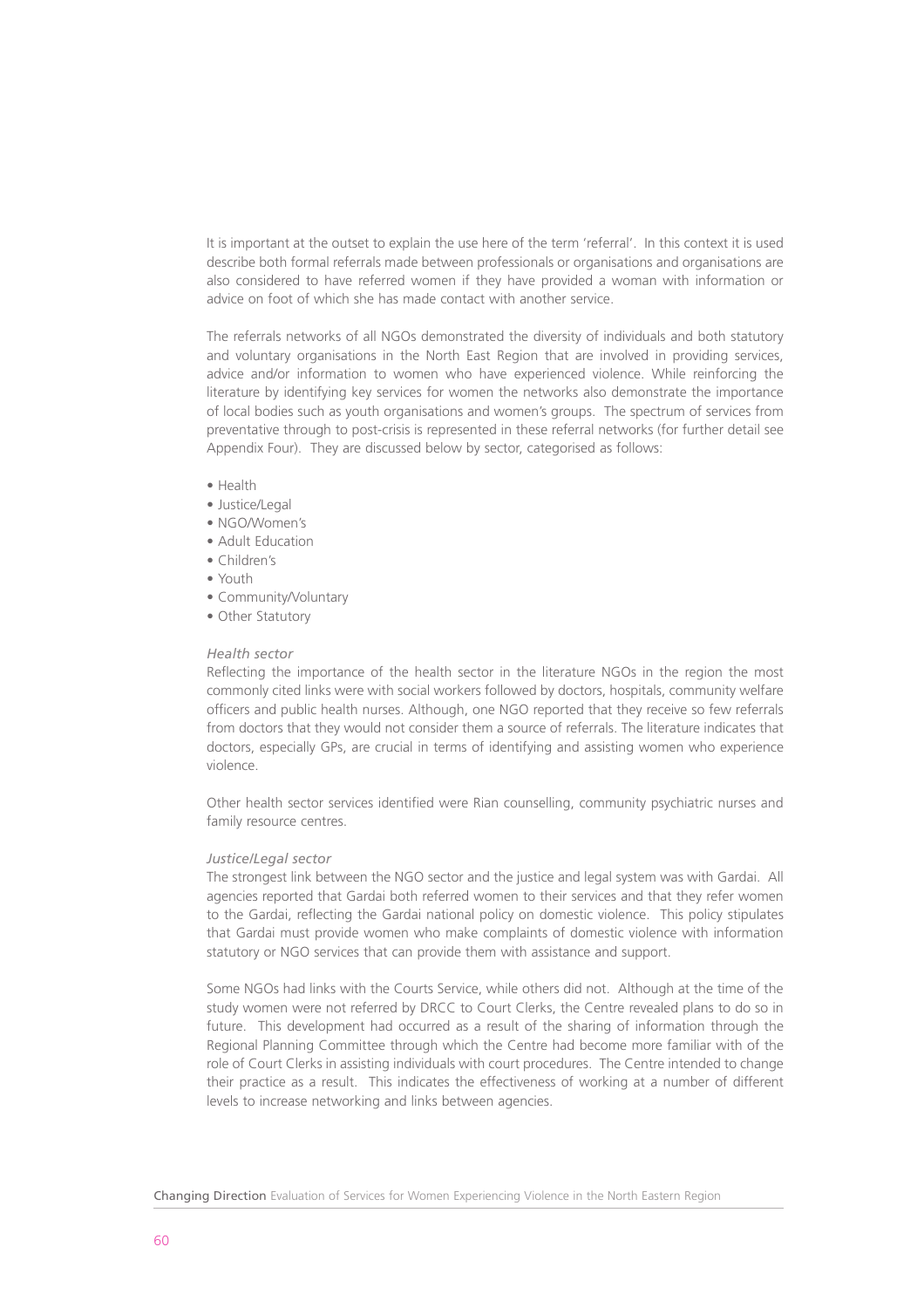It is important at the outset to explain the use here of the term 'referral'. In this context it is used describe both formal referrals made between professionals or organisations and organisations are also considered to have referred women if they have provided a woman with information or advice on foot of which she has made contact with another service.

The referrals networks of all NGOs demonstrated the diversity of individuals and both statutory and voluntary organisations in the North East Region that are involved in providing services, advice and/or information to women who have experienced violence. While reinforcing the literature by identifying key services for women the networks also demonstrate the importance of local bodies such as youth organisations and women's groups. The spectrum of services from preventative through to post-crisis is represented in these referral networks (for further detail see Appendix Four). They are discussed below by sector, categorised as follows:

- Health
- Justice/Legal
- NGO/Women's
- Adult Education
- Children's
- Youth
- Community/Voluntary
- Other Statutory

*Health sector*

Reflecting the importance of the health sector in the literature NGOs in the region the most commonly cited links were with social workers followed by doctors, hospitals, community welfare officers and public health nurses. Although, one NGO reported that they receive so few referrals from doctors that they would not consider them a source of referrals. The literature indicates that doctors, especially GPs, are crucial in terms of identifying and assisting women who experience violence.

Other health sector services identified were Rian counselling, community psychiatric nurses and family resource centres.

*Justice/Legal sector*

The strongest link between the NGO sector and the justice and legal system was with Gardai. All agencies reported that Gardai both referred women to their services and that they refer women to the Gardai, reflecting the Gardai national policy on domestic violence. This policy stipulates that Gardai must provide women who make complaints of domestic violence with information statutory or NGO services that can provide them with assistance and support.

Some NGOs had links with the Courts Service, while others did not. Although at the time of the study women were not referred by DRCC to Court Clerks, the Centre revealed plans to do so in future. This development had occurred as a result of the sharing of information through the Regional Planning Committee through which the Centre had become more familiar with of the role of Court Clerks in assisting individuals with court procedures. The Centre intended to change their practice as a result. This indicates the effectiveness of working at a number of different levels to increase networking and links between agencies.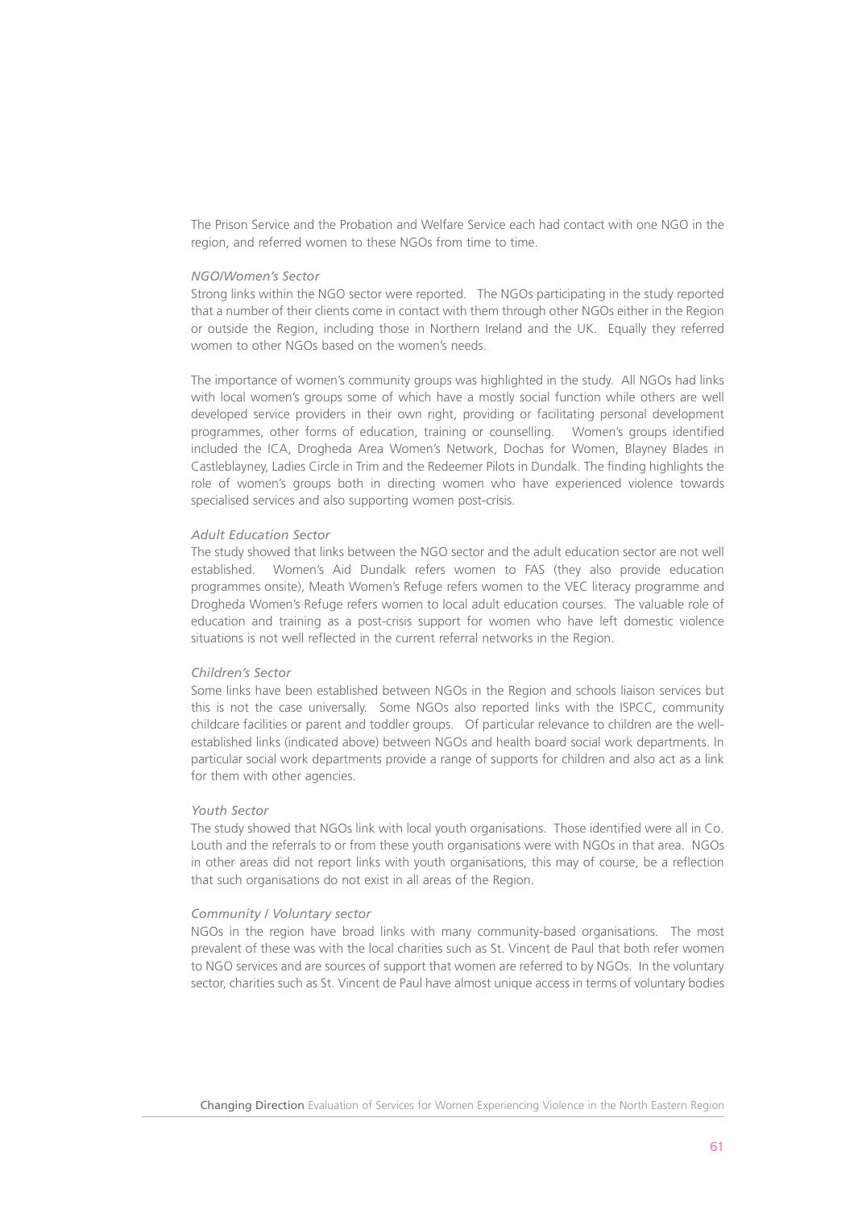The Prison Service and the Probation and Welfare Service each had contact with one NGO in the region, and referred women to these NGOs from time to time.

*NGO/Women's Sector*

Strong links within the NGO sector were reported. The NGOs participating in the study reported that a number of their clients come in contact with them through other NGOs either in the Region or outside the Region, including those in Northern Ireland and the UK. Equally they referred women to other NGOs based on the women's needs.

The importance of women's community groups was highlighted in the study. All NGOs had links with local women's groups some of which have a mostly social function while others are well developed service providers in their own right, providing or facilitating personal development programmes, other forms of education, training or counselling. Women's groups identified included the ICA, Drogheda Area Women's Network, Dochas for Women, Blayney Blades in Castleblayney, Ladies Circle in Trim and the Redeemer Pilots in Dundalk. The finding highlights the role of women's groups both in directing women who have experienced violence towards specialised services and also supporting women post-crisis.

*Adult Education Sector*

The study showed that links between the NGO sector and the adult education sector are not well established. Women's Aid Dundalk refers women to FAS (they also provide education programmes onsite), Meath Women's Refuge refers women to the VEC literacy programme and Drogheda Women's Refuge refers women to local adult education courses. The valuable role of education and training as a post-crisis support for women who have left domestic violence situations is not well reflected in the current referral networks in the Region.

*Children's Sector*

Some links have been established between NGOs in the Region and schools liaison services but this is not the case universally. Some NGOs also reported links with the ISPCC, community childcare facilities or parent and toddler groups. Of particular relevance to children are the well-established links (indicated above) between NGOs and health board social work departments. In particular social work departments provide a range of supports for children and also act as a link for them with other agencies.

*Youth Sector*

The study showed that NGOs link with local youth organisations. Those identified were all in Co. Louth and the referrals to or from these youth organisations were with NGOs in that area. NGOs in other areas did not report links with youth organisations, this may of course, be a reflection that such organisations do not exist in all areas of the Region.

*Community / Voluntary sector*

NGOs in the region have broad links with many community-based organisations. The most prevalent of these was with the local charities such as St. Vincent de Paul that both refer women to NGO services and are sources of support that women are referred to by NGOs. In the voluntary sector, charities such as St. Vincent de Paul have almost unique access in terms of voluntary bodies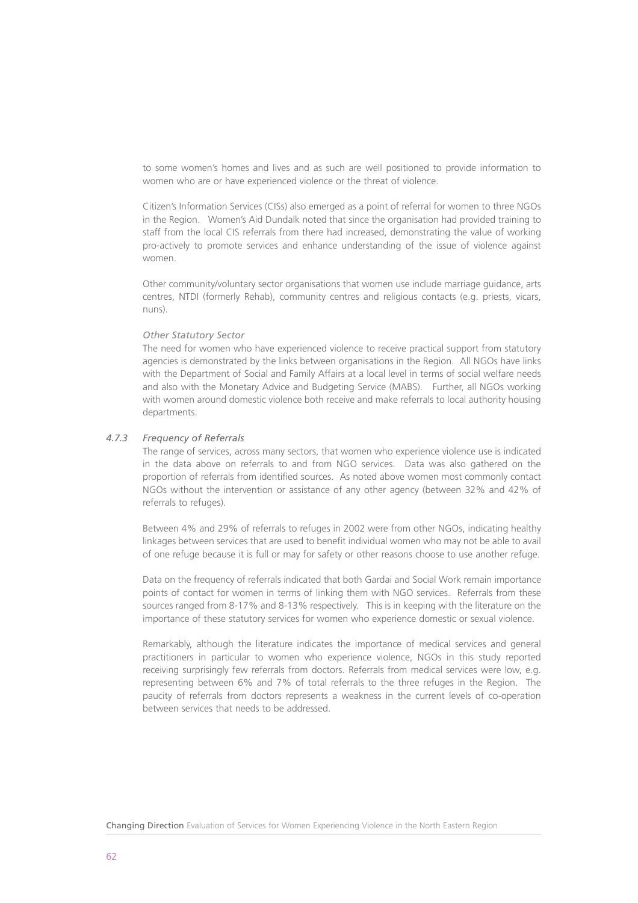to some women's homes and lives and as such are well positioned to provide information to women who are or have experienced violence or the threat of violence.

Citizen's Information Services (CISs) also emerged as a point of referral for women to three NGOs in the Region. Women's Aid Dundalk noted that since the organisation had provided training to staff from the local CIS referrals from there had increased, demonstrating the value of working pro-actively to promote services and enhance understanding of the issue of violence against women.

Other community/voluntary sector organisations that women use include marriage guidance, arts centres, NTDI (formerly Rehab), community centres and religious contacts (e.g. priests, vicars, nuns).

*Other Statutory Sector*

The need for women who have experienced violence to receive practical support from statutory agencies is demonstrated by the links between organisations in the Region. All NGOs have links with the Department of Social and Family Affairs at a local level in terms of social welfare needs and also with the Monetary Advice and Budgeting Service (MABS). Further, all NGOs working with women around domestic violence both receive and make referrals to local authority housing departments.

### *4.7.3 Frequency of Referrals*

The range of services, across many sectors, that women who experience violence use is indicated in the data above on referrals to and from NGO services. Data was also gathered on the proportion of referrals from identified sources. As noted above women most commonly contact NGOs without the intervention or assistance of any other agency (between 32% and 42% of referrals to refuges).

Between 4% and 29% of referrals to refuges in 2002 were from other NGOs, indicating healthy linkages between services that are used to benefit individual women who may not be able to avail of one refuge because it is full or may for safety or other reasons choose to use another refuge.

Data on the frequency of referrals indicated that both Gardai and Social Work remain importance points of contact for women in terms of linking them with NGO services. Referrals from these sources ranged from 8-17% and 8-13% respectively. This is in keeping with the literature on the importance of these statutory services for women who experience domestic or sexual violence.

Remarkably, although the literature indicates the importance of medical services and general practitioners in particular to women who experience violence, NGOs in this study reported receiving surprisingly few referrals from doctors. Referrals from medical services were low, e.g. representing between 6% and 7% of total referrals to the three refuges in the Region. The paucity of referrals from doctors represents a weakness in the current levels of co-operation between services that needs to be addressed.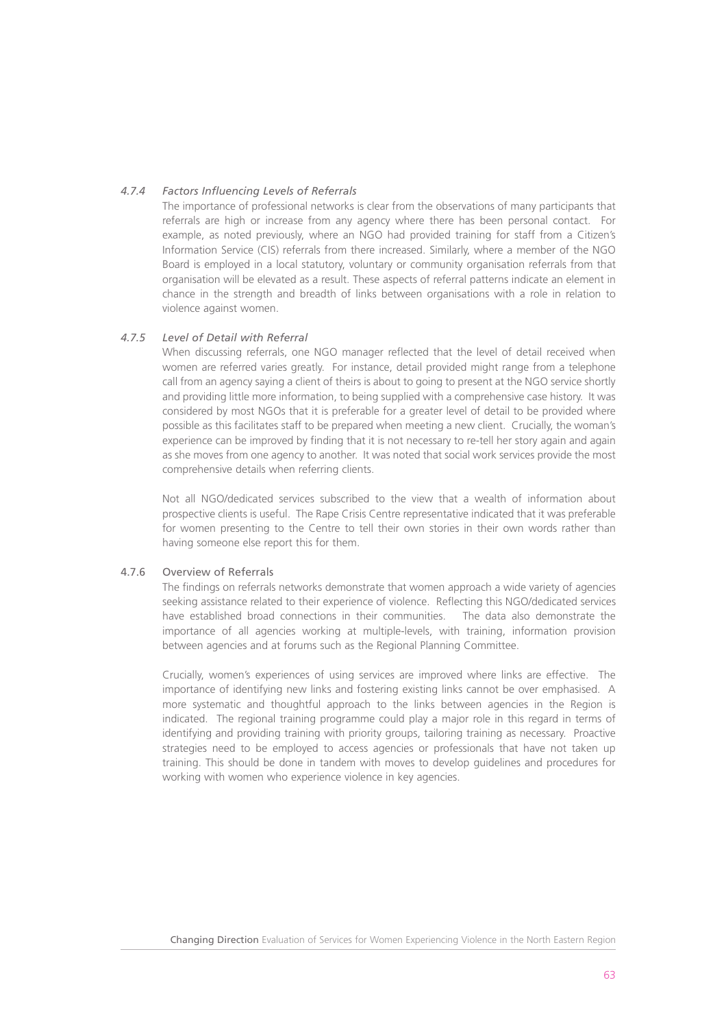### *4.7.4 Factors Influencing Levels of Referrals*

The importance of professional networks is clear from the observations of many participants that referrals are high or increase from any agency where there has been personal contact. For example, as noted previously, where an NGO had provided training for staff from a Citizen's Information Service (CIS) referrals from there increased. Similarly, where a member of the NGO Board is employed in a local statutory, voluntary or community organisation referrals from that organisation will be elevated as a result. These aspects of referral patterns indicate an element in chance in the strength and breadth of links between organisations with a role in relation to violence against women.

### *4.7.5 Level of Detail with Referral*

When discussing referrals, one NGO manager reflected that the level of detail received when women are referred varies greatly. For instance, detail provided might range from a telephone call from an agency saying a client of theirs is about to going to present at the NGO service shortly and providing little more information, to being supplied with a comprehensive case history. It was considered by most NGOs that it is preferable for a greater level of detail to be provided where possible as this facilitates staff to be prepared when meeting a new client. Crucially, the woman's experience can be improved by finding that it is not necessary to re-tell her story again and again as she moves from one agency to another. It was noted that social work services provide the most comprehensive details when referring clients.

Not all NGO/dedicated services subscribed to the view that a wealth of information about prospective clients is useful. The Rape Crisis Centre representative indicated that it was preferable for women presenting to the Centre to tell their own stories in their own words rather than having someone else report this for them.

### 4.7.6 Overview of Referrals

The findings on referrals networks demonstrate that women approach a wide variety of agencies seeking assistance related to their experience of violence. Reflecting this NGO/dedicated services have established broad connections in their communities. The data also demonstrate the importance of all agencies working at multiple-levels, with training, information provision between agencies and at forums such as the Regional Planning Committee.

Crucially, women's experiences of using services are improved where links are effective. The importance of identifying new links and fostering existing links cannot be over emphasised. A more systematic and thoughtful approach to the links between agencies in the Region is indicated. The regional training programme could play a major role in this regard in terms of identifying and providing training with priority groups, tailoring training as necessary. Proactive strategies need to be employed to access agencies or professionals that have not taken up training. This should be done in tandem with moves to develop guidelines and procedures for working with women who experience violence in key agencies.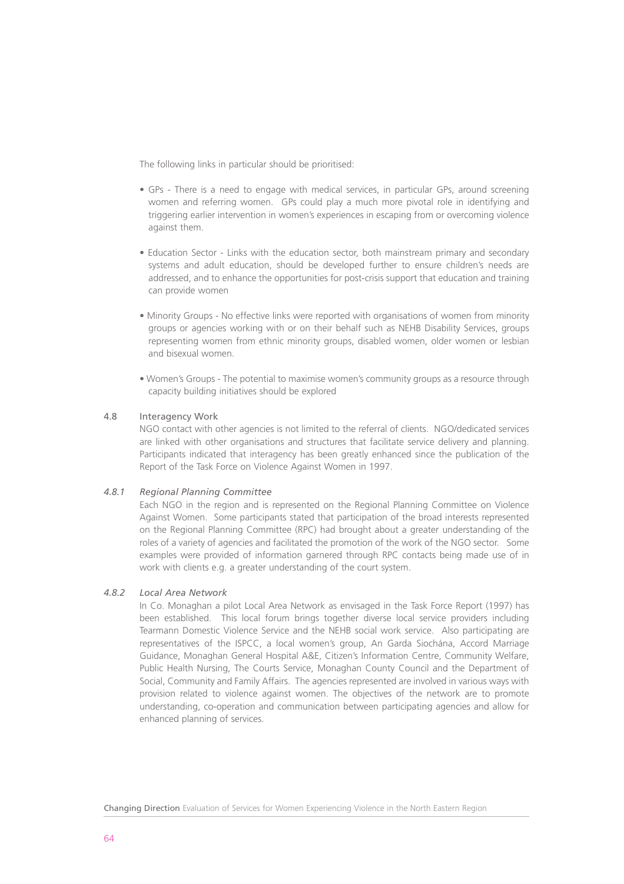The following links in particular should be prioritised:

- GPs - There is a need to engage with medical services, in particular GPs, around screening women and referring women. GPs could play a much more pivotal role in identifying and triggering earlier intervention in women's experiences in escaping from or overcoming violence against them.
- Education Sector - Links with the education sector, both mainstream primary and secondary systems and adult education, should be developed further to ensure children's needs are addressed, and to enhance the opportunities for post-crisis support that education and training can provide women
- Minority Groups - No effective links were reported with organisations of women from minority groups or agencies working with or on their behalf such as NEHB Disability Services, groups representing women from ethnic minority groups, disabled women, older women or lesbian and bisexual women.
- Women's Groups - The potential to maximise women's community groups as a resource through capacity building initiatives should be explored

## 4.8 Interagency Work

NGO contact with other agencies is not limited to the referral of clients. NGO/dedicated services are linked with other organisations and structures that facilitate service delivery and planning. Participants indicated that interagency has been greatly enhanced since the publication of the Report of the Task Force on Violence Against Women in 1997.

### *4.8.1 Regional Planning Committee*

Each NGO in the region and is represented on the Regional Planning Committee on Violence Against Women. Some participants stated that participation of the broad interests represented on the Regional Planning Committee (RPC) had brought about a greater understanding of the roles of a variety of agencies and facilitated the promotion of the work of the NGO sector. Some examples were provided of information garnered through RPC contacts being made use of in work with clients e.g. a greater understanding of the court system.

### *4.8.2 Local Area Network*

In Co. Monaghan a pilot Local Area Network as envisaged in the Task Force Report (1997) has been established. This local forum brings together diverse local service providers including Tearmann Domestic Violence Service and the NEHB social work service. Also participating are representatives of the ISPCC, a local women's group, An Garda Siochána, Accord Marriage Guidance, Monaghan General Hospital A&E, Citizen's Information Centre, Community Welfare, Public Health Nursing, The Courts Service, Monaghan County Council and the Department of Social, Community and Family Affairs. The agencies represented are involved in various ways with provision related to violence against women. The objectives of the network are to promote understanding, co-operation and communication between participating agencies and allow for enhanced planning of services.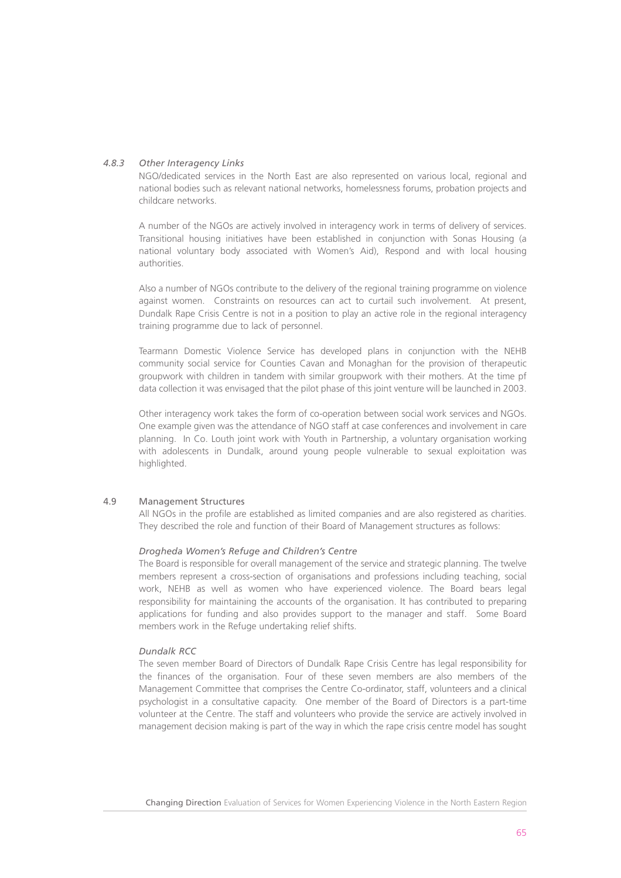#### *4.8.3 Other Interagency Links*

NGO/dedicated services in the North East are also represented on various local, regional and national bodies such as relevant national networks, homelessness forums, probation projects and childcare networks.

A number of the NGOs are actively involved in interagency work in terms of delivery of services. Transitional housing initiatives have been established in conjunction with Sonas Housing (a national voluntary body associated with Women's Aid), Respond and with local housing authorities.

Also a number of NGOs contribute to the delivery of the regional training programme on violence against women. Constraints on resources can act to curtail such involvement. At present, Dundalk Rape Crisis Centre is not in a position to play an active role in the regional interagency training programme due to lack of personnel.

Tearmann Domestic Violence Service has developed plans in conjunction with the NEHB community social service for Counties Cavan and Monaghan for the provision of therapeutic groupwork with children in tandem with similar groupwork with their mothers. At the time pf data collection it was envisaged that the pilot phase of this joint venture will be launched in 2003.

Other interagency work takes the form of co-operation between social work services and NGOs. One example given was the attendance of NGO staff at case conferences and involvement in care planning. In Co. Louth joint work with Youth in Partnership, a voluntary organisation working with adolescents in Dundalk, around young people vulnerable to sexual exploitation was highlighted.

### 4.9 Management Structures

All NGOs in the profile are established as limited companies and are also registered as charities. They described the role and function of their Board of Management structures as follows:

*Drogheda Women's Refuge and Children's Centre*

The Board is responsible for overall management of the service and strategic planning. The twelve members represent a cross-section of organisations and professions including teaching, social work, NEHB as well as women who have experienced violence. The Board bears legal responsibility for maintaining the accounts of the organisation. It has contributed to preparing applications for funding and also provides support to the manager and staff. Some Board members work in the Refuge undertaking relief shifts.

*Dundalk RCC*

The seven member Board of Directors of Dundalk Rape Crisis Centre has legal responsibility for the finances of the organisation. Four of these seven members are also members of the Management Committee that comprises the Centre Co-ordinator, staff, volunteers and a clinical psychologist in a consultative capacity. One member of the Board of Directors is a part-time volunteer at the Centre. The staff and volunteers who provide the service are actively involved in management decision making is part of the way in which the rape crisis centre model has sought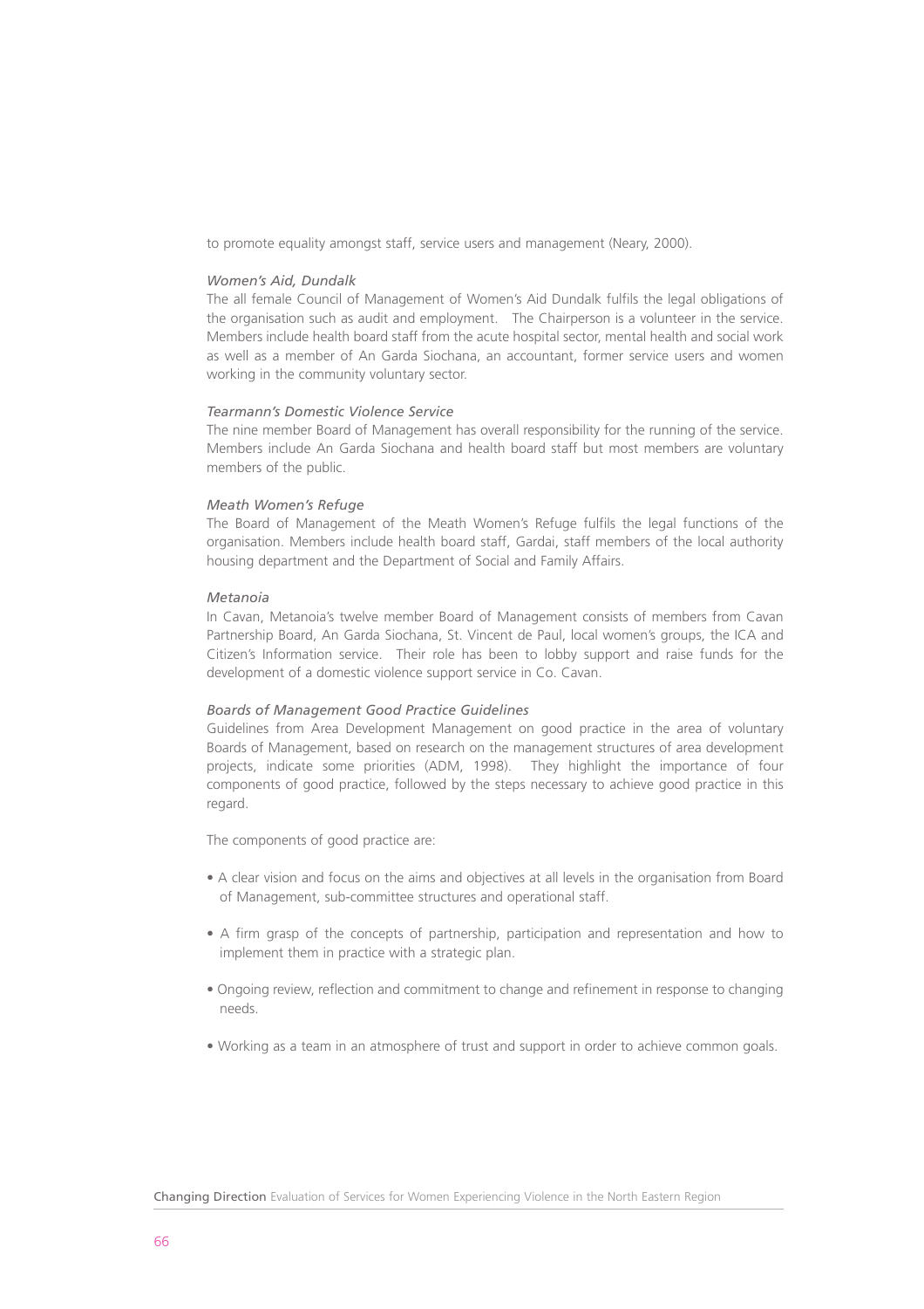to promote equality amongst staff, service users and management (Neary, 2000).

*Women's Aid, Dundalk*

The all female Council of Management of Women's Aid Dundalk fulfils the legal obligations of the organisation such as audit and employment. The Chairperson is a volunteer in the service. Members include health board staff from the acute hospital sector, mental health and social work as well as a member of An Garda Siochana, an accountant, former service users and women working in the community voluntary sector.

*Tearmann's Domestic Violence Service*

The nine member Board of Management has overall responsibility for the running of the service. Members include An Garda Siochana and health board staff but most members are voluntary members of the public.

*Meath Women's Refuge*

The Board of Management of the Meath Women's Refuge fulfils the legal functions of the organisation. Members include health board staff, Gardai, staff members of the local authority housing department and the Department of Social and Family Affairs.

*Metanoia*

In Cavan, Metanoia's twelve member Board of Management consists of members from Cavan Partnership Board, An Garda Siochana, St. Vincent de Paul, local women's groups, the ICA and Citizen's Information service. Their role has been to lobby support and raise funds for the development of a domestic violence support service in Co. Cavan.

*Boards of Management Good Practice Guidelines*

Guidelines from Area Development Management on good practice in the area of voluntary Boards of Management, based on research on the management structures of area development projects, indicate some priorities (ADM, 1998). They highlight the importance of four components of good practice, followed by the steps necessary to achieve good practice in this regard.

The components of good practice are:

- A clear vision and focus on the aims and objectives at all levels in the organisation from Board of Management, sub-committee structures and operational staff.
- A firm grasp of the concepts of partnership, participation and representation and how to implement them in practice with a strategic plan.
- Ongoing review, reflection and commitment to change and refinement in response to changing needs.
- Working as a team in an atmosphere of trust and support in order to achieve common goals.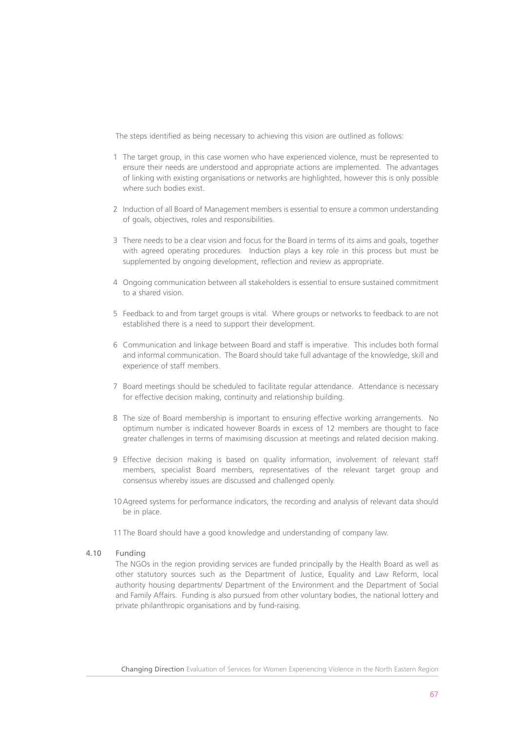The steps identified as being necessary to achieving this vision are outlined as follows:

1. The target group, in this case women who have experienced violence, must be represented to ensure their needs are understood and appropriate actions are implemented. The advantages of linking with existing organisations or networks are highlighted, however this is only possible where such bodies exist.

2. Induction of all Board of Management members is essential to ensure a common understanding of goals, objectives, roles and responsibilities.

3. There needs to be a clear vision and focus for the Board in terms of its aims and goals, together with agreed operating procedures. Induction plays a key role in this process but must be supplemented by ongoing development, reflection and review as appropriate.

4. Ongoing communication between all stakeholders is essential to ensure sustained commitment to a shared vision.

5. Feedback to and from target groups is vital. Where groups or networks to feedback to are not established there is a need to support their development.

6. Communication and linkage between Board and staff is imperative. This includes both formal and informal communication. The Board should take full advantage of the knowledge, skill and experience of staff members.

7. Board meetings should be scheduled to facilitate regular attendance. Attendance is necessary for effective decision making, continuity and relationship building.

8. The size of Board membership is important to ensuring effective working arrangements. No optimum number is indicated however Boards in excess of 12 members are thought to face greater challenges in terms of maximising discussion at meetings and related decision making.

9. Effective decision making is based on quality information, involvement of relevant staff members, specialist Board members, representatives of the relevant target group and consensus whereby issues are discussed and challenged openly.

10. Agreed systems for performance indicators, the recording and analysis of relevant data should be in place.

11. The Board should have a good knowledge and understanding of company law.

### 4.10 Funding

The NGOs in the region providing services are funded principally by the Health Board as well as other statutory sources such as the Department of Justice, Equality and Law Reform, local authority housing departments/ Department of the Environment and the Department of Social and Family Affairs. Funding is also pursued from other voluntary bodies, the national lottery and private philanthropic organisations and by fund-raising.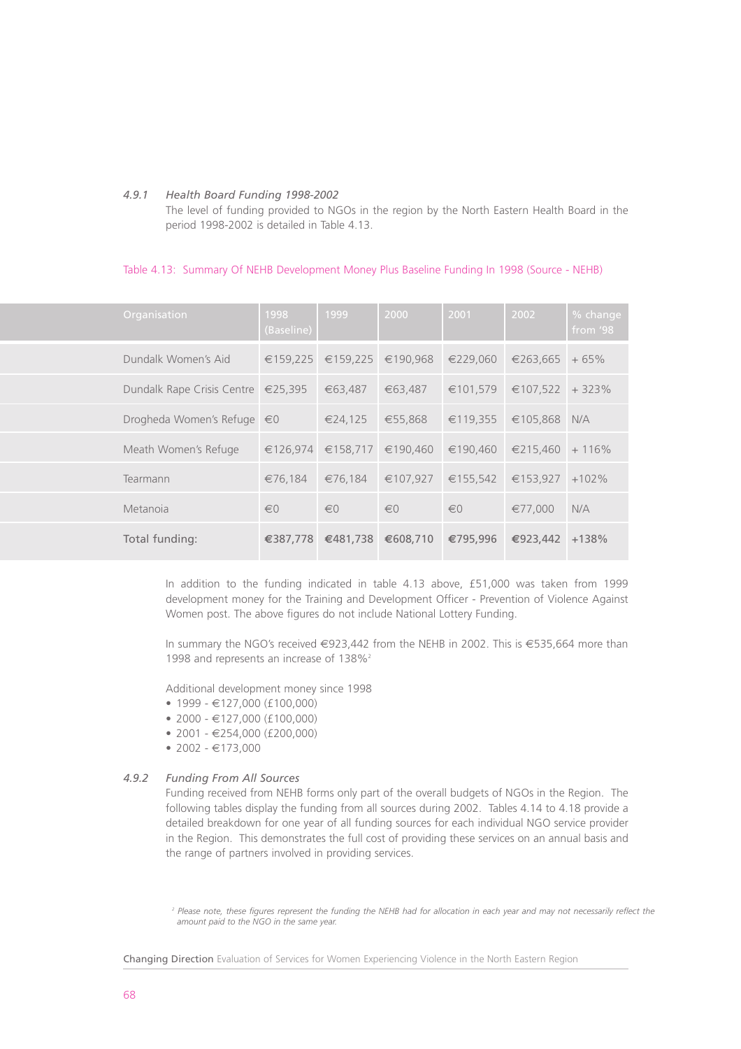### 4.9.1 *Health Board Funding 1998-2002*

The level of funding provided to NGOs in the region by the North Eastern Health Board in the period 1998-2002 is detailed in Table 4.13.

Table 4.13: Summary Of NEHB Development Money Plus Baseline Funding In 1998 (Source - NEHB)

| Organisation | 1998 (Baseline) | 1999 | 2000 | 2001 | 2002 | % change from '98 |
|---|---|---|---|---|---|---|
| Dundalk Women's Aid | €159,225 | €159,225 | €190,968 | €229,060 | €263,665 | + 65% |
| Dundalk Rape Crisis Centre | €25,395 | €63,487 | €63,487 | €101,579 | €107,522 | + 323% |
| Drogheda Women's Refuge | €0 | €24,125 | €55,868 | €119,355 | €105,868 | N/A |
| Meath Women's Refuge | €126,974 | €158,717 | €190,460 | €190,460 | €215,460 | + 116% |
| Tearmann | €76,184 | €76,184 | €107,927 | €155,542 | €153,927 | +102% |
| Metanoia | €0 | €0 | €0 | €0 | €77,000 | N/A |
| Total funding: | **€387,778** | **€481,738** | **€608,710** | **€795,996** | **€923,442** | +138% |

In addition to the funding indicated in table 4.13 above, £51,000 was taken from 1999 development money for the Training and Development Officer - Prevention of Violence Against Women post. The above figures do not include National Lottery Funding.

In summary the NGO's received €923,442 from the NEHB in 2002. This is €535,664 more than 1998 and represents an increase of 138%[2]

Additional development money since 1998

- 1999 - €127,000 (£100,000)
- 2000 - €127,000 (£100,000)
- 2001 - €254,000 (£200,000)
- 2002 - €173,000

### 4.9.2 *Funding From All Sources*

Funding received from NEHB forms only part of the overall budgets of NGOs in the Region. The following tables display the funding from all sources during 2002. Tables 4.14 to 4.18 provide a detailed breakdown for one year of all funding sources for each individual NGO service provider in the Region. This demonstrates the full cost of providing these services on an annual basis and the range of partners involved in providing services.

[2] *Please note, these figures represent the funding the NEHB had for allocation in each year and may not necessarily reflect the amount paid to the NGO in the same year.*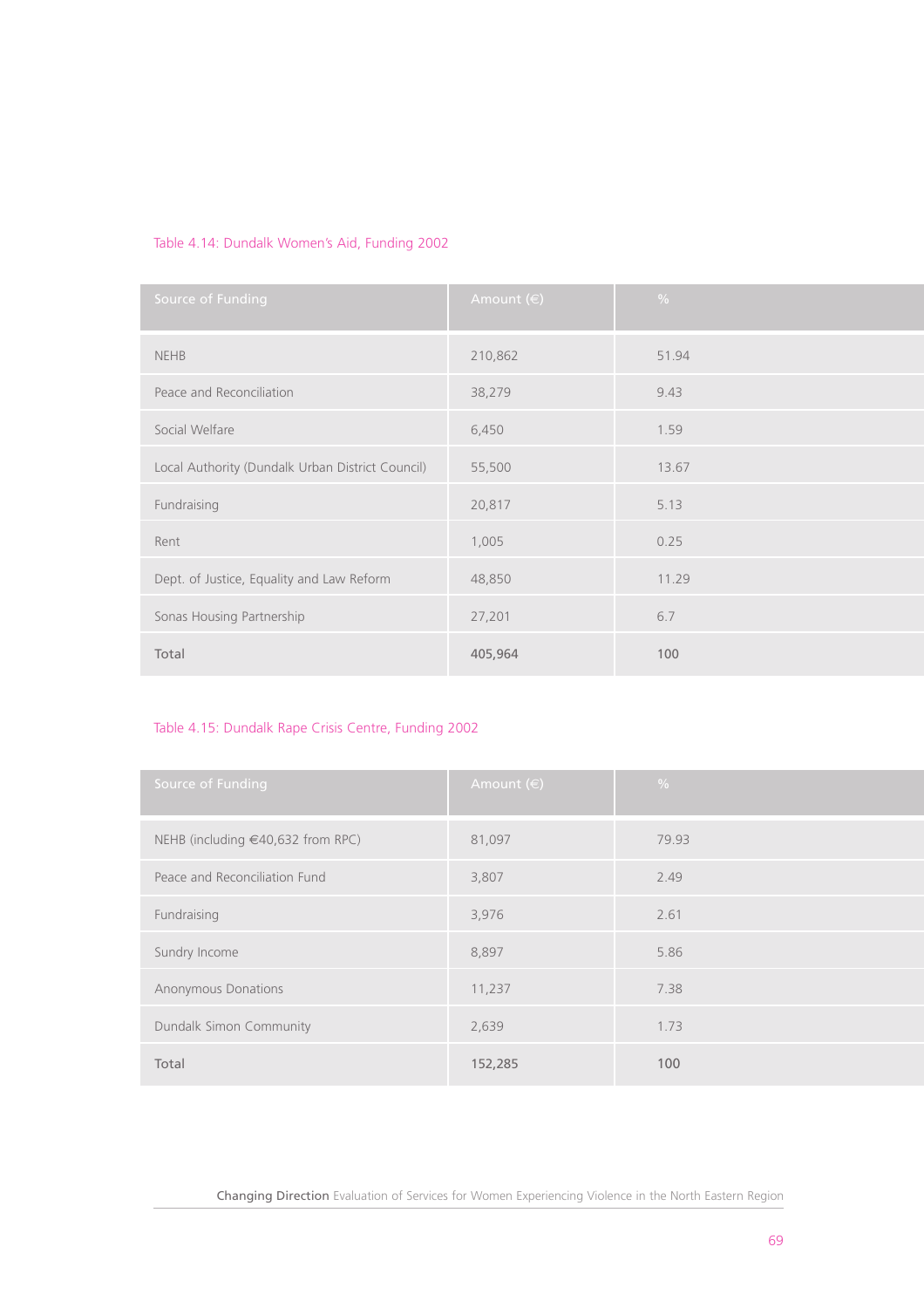Table 4.14: Dundalk Women's Aid, Funding 2002

| Source of Funding | Amount (€) | % |
|---|---|---|
| NEHB | 210,862 | 51.94 |
| Peace and Reconciliation | 38,279 | 9.43 |
| Social Welfare | 6,450 | 1.59 |
| Local Authority (Dundalk Urban District Council) | 55,500 | 13.67 |
| Fundraising | 20,817 | 5.13 |
| Rent | 1,005 | 0.25 |
| Dept. of Justice, Equality and Law Reform | 48,850 | 11.29 |
| Sonas Housing Partnership | 27,201 | 6.7 |
| **Total** | **405,964** | **100** |

Table 4.15: Dundalk Rape Crisis Centre, Funding 2002

| Source of Funding | Amount (€) | % |
|---|---|---|
| NEHB (including €40,632 from RPC) | 81,097 | 79.93 |
| Peace and Reconciliation Fund | 3,807 | 2.49 |
| Fundraising | 3,976 | 2.61 |
| Sundry Income | 8,897 | 5.86 |
| Anonymous Donations | 11,237 | 7.38 |
| Dundalk Simon Community | 2,639 | 1.73 |
| **Total** | **152,285** | **100** |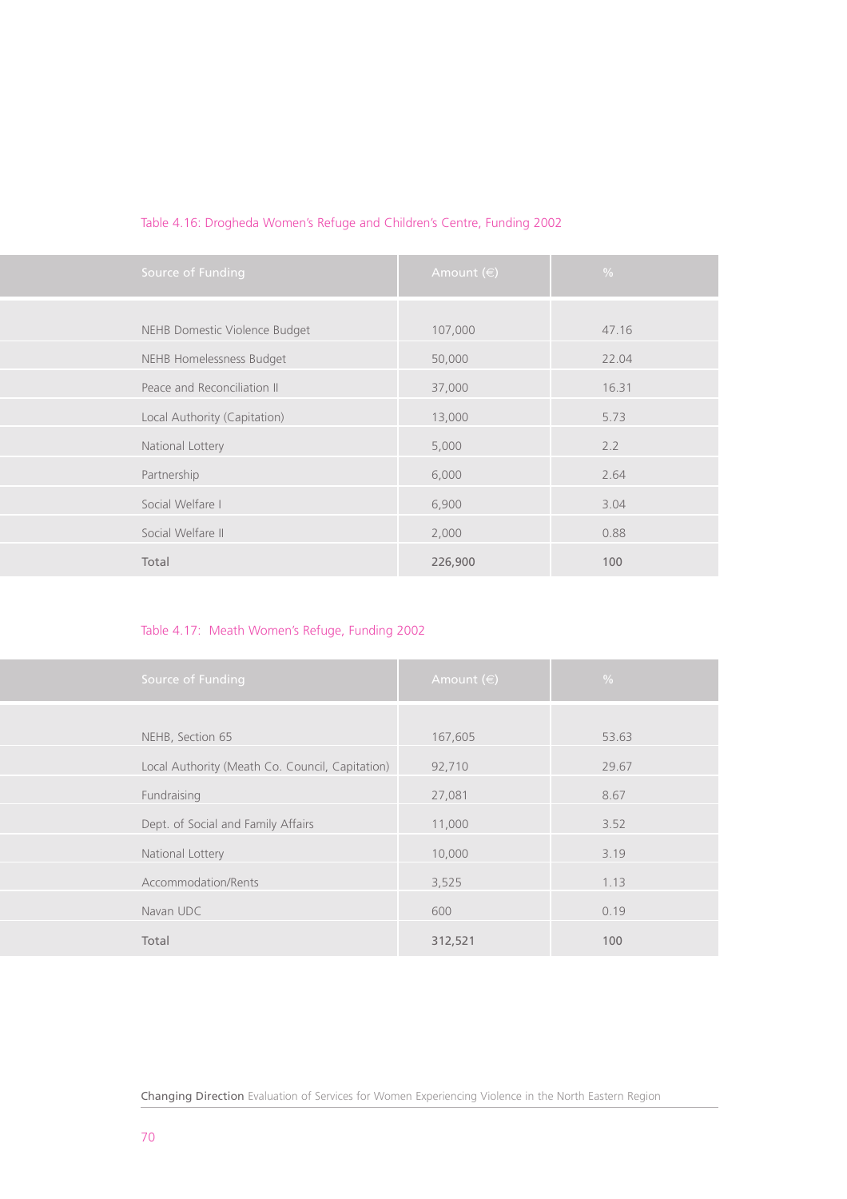Table 4.16: Drogheda Women's Refuge and Children's Centre, Funding 2002

| Source of Funding | Amount (€) | % |
|---|---|---|
| NEHB Domestic Violence Budget | 107,000 | 47.16 |
| NEHB Homelessness Budget | 50,000 | 22.04 |
| Peace and Reconciliation II | 37,000 | 16.31 |
| Local Authority (Capitation) | 13,000 | 5.73 |
| National Lottery | 5,000 | 2.2 |
| Partnership | 6,000 | 2.64 |
| Social Welfare I | 6,900 | 3.04 |
| Social Welfare II | 2,000 | 0.88 |
| Total | 226,900 | 100 |

Table 4.17: Meath Women's Refuge, Funding 2002

| Source of Funding | Amount (€) | % |
|---|---|---|
| NEHB, Section 65 | 167,605 | 53.63 |
| Local Authority (Meath Co. Council, Capitation) | 92,710 | 29.67 |
| Fundraising | 27,081 | 8.67 |
| Dept. of Social and Family Affairs | 11,000 | 3.52 |
| National Lottery | 10,000 | 3.19 |
| Accommodation/Rents | 3,525 | 1.13 |
| Navan UDC | 600 | 0.19 |
| Total | 312,521 | 100 |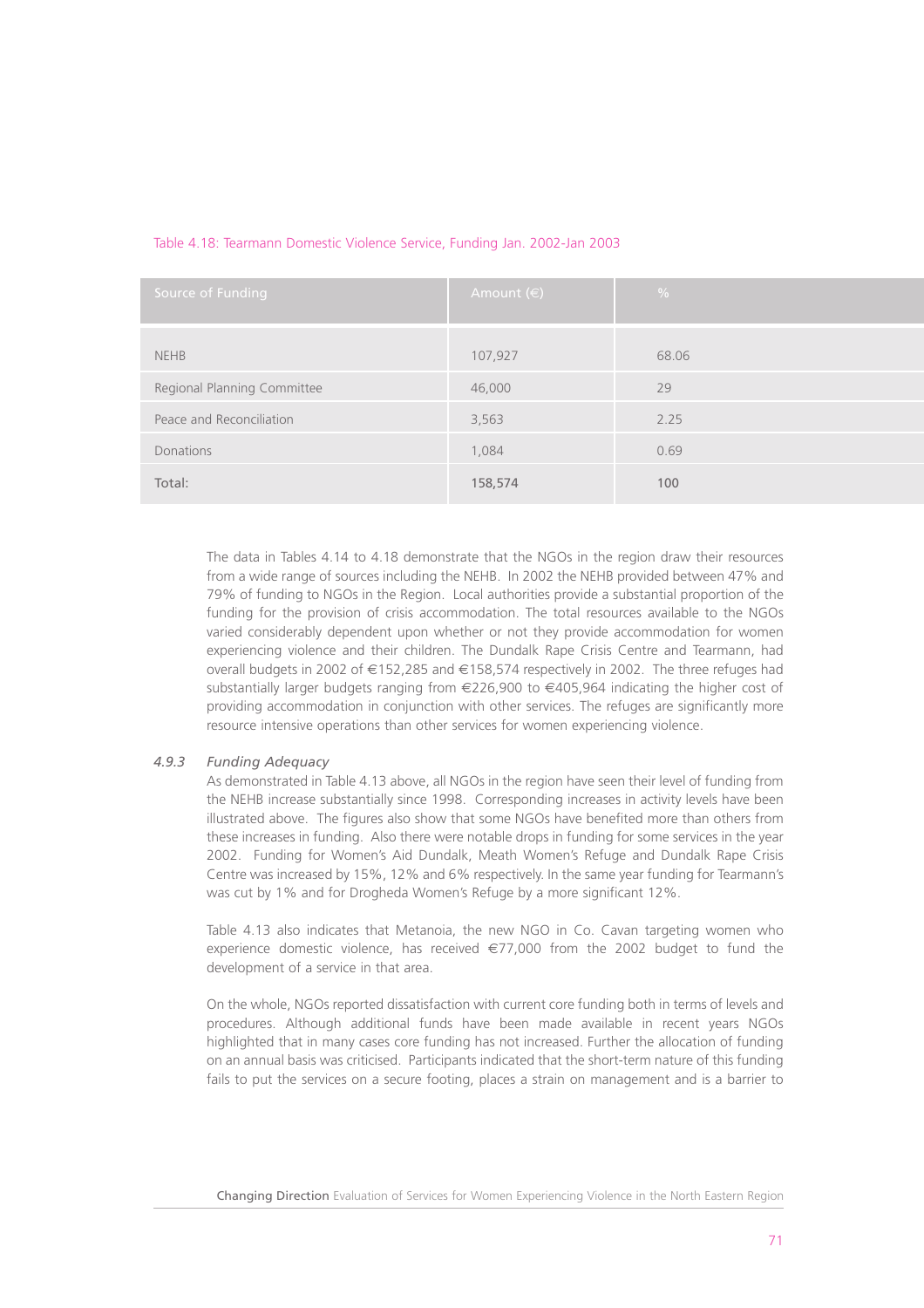Table 4.18: Tearmann Domestic Violence Service, Funding Jan. 2002-Jan 2003

| Source of Funding | Amount (€) | % |
|---|---|---|
| NEHB | 107,927 | 68.06 |
| Regional Planning Committee | 46,000 | 29 |
| Peace and Reconciliation | 3,563 | 2.25 |
| Donations | 1,084 | 0.69 |
| Total: | 158,574 | 100 |

The data in Tables 4.14 to 4.18 demonstrate that the NGOs in the region draw their resources from a wide range of sources including the NEHB. In 2002 the NEHB provided between 47% and 79% of funding to NGOs in the Region. Local authorities provide a substantial proportion of the funding for the provision of crisis accommodation. The total resources available to the NGOs varied considerably dependent upon whether or not they provide accommodation for women experiencing violence and their children. The Dundalk Rape Crisis Centre and Tearmann, had overall budgets in 2002 of €152,285 and €158,574 respectively in 2002. The three refuges had substantially larger budgets ranging from €226,900 to €405,964 indicating the higher cost of providing accommodation in conjunction with other services. The refuges are significantly more resource intensive operations than other services for women experiencing violence.

### *4.9.3 Funding Adequacy*

As demonstrated in Table 4.13 above, all NGOs in the region have seen their level of funding from the NEHB increase substantially since 1998. Corresponding increases in activity levels have been illustrated above. The figures also show that some NGOs have benefited more than others from these increases in funding. Also there were notable drops in funding for some services in the year 2002. Funding for Women's Aid Dundalk, Meath Women's Refuge and Dundalk Rape Crisis Centre was increased by 15%, 12% and 6% respectively. In the same year funding for Tearmann's was cut by 1% and for Drogheda Women's Refuge by a more significant 12%.

Table 4.13 also indicates that Metanoia, the new NGO in Co. Cavan targeting women who experience domestic violence, has received €77,000 from the 2002 budget to fund the development of a service in that area.

On the whole, NGOs reported dissatisfaction with current core funding both in terms of levels and procedures. Although additional funds have been made available in recent years NGOs highlighted that in many cases core funding has not increased. Further the allocation of funding on an annual basis was criticised. Participants indicated that the short-term nature of this funding fails to put the services on a secure footing, places a strain on management and is a barrier to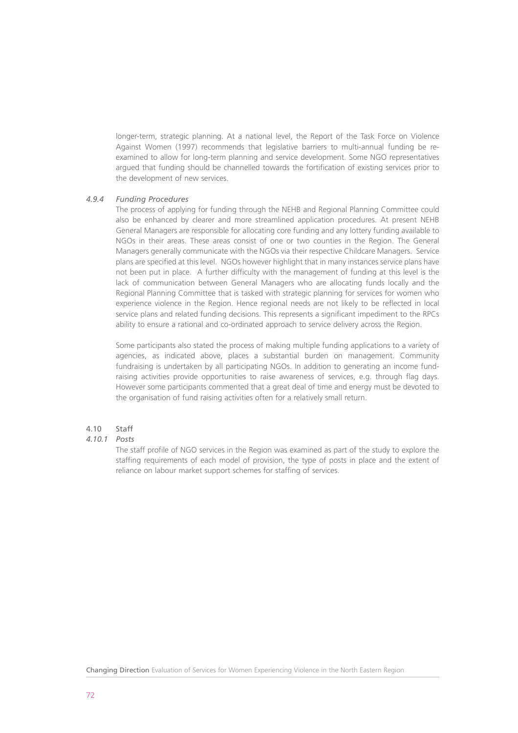longer-term, strategic planning. At a national level, the Report of the Task Force on Violence Against Women (1997) recommends that legislative barriers to multi-annual funding be re-examined to allow for long-term planning and service development. Some NGO representatives argued that funding should be channelled towards the fortification of existing services prior to the development of new services.

### *4.9.4 Funding Procedures*

The process of applying for funding through the NEHB and Regional Planning Committee could also be enhanced by clearer and more streamlined application procedures. At present NEHB General Managers are responsible for allocating core funding and any lottery funding available to NGOs in their areas. These areas consist of one or two counties in the Region. The General Managers generally communicate with the NGOs via their respective Childcare Managers. Service plans are specified at this level. NGOs however highlight that in many instances service plans have not been put in place. A further difficulty with the management of funding at this level is the lack of communication between General Managers who are allocating funds locally and the Regional Planning Committee that is tasked with strategic planning for services for women who experience violence in the Region. Hence regional needs are not likely to be reflected in local service plans and related funding decisions. This represents a significant impediment to the RPCs ability to ensure a rational and co-ordinated approach to service delivery across the Region.

Some participants also stated the process of making multiple funding applications to a variety of agencies, as indicated above, places a substantial burden on management. Community fundraising is undertaken by all participating NGOs. In addition to generating an income fund-raising activities provide opportunities to raise awareness of services, e.g. through flag days. However some participants commented that a great deal of time and energy must be devoted to the organisation of fund raising activities often for a relatively small return.

## 4.10 Staff

### *4.10.1 Posts*

The staff profile of NGO services in the Region was examined as part of the study to explore the staffing requirements of each model of provision, the type of posts in place and the extent of reliance on labour market support schemes for staffing of services.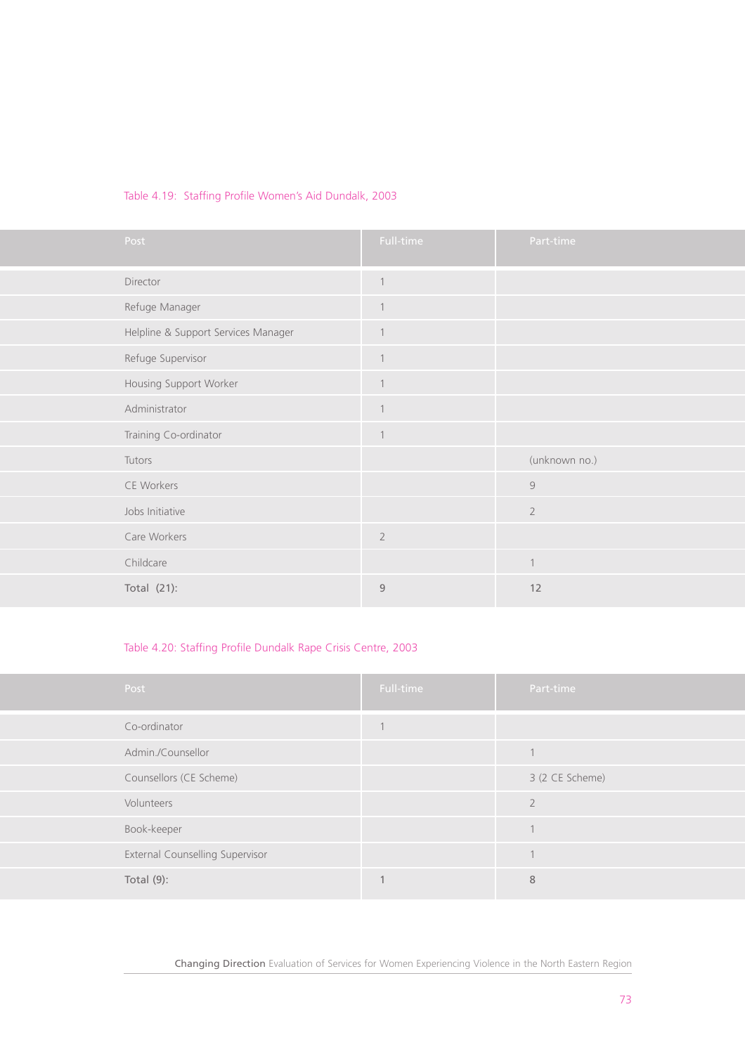Table 4.19: Staffing Profile Women's Aid Dundalk, 2003

| Post | Full-time | Part-time |
|---|---|---|
| Director | 1 | |
| Refuge Manager | 1 | |
| Helpline & Support Services Manager | 1 | |
| Refuge Supervisor | 1 | |
| Housing Support Worker | 1 | |
| Administrator | 1 | |
| Training Co-ordinator | 1 | |
| Tutors | | (unknown no.) |
| CE Workers | | 9 |
| Jobs Initiative | | 2 |
| Care Workers | 2 | |
| Childcare | | 1 |
| **Total (21):** | 9 | **12** |

Table 4.20: Staffing Profile Dundalk Rape Crisis Centre, 2003

| Post | Full-time | Part-time |
|---|---|---|
| Co-ordinator | 1 | |
| Admin./Counsellor | | 1 |
| Counsellors (CE Scheme) | | 3 (2 CE Scheme) |
| Volunteers | | 2 |
| Book-keeper | | 1 |
| External Counselling Supervisor | | 1 |
| **Total (9):** | 1 | **8** |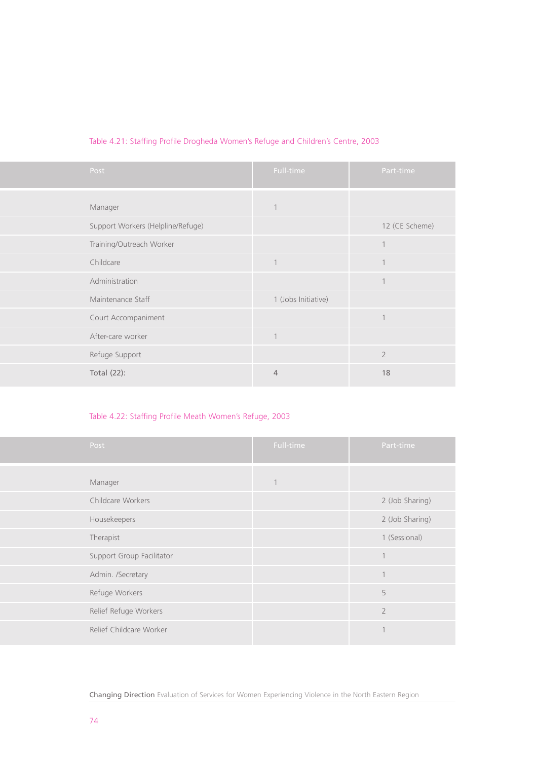Table 4.21: Staffing Profile Drogheda Women's Refuge and Children's Centre, 2003

| Post | Full-time | Part-time |
|---|---|---|
| Manager | 1 | |
| Support Workers (Helpline/Refuge) | | 12 (CE Scheme) |
| Training/Outreach Worker | | 1 |
| Childcare | 1 | 1 |
| Administration | | 1 |
| Maintenance Staff | 1 (Jobs Initiative) | |
| Court Accompaniment | | 1 |
| After-care worker | 1 | |
| Refuge Support | | 2 |
| Total (22): | 4 | 18 |

Table 4.22: Staffing Profile Meath Women's Refuge, 2003

| Post | Full-time | Part-time |
|---|---|---|
| Manager | 1 | |
| Childcare Workers | | 2 (Job Sharing) |
| Housekeepers | | 2 (Job Sharing) |
| Therapist | | 1 (Sessional) |
| Support Group Facilitator | | 1 |
| Admin. /Secretary | | 1 |
| Refuge Workers | | 5 |
| Relief Refuge Workers | | 2 |
| Relief Childcare Worker | | 1 |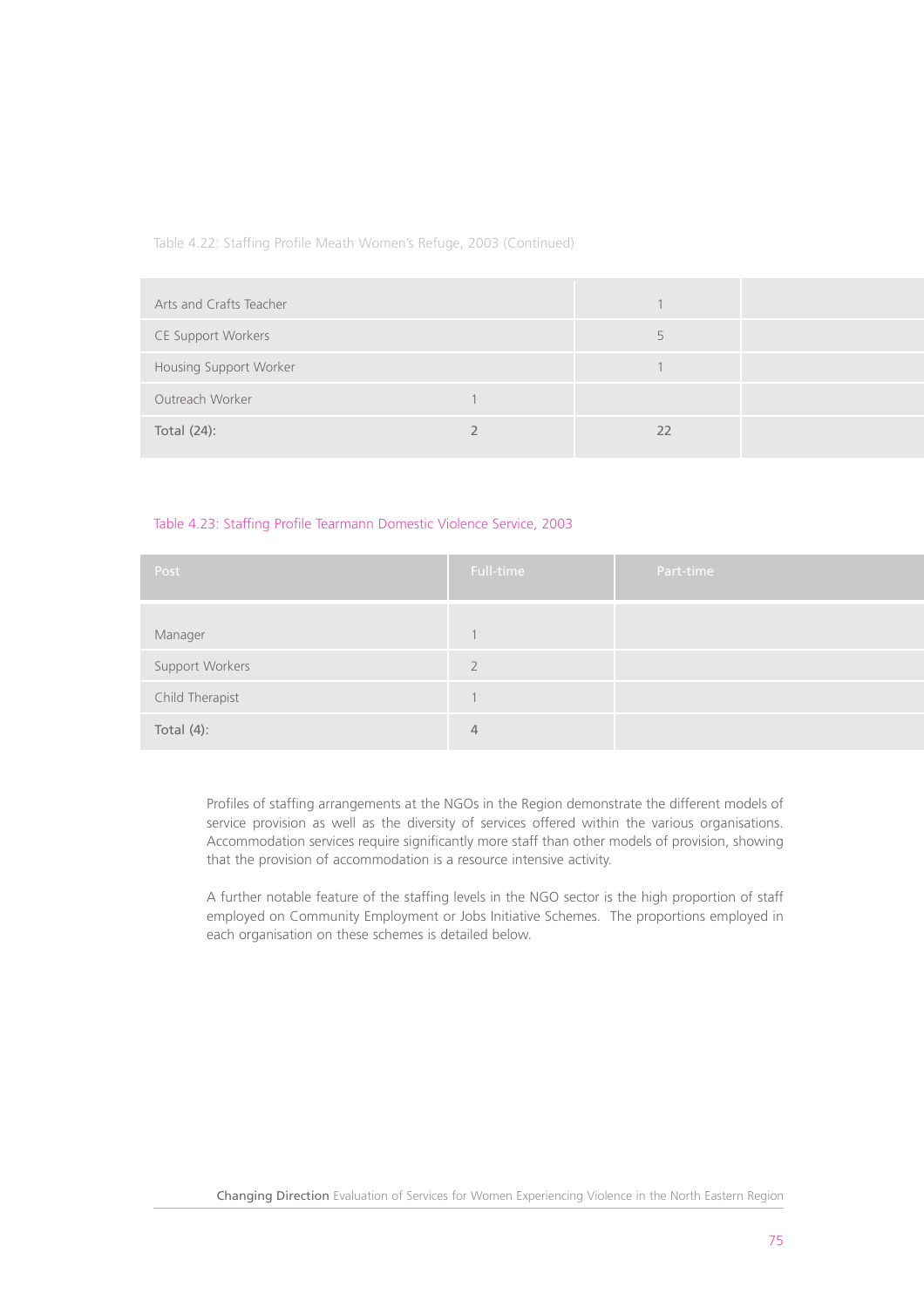Table 4.22: Staffing Profile Meath Women's Refuge, 2003 (Continued)

| Post | Full-time | Part-time |
|---|---|---|
| Arts and Crafts Teacher | | 1 |
| CE Support Workers | | 5 |
| Housing Support Worker | | 1 |
| Outreach Worker | 1 | |
| **Total (24):** | **2** | **22** |

Table 4.23: Staffing Profile Tearmann Domestic Violence Service, 2003

| Post | Full-time | Part-time |
|---|---|---|
| Manager | 1 | |
| Support Workers | 2 | |
| Child Therapist | 1 | |
| **Total (4):** | 4 | |

Profiles of staffing arrangements at the NGOs in the Region demonstrate the different models of service provision as well as the diversity of services offered within the various organisations. Accommodation services require significantly more staff than other models of provision, showing that the provision of accommodation is a resource intensive activity.

A further notable feature of the staffing levels in the NGO sector is the high proportion of staff employed on Community Employment or Jobs Initiative Schemes. The proportions employed in each organisation on these schemes is detailed below.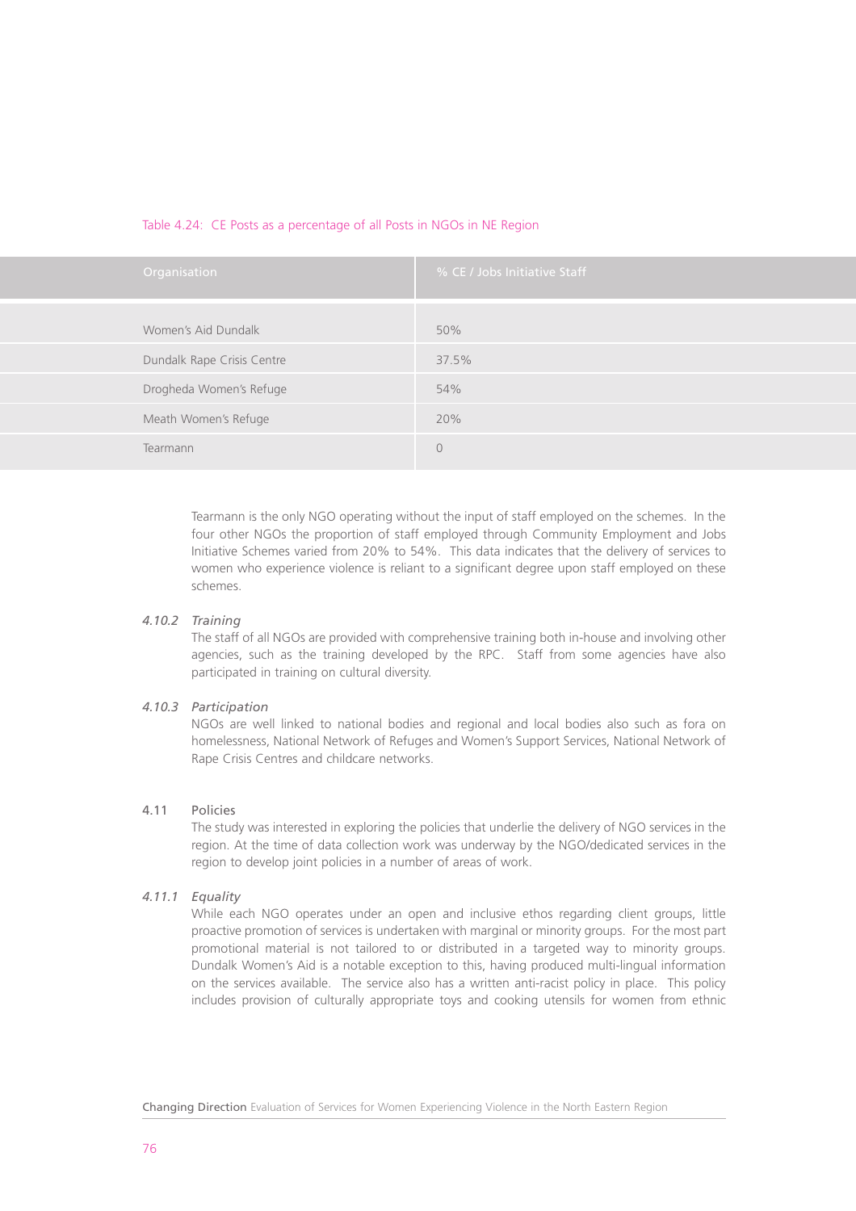Table 4.24: CE Posts as a percentage of all Posts in NGOs in NE Region

| Organisation | % CE / Jobs Initiative Staff |
|---|---|
| Women's Aid Dundalk | 50% |
| Dundalk Rape Crisis Centre | 37.5% |
| Drogheda Women's Refuge | 54% |
| Meath Women's Refuge | 20% |
| Tearmann | 0 |

Tearmann is the only NGO operating without the input of staff employed on the schemes. In the four other NGOs the proportion of staff employed through Community Employment and Jobs Initiative Schemes varied from 20% to 54%. This data indicates that the delivery of services to women who experience violence is reliant to a significant degree upon staff employed on these schemes.

#### 4.10.2 *Training*

The staff of all NGOs are provided with comprehensive training both in-house and involving other agencies, such as the training developed by the RPC. Staff from some agencies have also participated in training on cultural diversity.

#### 4.10.3 *Participation*

NGOs are well linked to national bodies and regional and local bodies also such as fora on homelessness, National Network of Refuges and Women's Support Services, National Network of Rape Crisis Centres and childcare networks.

### 4.11 Policies

The study was interested in exploring the policies that underlie the delivery of NGO services in the region. At the time of data collection work was underway by the NGO/dedicated services in the region to develop joint policies in a number of areas of work.

#### 4.11.1 *Equality*

While each NGO operates under an open and inclusive ethos regarding client groups, little proactive promotion of services is undertaken with marginal or minority groups. For the most part promotional material is not tailored to or distributed in a targeted way to minority groups. Dundalk Women's Aid is a notable exception to this, having produced multi-lingual information on the services available. The service also has a written anti-racist policy in place. This policy includes provision of culturally appropriate toys and cooking utensils for women from ethnic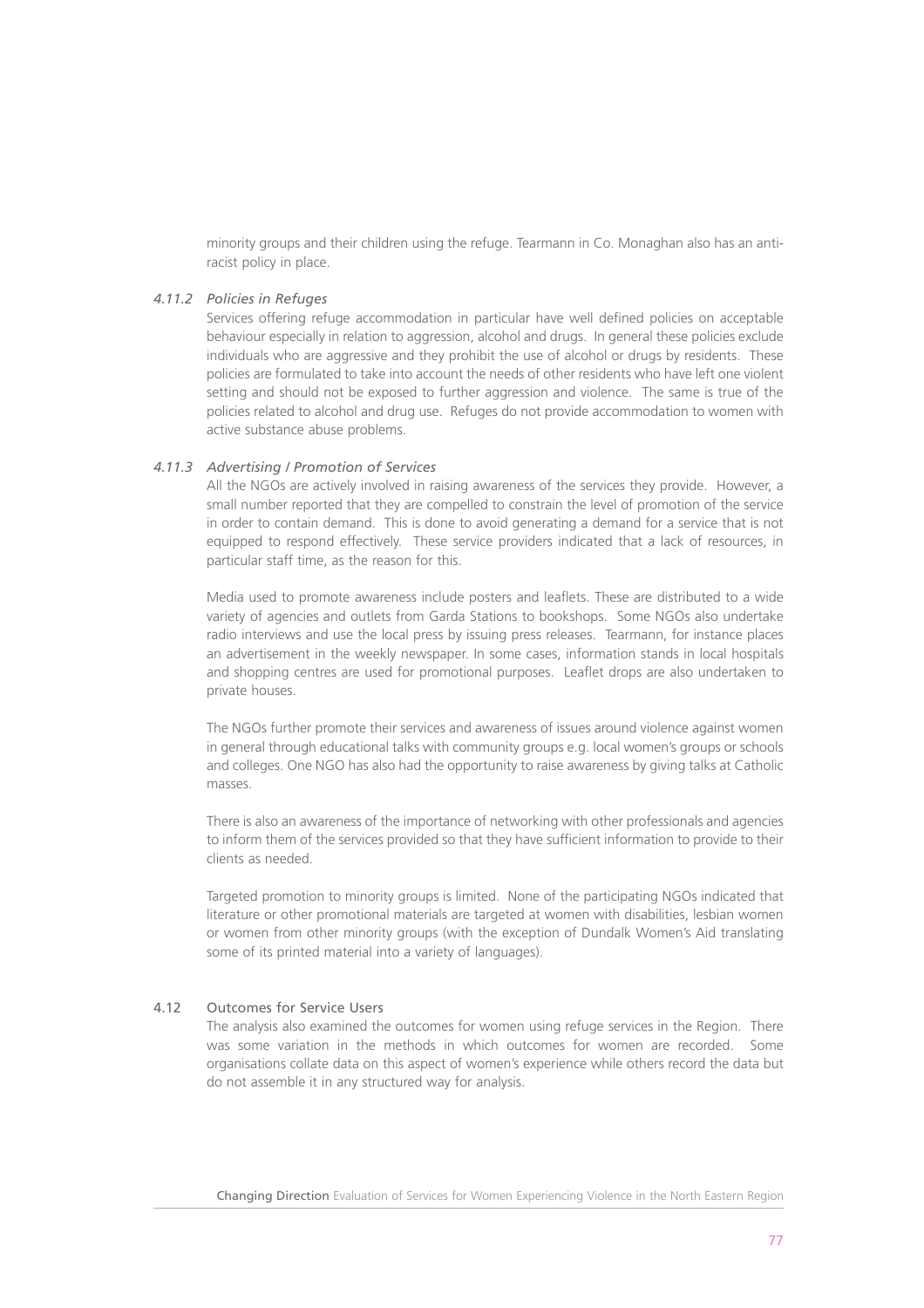minority groups and their children using the refuge. Tearmann in Co. Monaghan also has an anti-racist policy in place.

### *4.11.2 Policies in Refuges*

Services offering refuge accommodation in particular have well defined policies on acceptable behaviour especially in relation to aggression, alcohol and drugs. In general these policies exclude individuals who are aggressive and they prohibit the use of alcohol or drugs by residents. These policies are formulated to take into account the needs of other residents who have left one violent setting and should not be exposed to further aggression and violence. The same is true of the policies related to alcohol and drug use. Refuges do not provide accommodation to women with active substance abuse problems.

### *4.11.3 Advertising / Promotion of Services*

All the NGOs are actively involved in raising awareness of the services they provide. However, a small number reported that they are compelled to constrain the level of promotion of the service in order to contain demand. This is done to avoid generating a demand for a service that is not equipped to respond effectively. These service providers indicated that a lack of resources, in particular staff time, as the reason for this.

Media used to promote awareness include posters and leaflets. These are distributed to a wide variety of agencies and outlets from Garda Stations to bookshops. Some NGOs also undertake radio interviews and use the local press by issuing press releases. Tearmann, for instance places an advertisement in the weekly newspaper. In some cases, information stands in local hospitals and shopping centres are used for promotional purposes. Leaflet drops are also undertaken to private houses.

The NGOs further promote their services and awareness of issues around violence against women in general through educational talks with community groups e.g. local women's groups or schools and colleges. One NGO has also had the opportunity to raise awareness by giving talks at Catholic masses.

There is also an awareness of the importance of networking with other professionals and agencies to inform them of the services provided so that they have sufficient information to provide to their clients as needed.

Targeted promotion to minority groups is limited. None of the participating NGOs indicated that literature or other promotional materials are targeted at women with disabilities, lesbian women or women from other minority groups (with the exception of Dundalk Women's Aid translating some of its printed material into a variety of languages).

## 4.12 Outcomes for Service Users

The analysis also examined the outcomes for women using refuge services in the Region. There was some variation in the methods in which outcomes for women are recorded. Some organisations collate data on this aspect of women's experience while others record the data but do not assemble it in any structured way for analysis.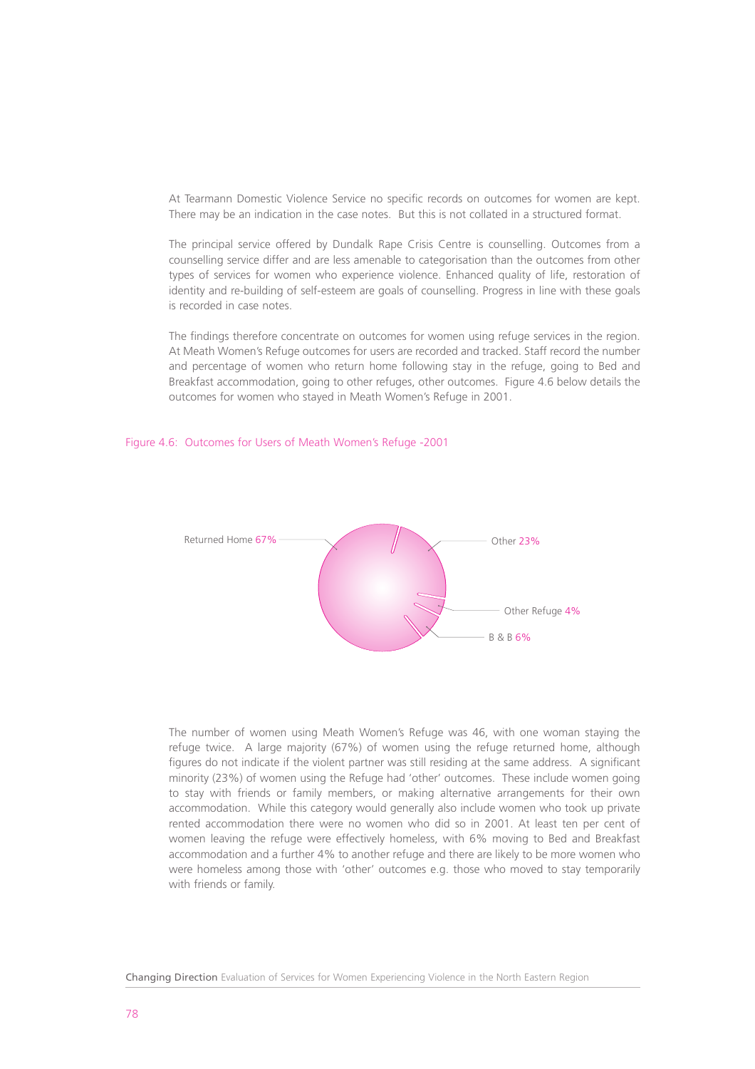At Tearmann Domestic Violence Service no specific records on outcomes for women are kept. There may be an indication in the case notes. But this is not collated in a structured format.

The principal service offered by Dundalk Rape Crisis Centre is counselling. Outcomes from a counselling service differ and are less amenable to categorisation than the outcomes from other types of services for women who experience violence. Enhanced quality of life, restoration of identity and re-building of self-esteem are goals of counselling. Progress in line with these goals is recorded in case notes.

The findings therefore concentrate on outcomes for women using refuge services in the region. At Meath Women's Refuge outcomes for users are recorded and tracked. Staff record the number and percentage of women who return home following stay in the refuge, going to Bed and Breakfast accommodation, going to other refuges, other outcomes. Figure 4.6 below details the outcomes for women who stayed in Meath Women's Refuge in 2001.

Figure 4.6: Outcomes for Users of Meath Women's Refuge -2001

| Outcome | Percentage |
| --- | --- |
| Returned Home | 67% |
| Other | 23% |
| Other Refuge | 4% |
| B & B | 6% |

The number of women using Meath Women's Refuge was 46, with one woman staying the refuge twice. A large majority (67%) of women using the refuge returned home, although figures do not indicate if the violent partner was still residing at the same address. A significant minority (23%) of women using the Refuge had 'other' outcomes. These include women going to stay with friends or family members, or making alternative arrangements for their own accommodation. While this category would generally also include women who took up private rented accommodation there were no women who did so in 2001. At least ten per cent of women leaving the refuge were effectively homeless, with 6% moving to Bed and Breakfast accommodation and a further 4% to another refuge and there are likely to be more women who were homeless among those with 'other' outcomes e.g. those who moved to stay temporarily with friends or family.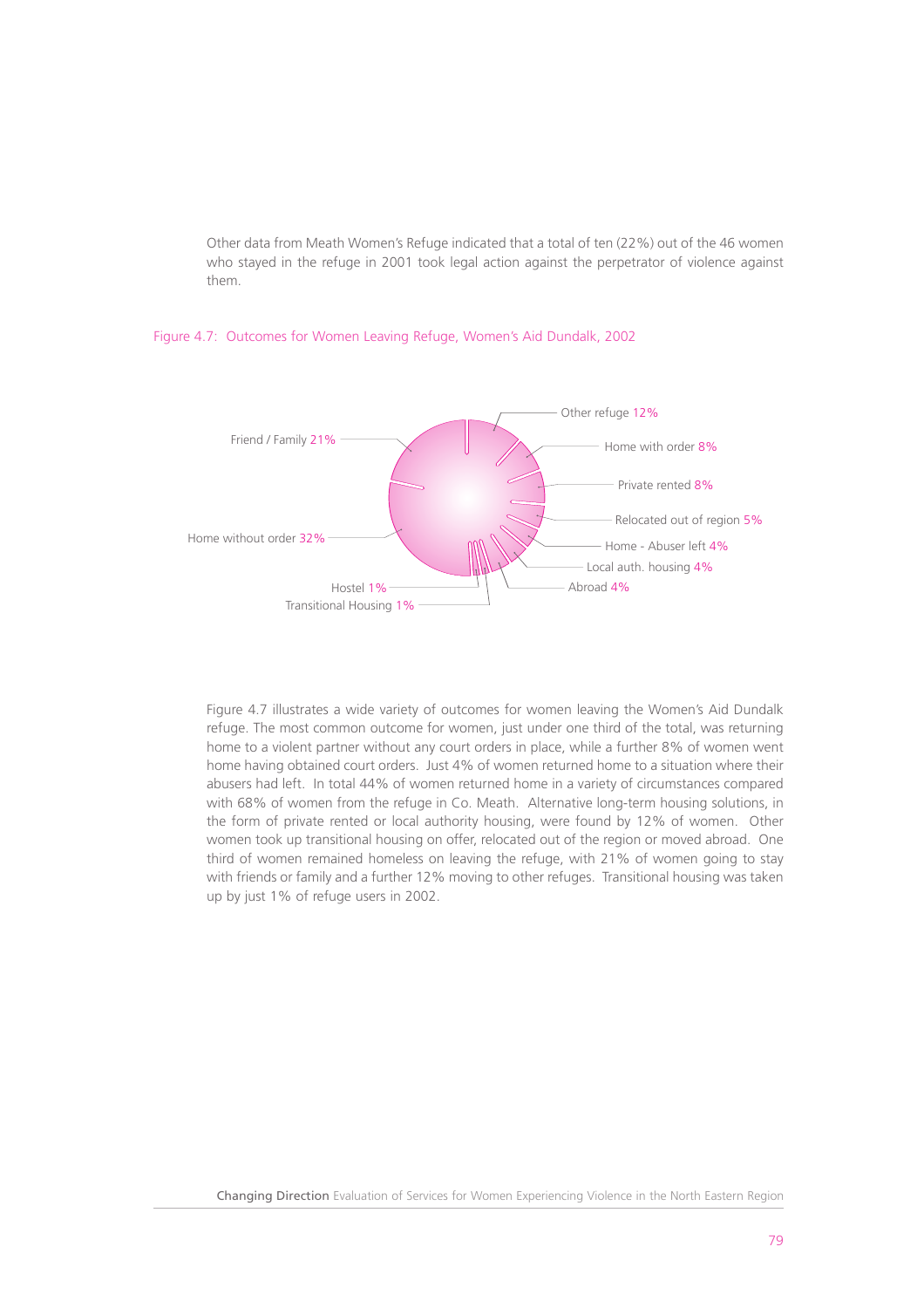Other data from Meath Women's Refuge indicated that a total of ten (22%) out of the 46 women who stayed in the refuge in 2001 took legal action against the perpetrator of violence against them.

Figure 4.7: Outcomes for Women Leaving Refuge, Women's Aid Dundalk, 2002

| Outcome | % |
|---|---|
| Other refuge | 12% |
| Home with order | 8% |
| Private rented | 8% |
| Relocated out of region | 5% |
| Home - Abuser left | 4% |
| Local auth. housing | 4% |
| Abroad | 4% |
| Transitional Housing | 1% |
| Hostel | 1% |
| Home without order | 32% |
| Friend / Family | 21% |

Figure 4.7 illustrates a wide variety of outcomes for women leaving the Women's Aid Dundalk refuge. The most common outcome for women, just under one third of the total, was returning home to a violent partner without any court orders in place, while a further 8% of women went home having obtained court orders. Just 4% of women returned home to a situation where their abusers had left. In total 44% of women returned home in a variety of circumstances compared with 68% of women from the refuge in Co. Meath. Alternative long-term housing solutions, in the form of private rented or local authority housing, were found by 12% of women. Other women took up transitional housing on offer, relocated out of the region or moved abroad. One third of women remained homeless on leaving the refuge, with 21% of women going to stay with friends or family and a further 12% moving to other refuges. Transitional housing was taken up by just 1% of refuge users in 2002.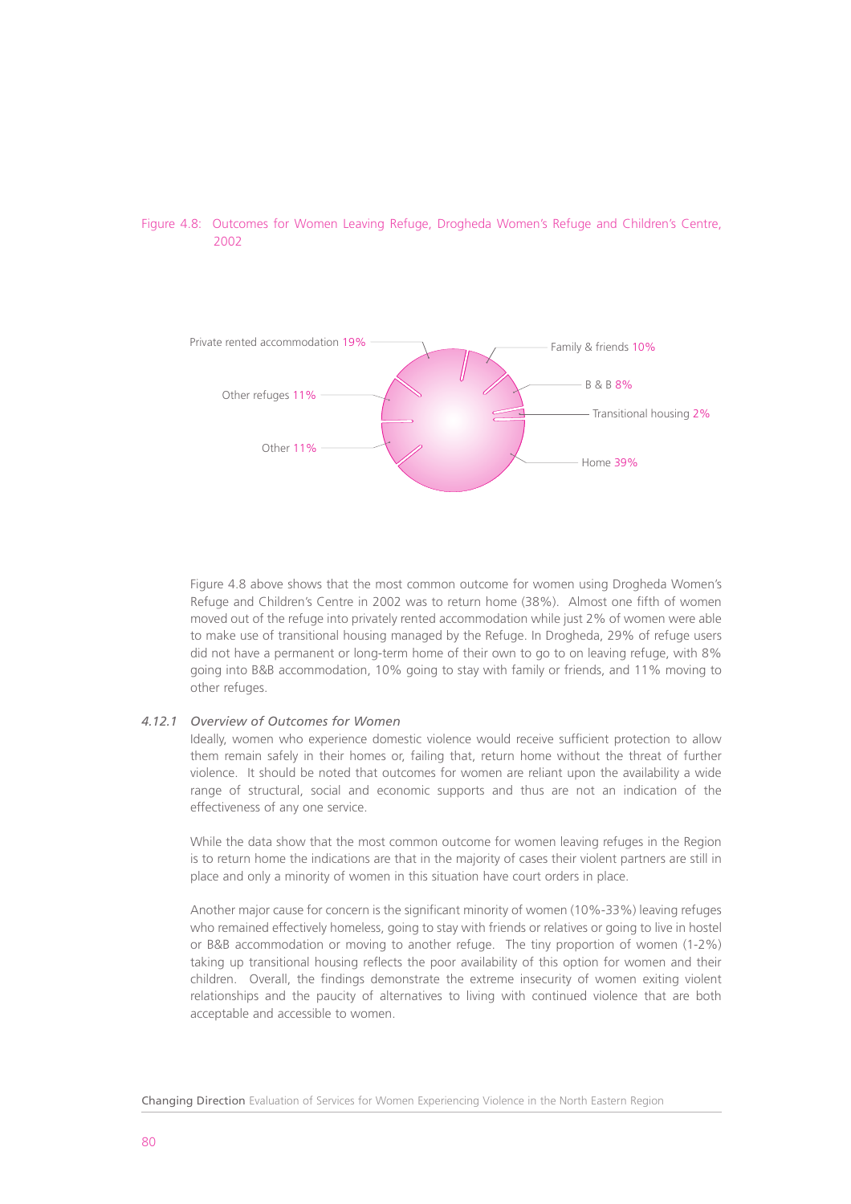Figure 4.8: Outcomes for Women Leaving Refuge, Drogheda Women's Refuge and Children's Centre, 2002

| Outcome | % |
|---|---|
| Private rented accommodation | 19% |
| Family & friends | 10% |
| B & B | 8% |
| Transitional housing | 2% |
| Home | 39% |
| Other | 11% |
| Other refuges | 11% |

Figure 4.8 above shows that the most common outcome for women using Drogheda Women's Refuge and Children's Centre in 2002 was to return home (38%). Almost one fifth of women moved out of the refuge into privately rented accommodation while just 2% of women were able to make use of transitional housing managed by the Refuge. In Drogheda, 29% of refuge users did not have a permanent or long-term home of their own to go to on leaving refuge, with 8% going into B&B accommodation, 10% going to stay with family or friends, and 11% moving to other refuges.

### *4.12.1 Overview of Outcomes for Women*

Ideally, women who experience domestic violence would receive sufficient protection to allow them remain safely in their homes or, failing that, return home without the threat of further violence. It should be noted that outcomes for women are reliant upon the availability a wide range of structural, social and economic supports and thus are not an indication of the effectiveness of any one service.

While the data show that the most common outcome for women leaving refuges in the Region is to return home the indications are that in the majority of cases their violent partners are still in place and only a minority of women in this situation have court orders in place.

Another major cause for concern is the significant minority of women (10%-33%) leaving refuges who remained effectively homeless, going to stay with friends or relatives or going to live in hostel or B&B accommodation or moving to another refuge. The tiny proportion of women (1-2%) taking up transitional housing reflects the poor availability of this option for women and their children. Overall, the findings demonstrate the extreme insecurity of women exiting violent relationships and the paucity of alternatives to living with continued violence that are both acceptable and accessible to women.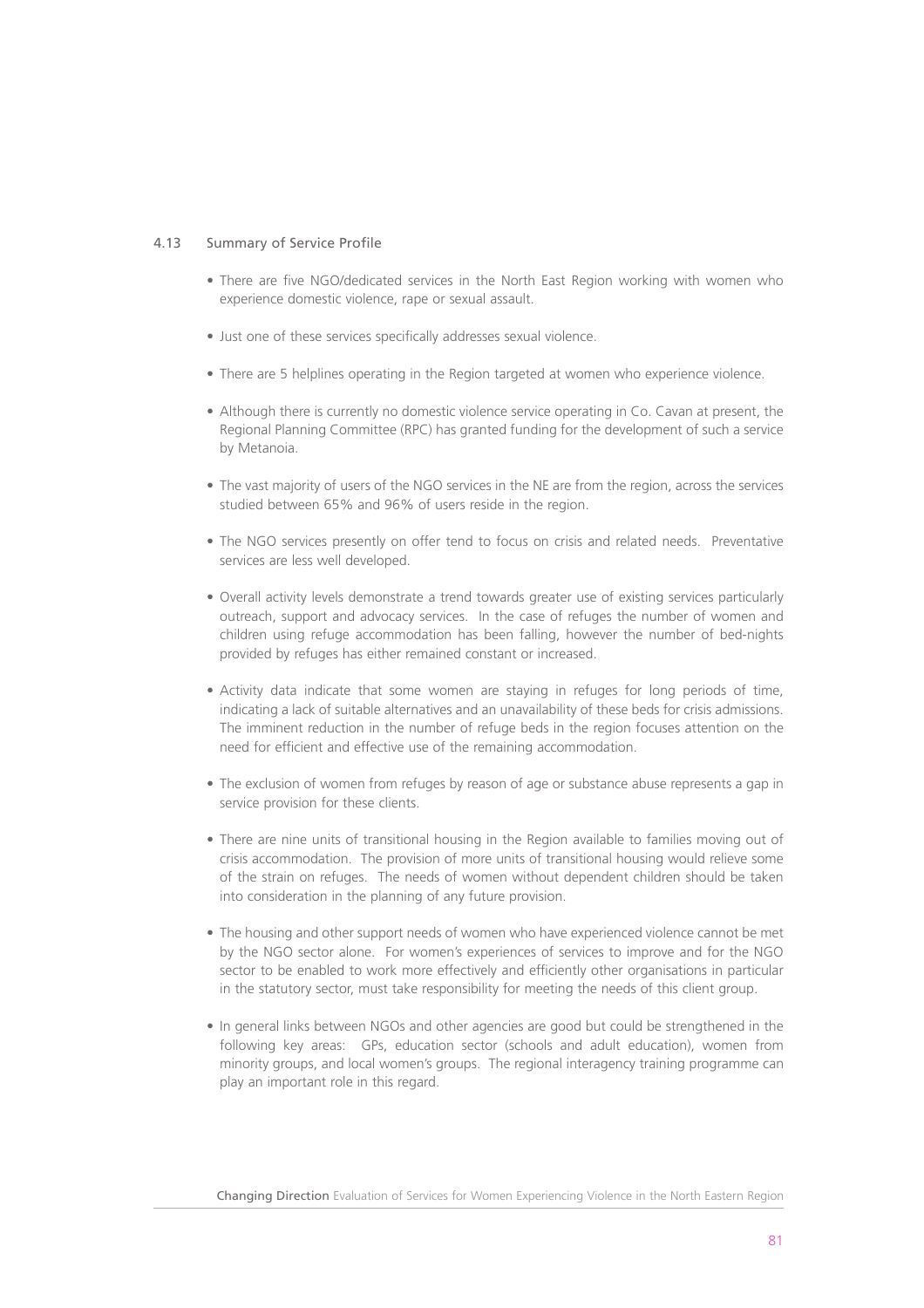### 4.13 Summary of Service Profile

- There are five NGO/dedicated services in the North East Region working with women who experience domestic violence, rape or sexual assault.
- Just one of these services specifically addresses sexual violence.
- There are 5 helplines operating in the Region targeted at women who experience violence.
- Although there is currently no domestic violence service operating in Co. Cavan at present, the Regional Planning Committee (RPC) has granted funding for the development of such a service by Metanoia.
- The vast majority of users of the NGO services in the NE are from the region, across the services studied between 65% and 96% of users reside in the region.
- The NGO services presently on offer tend to focus on crisis and related needs. Preventative services are less well developed.
- Overall activity levels demonstrate a trend towards greater use of existing services particularly outreach, support and advocacy services. In the case of refuges the number of women and children using refuge accommodation has been falling, however the number of bed-nights provided by refuges has either remained constant or increased.
- Activity data indicate that some women are staying in refuges for long periods of time, indicating a lack of suitable alternatives and an unavailability of these beds for crisis admissions. The imminent reduction in the number of refuge beds in the region focuses attention on the need for efficient and effective use of the remaining accommodation.
- The exclusion of women from refuges by reason of age or substance abuse represents a gap in service provision for these clients.
- There are nine units of transitional housing in the Region available to families moving out of crisis accommodation. The provision of more units of transitional housing would relieve some of the strain on refuges. The needs of women without dependent children should be taken into consideration in the planning of any future provision.
- The housing and other support needs of women who have experienced violence cannot be met by the NGO sector alone. For women's experiences of services to improve and for the NGO sector to be enabled to work more effectively and efficiently other organisations in particular in the statutory sector, must take responsibility for meeting the needs of this client group.
- In general links between NGOs and other agencies are good but could be strengthened in the following key areas: GPs, education sector (schools and adult education), women from minority groups, and local women's groups. The regional interagency training programme can play an important role in this regard.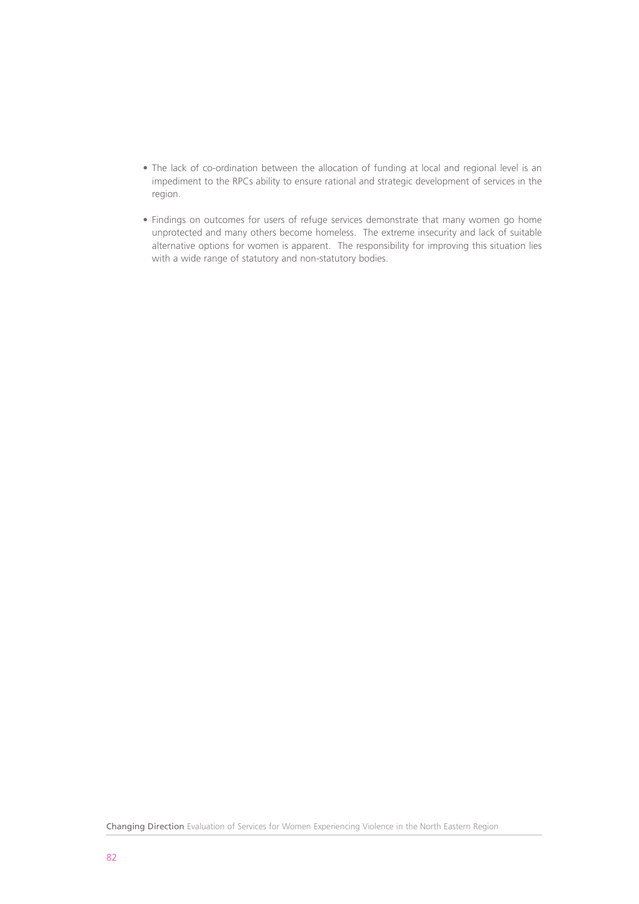- The lack of co-ordination between the allocation of funding at local and regional level is an impediment to the RPCs ability to ensure rational and strategic development of services in the region.

- Findings on outcomes for users of refuge services demonstrate that many women go home unprotected and many others become homeless. The extreme insecurity and lack of suitable alternative options for women is apparent. The responsibility for improving this situation lies with a wide range of statutory and non-statutory bodies.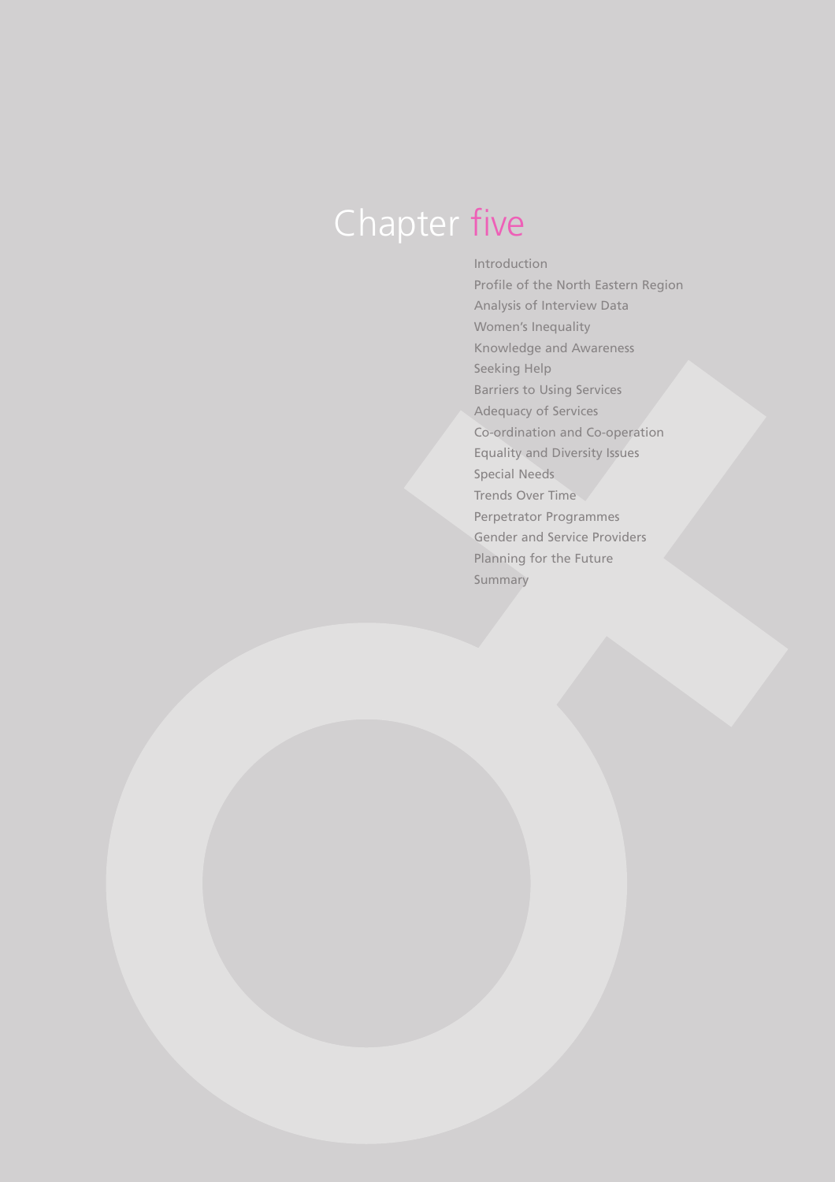# Chapter five

- Introduction
- Profile of the North Eastern Region
- Analysis of Interview Data
- Women's Inequality
- Knowledge and Awareness
- Seeking Help
- Barriers to Using Services
- Adequacy of Services
- Co-ordination and Co-operation
- Equality and Diversity Issues
- Special Needs
- Trends Over Time
- Perpetrator Programmes
- Gender and Service Providers
- Planning for the Future
- Summary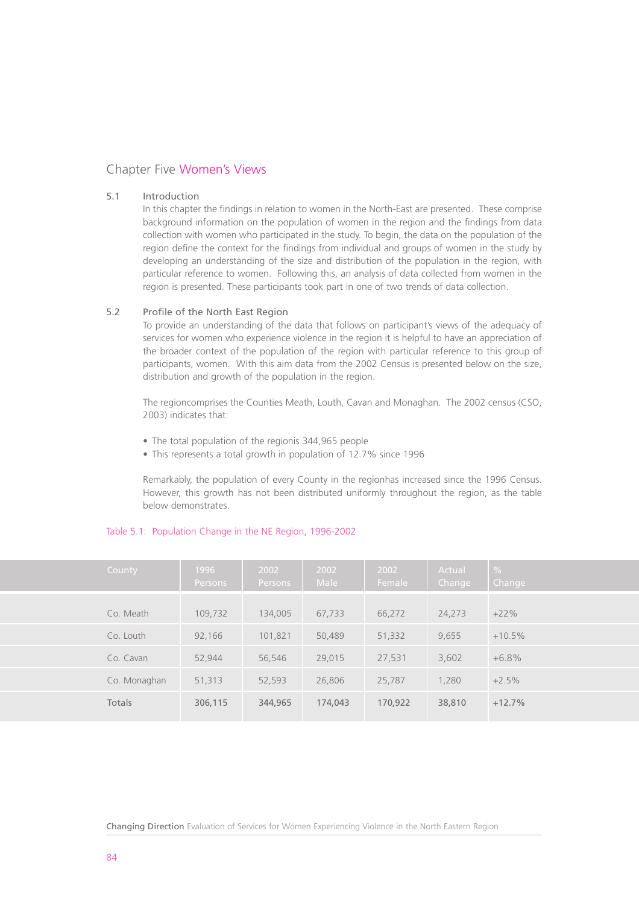# Chapter Five Women's Views

## 5.1 Introduction

In this chapter the findings in relation to women in the North-East are presented. These comprise background information on the population of women in the region and the findings from data collection with women who participated in the study. To begin, the data on the population of the region define the context for the findings from individual and groups of women in the study by developing an understanding of the size and distribution of the population in the region, with particular reference to women. Following this, an analysis of data collected from women in the region is presented. These participants took part in one of two trends of data collection.

## 5.2 Profile of the North East Region

To provide an understanding of the data that follows on participant's views of the adequacy of services for women who experience violence in the region it is helpful to have an appreciation of the broader context of the population of the region with particular reference to this group of participants, women. With this aim data from the 2002 Census is presented below on the size, distribution and growth of the population in the region.

The regioncomprises the Counties Meath, Louth, Cavan and Monaghan. The 2002 census (CSO, 2003) indicates that:

- The total population of the regionis 344,965 people
- This represents a total growth in population of 12.7% since 1996

Remarkably, the population of every County in the regionhas increased since the 1996 Census. However, this growth has not been distributed uniformly throughout the region, as the table below demonstrates.

Table 5.1: Population Change in the NE Region, 1996-2002

| County | 1996 Persons | 2002 Persons | 2002 Male | 2002 Female | Actual Change | % Change |
|---|---|---|---|---|---|---|
| Co. Meath | 109,732 | 134,005 | 67,733 | 66,272 | 24,273 | +22% |
| Co. Louth | 92,166 | 101,821 | 50,489 | 51,332 | 9,655 | +10.5% |
| Co. Cavan | 52,944 | 56,546 | 29,015 | 27,531 | 3,602 | +6.8% |
| Co. Monaghan | 51,313 | 52,593 | 26,806 | 25,787 | 1,280 | +2.5% |
| Totals | 306,115 | 344,965 | 174,043 | 170,922 | 38,810 | +12.7% |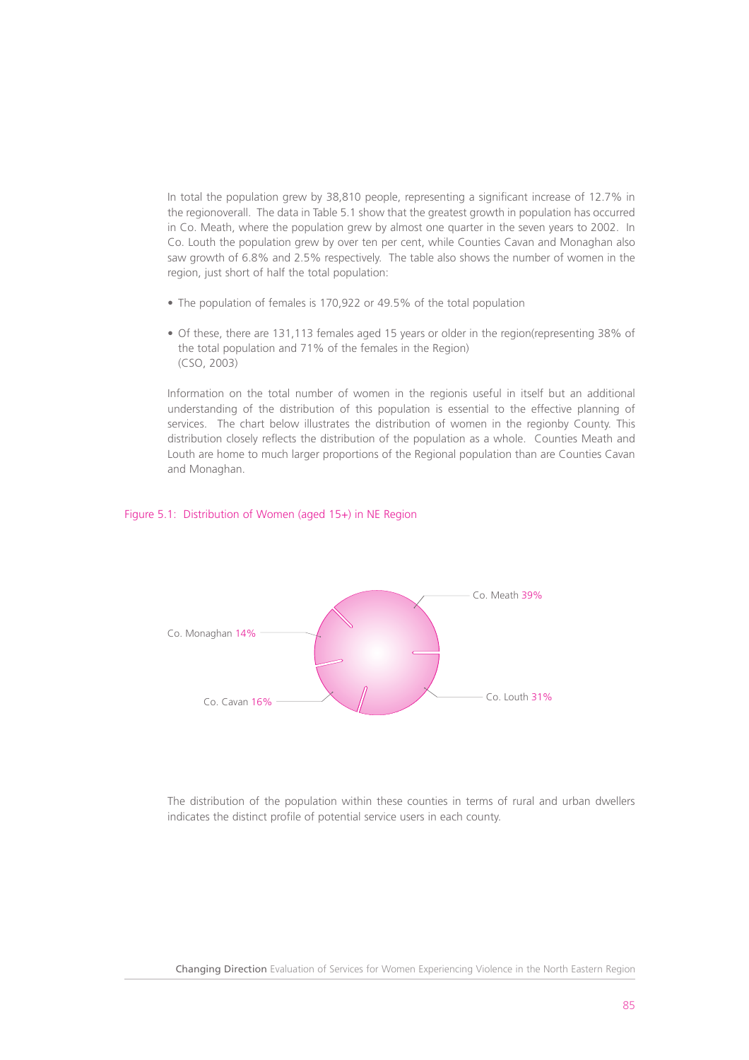In total the population grew by 38,810 people, representing a significant increase of 12.7% in the regionoverall. The data in Table 5.1 show that the greatest growth in population has occurred in Co. Meath, where the population grew by almost one quarter in the seven years to 2002. In Co. Louth the population grew by over ten per cent, while Counties Cavan and Monaghan also saw growth of 6.8% and 2.5% respectively. The table also shows the number of women in the region, just short of half the total population:

- The population of females is 170,922 or 49.5% of the total population
- Of these, there are 131,113 females aged 15 years or older in the region(representing 38% of the total population and 71% of the females in the Region) (CSO, 2003)

Information on the total number of women in the regionis useful in itself but an additional understanding of the distribution of this population is essential to the effective planning of services. The chart below illustrates the distribution of women in the regionby County. This distribution closely reflects the distribution of the population as a whole. Counties Meath and Louth are home to much larger proportions of the Regional population than are Counties Cavan and Monaghan.

Figure 5.1: Distribution of Women (aged 15+) in NE Region

Co. Meath 39%

Co. Monaghan 14%

Co. Cavan 16%

Co. Louth 31%

The distribution of the population within these counties in terms of rural and urban dwellers indicates the distinct profile of potential service users in each county.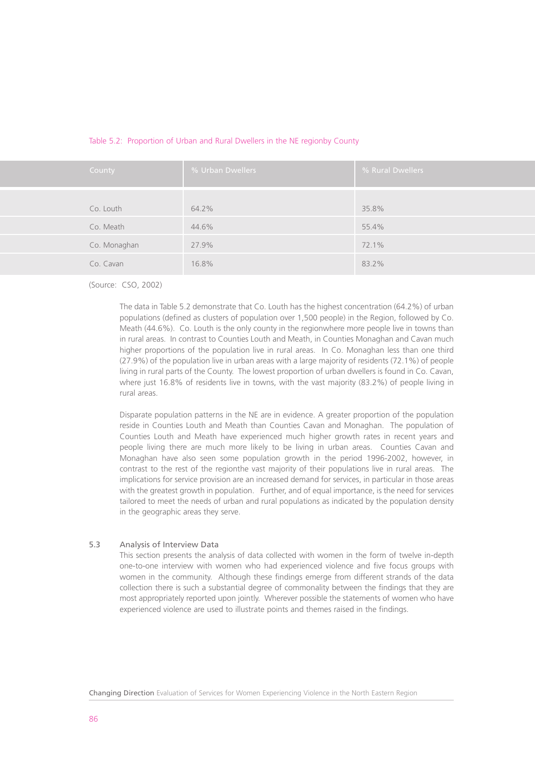Table 5.2: Proportion of Urban and Rural Dwellers in the NE regionby County

| County | % Urban Dwellers | % Rural Dwellers |
|---|---|---|
| Co. Louth | 64.2% | 35.8% |
| Co. Meath | 44.6% | 55.4% |
| Co. Monaghan | 27.9% | 72.1% |
| Co. Cavan | 16.8% | 83.2% |

(Source: CSO, 2002)

The data in Table 5.2 demonstrate that Co. Louth has the highest concentration (64.2%) of urban populations (defined as clusters of population over 1,500 people) in the Region, followed by Co. Meath (44.6%). Co. Louth is the only county in the regionwhere more people live in towns than in rural areas. In contrast to Counties Louth and Meath, in Counties Monaghan and Cavan much higher proportions of the population live in rural areas. In Co. Monaghan less than one third (27.9%) of the population live in urban areas with a large majority of residents (72.1%) of people living in rural parts of the County. The lowest proportion of urban dwellers is found in Co. Cavan, where just 16.8% of residents live in towns, with the vast majority (83.2%) of people living in rural areas.

Disparate population patterns in the NE are in evidence. A greater proportion of the population reside in Counties Louth and Meath than Counties Cavan and Monaghan. The population of Counties Louth and Meath have experienced much higher growth rates in recent years and people living there are much more likely to be living in urban areas. Counties Cavan and Monaghan have also seen some population growth in the period 1996-2002, however, in contrast to the rest of the regionthe vast majority of their populations live in rural areas. The implications for service provision are an increased demand for services, in particular in those areas with the greatest growth in population. Further, and of equal importance, is the need for services tailored to meet the needs of urban and rural populations as indicated by the population density in the geographic areas they serve.

## 5.3 Analysis of Interview Data

This section presents the analysis of data collected with women in the form of twelve in-depth one-to-one interview with women who had experienced violence and five focus groups with women in the community. Although these findings emerge from different strands of the data collection there is such a substantial degree of commonality between the findings that they are most appropriately reported upon jointly. Wherever possible the statements of women who have experienced violence are used to illustrate points and themes raised in the findings.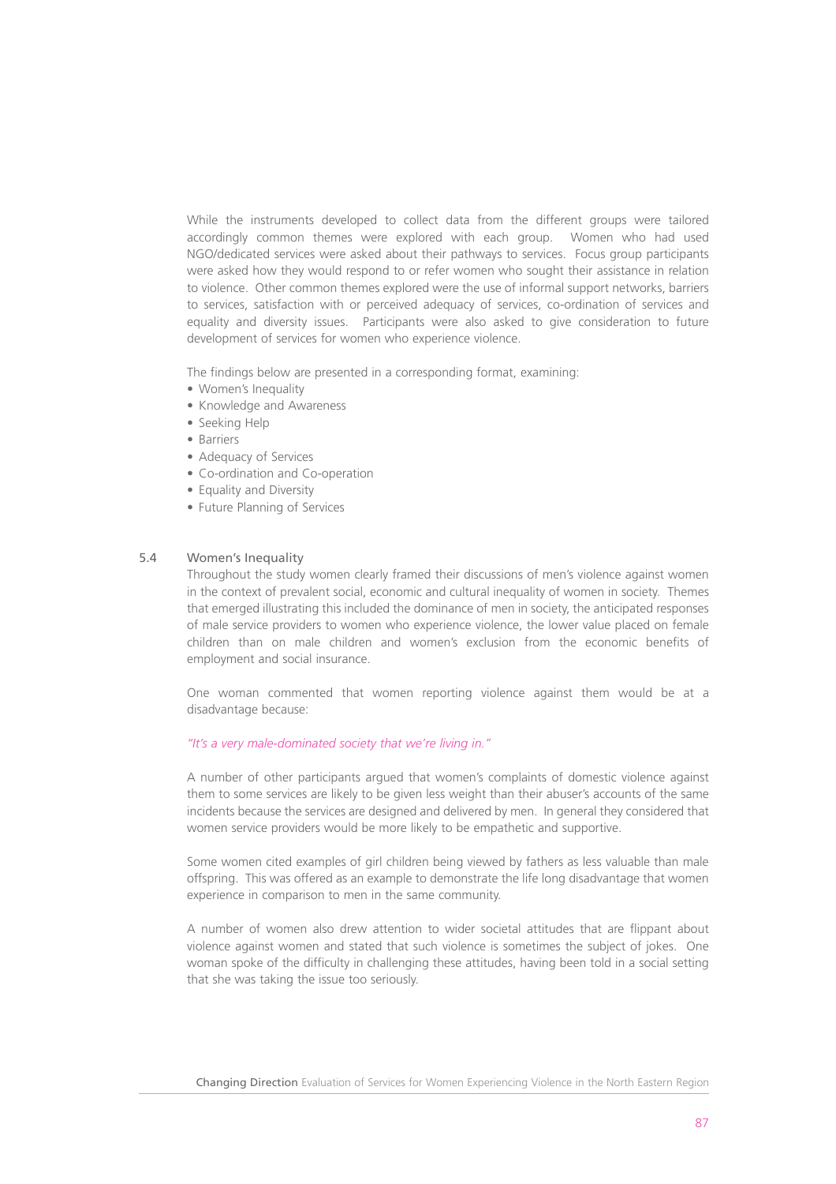While the instruments developed to collect data from the different groups were tailored accordingly common themes were explored with each group. Women who had used NGO/dedicated services were asked about their pathways to services. Focus group participants were asked how they would respond to or refer women who sought their assistance in relation to violence. Other common themes explored were the use of informal support networks, barriers to services, satisfaction with or perceived adequacy of services, co-ordination of services and equality and diversity issues. Participants were also asked to give consideration to future development of services for women who experience violence.

The findings below are presented in a corresponding format, examining:

- Women's Inequality
- Knowledge and Awareness
- Seeking Help
- Barriers
- Adequacy of Services
- Co-ordination and Co-operation
- Equality and Diversity
- Future Planning of Services

## 5.4 Women's Inequality

Throughout the study women clearly framed their discussions of men's violence against women in the context of prevalent social, economic and cultural inequality of women in society. Themes that emerged illustrating this included the dominance of men in society, the anticipated responses of male service providers to women who experience violence, the lower value placed on female children than on male children and women's exclusion from the economic benefits of employment and social insurance.

One woman commented that women reporting violence against them would be at a disadvantage because:

*"It's a very male-dominated society that we're living in."*

A number of other participants argued that women's complaints of domestic violence against them to some services are likely to be given less weight than their abuser's accounts of the same incidents because the services are designed and delivered by men. In general they considered that women service providers would be more likely to be empathetic and supportive.

Some women cited examples of girl children being viewed by fathers as less valuable than male offspring. This was offered as an example to demonstrate the life long disadvantage that women experience in comparison to men in the same community.

A number of women also drew attention to wider societal attitudes that are flippant about violence against women and stated that such violence is sometimes the subject of jokes. One woman spoke of the difficulty in challenging these attitudes, having been told in a social setting that she was taking the issue too seriously.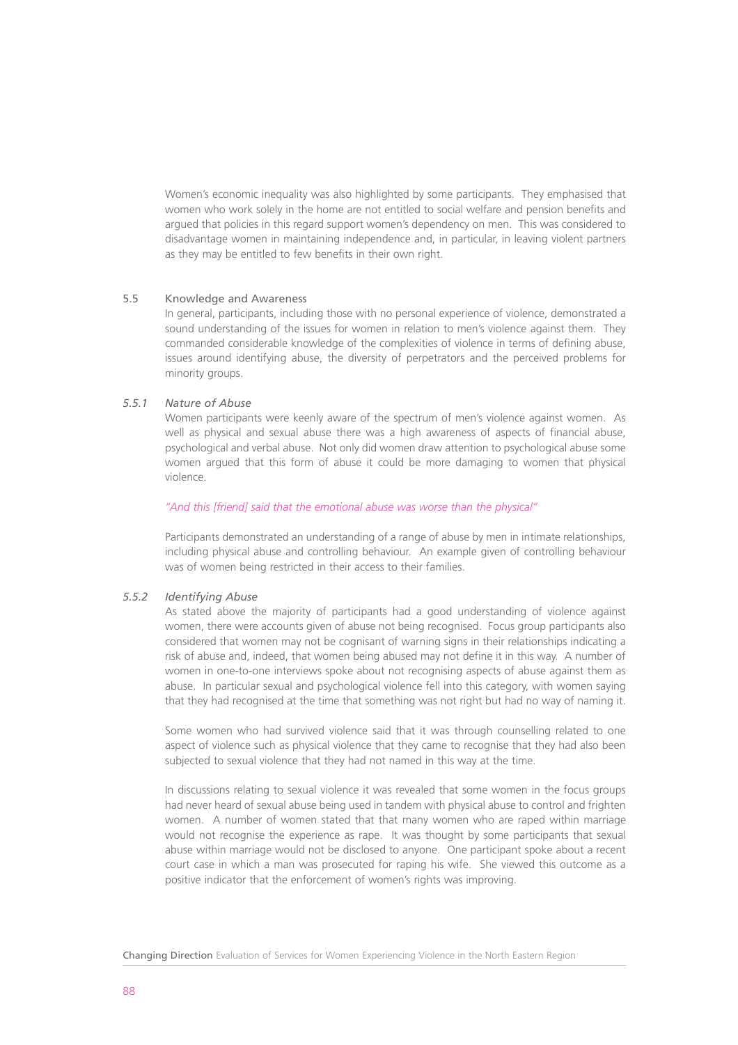Women's economic inequality was also highlighted by some participants. They emphasised that women who work solely in the home are not entitled to social welfare and pension benefits and argued that policies in this regard support women's dependency on men. This was considered to disadvantage women in maintaining independence and, in particular, in leaving violent partners as they may be entitled to few benefits in their own right.

## 5.5 Knowledge and Awareness

In general, participants, including those with no personal experience of violence, demonstrated a sound understanding of the issues for women in relation to men's violence against them. They commanded considerable knowledge of the complexities of violence in terms of defining abuse, issues around identifying abuse, the diversity of perpetrators and the perceived problems for minority groups.

### *5.5.1 Nature of Abuse*

Women participants were keenly aware of the spectrum of men's violence against women. As well as physical and sexual abuse there was a high awareness of aspects of financial abuse, psychological and verbal abuse. Not only did women draw attention to psychological abuse some women argued that this form of abuse it could be more damaging to women that physical violence.

*"And this [friend] said that the emotional abuse was worse than the physical"*

Participants demonstrated an understanding of a range of abuse by men in intimate relationships, including physical abuse and controlling behaviour. An example given of controlling behaviour was of women being restricted in their access to their families.

### *5.5.2 Identifying Abuse*

As stated above the majority of participants had a good understanding of violence against women, there were accounts given of abuse not being recognised. Focus group participants also considered that women may not be cognisant of warning signs in their relationships indicating a risk of abuse and, indeed, that women being abused may not define it in this way. A number of women in one-to-one interviews spoke about not recognising aspects of abuse against them as abuse. In particular sexual and psychological violence fell into this category, with women saying that they had recognised at the time that something was not right but had no way of naming it.

Some women who had survived violence said that it was through counselling related to one aspect of violence such as physical violence that they came to recognise that they had also been subjected to sexual violence that they had not named in this way at the time.

In discussions relating to sexual violence it was revealed that some women in the focus groups had never heard of sexual abuse being used in tandem with physical abuse to control and frighten women. A number of women stated that that many women who are raped within marriage would not recognise the experience as rape. It was thought by some participants that sexual abuse within marriage would not be disclosed to anyone. One participant spoke about a recent court case in which a man was prosecuted for raping his wife. She viewed this outcome as a positive indicator that the enforcement of women's rights was improving.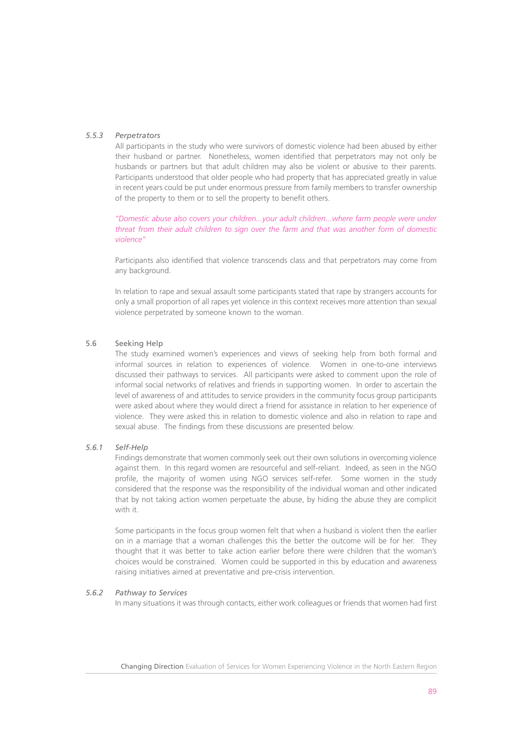### *5.5.3 Perpetrators*

All participants in the study who were survivors of domestic violence had been abused by either their husband or partner. Nonetheless, women identified that perpetrators may not only be husbands or partners but that adult children may also be violent or abusive to their parents. Participants understood that older people who had property that has appreciated greatly in value in recent years could be put under enormous pressure from family members to transfer ownership of the property to them or to sell the property to benefit others.

*"Domestic abuse also covers your children...your adult children...where farm people were under threat from their adult children to sign over the farm and that was another form of domestic violence"*

Participants also identified that violence transcends class and that perpetrators may come from any background.

In relation to rape and sexual assault some participants stated that rape by strangers accounts for only a small proportion of all rapes yet violence in this context receives more attention than sexual violence perpetrated by someone known to the woman.

## 5.6 Seeking Help

The study examined women's experiences and views of seeking help from both formal and informal sources in relation to experiences of violence. Women in one-to-one interviews discussed their pathways to services. All participants were asked to comment upon the role of informal social networks of relatives and friends in supporting women. In order to ascertain the level of awareness of and attitudes to service providers in the community focus group participants were asked about where they would direct a friend for assistance in relation to her experience of violence. They were asked this in relation to domestic violence and also in relation to rape and sexual abuse. The findings from these discussions are presented below.

### *5.6.1 Self-Help*

Findings demonstrate that women commonly seek out their own solutions in overcoming violence against them. In this regard women are resourceful and self-reliant. Indeed, as seen in the NGO profile, the majority of women using NGO services self-refer. Some women in the study considered that the response was the responsibility of the individual woman and other indicated that by not taking action women perpetuate the abuse, by hiding the abuse they are complicit with it.

Some participants in the focus group women felt that when a husband is violent then the earlier on in a marriage that a woman challenges this the better the outcome will be for her. They thought that it was better to take action earlier before there were children that the woman's choices would be constrained. Women could be supported in this by education and awareness raising initiatives aimed at preventative and pre-crisis intervention.

### *5.6.2 Pathway to Services*

In many situations it was through contacts, either work colleagues or friends that women had first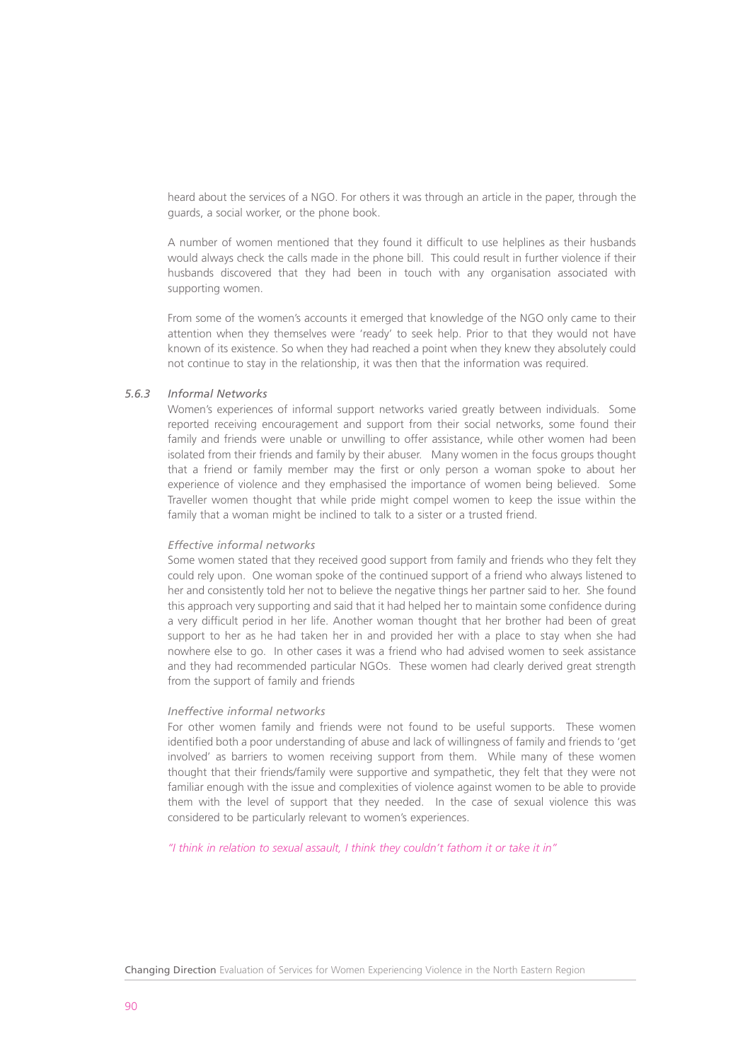heard about the services of a NGO. For others it was through an article in the paper, through the guards, a social worker, or the phone book.

A number of women mentioned that they found it difficult to use helplines as their husbands would always check the calls made in the phone bill. This could result in further violence if their husbands discovered that they had been in touch with any organisation associated with supporting women.

From some of the women's accounts it emerged that knowledge of the NGO only came to their attention when they themselves were 'ready' to seek help. Prior to that they would not have known of its existence. So when they had reached a point when they knew they absolutely could not continue to stay in the relationship, it was then that the information was required.

### *5.6.3 Informal Networks*

Women's experiences of informal support networks varied greatly between individuals. Some reported receiving encouragement and support from their social networks, some found their family and friends were unable or unwilling to offer assistance, while other women had been isolated from their friends and family by their abuser. Many women in the focus groups thought that a friend or family member may the first or only person a woman spoke to about her experience of violence and they emphasised the importance of women being believed. Some Traveller women thought that while pride might compel women to keep the issue within the family that a woman might be inclined to talk to a sister or a trusted friend.

*Effective informal networks*

Some women stated that they received good support from family and friends who they felt they could rely upon. One woman spoke of the continued support of a friend who always listened to her and consistently told her not to believe the negative things her partner said to her. She found this approach very supporting and said that it had helped her to maintain some confidence during a very difficult period in her life. Another woman thought that her brother had been of great support to her as he had taken her in and provided her with a place to stay when she had nowhere else to go. In other cases it was a friend who had advised women to seek assistance and they had recommended particular NGOs. These women had clearly derived great strength from the support of family and friends

*Ineffective informal networks*

For other women family and friends were not found to be useful supports. These women identified both a poor understanding of abuse and lack of willingness of family and friends to 'get involved' as barriers to women receiving support from them. While many of these women thought that their friends/family were supportive and sympathetic, they felt that they were not familiar enough with the issue and complexities of violence against women to be able to provide them with the level of support that they needed. In the case of sexual violence this was considered to be particularly relevant to women's experiences.

*"I think in relation to sexual assault, I think they couldn't fathom it or take it in"*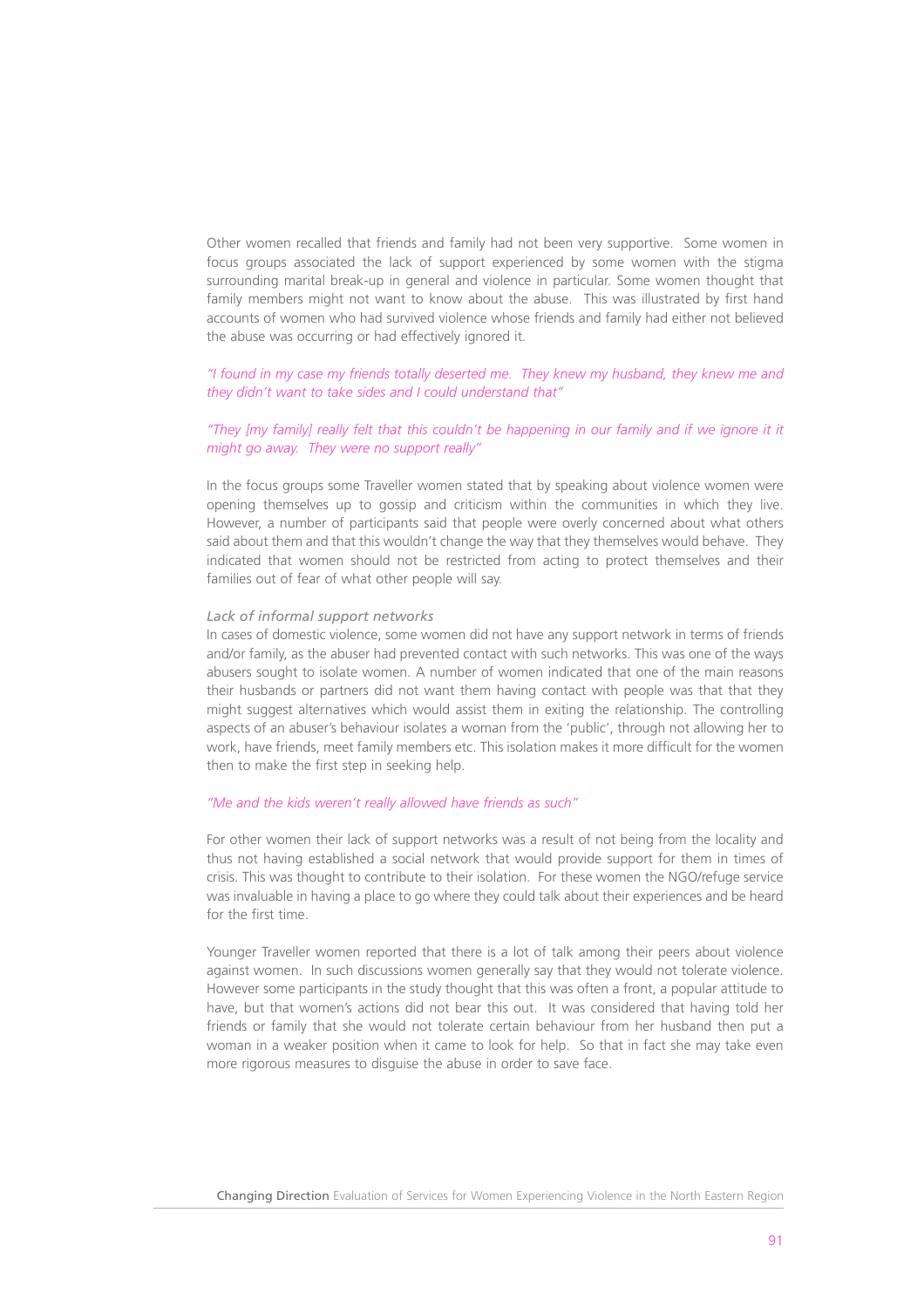Other women recalled that friends and family had not been very supportive. Some women in focus groups associated the lack of support experienced by some women with the stigma surrounding marital break-up in general and violence in particular. Some women thought that family members might not want to know about the abuse. This was illustrated by first hand accounts of women who had survived violence whose friends and family had either not believed the abuse was occurring or had effectively ignored it.

*"I found in my case my friends totally deserted me. They knew my husband, they knew me and they didn't want to take sides and I could understand that"*

*"They [my family] really felt that this couldn't be happening in our family and if we ignore it it might go away. They were no support really"*

In the focus groups some Traveller women stated that by speaking about violence women were opening themselves up to gossip and criticism within the communities in which they live. However, a number of participants said that people were overly concerned about what others said about them and that this wouldn't change the way that they themselves would behave. They indicated that women should not be restricted from acting to protect themselves and their families out of fear of what other people will say.

*Lack of informal support networks*

In cases of domestic violence, some women did not have any support network in terms of friends and/or family, as the abuser had prevented contact with such networks. This was one of the ways abusers sought to isolate women. A number of women indicated that one of the main reasons their husbands or partners did not want them having contact with people was that that they might suggest alternatives which would assist them in exiting the relationship. The controlling aspects of an abuser's behaviour isolates a woman from the 'public', through not allowing her to work, have friends, meet family members etc. This isolation makes it more difficult for the women then to make the first step in seeking help.

*"Me and the kids weren't really allowed have friends as such"*

For other women their lack of support networks was a result of not being from the locality and thus not having established a social network that would provide support for them in times of crisis. This was thought to contribute to their isolation. For these women the NGO/refuge service was invaluable in having a place to go where they could talk about their experiences and be heard for the first time.

Younger Traveller women reported that there is a lot of talk among their peers about violence against women. In such discussions women generally say that they would not tolerate violence. However some participants in the study thought that this was often a front, a popular attitude to have, but that women's actions did not bear this out. It was considered that having told her friends or family that she would not tolerate certain behaviour from her husband then put a woman in a weaker position when it came to look for help. So that in fact she may take even more rigorous measures to disguise the abuse in order to save face.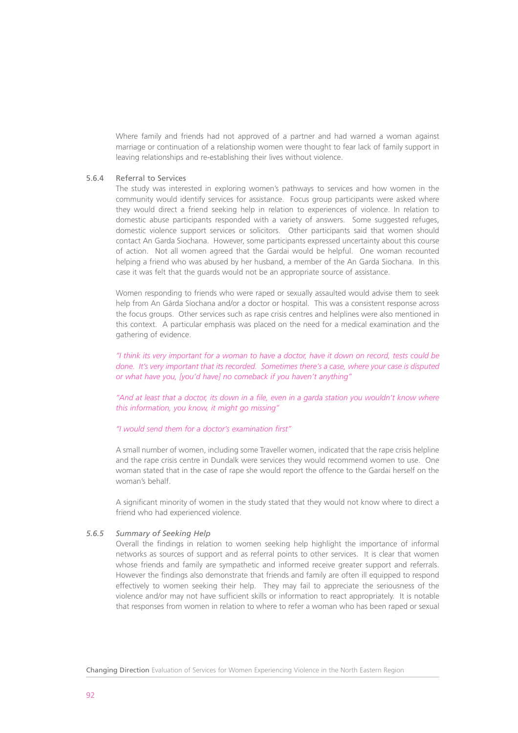Where family and friends had not approved of a partner and had warned a woman against marriage or continuation of a relationship women were thought to fear lack of family support in leaving relationships and re-establishing their lives without violence.

### 5.6.4 Referral to Services

The study was interested in exploring women's pathways to services and how women in the community would identify services for assistance. Focus group participants were asked where they would direct a friend seeking help in relation to experiences of violence. In relation to domestic abuse participants responded with a variety of answers. Some suggested refuges, domestic violence support services or solicitors. Other participants said that women should contact An Garda Siochana. However, some participants expressed uncertainty about this course of action. Not all women agreed that the Gardai would be helpful. One woman recounted helping a friend who was abused by her husband, a member of the An Garda Siochana. In this case it was felt that the guards would not be an appropriate source of assistance.

Women responding to friends who were raped or sexually assaulted would advise them to seek help from An Gárda Síochana and/or a doctor or hospital. This was a consistent response across the focus groups. Other services such as rape crisis centres and helplines were also mentioned in this context. A particular emphasis was placed on the need for a medical examination and the gathering of evidence.

*"I think its very important for a woman to have a doctor, have it down on record, tests could be done. It's very important that its recorded. Sometimes there's a case, where your case is disputed or what have you, [you'd have] no comeback if you haven't anything"*

*"And at least that a doctor, its down in a file, even in a garda station you wouldn't know where this information, you know, it might go missing"*

*"I would send them for a doctor's examination first"*

A small number of women, including some Traveller women, indicated that the rape crisis helpline and the rape crisis centre in Dundalk were services they would recommend women to use. One woman stated that in the case of rape she would report the offence to the Gardai herself on the woman's behalf.

A significant minority of women in the study stated that they would not know where to direct a friend who had experienced violence.

### *5.6.5 Summary of Seeking Help*

Overall the findings in relation to women seeking help highlight the importance of informal networks as sources of support and as referral points to other services. It is clear that women whose friends and family are sympathetic and informed receive greater support and referrals. However the findings also demonstrate that friends and family are often ill equipped to respond effectively to women seeking their help. They may fail to appreciate the seriousness of the violence and/or may not have sufficient skills or information to react appropriately. It is notable that responses from women in relation to where to refer a woman who has been raped or sexual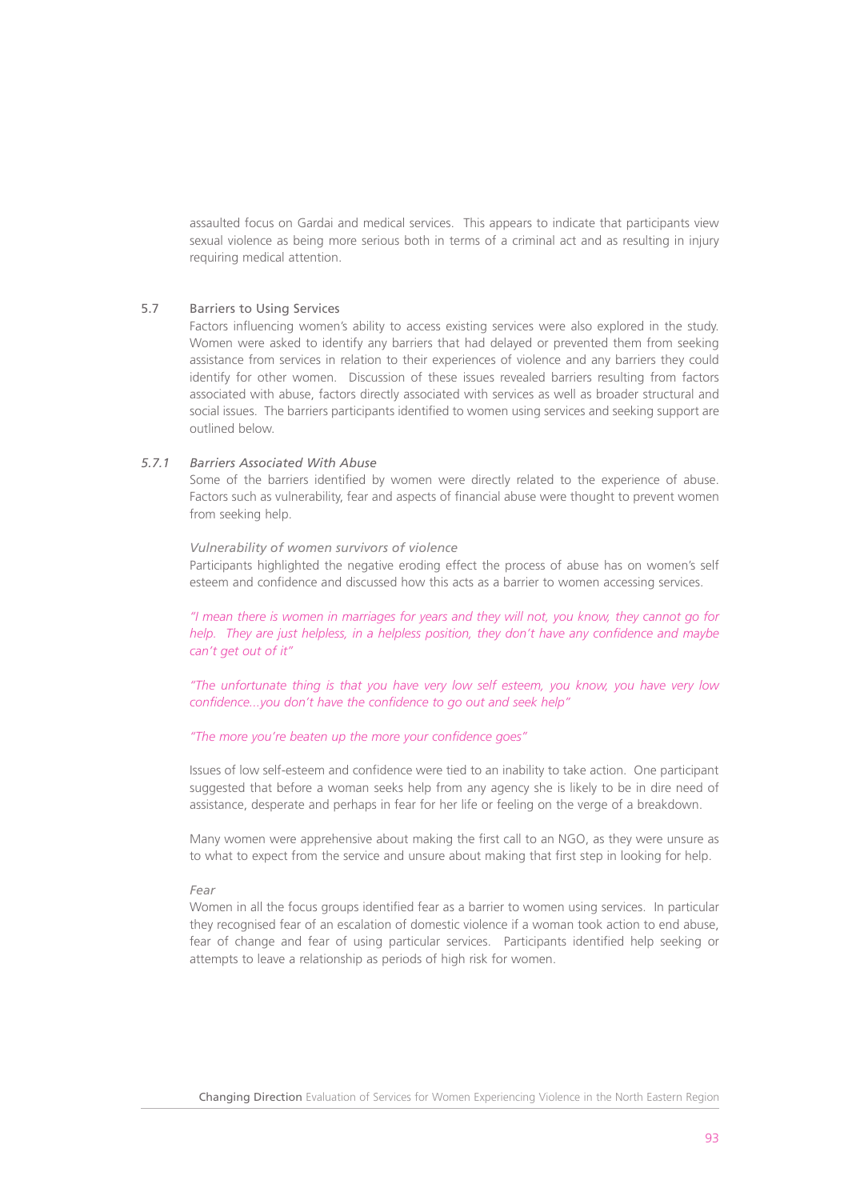assaulted focus on Gardai and medical services. This appears to indicate that participants view sexual violence as being more serious both in terms of a criminal act and as resulting in injury requiring medical attention.

## 5.7 Barriers to Using Services

Factors influencing women's ability to access existing services were also explored in the study. Women were asked to identify any barriers that had delayed or prevented them from seeking assistance from services in relation to their experiences of violence and any barriers they could identify for other women. Discussion of these issues revealed barriers resulting from factors associated with abuse, factors directly associated with services as well as broader structural and social issues. The barriers participants identified to women using services and seeking support are outlined below.

### *5.7.1 Barriers Associated With Abuse*

Some of the barriers identified by women were directly related to the experience of abuse. Factors such as vulnerability, fear and aspects of financial abuse were thought to prevent women from seeking help.

*Vulnerability of women survivors of violence*

Participants highlighted the negative eroding effect the process of abuse has on women's self esteem and confidence and discussed how this acts as a barrier to women accessing services.

*"I mean there is women in marriages for years and they will not, you know, they cannot go for help. They are just helpless, in a helpless position, they don't have any confidence and maybe can't get out of it"*

*"The unfortunate thing is that you have very low self esteem, you know, you have very low confidence...you don't have the confidence to go out and seek help"*

*"The more you're beaten up the more your confidence goes"*

Issues of low self-esteem and confidence were tied to an inability to take action. One participant suggested that before a woman seeks help from any agency she is likely to be in dire need of assistance, desperate and perhaps in fear for her life or feeling on the verge of a breakdown.

Many women were apprehensive about making the first call to an NGO, as they were unsure as to what to expect from the service and unsure about making that first step in looking for help.

*Fear*

Women in all the focus groups identified fear as a barrier to women using services. In particular they recognised fear of an escalation of domestic violence if a woman took action to end abuse, fear of change and fear of using particular services. Participants identified help seeking or attempts to leave a relationship as periods of high risk for women.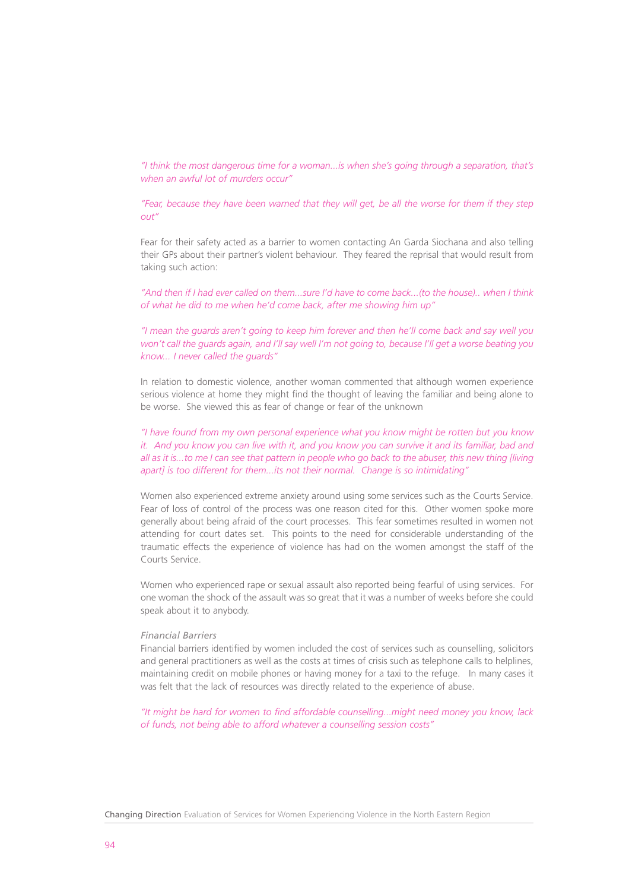*"I think the most dangerous time for a woman...is when she's going through a separation, that's when an awful lot of murders occur"*

*"Fear, because they have been warned that they will get, be all the worse for them if they step out"*

Fear for their safety acted as a barrier to women contacting An Garda Siochana and also telling their GPs about their partner's violent behaviour. They feared the reprisal that would result from taking such action:

*"And then if I had ever called on them...sure I'd have to come back...(to the house).. when I think of what he did to me when he'd come back, after me showing him up"*

*"I mean the guards aren't going to keep him forever and then he'll come back and say well you won't call the guards again, and I'll say well I'm not going to, because I'll get a worse beating you know... I never called the guards"*

In relation to domestic violence, another woman commented that although women experience serious violence at home they might find the thought of leaving the familiar and being alone to be worse. She viewed this as fear of change or fear of the unknown

*"I have found from my own personal experience what you know might be rotten but you know it. And you know you can live with it, and you know you can survive it and its familiar, bad and all as it is...to me I can see that pattern in people who go back to the abuser, this new thing [living apart] is too different for them...its not their normal. Change is so intimidating"*

Women also experienced extreme anxiety around using some services such as the Courts Service. Fear of loss of control of the process was one reason cited for this. Other women spoke more generally about being afraid of the court processes. This fear sometimes resulted in women not attending for court dates set. This points to the need for considerable understanding of the traumatic effects the experience of violence has had on the women amongst the staff of the Courts Service.

Women who experienced rape or sexual assault also reported being fearful of using services. For one woman the shock of the assault was so great that it was a number of weeks before she could speak about it to anybody.

*Financial Barriers*

Financial barriers identified by women included the cost of services such as counselling, solicitors and general practitioners as well as the costs at times of crisis such as telephone calls to helplines, maintaining credit on mobile phones or having money for a taxi to the refuge. In many cases it was felt that the lack of resources was directly related to the experience of abuse.

*"It might be hard for women to find affordable counselling...might need money you know, lack of funds, not being able to afford whatever a counselling session costs"*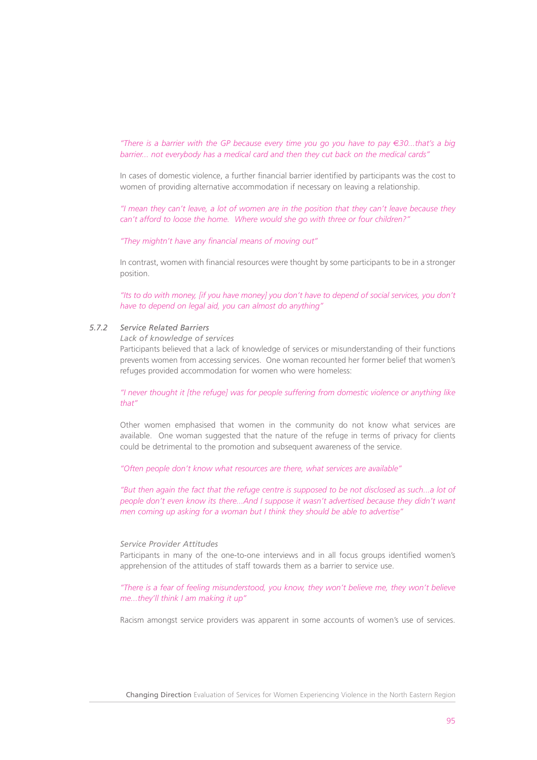*"There is a barrier with the GP because every time you go you have to pay €30...that's a big barrier... not everybody has a medical card and then they cut back on the medical cards"*

In cases of domestic violence, a further financial barrier identified by participants was the cost to women of providing alternative accommodation if necessary on leaving a relationship.

*"I mean they can't leave, a lot of women are in the position that they can't leave because they can't afford to loose the home. Where would she go with three or four children?"*

*"They mightn't have any financial means of moving out"*

In contrast, women with financial resources were thought by some participants to be in a stronger position.

*"Its to do with money, [if you have money] you don't have to depend of social services, you don't have to depend on legal aid, you can almost do anything"*

### *5.7.2 Service Related Barriers*

*Lack of knowledge of services*

Participants believed that a lack of knowledge of services or misunderstanding of their functions prevents women from accessing services. One woman recounted her former belief that women's refuges provided accommodation for women who were homeless:

*"I never thought it [the refuge] was for people suffering from domestic violence or anything like that"*

Other women emphasised that women in the community do not know what services are available. One woman suggested that the nature of the refuge in terms of privacy for clients could be detrimental to the promotion and subsequent awareness of the service.

*"Often people don't know what resources are there, what services are available"*

*"But then again the fact that the refuge centre is supposed to be not disclosed as such...a lot of people don't even know its there...And I suppose it wasn't advertised because they didn't want men coming up asking for a woman but I think they should be able to advertise"*

*Service Provider Attitudes*

Participants in many of the one-to-one interviews and in all focus groups identified women's apprehension of the attitudes of staff towards them as a barrier to service use.

*"There is a fear of feeling misunderstood, you know, they won't believe me, they won't believe me...they'll think I am making it up"*

Racism amongst service providers was apparent in some accounts of women's use of services.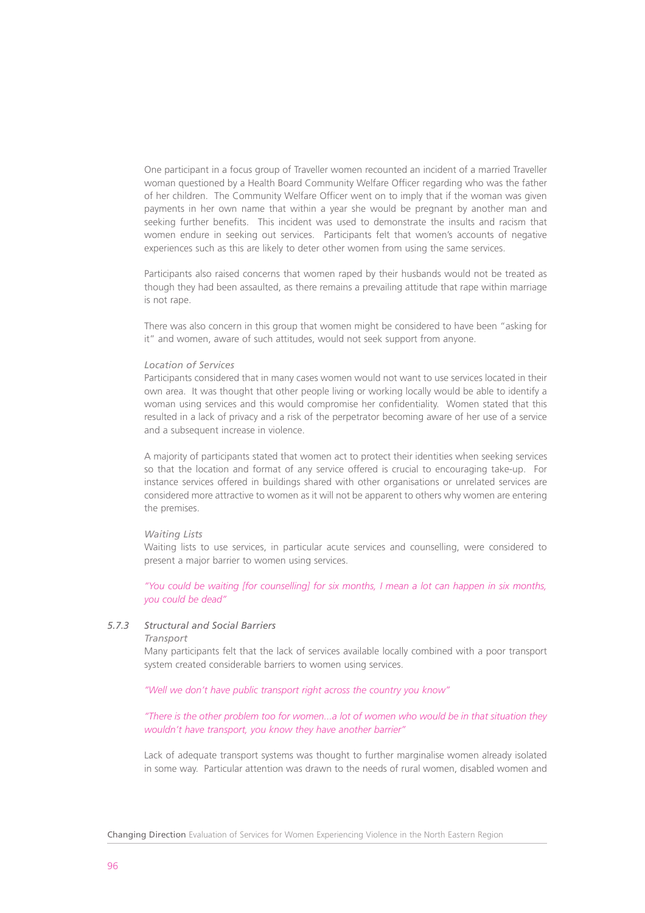One participant in a focus group of Traveller women recounted an incident of a married Traveller woman questioned by a Health Board Community Welfare Officer regarding who was the father of her children. The Community Welfare Officer went on to imply that if the woman was given payments in her own name that within a year she would be pregnant by another man and seeking further benefits. This incident was used to demonstrate the insults and racism that women endure in seeking out services. Participants felt that women's accounts of negative experiences such as this are likely to deter other women from using the same services.

Participants also raised concerns that women raped by their husbands would not be treated as though they had been assaulted, as there remains a prevailing attitude that rape within marriage is not rape.

There was also concern in this group that women might be considered to have been "asking for it" and women, aware of such attitudes, would not seek support from anyone.

*Location of Services*

Participants considered that in many cases women would not want to use services located in their own area. It was thought that other people living or working locally would be able to identify a woman using services and this would compromise her confidentiality. Women stated that this resulted in a lack of privacy and a risk of the perpetrator becoming aware of her use of a service and a subsequent increase in violence.

A majority of participants stated that women act to protect their identities when seeking services so that the location and format of any service offered is crucial to encouraging take-up. For instance services offered in buildings shared with other organisations or unrelated services are considered more attractive to women as it will not be apparent to others why women are entering the premises.

*Waiting Lists*

Waiting lists to use services, in particular acute services and counselling, were considered to present a major barrier to women using services.

*"You could be waiting [for counselling] for six months, I mean a lot can happen in six months, you could be dead"*

### 5.7.3 *Structural and Social Barriers*

*Transport*

Many participants felt that the lack of services available locally combined with a poor transport system created considerable barriers to women using services.

*"Well we don't have public transport right across the country you know"*

*"There is the other problem too for women...a lot of women who would be in that situation they wouldn't have transport, you know they have another barrier"*

Lack of adequate transport systems was thought to further marginalise women already isolated in some way. Particular attention was drawn to the needs of rural women, disabled women and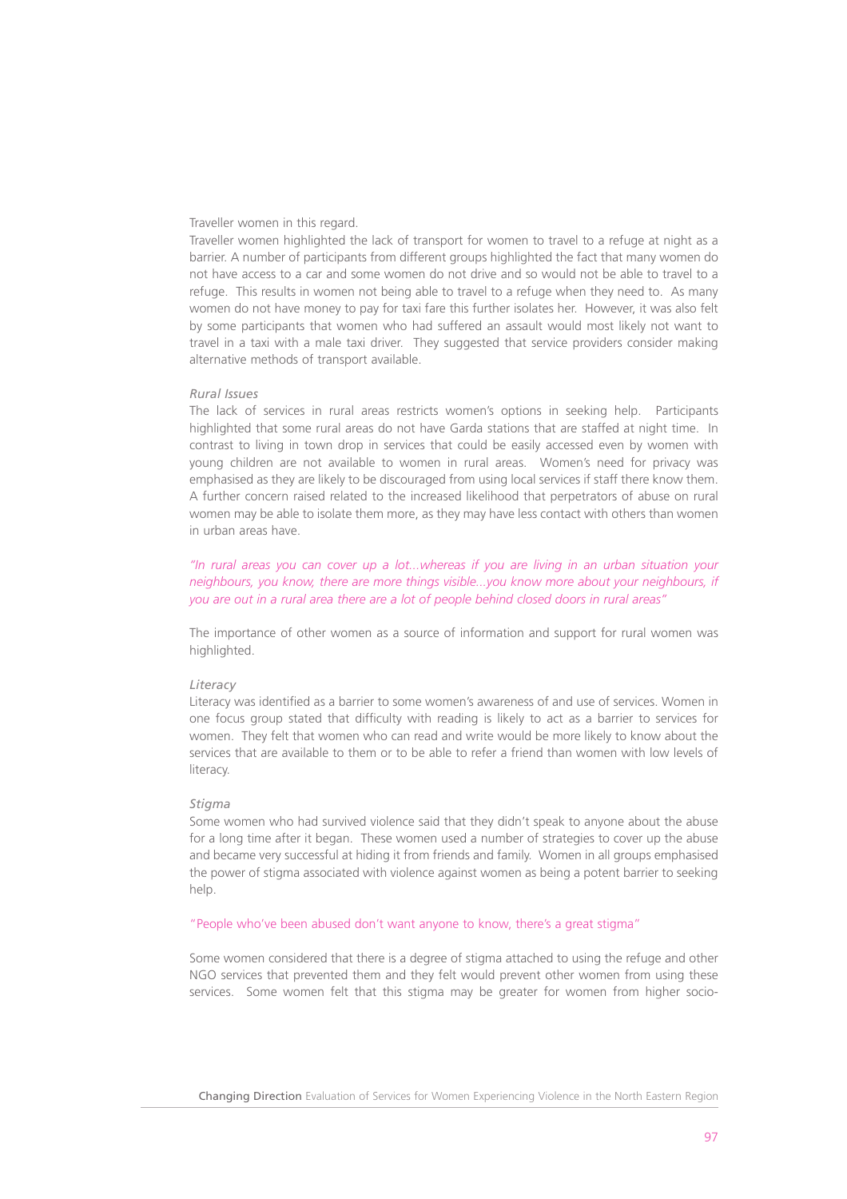Traveller women in this regard.

Traveller women highlighted the lack of transport for women to travel to a refuge at night as a barrier. A number of participants from different groups highlighted the fact that many women do not have access to a car and some women do not drive and so would not be able to travel to a refuge. This results in women not being able to travel to a refuge when they need to. As many women do not have money to pay for taxi fare this further isolates her. However, it was also felt by some participants that women who had suffered an assault would most likely not want to travel in a taxi with a male taxi driver. They suggested that service providers consider making alternative methods of transport available.

*Rural Issues*

The lack of services in rural areas restricts women's options in seeking help. Participants highlighted that some rural areas do not have Garda stations that are staffed at night time. In contrast to living in town drop in services that could be easily accessed even by women with young children are not available to women in rural areas. Women's need for privacy was emphasised as they are likely to be discouraged from using local services if staff there know them. A further concern raised related to the increased likelihood that perpetrators of abuse on rural women may be able to isolate them more, as they may have less contact with others than women in urban areas have.

*"In rural areas you can cover up a lot...whereas if you are living in an urban situation your neighbours, you know, there are more things visible...you know more about your neighbours, if you are out in a rural area there are a lot of people behind closed doors in rural areas"*

The importance of other women as a source of information and support for rural women was highlighted.

*Literacy*

Literacy was identified as a barrier to some women's awareness of and use of services. Women in one focus group stated that difficulty with reading is likely to act as a barrier to services for women. They felt that women who can read and write would be more likely to know about the services that are available to them or to be able to refer a friend than women with low levels of literacy.

*Stigma*

Some women who had survived violence said that they didn't speak to anyone about the abuse for a long time after it began. These women used a number of strategies to cover up the abuse and became very successful at hiding it from friends and family. Women in all groups emphasised the power of stigma associated with violence against women as being a potent barrier to seeking help.

"People who've been abused don't want anyone to know, there's a great stigma"

Some women considered that there is a degree of stigma attached to using the refuge and other NGO services that prevented them and they felt would prevent other women from using these services. Some women felt that this stigma may be greater for women from higher socio-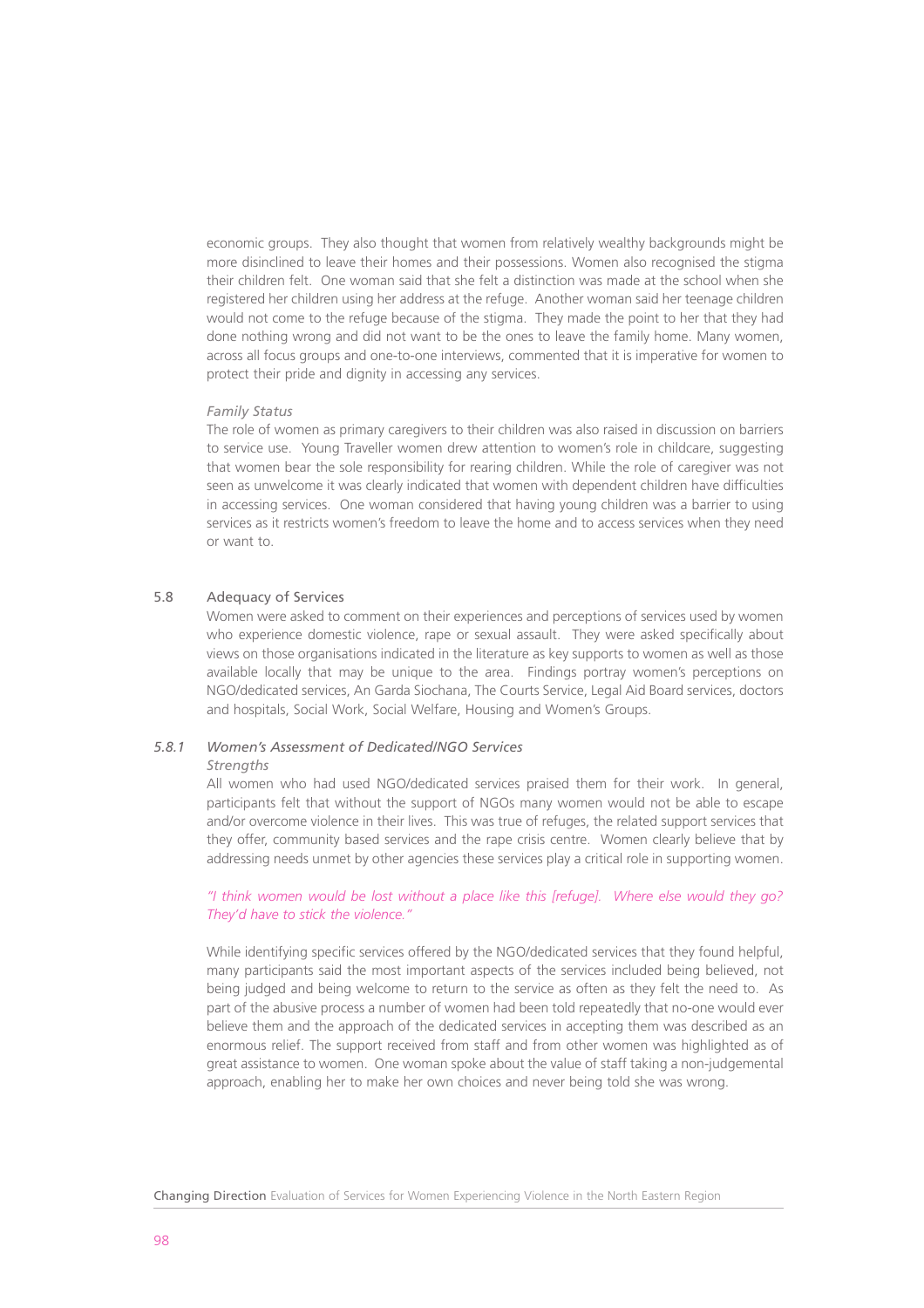economic groups. They also thought that women from relatively wealthy backgrounds might be more disinclined to leave their homes and their possessions. Women also recognised the stigma their children felt. One woman said that she felt a distinction was made at the school when she registered her children using her address at the refuge. Another woman said her teenage children would not come to the refuge because of the stigma. They made the point to her that they had done nothing wrong and did not want to be the ones to leave the family home. Many women, across all focus groups and one-to-one interviews, commented that it is imperative for women to protect their pride and dignity in accessing any services.

*Family Status*

The role of women as primary caregivers to their children was also raised in discussion on barriers to service use. Young Traveller women drew attention to women's role in childcare, suggesting that women bear the sole responsibility for rearing children. While the role of caregiver was not seen as unwelcome it was clearly indicated that women with dependent children have difficulties in accessing services. One woman considered that having young children was a barrier to using services as it restricts women's freedom to leave the home and to access services when they need or want to.

## 5.8 Adequacy of Services

Women were asked to comment on their experiences and perceptions of services used by women who experience domestic violence, rape or sexual assault. They were asked specifically about views on those organisations indicated in the literature as key supports to women as well as those available locally that may be unique to the area. Findings portray women's perceptions on NGO/dedicated services, An Garda Siochana, The Courts Service, Legal Aid Board services, doctors and hospitals, Social Work, Social Welfare, Housing and Women's Groups.

### *5.8.1 Women's Assessment of Dedicated/NGO Services*

*Strengths*

All women who had used NGO/dedicated services praised them for their work. In general, participants felt that without the support of NGOs many women would not be able to escape and/or overcome violence in their lives. This was true of refuges, the related support services that they offer, community based services and the rape crisis centre. Women clearly believe that by addressing needs unmet by other agencies these services play a critical role in supporting women.

*"I think women would be lost without a place like this [refuge]. Where else would they go? They'd have to stick the violence."*

While identifying specific services offered by the NGO/dedicated services that they found helpful, many participants said the most important aspects of the services included being believed, not being judged and being welcome to return to the service as often as they felt the need to. As part of the abusive process a number of women had been told repeatedly that no-one would ever believe them and the approach of the dedicated services in accepting them was described as an enormous relief. The support received from staff and from other women was highlighted as of great assistance to women. One woman spoke about the value of staff taking a non-judgemental approach, enabling her to make her own choices and never being told she was wrong.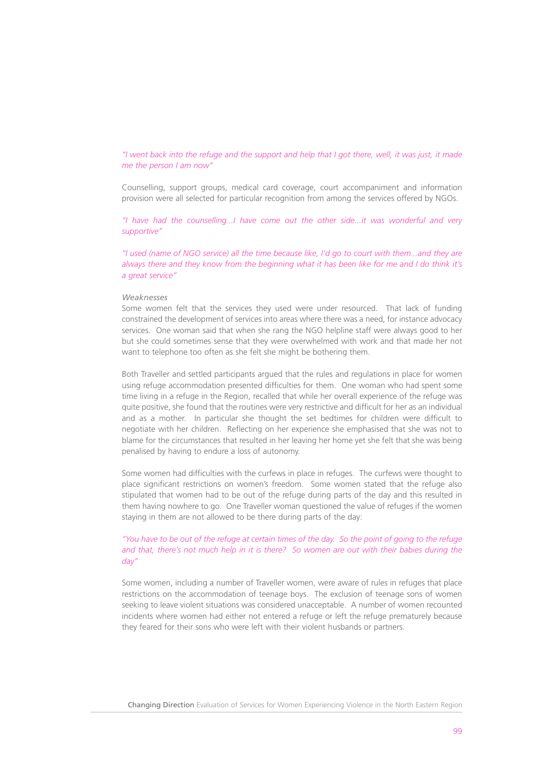*"I went back into the refuge and the support and help that I got there, well, it was just, it made me the person I am now"*

Counselling, support groups, medical card coverage, court accompaniment and information provision were all selected for particular recognition from among the services offered by NGOs.

*"I have had the counselling...I have come out the other side...it was wonderful and very supportive"*

*"I used (name of NGO service) all the time because like, I'd go to court with them...and they are always there and they know from the beginning what it has been like for me and I do think it's a great service"*

*Weaknesses*

Some women felt that the services they used were under resourced. That lack of funding constrained the development of services into areas where there was a need, for instance advocacy services. One woman said that when she rang the NGO helpline staff were always good to her but she could sometimes sense that they were overwhelmed with work and that made her not want to telephone too often as she felt she might be bothering them.

Both Traveller and settled participants argued that the rules and regulations in place for women using refuge accommodation presented difficulties for them. One woman who had spent some time living in a refuge in the Region, recalled that while her overall experience of the refuge was quite positive, she found that the routines were very restrictive and difficult for her as an individual and as a mother. In particular she thought the set bedtimes for children were difficult to negotiate with her children. Reflecting on her experience she emphasised that she was not to blame for the circumstances that resulted in her leaving her home yet she felt that she was being penalised by having to endure a loss of autonomy.

Some women had difficulties with the curfews in place in refuges. The curfews were thought to place significant restrictions on women's freedom. Some women stated that the refuge also stipulated that women had to be out of the refuge during parts of the day and this resulted in them having nowhere to go. One Traveller woman questioned the value of refuges if the women staying in them are not allowed to be there during parts of the day:

*"You have to be out of the refuge at certain times of the day. So the point of going to the refuge and that, there's not much help in it is there? So women are out with their babies during the day"*

Some women, including a number of Traveller women, were aware of rules in refuges that place restrictions on the accommodation of teenage boys. The exclusion of teenage sons of women seeking to leave violent situations was considered unacceptable. A number of women recounted incidents where women had either not entered a refuge or left the refuge prematurely because they feared for their sons who were left with their violent husbands or partners.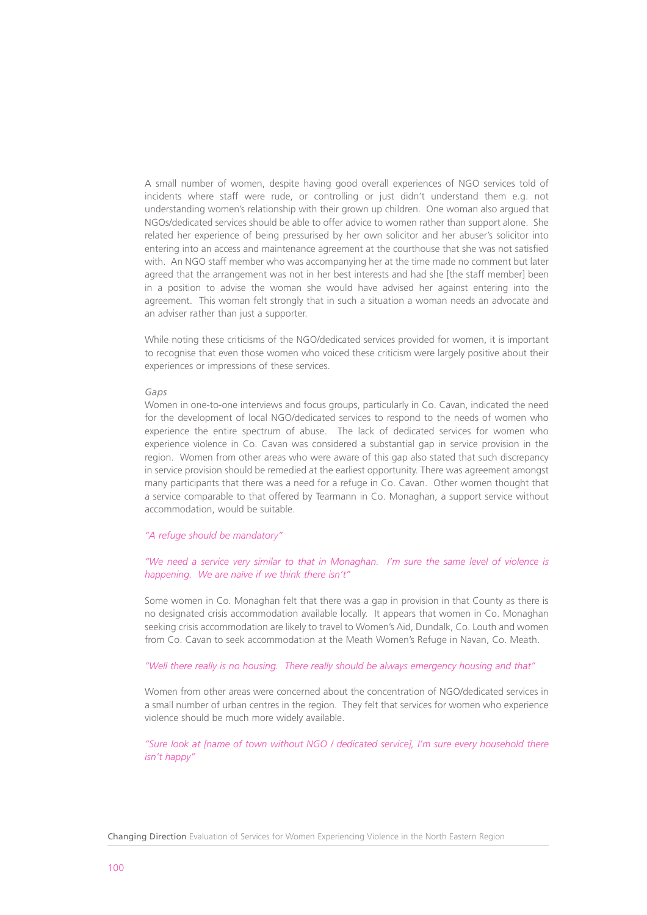A small number of women, despite having good overall experiences of NGO services told of incidents where staff were rude, or controlling or just didn't understand them e.g. not understanding women's relationship with their grown up children. One woman also argued that NGOs/dedicated services should be able to offer advice to women rather than support alone. She related her experience of being pressurised by her own solicitor and her abuser's solicitor into entering into an access and maintenance agreement at the courthouse that she was not satisfied with. An NGO staff member who was accompanying her at the time made no comment but later agreed that the arrangement was not in her best interests and had she [the staff member] been in a position to advise the woman she would have advised her against entering into the agreement. This woman felt strongly that in such a situation a woman needs an advocate and an adviser rather than just a supporter.

While noting these criticisms of the NGO/dedicated services provided for women, it is important to recognise that even those women who voiced these criticism were largely positive about their experiences or impressions of these services.

*Gaps*

Women in one-to-one interviews and focus groups, particularly in Co. Cavan, indicated the need for the development of local NGO/dedicated services to respond to the needs of women who experience the entire spectrum of abuse. The lack of dedicated services for women who experience violence in Co. Cavan was considered a substantial gap in service provision in the region. Women from other areas who were aware of this gap also stated that such discrepancy in service provision should be remedied at the earliest opportunity. There was agreement amongst many participants that there was a need for a refuge in Co. Cavan. Other women thought that a service comparable to that offered by Tearmann in Co. Monaghan, a support service without accommodation, would be suitable.

*"A refuge should be mandatory"*

*"We need a service very similar to that in Monaghan. I'm sure the same level of violence is happening. We are naïve if we think there isn't"*

Some women in Co. Monaghan felt that there was a gap in provision in that County as there is no designated crisis accommodation available locally. It appears that women in Co. Monaghan seeking crisis accommodation are likely to travel to Women's Aid, Dundalk, Co. Louth and women from Co. Cavan to seek accommodation at the Meath Women's Refuge in Navan, Co. Meath.

*"Well there really is no housing. There really should be always emergency housing and that"*

Women from other areas were concerned about the concentration of NGO/dedicated services in a small number of urban centres in the region. They felt that services for women who experience violence should be much more widely available.

*"Sure look at [name of town without NGO / dedicated service], I'm sure every household there isn't happy"*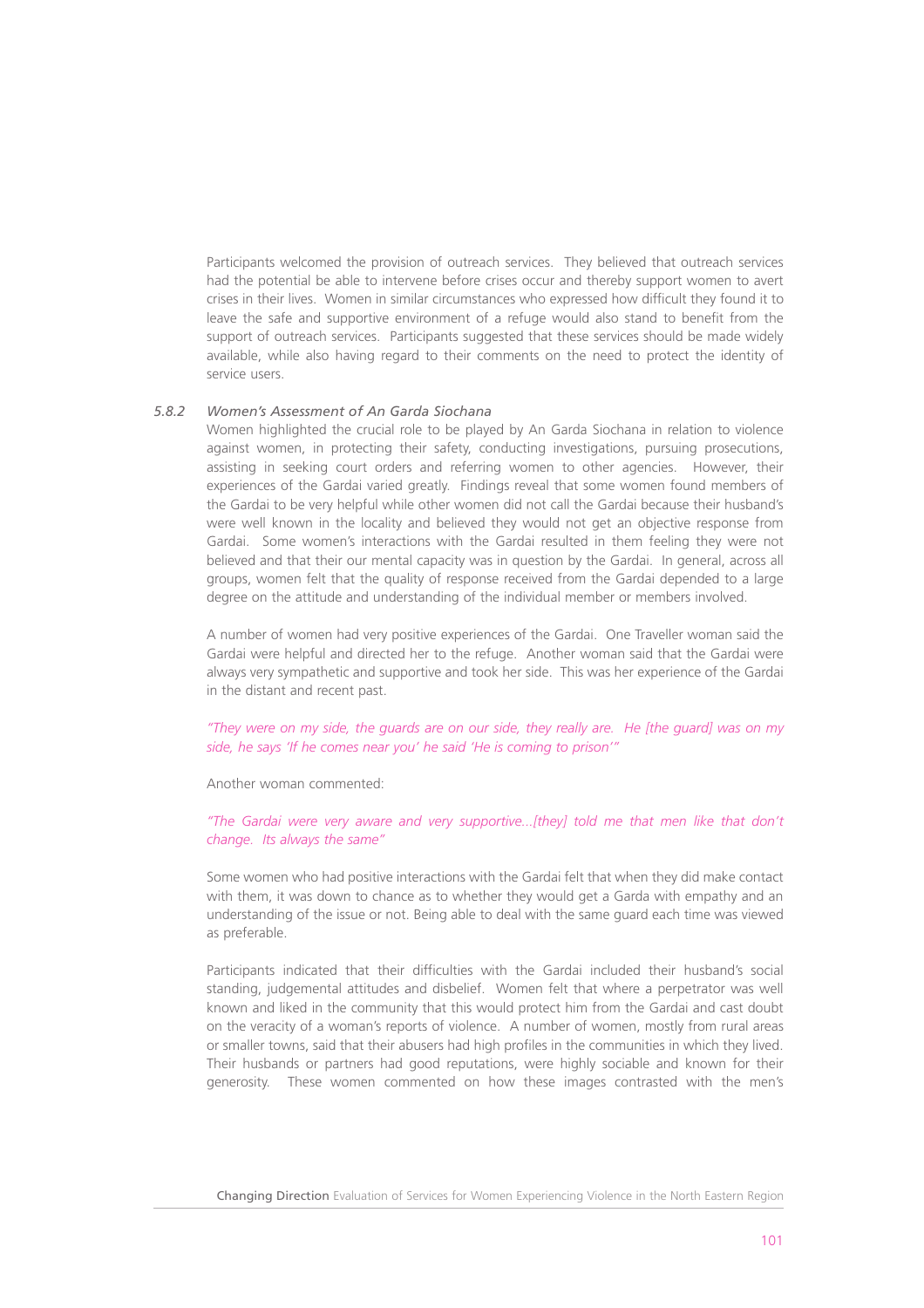Participants welcomed the provision of outreach services. They believed that outreach services had the potential be able to intervene before crises occur and thereby support women to avert crises in their lives. Women in similar circumstances who expressed how difficult they found it to leave the safe and supportive environment of a refuge would also stand to benefit from the support of outreach services. Participants suggested that these services should be made widely available, while also having regard to their comments on the need to protect the identity of service users.

### 5.8.2 *Women's Assessment of An Garda Siochana*

Women highlighted the crucial role to be played by An Garda Siochana in relation to violence against women, in protecting their safety, conducting investigations, pursuing prosecutions, assisting in seeking court orders and referring women to other agencies. However, their experiences of the Gardai varied greatly. Findings reveal that some women found members of the Gardai to be very helpful while other women did not call the Gardai because their husband's were well known in the locality and believed they would not get an objective response from Gardai. Some women's interactions with the Gardai resulted in them feeling they were not believed and that their our mental capacity was in question by the Gardai. In general, across all groups, women felt that the quality of response received from the Gardai depended to a large degree on the attitude and understanding of the individual member or members involved.

A number of women had very positive experiences of the Gardai. One Traveller woman said the Gardai were helpful and directed her to the refuge. Another woman said that the Gardai were always very sympathetic and supportive and took her side. This was her experience of the Gardai in the distant and recent past.

*"They were on my side, the guards are on our side, they really are. He [the guard] was on my side, he says 'If he comes near you' he said 'He is coming to prison'"*

Another woman commented:

*"The Gardai were very aware and very supportive...[they] told me that men like that don't change. Its always the same"*

Some women who had positive interactions with the Gardai felt that when they did make contact with them, it was down to chance as to whether they would get a Garda with empathy and an understanding of the issue or not. Being able to deal with the same guard each time was viewed as preferable.

Participants indicated that their difficulties with the Gardai included their husband's social standing, judgemental attitudes and disbelief. Women felt that where a perpetrator was well known and liked in the community that this would protect him from the Gardai and cast doubt on the veracity of a woman's reports of violence. A number of women, mostly from rural areas or smaller towns, said that their abusers had high profiles in the communities in which they lived. Their husbands or partners had good reputations, were highly sociable and known for their generosity. These women commented on how these images contrasted with the men's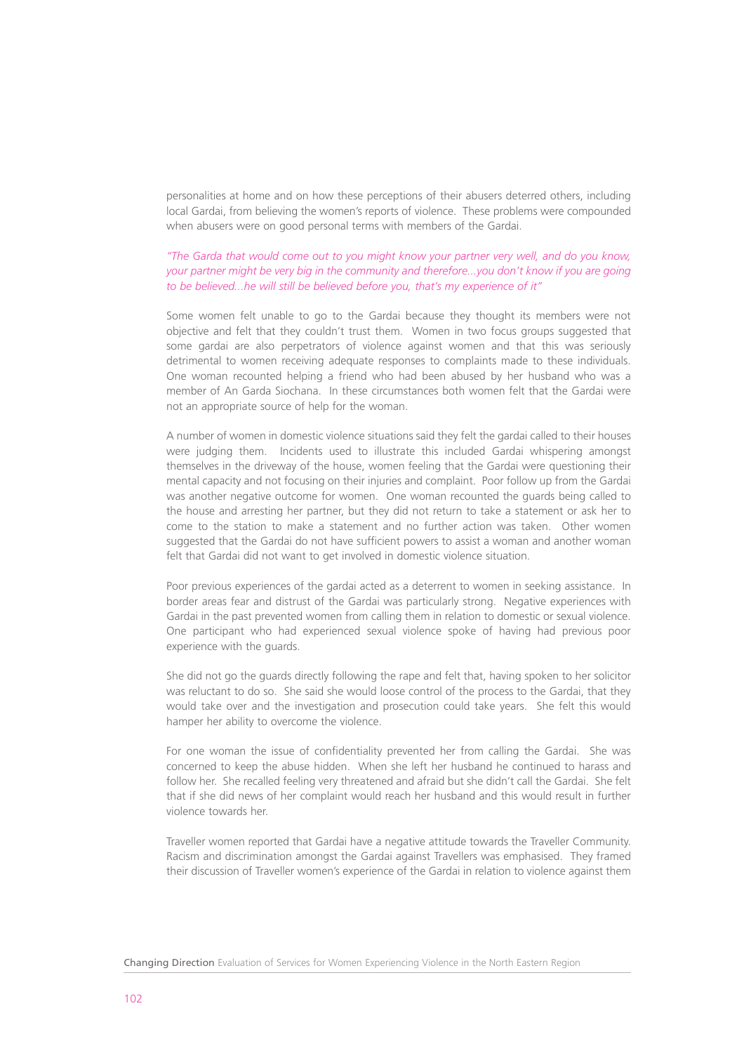personalities at home and on how these perceptions of their abusers deterred others, including local Gardai, from believing the women's reports of violence. These problems were compounded when abusers were on good personal terms with members of the Gardai.

*"The Garda that would come out to you might know your partner very well, and do you know, your partner might be very big in the community and therefore...you don't know if you are going to be believed...he will still be believed before you, that's my experience of it"*

Some women felt unable to go to the Gardai because they thought its members were not objective and felt that they couldn't trust them. Women in two focus groups suggested that some gardai are also perpetrators of violence against women and that this was seriously detrimental to women receiving adequate responses to complaints made to these individuals. One woman recounted helping a friend who had been abused by her husband who was a member of An Garda Siochana. In these circumstances both women felt that the Gardai were not an appropriate source of help for the woman.

A number of women in domestic violence situations said they felt the gardai called to their houses were judging them. Incidents used to illustrate this included Gardai whispering amongst themselves in the driveway of the house, women feeling that the Gardai were questioning their mental capacity and not focusing on their injuries and complaint. Poor follow up from the Gardai was another negative outcome for women. One woman recounted the guards being called to the house and arresting her partner, but they did not return to take a statement or ask her to come to the station to make a statement and no further action was taken. Other women suggested that the Gardai do not have sufficient powers to assist a woman and another woman felt that Gardai did not want to get involved in domestic violence situation.

Poor previous experiences of the gardai acted as a deterrent to women in seeking assistance. In border areas fear and distrust of the Gardai was particularly strong. Negative experiences with Gardai in the past prevented women from calling them in relation to domestic or sexual violence. One participant who had experienced sexual violence spoke of having had previous poor experience with the guards.

She did not go the guards directly following the rape and felt that, having spoken to her solicitor was reluctant to do so. She said she would loose control of the process to the Gardai, that they would take over and the investigation and prosecution could take years. She felt this would hamper her ability to overcome the violence.

For one woman the issue of confidentiality prevented her from calling the Gardai. She was concerned to keep the abuse hidden. When she left her husband he continued to harass and follow her. She recalled feeling very threatened and afraid but she didn't call the Gardai. She felt that if she did news of her complaint would reach her husband and this would result in further violence towards her.

Traveller women reported that Gardai have a negative attitude towards the Traveller Community. Racism and discrimination amongst the Gardai against Travellers was emphasised. They framed their discussion of Traveller women's experience of the Gardai in relation to violence against them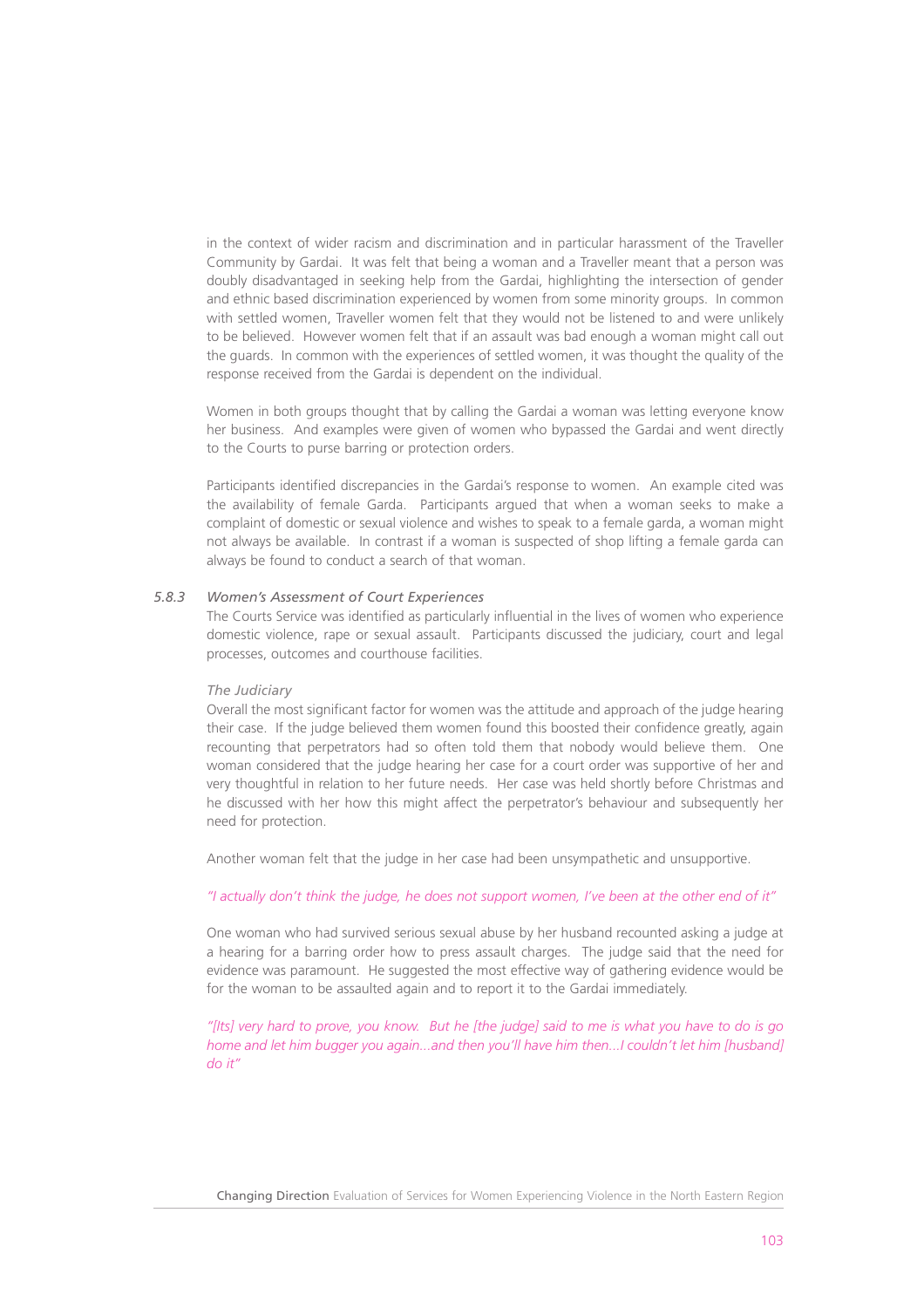in the context of wider racism and discrimination and in particular harassment of the Traveller Community by Gardai. It was felt that being a woman and a Traveller meant that a person was doubly disadvantaged in seeking help from the Gardai, highlighting the intersection of gender and ethnic based discrimination experienced by women from some minority groups. In common with settled women, Traveller women felt that they would not be listened to and were unlikely to be believed. However women felt that if an assault was bad enough a woman might call out the guards. In common with the experiences of settled women, it was thought the quality of the response received from the Gardai is dependent on the individual.

Women in both groups thought that by calling the Gardai a woman was letting everyone know her business. And examples were given of women who bypassed the Gardai and went directly to the Courts to purse barring or protection orders.

Participants identified discrepancies in the Gardai's response to women. An example cited was the availability of female Garda. Participants argued that when a woman seeks to make a complaint of domestic or sexual violence and wishes to speak to a female garda, a woman might not always be available. In contrast if a woman is suspected of shop lifting a female garda can always be found to conduct a search of that woman.

### 5.8.3 *Women's Assessment of Court Experiences*

The Courts Service was identified as particularly influential in the lives of women who experience domestic violence, rape or sexual assault. Participants discussed the judiciary, court and legal processes, outcomes and courthouse facilities.

*The Judiciary*

Overall the most significant factor for women was the attitude and approach of the judge hearing their case. If the judge believed them women found this boosted their confidence greatly, again recounting that perpetrators had so often told them that nobody would believe them. One woman considered that the judge hearing her case for a court order was supportive of her and very thoughtful in relation to her future needs. Her case was held shortly before Christmas and he discussed with her how this might affect the perpetrator's behaviour and subsequently her need for protection.

Another woman felt that the judge in her case had been unsympathetic and unsupportive.

*"I actually don't think the judge, he does not support women, I've been at the other end of it"*

One woman who had survived serious sexual abuse by her husband recounted asking a judge at a hearing for a barring order how to press assault charges. The judge said that the need for evidence was paramount. He suggested the most effective way of gathering evidence would be for the woman to be assaulted again and to report it to the Gardai immediately.

*"[Its] very hard to prove, you know. But he [the judge] said to me is what you have to do is go home and let him bugger you again...and then you'll have him then...I couldn't let him [husband] do it"*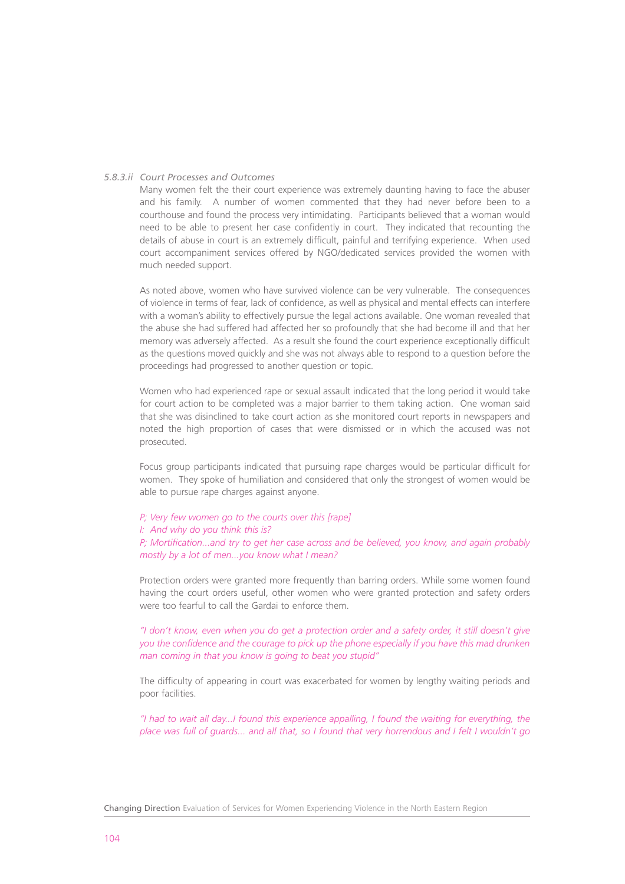### *5.8.3.ii Court Processes and Outcomes*

Many women felt the their court experience was extremely daunting having to face the abuser and his family. A number of women commented that they had never before been to a courthouse and found the process very intimidating. Participants believed that a woman would need to be able to present her case confidently in court. They indicated that recounting the details of abuse in court is an extremely difficult, painful and terrifying experience. When used court accompaniment services offered by NGO/dedicated services provided the women with much needed support.

As noted above, women who have survived violence can be very vulnerable. The consequences of violence in terms of fear, lack of confidence, as well as physical and mental effects can interfere with a woman's ability to effectively pursue the legal actions available. One woman revealed that the abuse she had suffered had affected her so profoundly that she had become ill and that her memory was adversely affected. As a result she found the court experience exceptionally difficult as the questions moved quickly and she was not always able to respond to a question before the proceedings had progressed to another question or topic.

Women who had experienced rape or sexual assault indicated that the long period it would take for court action to be completed was a major barrier to them taking action. One woman said that she was disinclined to take court action as she monitored court reports in newspapers and noted the high proportion of cases that were dismissed or in which the accused was not prosecuted.

Focus group participants indicated that pursuing rape charges would be particular difficult for women. They spoke of humiliation and considered that only the strongest of women would be able to pursue rape charges against anyone.

*P; Very few women go to the courts over this [rape]*
*I: And why do you think this is?*
*P; Mortification...and try to get her case across and be believed, you know, and again probably mostly by a lot of men...you know what I mean?*

Protection orders were granted more frequently than barring orders. While some women found having the court orders useful, other women who were granted protection and safety orders were too fearful to call the Gardai to enforce them.

*"I don't know, even when you do get a protection order and a safety order, it still doesn't give you the confidence and the courage to pick up the phone especially if you have this mad drunken man coming in that you know is going to beat you stupid"*

The difficulty of appearing in court was exacerbated for women by lengthy waiting periods and poor facilities.

*"I had to wait all day...I found this experience appalling, I found the waiting for everything, the place was full of guards... and all that, so I found that very horrendous and I felt I wouldn't go*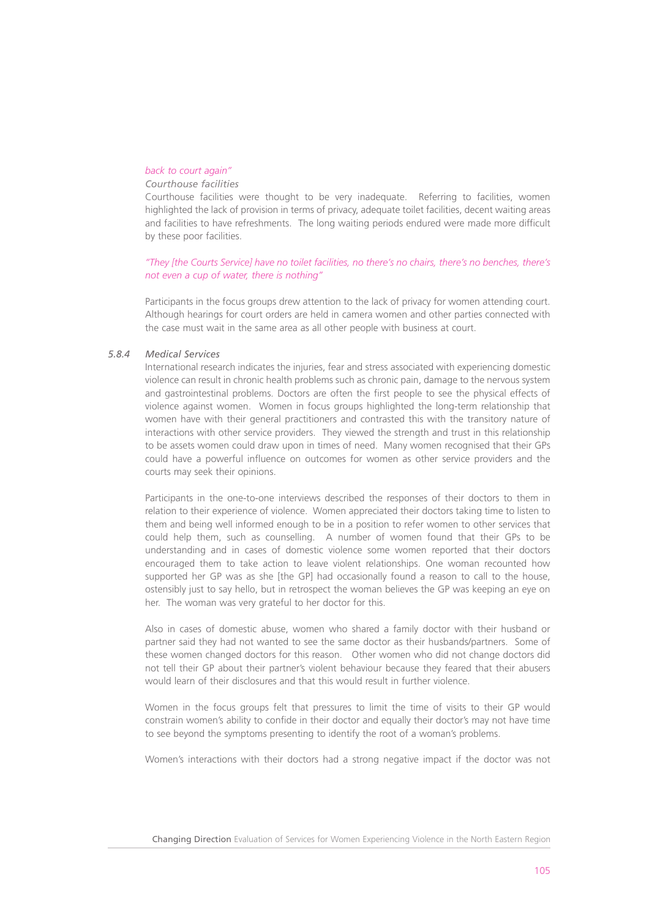*back to court again"*

*Courthouse facilities*

Courthouse facilities were thought to be very inadequate. Referring to facilities, women highlighted the lack of provision in terms of privacy, adequate toilet facilities, decent waiting areas and facilities to have refreshments. The long waiting periods endured were made more difficult by these poor facilities.

*"They [the Courts Service] have no toilet facilities, no there's no chairs, there's no benches, there's not even a cup of water, there is nothing"*

Participants in the focus groups drew attention to the lack of privacy for women attending court. Although hearings for court orders are held in camera women and other parties connected with the case must wait in the same area as all other people with business at court.

### *5.8.4 Medical Services*

International research indicates the injuries, fear and stress associated with experiencing domestic violence can result in chronic health problems such as chronic pain, damage to the nervous system and gastrointestinal problems. Doctors are often the first people to see the physical effects of violence against women. Women in focus groups highlighted the long-term relationship that women have with their general practitioners and contrasted this with the transitory nature of interactions with other service providers. They viewed the strength and trust in this relationship to be assets women could draw upon in times of need. Many women recognised that their GPs could have a powerful influence on outcomes for women as other service providers and the courts may seek their opinions.

Participants in the one-to-one interviews described the responses of their doctors to them in relation to their experience of violence. Women appreciated their doctors taking time to listen to them and being well informed enough to be in a position to refer women to other services that could help them, such as counselling. A number of women found that their GPs to be understanding and in cases of domestic violence some women reported that their doctors encouraged them to take action to leave violent relationships. One woman recounted how supported her GP was as she [the GP] had occasionally found a reason to call to the house, ostensibly just to say hello, but in retrospect the woman believes the GP was keeping an eye on her. The woman was very grateful to her doctor for this.

Also in cases of domestic abuse, women who shared a family doctor with their husband or partner said they had not wanted to see the same doctor as their husbands/partners. Some of these women changed doctors for this reason. Other women who did not change doctors did not tell their GP about their partner's violent behaviour because they feared that their abusers would learn of their disclosures and that this would result in further violence.

Women in the focus groups felt that pressures to limit the time of visits to their GP would constrain women's ability to confide in their doctor and equally their doctor's may not have time to see beyond the symptoms presenting to identify the root of a woman's problems.

Women's interactions with their doctors had a strong negative impact if the doctor was not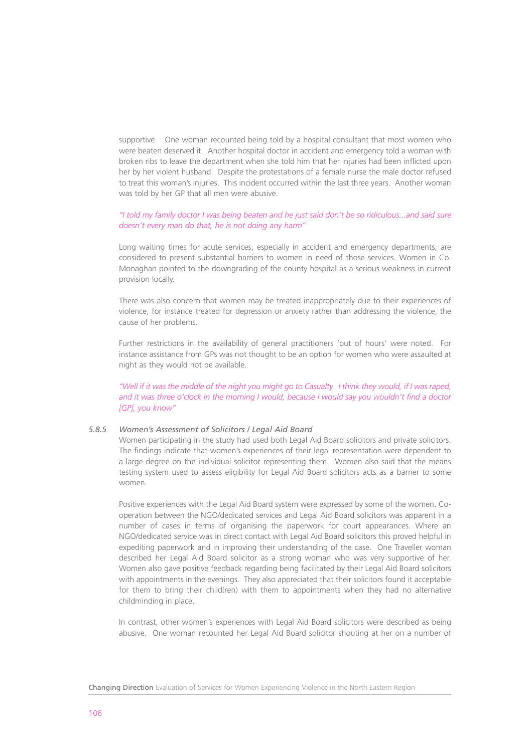supportive. One woman recounted being told by a hospital consultant that most women who were beaten deserved it. Another hospital doctor in accident and emergency told a woman with broken ribs to leave the department when she told him that her injuries had been inflicted upon her by her violent husband. Despite the protestations of a female nurse the male doctor refused to treat this woman's injuries. This incident occurred within the last three years. Another woman was told by her GP that all men were abusive.

*"I told my family doctor I was being beaten and he just said don't be so ridiculous...and said sure doesn't every man do that, he is not doing any harm"*

Long waiting times for acute services, especially in accident and emergency departments, are considered to present substantial barriers to women in need of those services. Women in Co. Monaghan pointed to the downgrading of the county hospital as a serious weakness in current provision locally.

There was also concern that women may be treated inappropriately due to their experiences of violence, for instance treated for depression or anxiety rather than addressing the violence, the cause of her problems.

Further restrictions in the availability of general practitioners 'out of hours' were noted. For instance assistance from GPs was not thought to be an option for women who were assaulted at night as they would not be available.

*"Well if it was the middle of the night you might go to Casualty. I think they would, if I was raped, and it was three o'clock in the morning I would, because I would say you wouldn't find a doctor [GP], you know"*

### *5.8.5 Women's Assessment of Solicitors / Legal Aid Board*

Women participating in the study had used both Legal Aid Board solicitors and private solicitors. The findings indicate that women's experiences of their legal representation were dependent to a large degree on the individual solicitor representing them. Women also said that the means testing system used to assess eligibility for Legal Aid Board solicitors acts as a barrier to some women.

Positive experiences with the Legal Aid Board system were expressed by some of the women. Co-operation between the NGO/dedicated services and Legal Aid Board solicitors was apparent in a number of cases in terms of organising the paperwork for court appearances. Where an NGO/dedicated service was in direct contact with Legal Aid Board solicitors this proved helpful in expediting paperwork and in improving their understanding of the case. One Traveller woman described her Legal Aid Board solicitor as a strong woman who was very supportive of her. Women also gave positive feedback regarding being facilitated by their Legal Aid Board solicitors with appointments in the evenings. They also appreciated that their solicitors found it acceptable for them to bring their child(ren) with them to appointments when they had no alternative childminding in place.

In contrast, other women's experiences with Legal Aid Board solicitors were described as being abusive. One woman recounted her Legal Aid Board solicitor shouting at her on a number of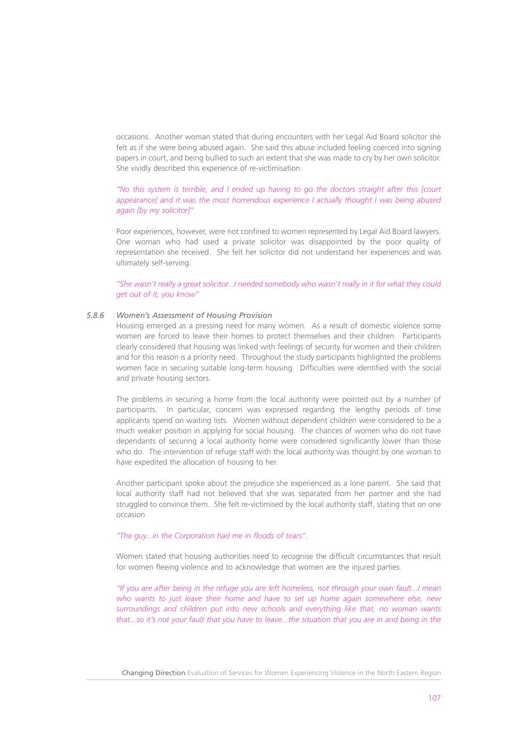occasions. Another woman stated that during encounters with her Legal Aid Board solicitor she felt as if she were being abused again. She said this abuse included feeling coerced into signing papers in court, and being bullied to such an extent that she was made to cry by her own solicitor. She vividly described this experience of re-victimisation.

*"No this system is terrible, and I ended up having to go the doctors straight after this [court appearance] and it was the most horrendous experience I actually thought I was being abused again [by my solicitor]"*

Poor experiences, however, were not confined to women represented by Legal Aid Board lawyers. One woman who had used a private solicitor was disappointed by the poor quality of representation she received. She felt her solicitor did not understand her experiences and was ultimately self-serving.

*"She wasn't really a great solicitor...I needed somebody who wasn't really in it for what they could get out of it, you know"*

### 5.8.6 *Women's Assessment of Housing Provision*

Housing emerged as a pressing need for many women. As a result of domestic violence some women are forced to leave their homes to protect themselves and their children. Participants clearly considered that housing was linked with feelings of security for women and their children and for this reason is a priority need. Throughout the study participants highlighted the problems women face in securing suitable long-term housing. Difficulties were identified with the social and private housing sectors.

The problems in securing a home from the local authority were pointed out by a number of participants. In particular, concern was expressed regarding the lengthy periods of time applicants spend on waiting lists. Women without dependent children were considered to be a much weaker position in applying for social housing. The chances of women who do not have dependants of securing a local authority home were considered significantly lower than those who do. The intervention of refuge staff with the local authority was thought by one woman to have expedited the allocation of housing to her.

Another participant spoke about the prejudice she experienced as a lone parent. She said that local authority staff had not believed that she was separated from her partner and she had struggled to convince them. She felt re-victimised by the local authority staff, stating that on one occasion

*"The guy...in the Corporation had me in floods of tears".*

Women stated that housing authorities need to recognise the difficult circumstances that result for women fleeing violence and to acknowledge that women are the injured parties.

*"If you are after being in the refuge you are left homeless, not through your own fault...I mean who wants to just leave their home and have to set up home again somewhere else, new surroundings and children put into new schools and everything like that, no woman wants that...so it's not your fault that you have to leave...the situation that you are in and being in the*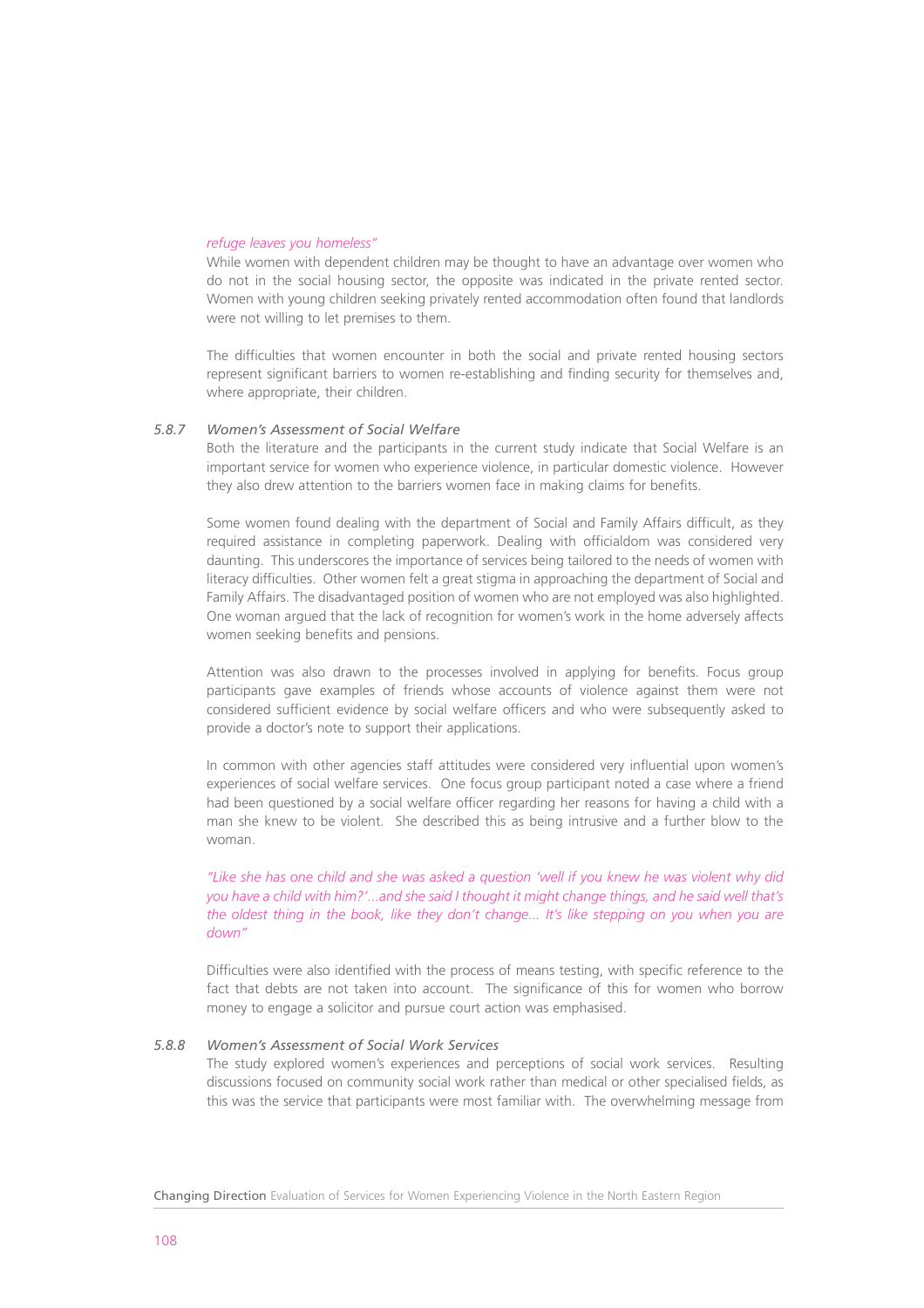*refuge leaves you homeless"*

While women with dependent children may be thought to have an advantage over women who do not in the social housing sector, the opposite was indicated in the private rented sector. Women with young children seeking privately rented accommodation often found that landlords were not willing to let premises to them.

The difficulties that women encounter in both the social and private rented housing sectors represent significant barriers to women re-establishing and finding security for themselves and, where appropriate, their children.

### *5.8.7 Women's Assessment of Social Welfare*

Both the literature and the participants in the current study indicate that Social Welfare is an important service for women who experience violence, in particular domestic violence. However they also drew attention to the barriers women face in making claims for benefits.

Some women found dealing with the department of Social and Family Affairs difficult, as they required assistance in completing paperwork. Dealing with officialdom was considered very daunting. This underscores the importance of services being tailored to the needs of women with literacy difficulties. Other women felt a great stigma in approaching the department of Social and Family Affairs. The disadvantaged position of women who are not employed was also highlighted. One woman argued that the lack of recognition for women's work in the home adversely affects women seeking benefits and pensions.

Attention was also drawn to the processes involved in applying for benefits. Focus group participants gave examples of friends whose accounts of violence against them were not considered sufficient evidence by social welfare officers and who were subsequently asked to provide a doctor's note to support their applications.

In common with other agencies staff attitudes were considered very influential upon women's experiences of social welfare services. One focus group participant noted a case where a friend had been questioned by a social welfare officer regarding her reasons for having a child with a man she knew to be violent. She described this as being intrusive and a further blow to the woman.

*"Like she has one child and she was asked a question 'well if you knew he was violent why did you have a child with him?'...and she said I thought it might change things, and he said well that's the oldest thing in the book, like they don't change... It's like stepping on you when you are down"*

Difficulties were also identified with the process of means testing, with specific reference to the fact that debts are not taken into account. The significance of this for women who borrow money to engage a solicitor and pursue court action was emphasised.

### *5.8.8 Women's Assessment of Social Work Services*

The study explored women's experiences and perceptions of social work services. Resulting discussions focused on community social work rather than medical or other specialised fields, as this was the service that participants were most familiar with. The overwhelming message from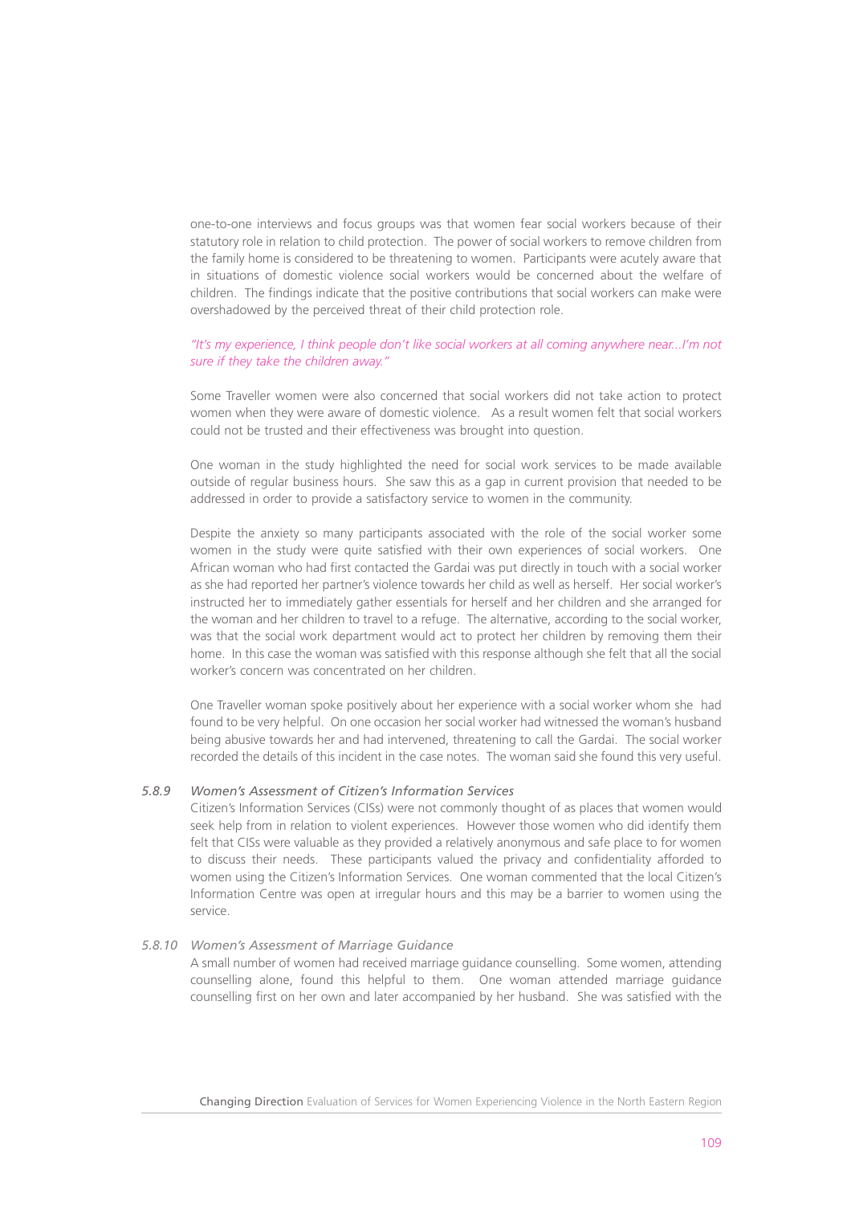one-to-one interviews and focus groups was that women fear social workers because of their statutory role in relation to child protection. The power of social workers to remove children from the family home is considered to be threatening to women. Participants were acutely aware that in situations of domestic violence social workers would be concerned about the welfare of children. The findings indicate that the positive contributions that social workers can make were overshadowed by the perceived threat of their child protection role.

*"It's my experience, I think people don't like social workers at all coming anywhere near...I'm not sure if they take the children away."*

Some Traveller women were also concerned that social workers did not take action to protect women when they were aware of domestic violence. As a result women felt that social workers could not be trusted and their effectiveness was brought into question.

One woman in the study highlighted the need for social work services to be made available outside of regular business hours. She saw this as a gap in current provision that needed to be addressed in order to provide a satisfactory service to women in the community.

Despite the anxiety so many participants associated with the role of the social worker some women in the study were quite satisfied with their own experiences of social workers. One African woman who had first contacted the Gardai was put directly in touch with a social worker as she had reported her partner's violence towards her child as well as herself. Her social worker's instructed her to immediately gather essentials for herself and her children and she arranged for the woman and her children to travel to a refuge. The alternative, according to the social worker, was that the social work department would act to protect her children by removing them their home. In this case the woman was satisfied with this response although she felt that all the social worker's concern was concentrated on her children.

One Traveller woman spoke positively about her experience with a social worker whom she had found to be very helpful. On one occasion her social worker had witnessed the woman's husband being abusive towards her and had intervened, threatening to call the Gardai. The social worker recorded the details of this incident in the case notes. The woman said she found this very useful.

### *5.8.9 Women's Assessment of Citizen's Information Services*

Citizen's Information Services (CISs) were not commonly thought of as places that women would seek help from in relation to violent experiences. However those women who did identify them felt that CISs were valuable as they provided a relatively anonymous and safe place to for women to discuss their needs. These participants valued the privacy and confidentiality afforded to women using the Citizen's Information Services. One woman commented that the local Citizen's Information Centre was open at irregular hours and this may be a barrier to women using the service.

### *5.8.10 Women's Assessment of Marriage Guidance*

A small number of women had received marriage guidance counselling. Some women, attending counselling alone, found this helpful to them. One woman attended marriage guidance counselling first on her own and later accompanied by her husband. She was satisfied with the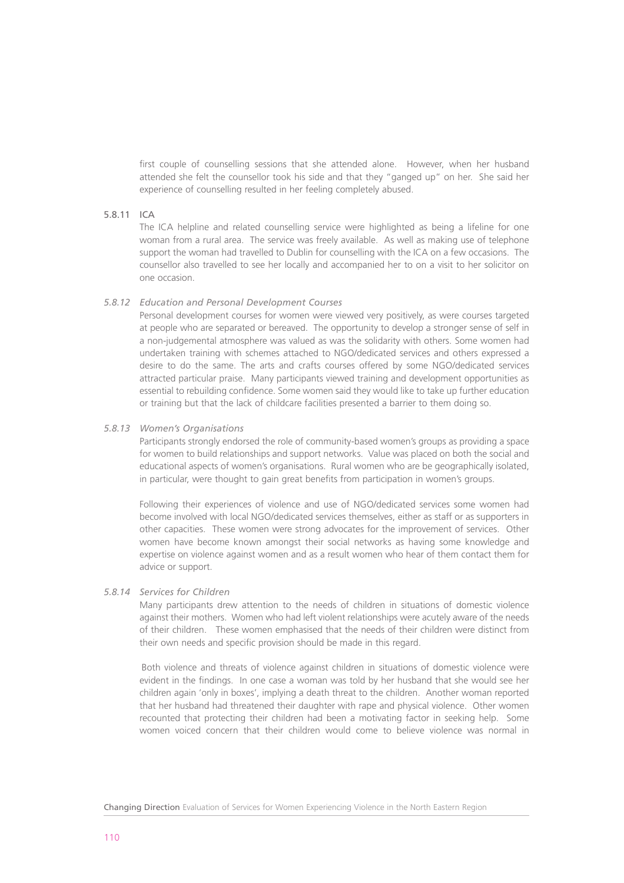first couple of counselling sessions that she attended alone. However, when her husband attended she felt the counsellor took his side and that they "ganged up" on her. She said her experience of counselling resulted in her feeling completely abused.

### 5.8.11 ICA

The ICA helpline and related counselling service were highlighted as being a lifeline for one woman from a rural area. The service was freely available. As well as making use of telephone support the woman had travelled to Dublin for counselling with the ICA on a few occasions. The counsellor also travelled to see her locally and accompanied her to on a visit to her solicitor on one occasion.

### *5.8.12 Education and Personal Development Courses*

Personal development courses for women were viewed very positively, as were courses targeted at people who are separated or bereaved. The opportunity to develop a stronger sense of self in a non-judgemental atmosphere was valued as was the solidarity with others. Some women had undertaken training with schemes attached to NGO/dedicated services and others expressed a desire to do the same. The arts and crafts courses offered by some NGO/dedicated services attracted particular praise. Many participants viewed training and development opportunities as essential to rebuilding confidence. Some women said they would like to take up further education or training but that the lack of childcare facilities presented a barrier to them doing so.

### *5.8.13 Women's Organisations*

Participants strongly endorsed the role of community-based women's groups as providing a space for women to build relationships and support networks. Value was placed on both the social and educational aspects of women's organisations. Rural women who are be geographically isolated, in particular, were thought to gain great benefits from participation in women's groups.

Following their experiences of violence and use of NGO/dedicated services some women had become involved with local NGO/dedicated services themselves, either as staff or as supporters in other capacities. These women were strong advocates for the improvement of services. Other women have become known amongst their social networks as having some knowledge and expertise on violence against women and as a result women who hear of them contact them for advice or support.

### *5.8.14 Services for Children*

Many participants drew attention to the needs of children in situations of domestic violence against their mothers. Women who had left violent relationships were acutely aware of the needs of their children. These women emphasised that the needs of their children were distinct from their own needs and specific provision should be made in this regard.

Both violence and threats of violence against children in situations of domestic violence were evident in the findings. In one case a woman was told by her husband that she would see her children again 'only in boxes', implying a death threat to the children. Another woman reported that her husband had threatened their daughter with rape and physical violence. Other women recounted that protecting their children had been a motivating factor in seeking help. Some women voiced concern that their children would come to believe violence was normal in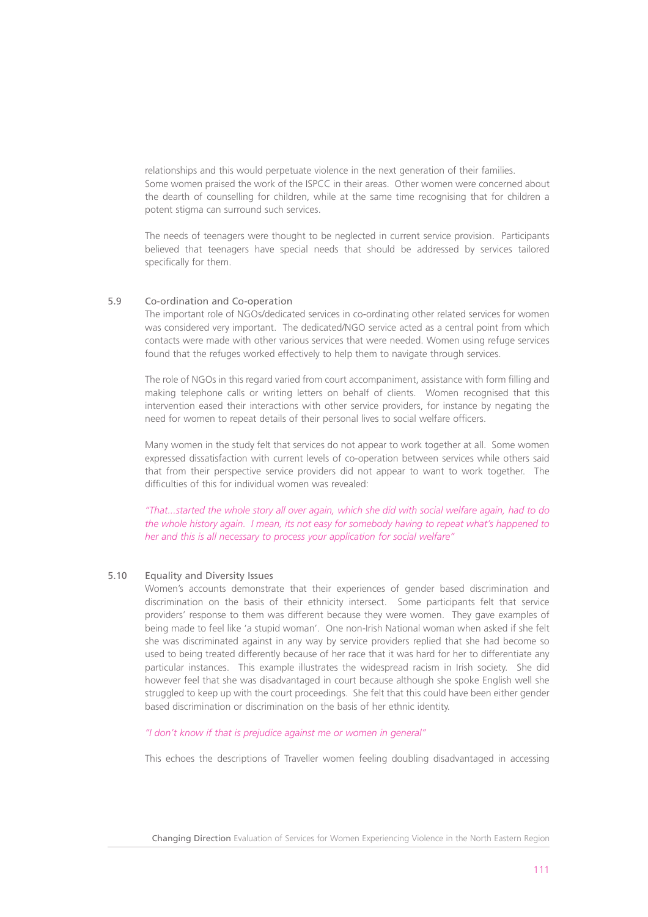relationships and this would perpetuate violence in the next generation of their families. Some women praised the work of the ISPCC in their areas. Other women were concerned about the dearth of counselling for children, while at the same time recognising that for children a potent stigma can surround such services.

The needs of teenagers were thought to be neglected in current service provision. Participants believed that teenagers have special needs that should be addressed by services tailored specifically for them.

## 5.9 Co-ordination and Co-operation

The important role of NGOs/dedicated services in co-ordinating other related services for women was considered very important. The dedicated/NGO service acted as a central point from which contacts were made with other various services that were needed. Women using refuge services found that the refuges worked effectively to help them to navigate through services.

The role of NGOs in this regard varied from court accompaniment, assistance with form filling and making telephone calls or writing letters on behalf of clients. Women recognised that this intervention eased their interactions with other service providers, for instance by negating the need for women to repeat details of their personal lives to social welfare officers.

Many women in the study felt that services do not appear to work together at all. Some women expressed dissatisfaction with current levels of co-operation between services while others said that from their perspective service providers did not appear to want to work together. The difficulties of this for individual women was revealed:

*"That...started the whole story all over again, which she did with social welfare again, had to do the whole history again. I mean, its not easy for somebody having to repeat what's happened to her and this is all necessary to process your application for social welfare"*

## 5.10 Equality and Diversity Issues

Women's accounts demonstrate that their experiences of gender based discrimination and discrimination on the basis of their ethnicity intersect. Some participants felt that service providers' response to them was different because they were women. They gave examples of being made to feel like 'a stupid woman'. One non-Irish National woman when asked if she felt she was discriminated against in any way by service providers replied that she had become so used to being treated differently because of her race that it was hard for her to differentiate any particular instances. This example illustrates the widespread racism in Irish society. She did however feel that she was disadvantaged in court because although she spoke English well she struggled to keep up with the court proceedings. She felt that this could have been either gender based discrimination or discrimination on the basis of her ethnic identity.

*"I don't know if that is prejudice against me or women in general"*

This echoes the descriptions of Traveller women feeling doubling disadvantaged in accessing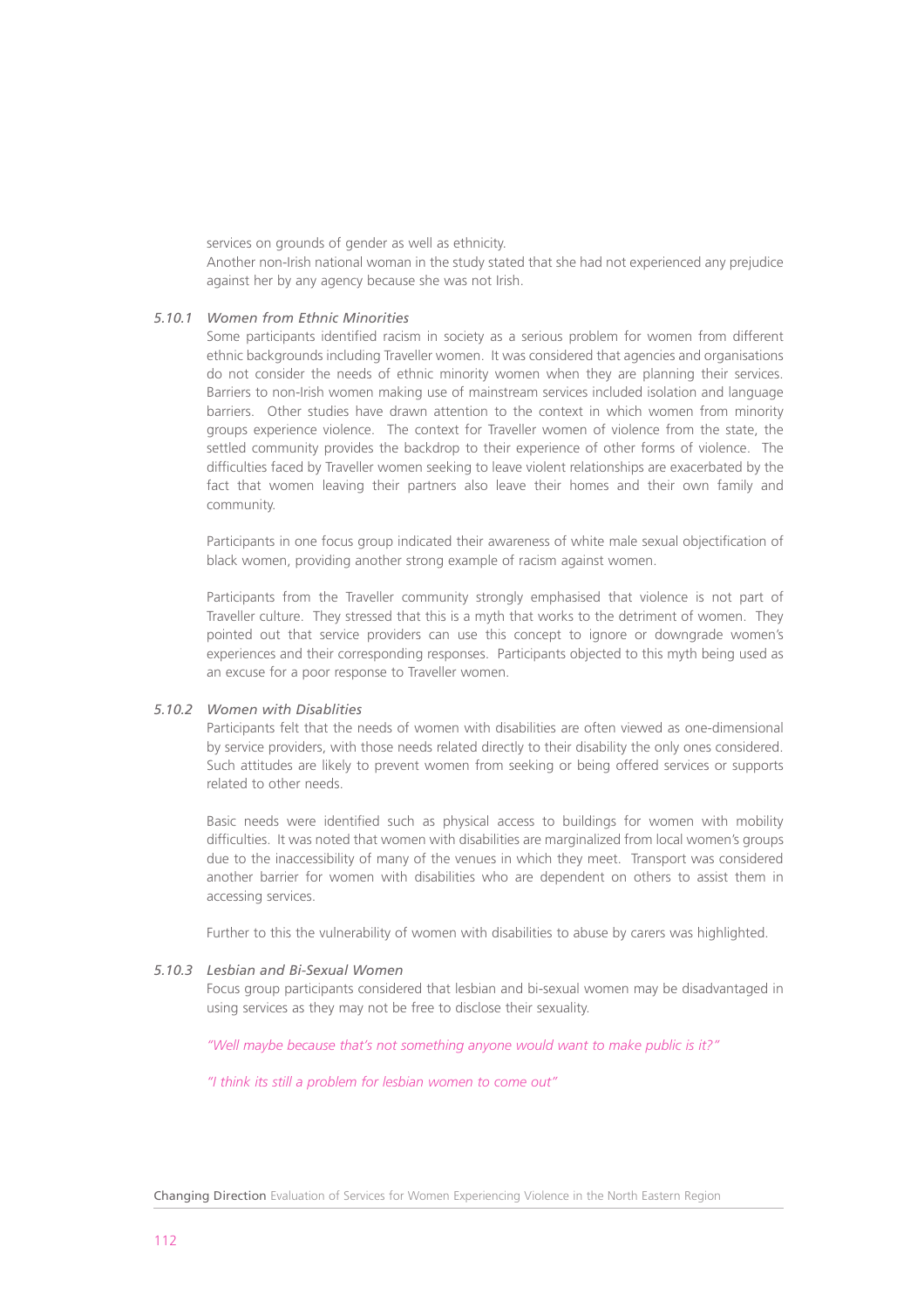services on grounds of gender as well as ethnicity.

Another non-Irish national woman in the study stated that she had not experienced any prejudice against her by any agency because she was not Irish.

### 5.10.1 *Women from Ethnic Minorities*

Some participants identified racism in society as a serious problem for women from different ethnic backgrounds including Traveller women. It was considered that agencies and organisations do not consider the needs of ethnic minority women when they are planning their services. Barriers to non-Irish women making use of mainstream services included isolation and language barriers. Other studies have drawn attention to the context in which women from minority groups experience violence. The context for Traveller women of violence from the state, the settled community provides the backdrop to their experience of other forms of violence. The difficulties faced by Traveller women seeking to leave violent relationships are exacerbated by the fact that women leaving their partners also leave their homes and their own family and community.

Participants in one focus group indicated their awareness of white male sexual objectification of black women, providing another strong example of racism against women.

Participants from the Traveller community strongly emphasised that violence is not part of Traveller culture. They stressed that this is a myth that works to the detriment of women. They pointed out that service providers can use this concept to ignore or downgrade women's experiences and their corresponding responses. Participants objected to this myth being used as an excuse for a poor response to Traveller women.

### 5.10.2 *Women with Disablities*

Participants felt that the needs of women with disabilities are often viewed as one-dimensional by service providers, with those needs related directly to their disability the only ones considered. Such attitudes are likely to prevent women from seeking or being offered services or supports related to other needs.

Basic needs were identified such as physical access to buildings for women with mobility difficulties. It was noted that women with disabilities are marginalized from local women's groups due to the inaccessibility of many of the venues in which they meet. Transport was considered another barrier for women with disabilities who are dependent on others to assist them in accessing services.

Further to this the vulnerability of women with disabilities to abuse by carers was highlighted.

### 5.10.3 *Lesbian and Bi-Sexual Women*

Focus group participants considered that lesbian and bi-sexual women may be disadvantaged in using services as they may not be free to disclose their sexuality.

*"Well maybe because that's not something anyone would want to make public is it?"*

*"I think its still a problem for lesbian women to come out"*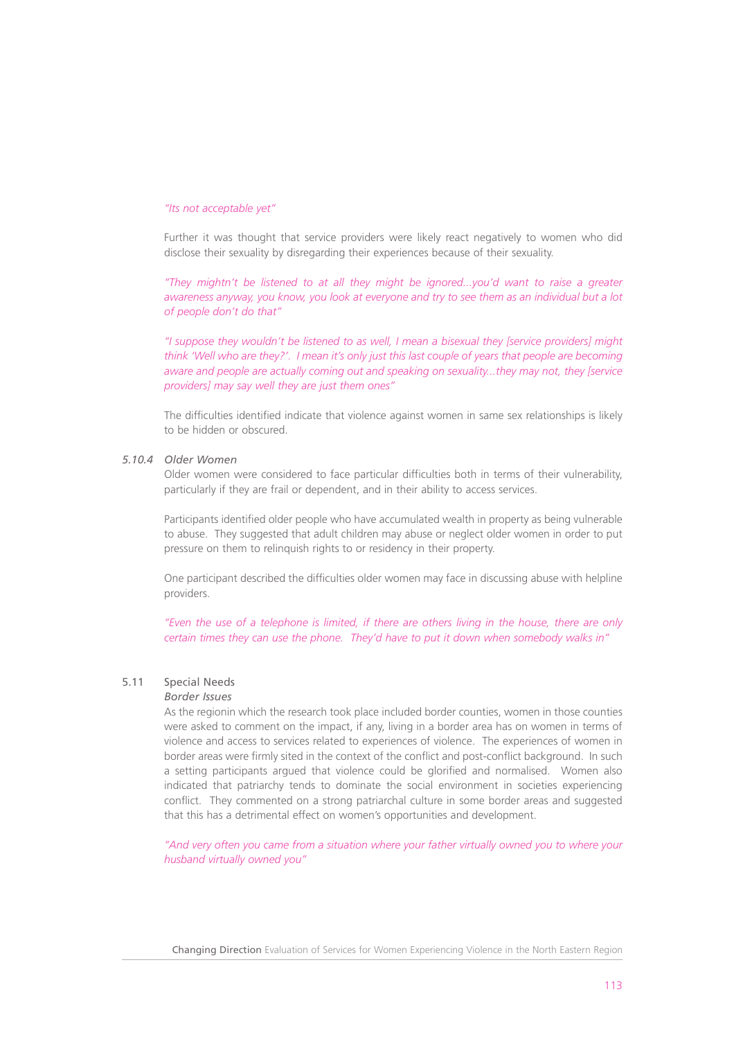*"Its not acceptable yet"*

Further it was thought that service providers were likely react negatively to women who did disclose their sexuality by disregarding their experiences because of their sexuality.

*"They mightn't be listened to at all they might be ignored...you'd want to raise a greater awareness anyway, you know, you look at everyone and try to see them as an individual but a lot of people don't do that"*

*"I suppose they wouldn't be listened to as well, I mean a bisexual they [service providers] might think 'Well who are they?'. I mean it's only just this last couple of years that people are becoming aware and people are actually coming out and speaking on sexuality...they may not, they [service providers] may say well they are just them ones"*

The difficulties identified indicate that violence against women in same sex relationships is likely to be hidden or obscured.

### *5.10.4 Older Women*

Older women were considered to face particular difficulties both in terms of their vulnerability, particularly if they are frail or dependent, and in their ability to access services.

Participants identified older people who have accumulated wealth in property as being vulnerable to abuse. They suggested that adult children may abuse or neglect older women in order to put pressure on them to relinquish rights to or residency in their property.

One participant described the difficulties older women may face in discussing abuse with helpline providers.

*"Even the use of a telephone is limited, if there are others living in the house, there are only certain times they can use the phone. They'd have to put it down when somebody walks in"*

## 5.11 Special Needs

### *Border Issues*

As the regionin which the research took place included border counties, women in those counties were asked to comment on the impact, if any, living in a border area has on women in terms of violence and access to services related to experiences of violence. The experiences of women in border areas were firmly sited in the context of the conflict and post-conflict background. In such a setting participants argued that violence could be glorified and normalised. Women also indicated that patriarchy tends to dominate the social environment in societies experiencing conflict. They commented on a strong patriarchal culture in some border areas and suggested that this has a detrimental effect on women's opportunities and development.

*"And very often you came from a situation where your father virtually owned you to where your husband virtually owned you"*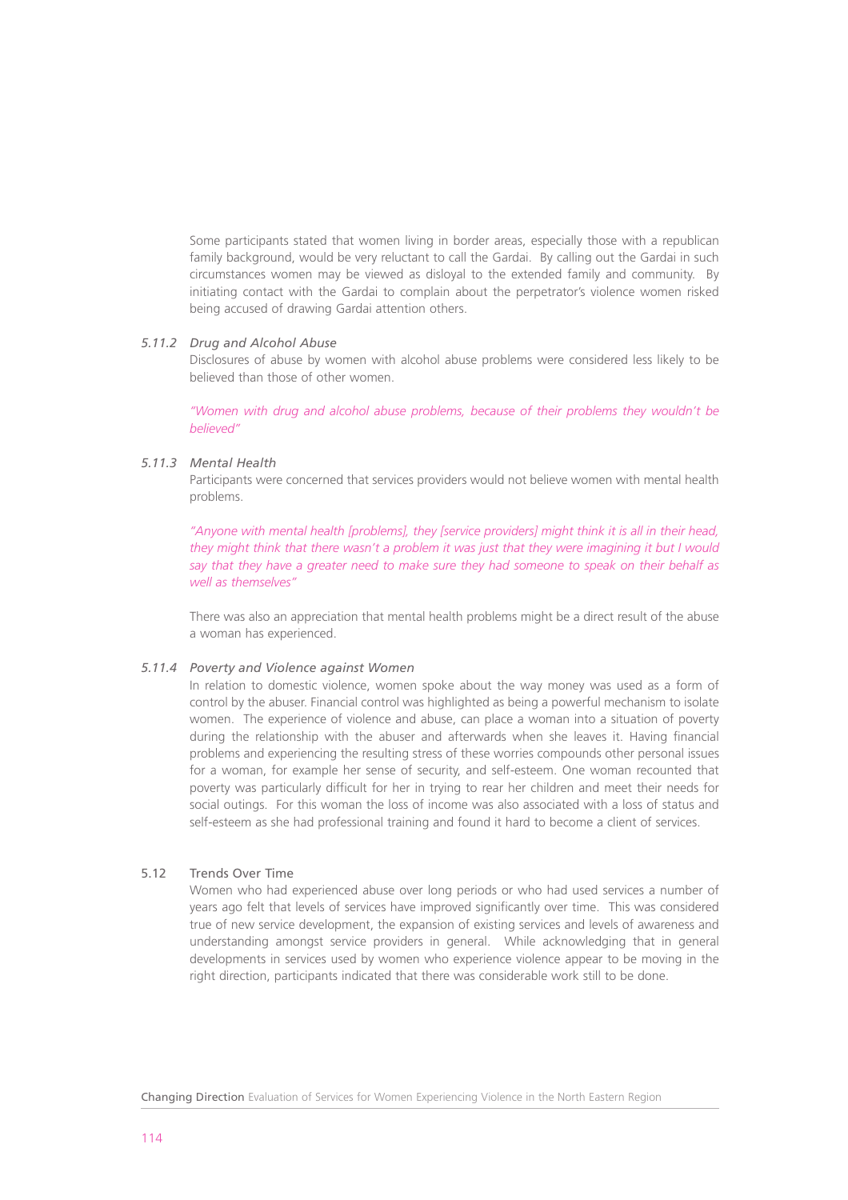Some participants stated that women living in border areas, especially those with a republican family background, would be very reluctant to call the Gardai. By calling out the Gardai in such circumstances women may be viewed as disloyal to the extended family and community. By initiating contact with the Gardai to complain about the perpetrator's violence women risked being accused of drawing Gardai attention others.

#### 5.11.2 *Drug and Alcohol Abuse*

Disclosures of abuse by women with alcohol abuse problems were considered less likely to be believed than those of other women.

*"Women with drug and alcohol abuse problems, because of their problems they wouldn't be believed"*

#### 5.11.3 *Mental Health*

Participants were concerned that services providers would not believe women with mental health problems.

*"Anyone with mental health [problems], they [service providers] might think it is all in their head, they might think that there wasn't a problem it was just that they were imagining it but I would say that they have a greater need to make sure they had someone to speak on their behalf as well as themselves"*

There was also an appreciation that mental health problems might be a direct result of the abuse a woman has experienced.

#### 5.11.4 *Poverty and Violence against Women*

In relation to domestic violence, women spoke about the way money was used as a form of control by the abuser. Financial control was highlighted as being a powerful mechanism to isolate women. The experience of violence and abuse, can place a woman into a situation of poverty during the relationship with the abuser and afterwards when she leaves it. Having financial problems and experiencing the resulting stress of these worries compounds other personal issues for a woman, for example her sense of security, and self-esteem. One woman recounted that poverty was particularly difficult for her in trying to rear her children and meet their needs for social outings. For this woman the loss of income was also associated with a loss of status and self-esteem as she had professional training and found it hard to become a client of services.

### 5.12 Trends Over Time

Women who had experienced abuse over long periods or who had used services a number of years ago felt that levels of services have improved significantly over time. This was considered true of new service development, the expansion of existing services and levels of awareness and understanding amongst service providers in general. While acknowledging that in general developments in services used by women who experience violence appear to be moving in the right direction, participants indicated that there was considerable work still to be done.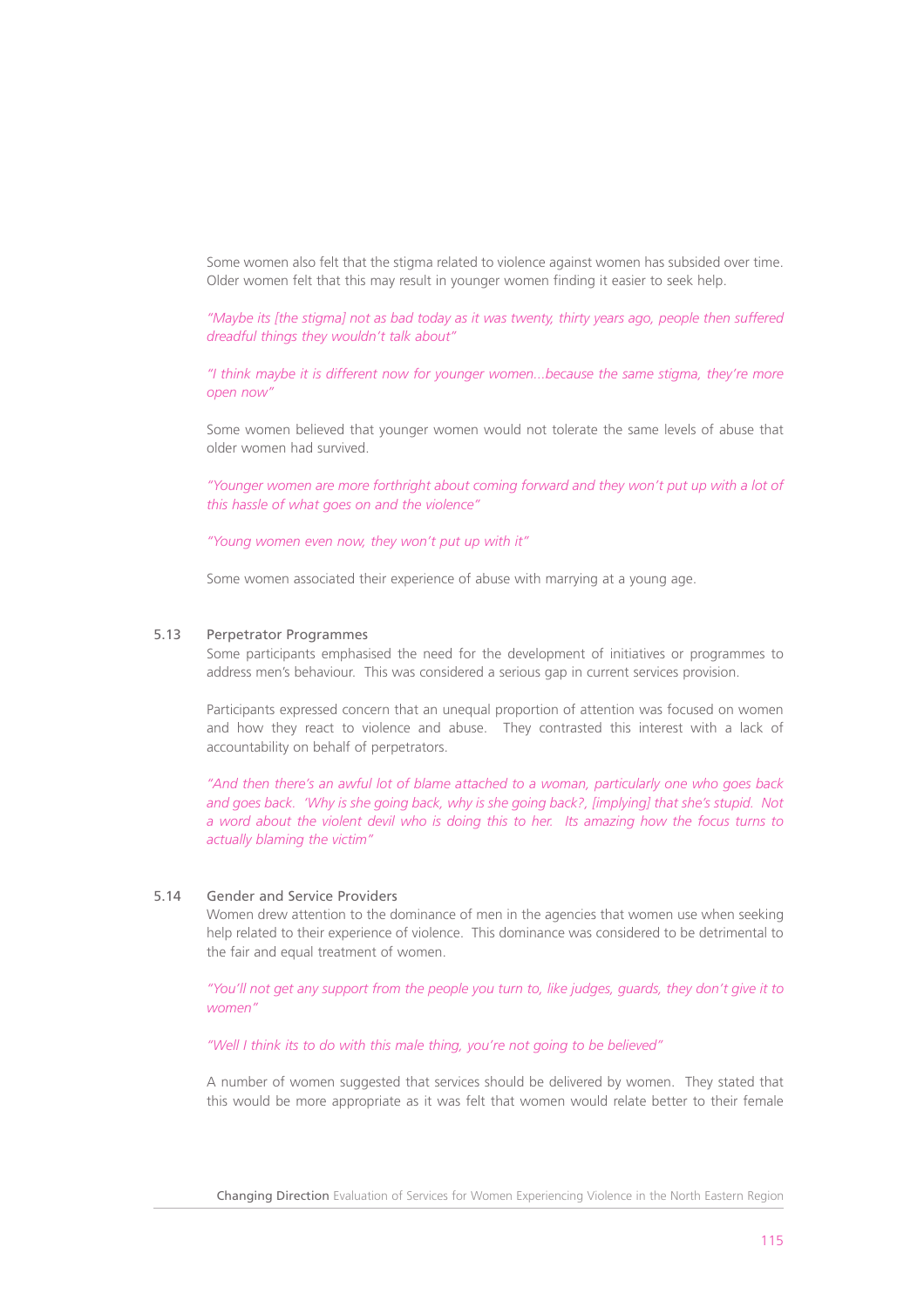Some women also felt that the stigma related to violence against women has subsided over time. Older women felt that this may result in younger women finding it easier to seek help.

*"Maybe its [the stigma] not as bad today as it was twenty, thirty years ago, people then suffered dreadful things they wouldn't talk about"*

*"I think maybe it is different now for younger women...because the same stigma, they're more open now"*

Some women believed that younger women would not tolerate the same levels of abuse that older women had survived.

*"Younger women are more forthright about coming forward and they won't put up with a lot of this hassle of what goes on and the violence"*

*"Young women even now, they won't put up with it"*

Some women associated their experience of abuse with marrying at a young age.

## 5.13 Perpetrator Programmes

Some participants emphasised the need for the development of initiatives or programmes to address men's behaviour. This was considered a serious gap in current services provision.

Participants expressed concern that an unequal proportion of attention was focused on women and how they react to violence and abuse. They contrasted this interest with a lack of accountability on behalf of perpetrators.

*"And then there's an awful lot of blame attached to a woman, particularly one who goes back and goes back. 'Why is she going back, why is she going back?, [implying] that she's stupid. Not a word about the violent devil who is doing this to her. Its amazing how the focus turns to actually blaming the victim"*

## 5.14 Gender and Service Providers

Women drew attention to the dominance of men in the agencies that women use when seeking help related to their experience of violence. This dominance was considered to be detrimental to the fair and equal treatment of women.

*"You'll not get any support from the people you turn to, like judges, guards, they don't give it to women"*

*"Well I think its to do with this male thing, you're not going to be believed"*

A number of women suggested that services should be delivered by women. They stated that this would be more appropriate as it was felt that women would relate better to their female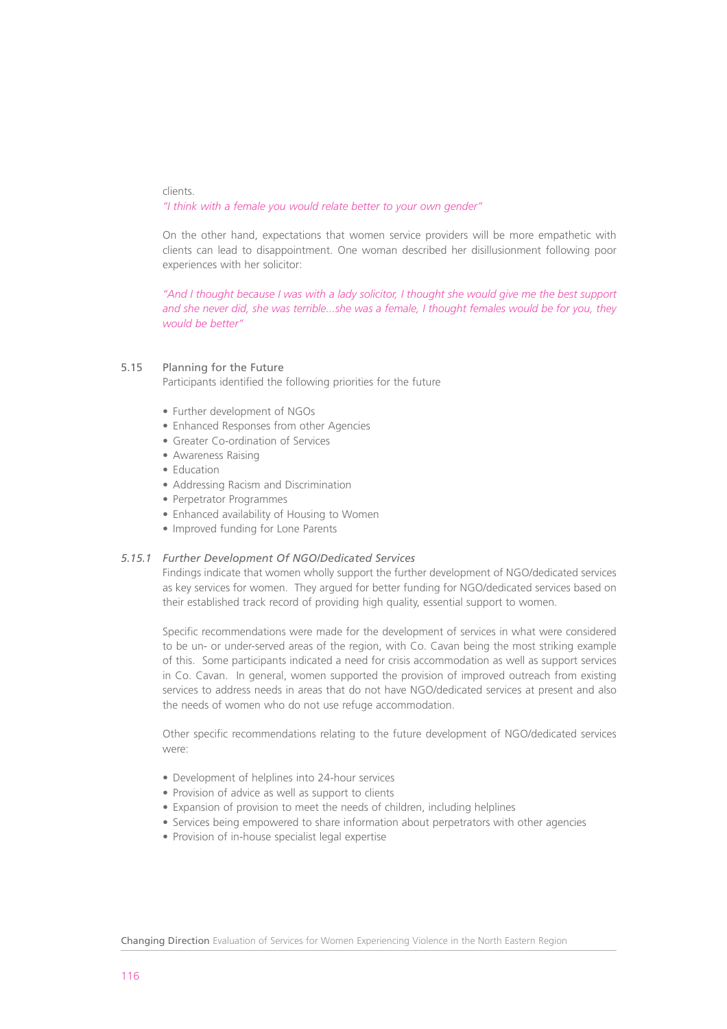clients.

*"I think with a female you would relate better to your own gender"*

On the other hand, expectations that women service providers will be more empathetic with clients can lead to disappointment. One woman described her disillusionment following poor experiences with her solicitor:

*"And I thought because I was with a lady solicitor, I thought she would give me the best support and she never did, she was terrible...she was a female, I thought females would be for you, they would be better"*

## 5.15 Planning for the Future

Participants identified the following priorities for the future

- Further development of NGOs
- Enhanced Responses from other Agencies
- Greater Co-ordination of Services
- Awareness Raising
- Education
- Addressing Racism and Discrimination
- Perpetrator Programmes
- Enhanced availability of Housing to Women
- Improved funding for Lone Parents

### *5.15.1 Further Development Of NGO/Dedicated Services*

Findings indicate that women wholly support the further development of NGO/dedicated services as key services for women. They argued for better funding for NGO/dedicated services based on their established track record of providing high quality, essential support to women.

Specific recommendations were made for the development of services in what were considered to be un- or under-served areas of the region, with Co. Cavan being the most striking example of this. Some participants indicated a need for crisis accommodation as well as support services in Co. Cavan. In general, women supported the provision of improved outreach from existing services to address needs in areas that do not have NGO/dedicated services at present and also the needs of women who do not use refuge accommodation.

Other specific recommendations relating to the future development of NGO/dedicated services were:

- Development of helplines into 24-hour services
- Provision of advice as well as support to clients
- Expansion of provision to meet the needs of children, including helplines
- Services being empowered to share information about perpetrators with other agencies
- Provision of in-house specialist legal expertise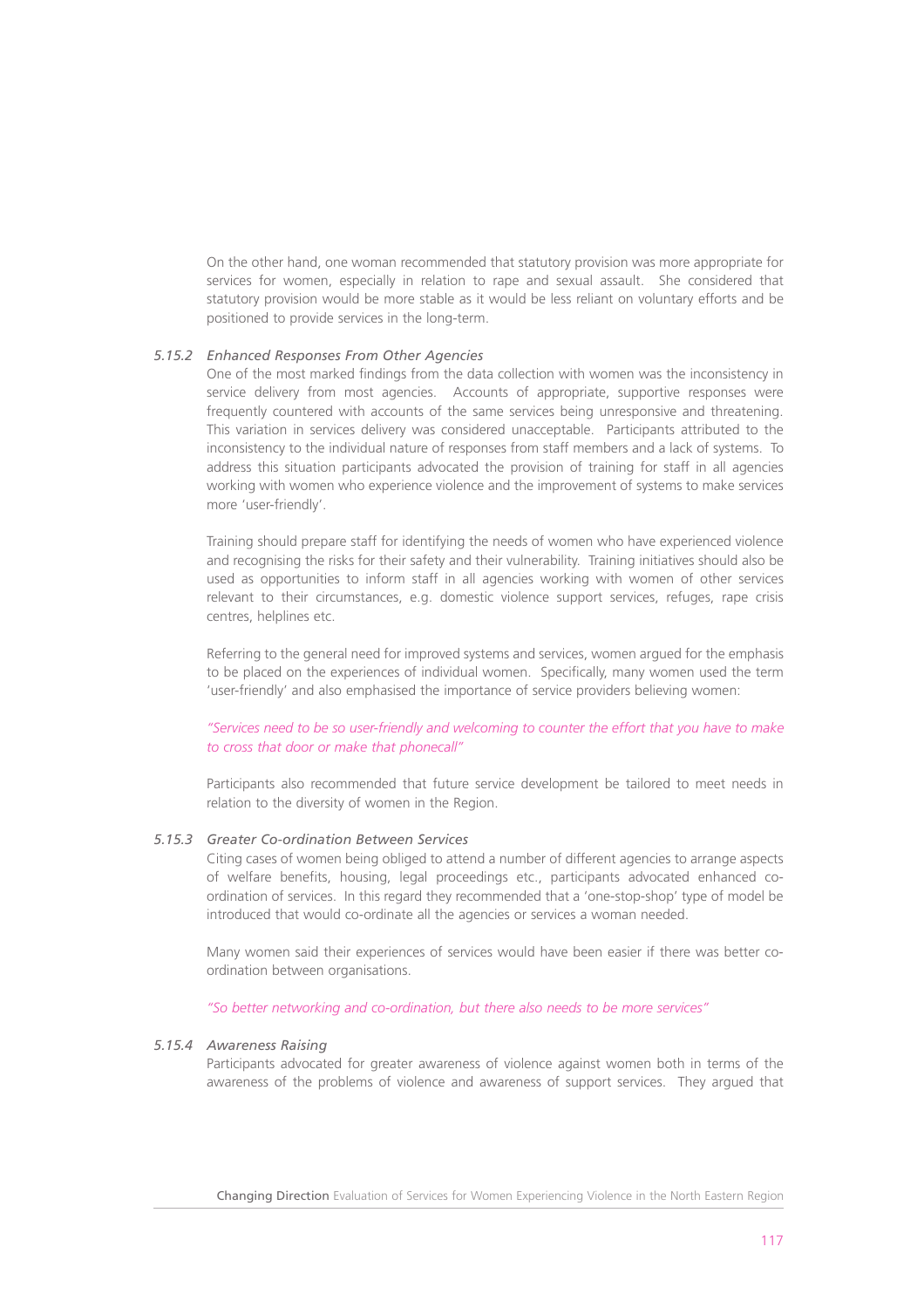On the other hand, one woman recommended that statutory provision was more appropriate for services for women, especially in relation to rape and sexual assault. She considered that statutory provision would be more stable as it would be less reliant on voluntary efforts and be positioned to provide services in the long-term.

#### *5.15.2 Enhanced Responses From Other Agencies*

One of the most marked findings from the data collection with women was the inconsistency in service delivery from most agencies. Accounts of appropriate, supportive responses were frequently countered with accounts of the same services being unresponsive and threatening. This variation in services delivery was considered unacceptable. Participants attributed to the inconsistency to the individual nature of responses from staff members and a lack of systems. To address this situation participants advocated the provision of training for staff in all agencies working with women who experience violence and the improvement of systems to make services more 'user-friendly'.

Training should prepare staff for identifying the needs of women who have experienced violence and recognising the risks for their safety and their vulnerability. Training initiatives should also be used as opportunities to inform staff in all agencies working with women of other services relevant to their circumstances, e.g. domestic violence support services, refuges, rape crisis centres, helplines etc.

Referring to the general need for improved systems and services, women argued for the emphasis to be placed on the experiences of individual women. Specifically, many women used the term 'user-friendly' and also emphasised the importance of service providers believing women:

*"Services need to be so user-friendly and welcoming to counter the effort that you have to make to cross that door or make that phonecall"*

Participants also recommended that future service development be tailored to meet needs in relation to the diversity of women in the Region.

#### *5.15.3 Greater Co-ordination Between Services*

Citing cases of women being obliged to attend a number of different agencies to arrange aspects of welfare benefits, housing, legal proceedings etc., participants advocated enhanced co-ordination of services. In this regard they recommended that a 'one-stop-shop' type of model be introduced that would co-ordinate all the agencies or services a woman needed.

Many women said their experiences of services would have been easier if there was better co-ordination between organisations.

*"So better networking and co-ordination, but there also needs to be more services"*

#### *5.15.4 Awareness Raising*

Participants advocated for greater awareness of violence against women both in terms of the awareness of the problems of violence and awareness of support services. They argued that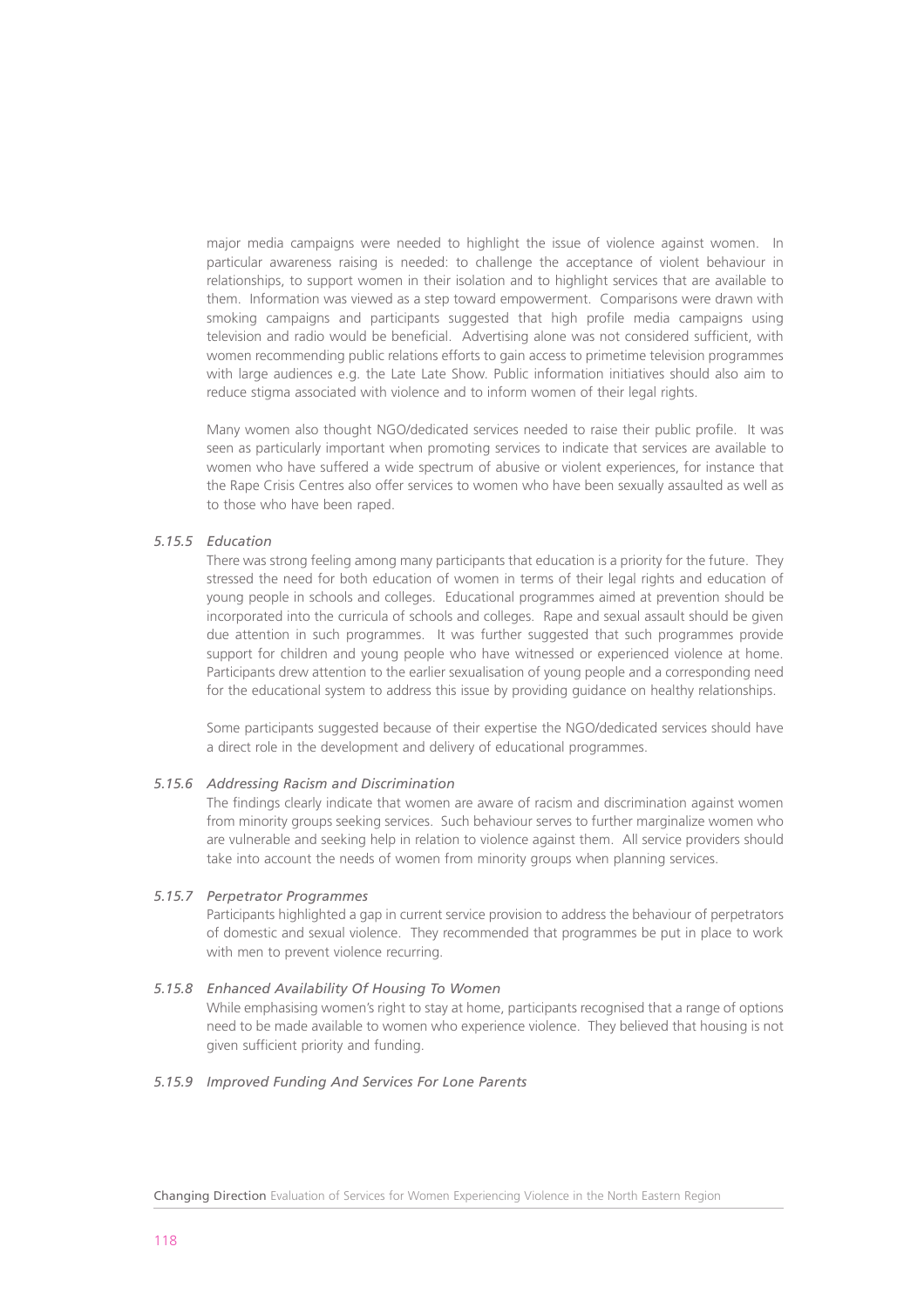major media campaigns were needed to highlight the issue of violence against women. In particular awareness raising is needed: to challenge the acceptance of violent behaviour in relationships, to support women in their isolation and to highlight services that are available to them. Information was viewed as a step toward empowerment. Comparisons were drawn with smoking campaigns and participants suggested that high profile media campaigns using television and radio would be beneficial. Advertising alone was not considered sufficient, with women recommending public relations efforts to gain access to primetime television programmes with large audiences e.g. the Late Late Show. Public information initiatives should also aim to reduce stigma associated with violence and to inform women of their legal rights.

Many women also thought NGO/dedicated services needed to raise their public profile. It was seen as particularly important when promoting services to indicate that services are available to women who have suffered a wide spectrum of abusive or violent experiences, for instance that the Rape Crisis Centres also offer services to women who have been sexually assaulted as well as to those who have been raped.

### *5.15.5 Education*

There was strong feeling among many participants that education is a priority for the future. They stressed the need for both education of women in terms of their legal rights and education of young people in schools and colleges. Educational programmes aimed at prevention should be incorporated into the curricula of schools and colleges. Rape and sexual assault should be given due attention in such programmes. It was further suggested that such programmes provide support for children and young people who have witnessed or experienced violence at home. Participants drew attention to the earlier sexualisation of young people and a corresponding need for the educational system to address this issue by providing guidance on healthy relationships.

Some participants suggested because of their expertise the NGO/dedicated services should have a direct role in the development and delivery of educational programmes.

### *5.15.6 Addressing Racism and Discrimination*

The findings clearly indicate that women are aware of racism and discrimination against women from minority groups seeking services. Such behaviour serves to further marginalize women who are vulnerable and seeking help in relation to violence against them. All service providers should take into account the needs of women from minority groups when planning services.

### *5.15.7 Perpetrator Programmes*

Participants highlighted a gap in current service provision to address the behaviour of perpetrators of domestic and sexual violence. They recommended that programmes be put in place to work with men to prevent violence recurring.

### *5.15.8 Enhanced Availability Of Housing To Women*

While emphasising women's right to stay at home, participants recognised that a range of options need to be made available to women who experience violence. They believed that housing is not given sufficient priority and funding.

### *5.15.9 Improved Funding And Services For Lone Parents*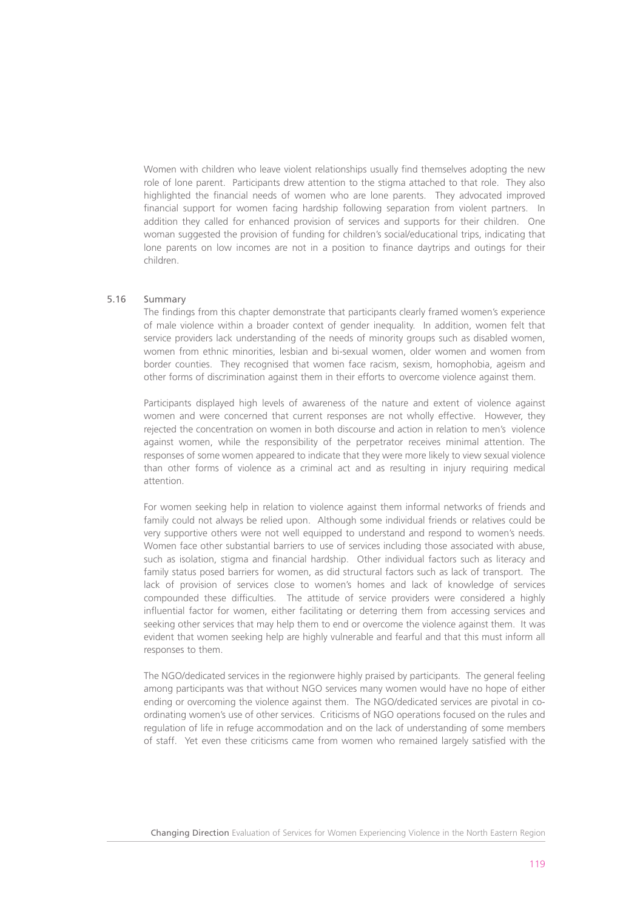Women with children who leave violent relationships usually find themselves adopting the new role of lone parent. Participants drew attention to the stigma attached to that role. They also highlighted the financial needs of women who are lone parents. They advocated improved financial support for women facing hardship following separation from violent partners. In addition they called for enhanced provision of services and supports for their children. One woman suggested the provision of funding for children's social/educational trips, indicating that lone parents on low incomes are not in a position to finance daytrips and outings for their children.

## 5.16 Summary

The findings from this chapter demonstrate that participants clearly framed women's experience of male violence within a broader context of gender inequality. In addition, women felt that service providers lack understanding of the needs of minority groups such as disabled women, women from ethnic minorities, lesbian and bi-sexual women, older women and women from border counties. They recognised that women face racism, sexism, homophobia, ageism and other forms of discrimination against them in their efforts to overcome violence against them.

Participants displayed high levels of awareness of the nature and extent of violence against women and were concerned that current responses are not wholly effective. However, they rejected the concentration on women in both discourse and action in relation to men's violence against women, while the responsibility of the perpetrator receives minimal attention. The responses of some women appeared to indicate that they were more likely to view sexual violence than other forms of violence as a criminal act and as resulting in injury requiring medical attention.

For women seeking help in relation to violence against them informal networks of friends and family could not always be relied upon. Although some individual friends or relatives could be very supportive others were not well equipped to understand and respond to women's needs. Women face other substantial barriers to use of services including those associated with abuse, such as isolation, stigma and financial hardship. Other individual factors such as literacy and family status posed barriers for women, as did structural factors such as lack of transport. The lack of provision of services close to women's homes and lack of knowledge of services compounded these difficulties. The attitude of service providers were considered a highly influential factor for women, either facilitating or deterring them from accessing services and seeking other services that may help them to end or overcome the violence against them. It was evident that women seeking help are highly vulnerable and fearful and that this must inform all responses to them.

The NGO/dedicated services in the regionwere highly praised by participants. The general feeling among participants was that without NGO services many women would have no hope of either ending or overcoming the violence against them. The NGO/dedicated services are pivotal in co-ordinating women's use of other services. Criticisms of NGO operations focused on the rules and regulation of life in refuge accommodation and on the lack of understanding of some members of staff. Yet even these criticisms came from women who remained largely satisfied with the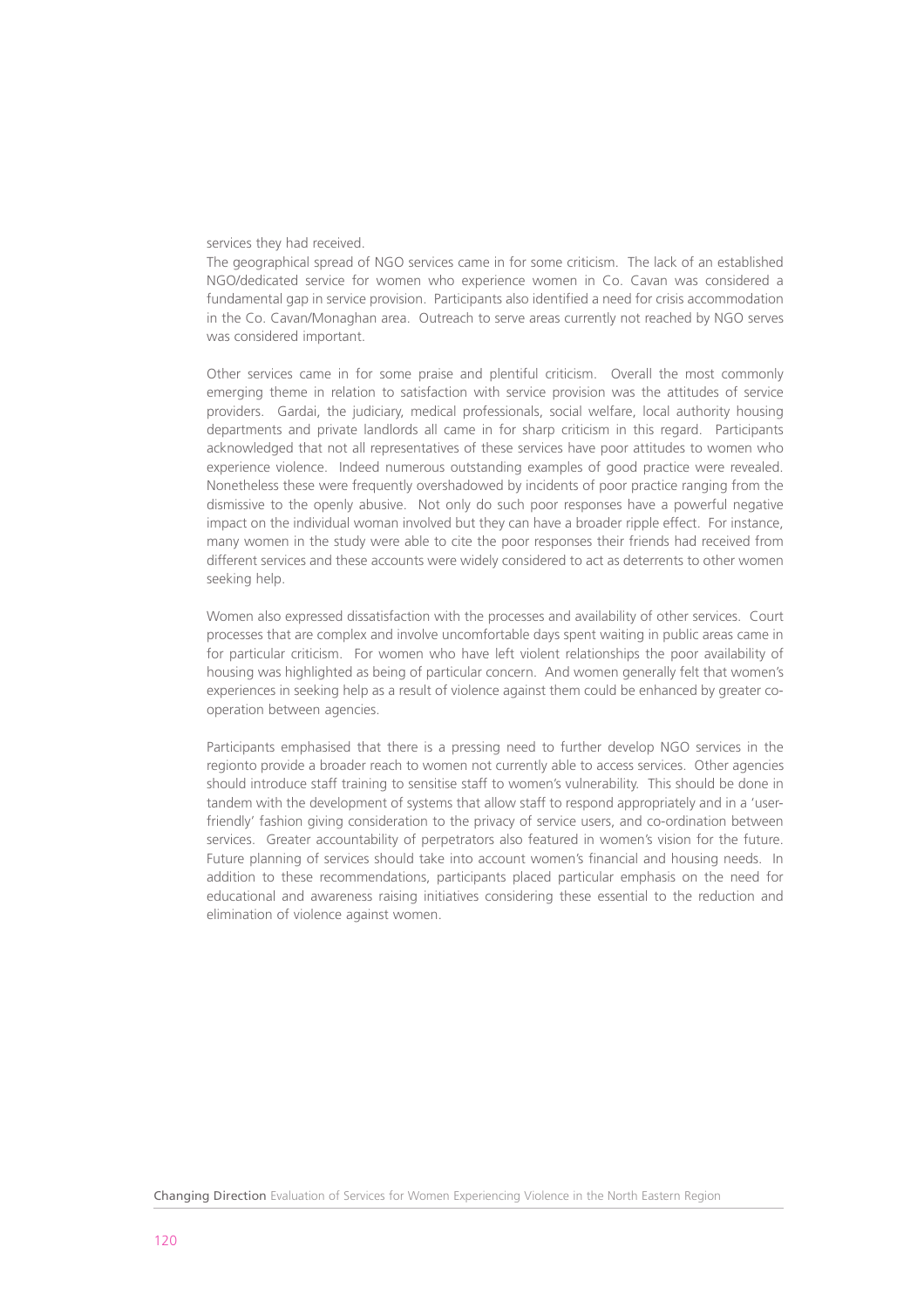services they had received.

The geographical spread of NGO services came in for some criticism. The lack of an established NGO/dedicated service for women who experience women in Co. Cavan was considered a fundamental gap in service provision. Participants also identified a need for crisis accommodation in the Co. Cavan/Monaghan area. Outreach to serve areas currently not reached by NGO serves was considered important.

Other services came in for some praise and plentiful criticism. Overall the most commonly emerging theme in relation to satisfaction with service provision was the attitudes of service providers. Gardai, the judiciary, medical professionals, social welfare, local authority housing departments and private landlords all came in for sharp criticism in this regard. Participants acknowledged that not all representatives of these services have poor attitudes to women who experience violence. Indeed numerous outstanding examples of good practice were revealed. Nonetheless these were frequently overshadowed by incidents of poor practice ranging from the dismissive to the openly abusive. Not only do such poor responses have a powerful negative impact on the individual woman involved but they can have a broader ripple effect. For instance, many women in the study were able to cite the poor responses their friends had received from different services and these accounts were widely considered to act as deterrents to other women seeking help.

Women also expressed dissatisfaction with the processes and availability of other services. Court processes that are complex and involve uncomfortable days spent waiting in public areas came in for particular criticism. For women who have left violent relationships the poor availability of housing was highlighted as being of particular concern. And women generally felt that women's experiences in seeking help as a result of violence against them could be enhanced by greater co-operation between agencies.

Participants emphasised that there is a pressing need to further develop NGO services in the regionto provide a broader reach to women not currently able to access services. Other agencies should introduce staff training to sensitise staff to women's vulnerability. This should be done in tandem with the development of systems that allow staff to respond appropriately and in a 'user-friendly' fashion giving consideration to the privacy of service users, and co-ordination between services. Greater accountability of perpetrators also featured in women's vision for the future. Future planning of services should take into account women's financial and housing needs. In addition to these recommendations, participants placed particular emphasis on the need for educational and awareness raising initiatives considering these essential to the reduction and elimination of violence against women.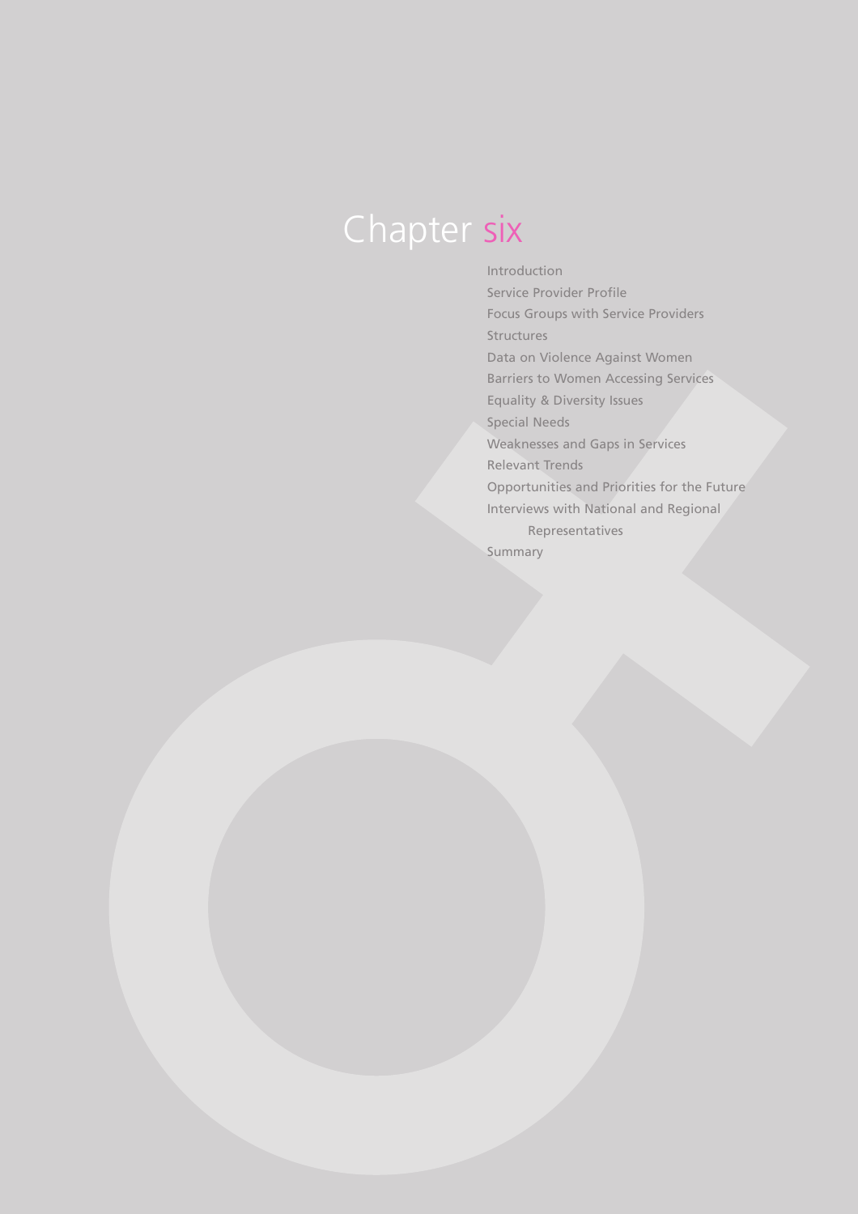# Chapter six

- Introduction
- Service Provider Profile
- Focus Groups with Service Providers
- Structures
- Data on Violence Against Women
- Barriers to Women Accessing Services
- Equality & Diversity Issues
- Special Needs
- Weaknesses and Gaps in Services
- Relevant Trends
- Opportunities and Priorities for the Future
- Interviews with National and Regional Representatives
- Summary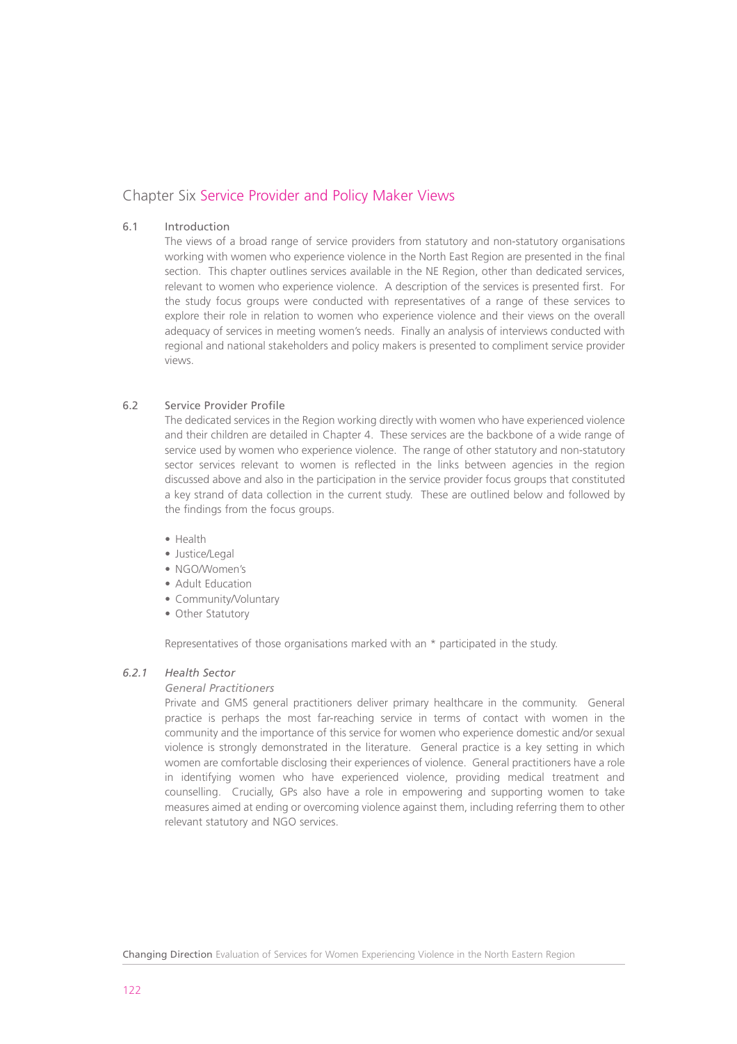# Chapter Six Service Provider and Policy Maker Views

## 6.1 Introduction

The views of a broad range of service providers from statutory and non-statutory organisations working with women who experience violence in the North East Region are presented in the final section. This chapter outlines services available in the NE Region, other than dedicated services, relevant to women who experience violence. A description of the services is presented first. For the study focus groups were conducted with representatives of a range of these services to explore their role in relation to women who experience violence and their views on the overall adequacy of services in meeting women's needs. Finally an analysis of interviews conducted with regional and national stakeholders and policy makers is presented to compliment service provider views.

## 6.2 Service Provider Profile

The dedicated services in the Region working directly with women who have experienced violence and their children are detailed in Chapter 4. These services are the backbone of a wide range of service used by women who experience violence. The range of other statutory and non-statutory sector services relevant to women is reflected in the links between agencies in the region discussed above and also in the participation in the service provider focus groups that constituted a key strand of data collection in the current study. These are outlined below and followed by the findings from the focus groups.

- Health
- Justice/Legal
- NGO/Women's
- Adult Education
- Community/Voluntary
- Other Statutory

Representatives of those organisations marked with an * participated in the study.

### *6.2.1 Health Sector*

*General Practitioners*

Private and GMS general practitioners deliver primary healthcare in the community. General practice is perhaps the most far-reaching service in terms of contact with women in the community and the importance of this service for women who experience domestic and/or sexual violence is strongly demonstrated in the literature. General practice is a key setting in which women are comfortable disclosing their experiences of violence. General practitioners have a role in identifying women who have experienced violence, providing medical treatment and counselling. Crucially, GPs also have a role in empowering and supporting women to take measures aimed at ending or overcoming violence against them, including referring them to other relevant statutory and NGO services.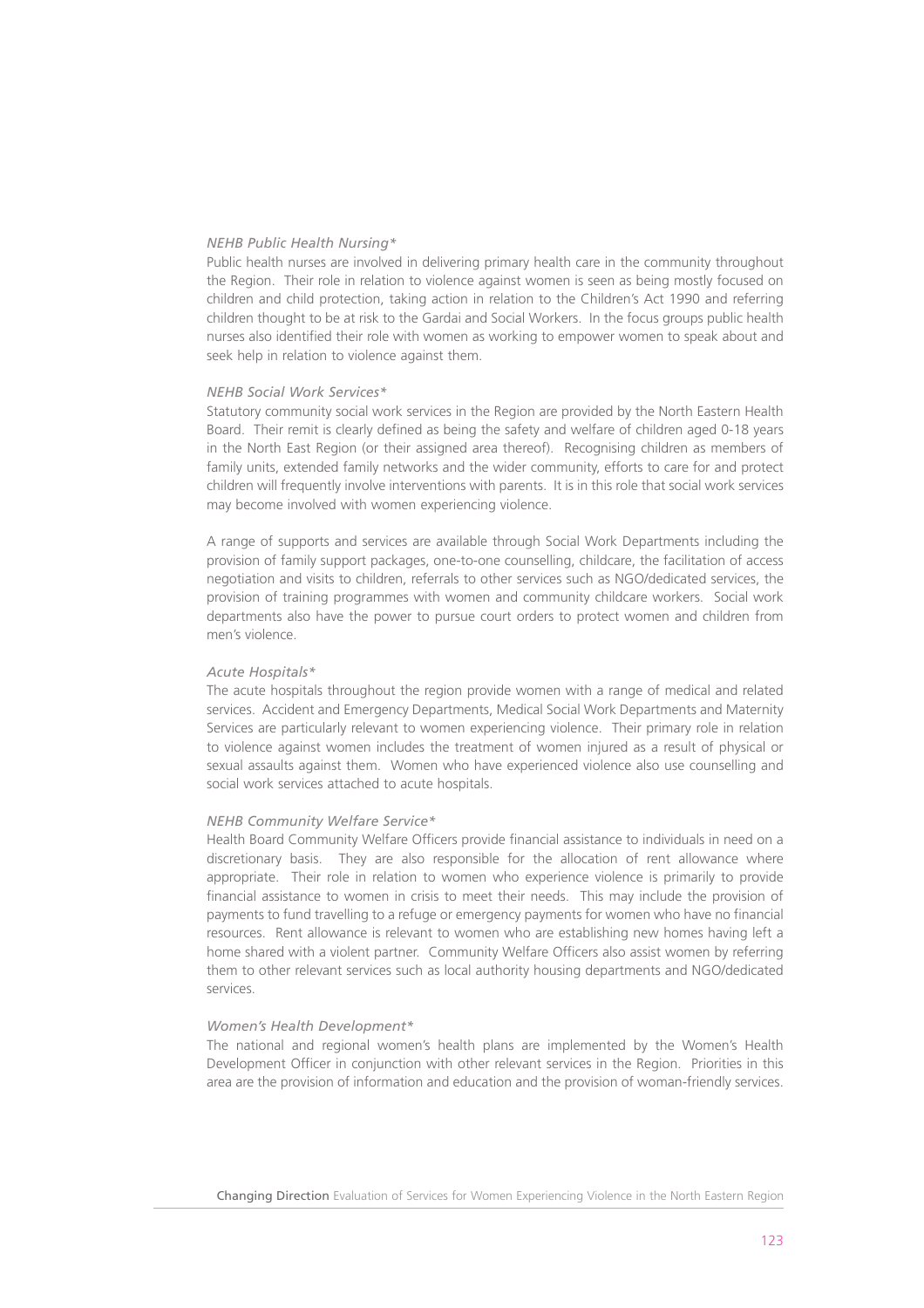*NEHB Public Health Nursing**

Public health nurses are involved in delivering primary health care in the community throughout the Region. Their role in relation to violence against women is seen as being mostly focused on children and child protection, taking action in relation to the Children's Act 1990 and referring children thought to be at risk to the Gardai and Social Workers. In the focus groups public health nurses also identified their role with women as working to empower women to speak about and seek help in relation to violence against them.

*NEHB Social Work Services**

Statutory community social work services in the Region are provided by the North Eastern Health Board. Their remit is clearly defined as being the safety and welfare of children aged 0-18 years in the North East Region (or their assigned area thereof). Recognising children as members of family units, extended family networks and the wider community, efforts to care for and protect children will frequently involve interventions with parents. It is in this role that social work services may become involved with women experiencing violence.

A range of supports and services are available through Social Work Departments including the provision of family support packages, one-to-one counselling, childcare, the facilitation of access negotiation and visits to children, referrals to other services such as NGO/dedicated services, the provision of training programmes with women and community childcare workers. Social work departments also have the power to pursue court orders to protect women and children from men's violence.

*Acute Hospitals**

The acute hospitals throughout the region provide women with a range of medical and related services. Accident and Emergency Departments, Medical Social Work Departments and Maternity Services are particularly relevant to women experiencing violence. Their primary role in relation to violence against women includes the treatment of women injured as a result of physical or sexual assaults against them. Women who have experienced violence also use counselling and social work services attached to acute hospitals.

*NEHB Community Welfare Service**

Health Board Community Welfare Officers provide financial assistance to individuals in need on a discretionary basis. They are also responsible for the allocation of rent allowance where appropriate. Their role in relation to women who experience violence is primarily to provide financial assistance to women in crisis to meet their needs. This may include the provision of payments to fund travelling to a refuge or emergency payments for women who have no financial resources. Rent allowance is relevant to women who are establishing new homes having left a home shared with a violent partner. Community Welfare Officers also assist women by referring them to other relevant services such as local authority housing departments and NGO/dedicated services.

*Women's Health Development**

The national and regional women's health plans are implemented by the Women's Health Development Officer in conjunction with other relevant services in the Region. Priorities in this area are the provision of information and education and the provision of woman-friendly services.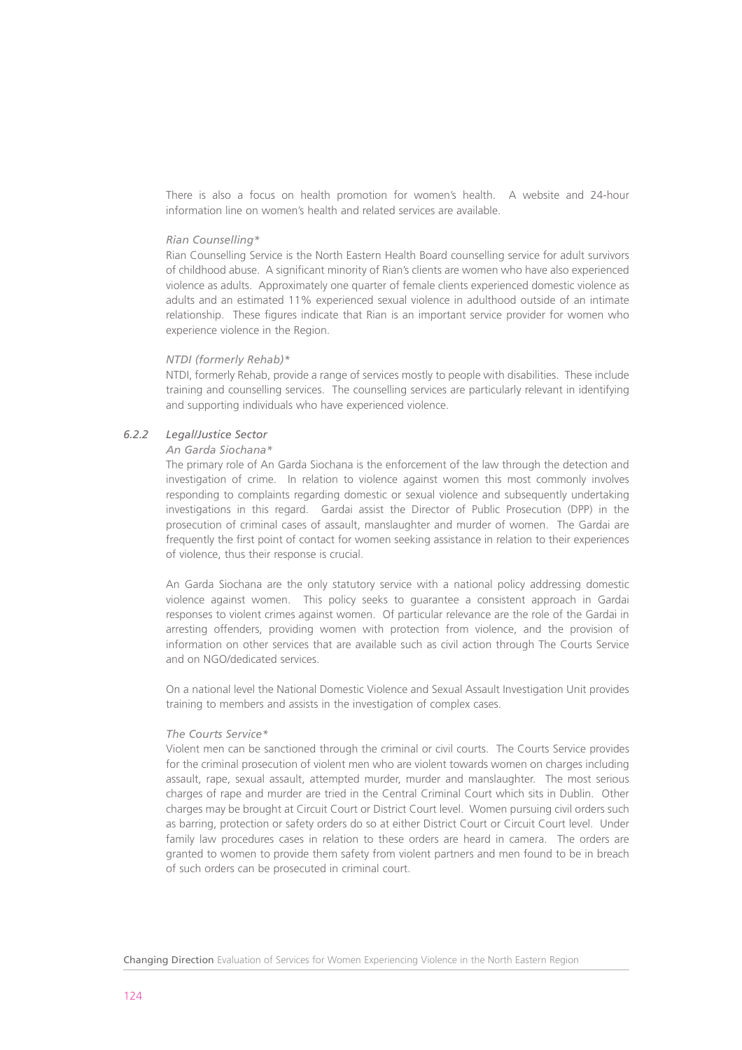There is also a focus on health promotion for women's health. A website and 24-hour information line on women's health and related services are available.

*Rian Counselling**

Rian Counselling Service is the North Eastern Health Board counselling service for adult survivors of childhood abuse. A significant minority of Rian's clients are women who have also experienced violence as adults. Approximately one quarter of female clients experienced domestic violence as adults and an estimated 11% experienced sexual violence in adulthood outside of an intimate relationship. These figures indicate that Rian is an important service provider for women who experience violence in the Region.

*NTDI (formerly Rehab)**

NTDI, formerly Rehab, provide a range of services mostly to people with disabilities. These include training and counselling services. The counselling services are particularly relevant in identifying and supporting individuals who have experienced violence.

### *6.2.2 Legal/Justice Sector*

*An Garda Siochana**

The primary role of An Garda Siochana is the enforcement of the law through the detection and investigation of crime. In relation to violence against women this most commonly involves responding to complaints regarding domestic or sexual violence and subsequently undertaking investigations in this regard. Gardai assist the Director of Public Prosecution (DPP) in the prosecution of criminal cases of assault, manslaughter and murder of women. The Gardai are frequently the first point of contact for women seeking assistance in relation to their experiences of violence, thus their response is crucial.

An Garda Siochana are the only statutory service with a national policy addressing domestic violence against women. This policy seeks to guarantee a consistent approach in Gardai responses to violent crimes against women. Of particular relevance are the role of the Gardai in arresting offenders, providing women with protection from violence, and the provision of information on other services that are available such as civil action through The Courts Service and on NGO/dedicated services.

On a national level the National Domestic Violence and Sexual Assault Investigation Unit provides training to members and assists in the investigation of complex cases.

*The Courts Service**

Violent men can be sanctioned through the criminal or civil courts. The Courts Service provides for the criminal prosecution of violent men who are violent towards women on charges including assault, rape, sexual assault, attempted murder, murder and manslaughter. The most serious charges of rape and murder are tried in the Central Criminal Court which sits in Dublin. Other charges may be brought at Circuit Court or District Court level. Women pursuing civil orders such as barring, protection or safety orders do so at either District Court or Circuit Court level. Under family law procedures cases in relation to these orders are heard in camera. The orders are granted to women to provide them safety from violent partners and men found to be in breach of such orders can be prosecuted in criminal court.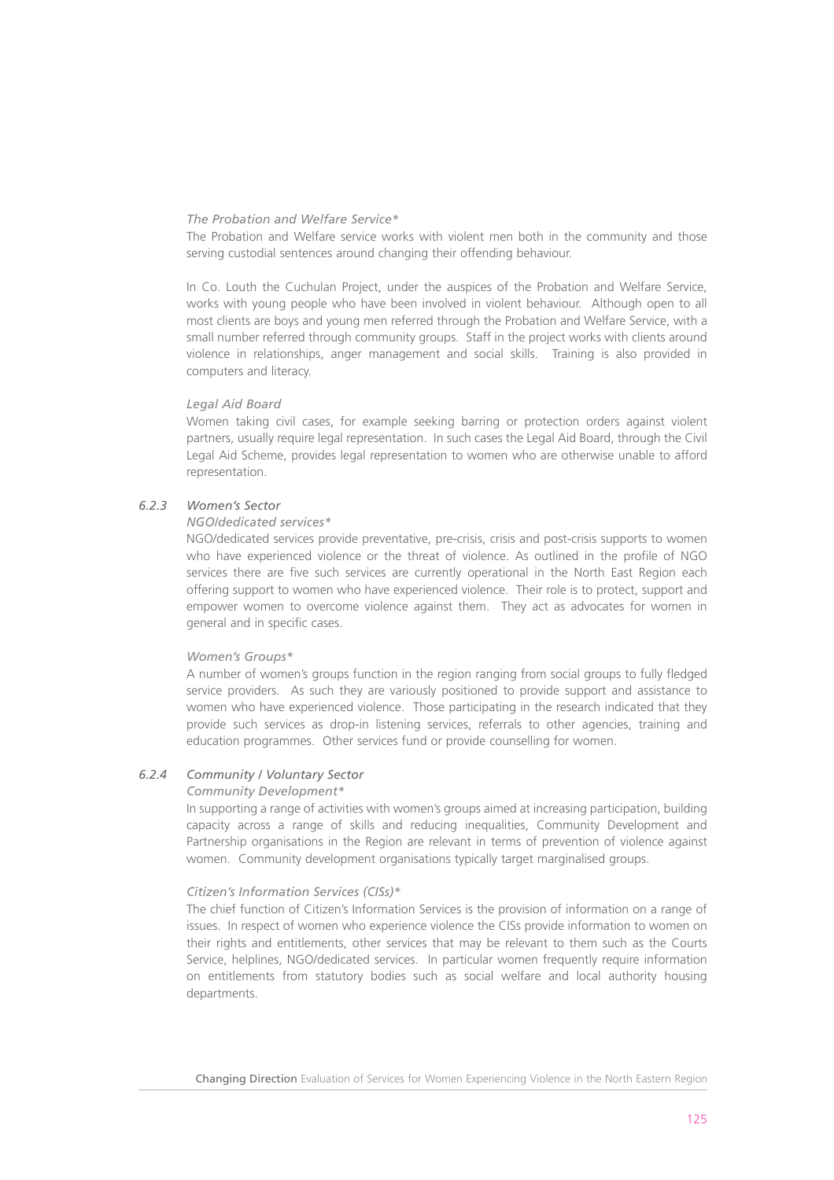*The Probation and Welfare Service**

The Probation and Welfare service works with violent men both in the community and those serving custodial sentences around changing their offending behaviour.

In Co. Louth the Cuchulan Project, under the auspices of the Probation and Welfare Service, works with young people who have been involved in violent behaviour. Although open to all most clients are boys and young men referred through the Probation and Welfare Service, with a small number referred through community groups. Staff in the project works with clients around violence in relationships, anger management and social skills. Training is also provided in computers and literacy.

*Legal Aid Board*

Women taking civil cases, for example seeking barring or protection orders against violent partners, usually require legal representation. In such cases the Legal Aid Board, through the Civil Legal Aid Scheme, provides legal representation to women who are otherwise unable to afford representation.

### *6.2.3 Women's Sector*

*NGO/dedicated services**

NGO/dedicated services provide preventative, pre-crisis, crisis and post-crisis supports to women who have experienced violence or the threat of violence. As outlined in the profile of NGO services there are five such services are currently operational in the North East Region each offering support to women who have experienced violence. Their role is to protect, support and empower women to overcome violence against them. They act as advocates for women in general and in specific cases.

*Women's Groups**

A number of women's groups function in the region ranging from social groups to fully fledged service providers. As such they are variously positioned to provide support and assistance to women who have experienced violence. Those participating in the research indicated that they provide such services as drop-in listening services, referrals to other agencies, training and education programmes. Other services fund or provide counselling for women.

### *6.2.4 Community / Voluntary Sector*

*Community Development**

In supporting a range of activities with women's groups aimed at increasing participation, building capacity across a range of skills and reducing inequalities, Community Development and Partnership organisations in the Region are relevant in terms of prevention of violence against women. Community development organisations typically target marginalised groups.

*Citizen's Information Services (CISs)**

The chief function of Citizen's Information Services is the provision of information on a range of issues. In respect of women who experience violence the CISs provide information to women on their rights and entitlements, other services that may be relevant to them such as the Courts Service, helplines, NGO/dedicated services. In particular women frequently require information on entitlements from statutory bodies such as social welfare and local authority housing departments.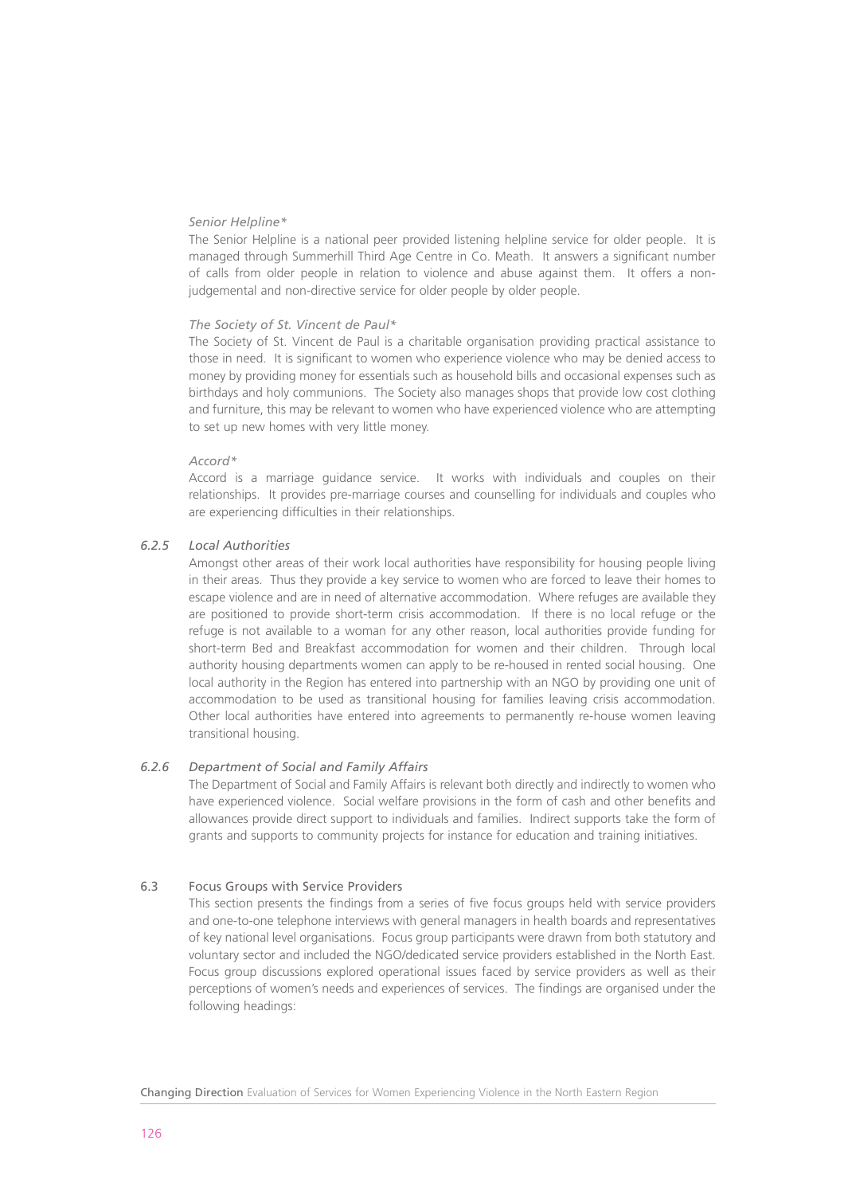*Senior Helpline**

The Senior Helpline is a national peer provided listening helpline service for older people. It is managed through Summerhill Third Age Centre in Co. Meath. It answers a significant number of calls from older people in relation to violence and abuse against them. It offers a non-judgemental and non-directive service for older people by older people.

*The Society of St. Vincent de Paul**

The Society of St. Vincent de Paul is a charitable organisation providing practical assistance to those in need. It is significant to women who experience violence who may be denied access to money by providing money for essentials such as household bills and occasional expenses such as birthdays and holy communions. The Society also manages shops that provide low cost clothing and furniture, this may be relevant to women who have experienced violence who are attempting to set up new homes with very little money.

*Accord**

Accord is a marriage guidance service. It works with individuals and couples on their relationships. It provides pre-marriage courses and counselling for individuals and couples who are experiencing difficulties in their relationships.

#### *6.2.5 Local Authorities*

Amongst other areas of their work local authorities have responsibility for housing people living in their areas. Thus they provide a key service to women who are forced to leave their homes to escape violence and are in need of alternative accommodation. Where refuges are available they are positioned to provide short-term crisis accommodation. If there is no local refuge or the refuge is not available to a woman for any other reason, local authorities provide funding for short-term Bed and Breakfast accommodation for women and their children. Through local authority housing departments women can apply to be re-housed in rented social housing. One local authority in the Region has entered into partnership with an NGO by providing one unit of accommodation to be used as transitional housing for families leaving crisis accommodation. Other local authorities have entered into agreements to permanently re-house women leaving transitional housing.

#### *6.2.6 Department of Social and Family Affairs*

The Department of Social and Family Affairs is relevant both directly and indirectly to women who have experienced violence. Social welfare provisions in the form of cash and other benefits and allowances provide direct support to individuals and families. Indirect supports take the form of grants and supports to community projects for instance for education and training initiatives.

### 6.3 Focus Groups with Service Providers

This section presents the findings from a series of five focus groups held with service providers and one-to-one telephone interviews with general managers in health boards and representatives of key national level organisations. Focus group participants were drawn from both statutory and voluntary sector and included the NGO/dedicated service providers established in the North East. Focus group discussions explored operational issues faced by service providers as well as their perceptions of women's needs and experiences of services. The findings are organised under the following headings: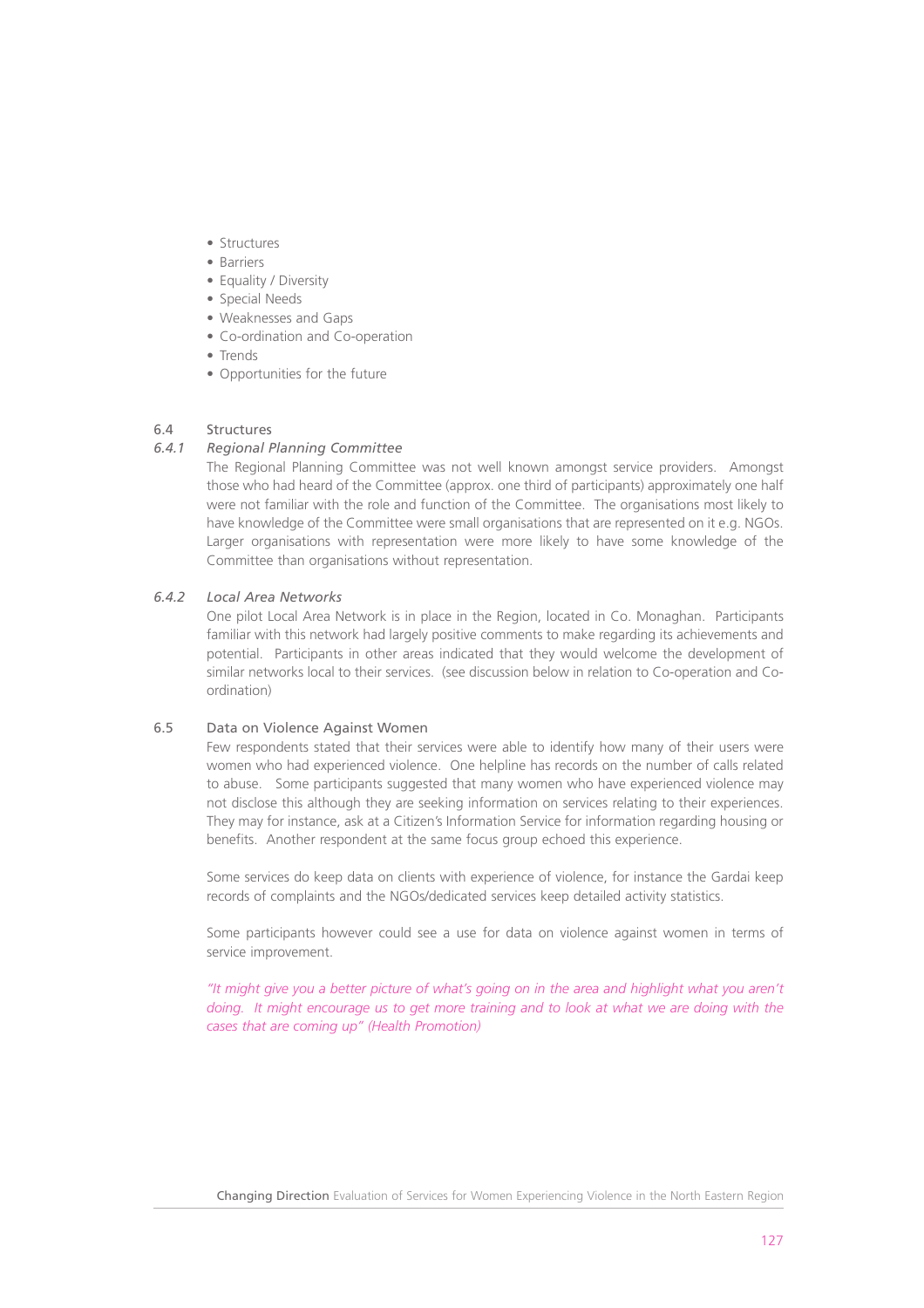- Structures
- Barriers
- Equality / Diversity
- Special Needs
- Weaknesses and Gaps
- Co-ordination and Co-operation
- Trends
- Opportunities for the future

## 6.4 Structures

### *6.4.1 Regional Planning Committee*

The Regional Planning Committee was not well known amongst service providers. Amongst those who had heard of the Committee (approx. one third of participants) approximately one half were not familiar with the role and function of the Committee. The organisations most likely to have knowledge of the Committee were small organisations that are represented on it e.g. NGOs. Larger organisations with representation were more likely to have some knowledge of the Committee than organisations without representation.

### *6.4.2 Local Area Networks*

One pilot Local Area Network is in place in the Region, located in Co. Monaghan. Participants familiar with this network had largely positive comments to make regarding its achievements and potential. Participants in other areas indicated that they would welcome the development of similar networks local to their services. (see discussion below in relation to Co-operation and Co-ordination)

## 6.5 Data on Violence Against Women

Few respondents stated that their services were able to identify how many of their users were women who had experienced violence. One helpline has records on the number of calls related to abuse. Some participants suggested that many women who have experienced violence may not disclose this although they are seeking information on services relating to their experiences. They may for instance, ask at a Citizen's Information Service for information regarding housing or benefits. Another respondent at the same focus group echoed this experience.

Some services do keep data on clients with experience of violence, for instance the Gardai keep records of complaints and the NGOs/dedicated services keep detailed activity statistics.

Some participants however could see a use for data on violence against women in terms of service improvement.

*"It might give you a better picture of what's going on in the area and highlight what you aren't doing. It might encourage us to get more training and to look at what we are doing with the cases that are coming up" (Health Promotion)*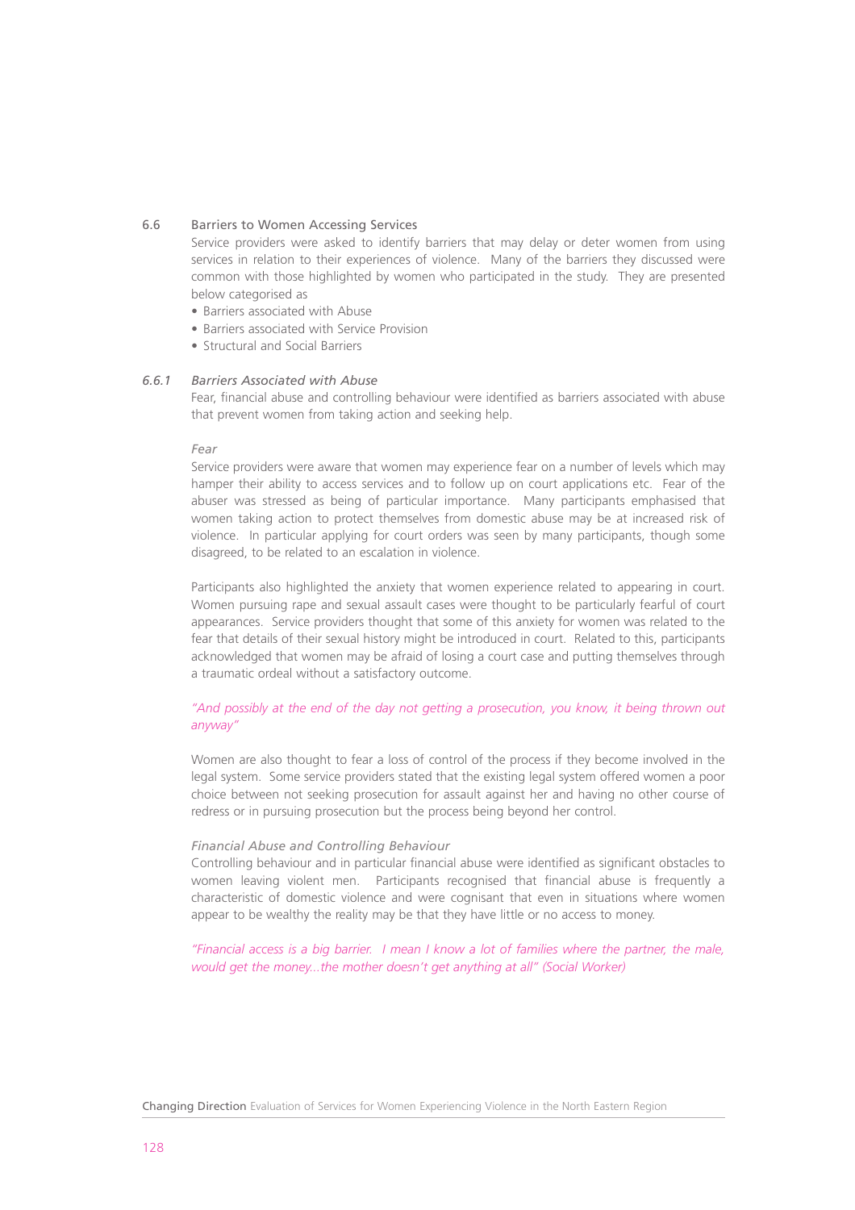## 6.6 Barriers to Women Accessing Services

Service providers were asked to identify barriers that may delay or deter women from using services in relation to their experiences of violence. Many of the barriers they discussed were common with those highlighted by women who participated in the study. They are presented below categorised as

- Barriers associated with Abuse
- Barriers associated with Service Provision
- Structural and Social Barriers

### *6.6.1 Barriers Associated with Abuse*

Fear, financial abuse and controlling behaviour were identified as barriers associated with abuse that prevent women from taking action and seeking help.

*Fear*

Service providers were aware that women may experience fear on a number of levels which may hamper their ability to access services and to follow up on court applications etc. Fear of the abuser was stressed as being of particular importance. Many participants emphasised that women taking action to protect themselves from domestic abuse may be at increased risk of violence. In particular applying for court orders was seen by many participants, though some disagreed, to be related to an escalation in violence.

Participants also highlighted the anxiety that women experience related to appearing in court. Women pursuing rape and sexual assault cases were thought to be particularly fearful of court appearances. Service providers thought that some of this anxiety for women was related to the fear that details of their sexual history might be introduced in court. Related to this, participants acknowledged that women may be afraid of losing a court case and putting themselves through a traumatic ordeal without a satisfactory outcome.

*"And possibly at the end of the day not getting a prosecution, you know, it being thrown out anyway"*

Women are also thought to fear a loss of control of the process if they become involved in the legal system. Some service providers stated that the existing legal system offered women a poor choice between not seeking prosecution for assault against her and having no other course of redress or in pursuing prosecution but the process being beyond her control.

*Financial Abuse and Controlling Behaviour*

Controlling behaviour and in particular financial abuse were identified as significant obstacles to women leaving violent men. Participants recognised that financial abuse is frequently a characteristic of domestic violence and were cognisant that even in situations where women appear to be wealthy the reality may be that they have little or no access to money.

*"Financial access is a big barrier. I mean I know a lot of families where the partner, the male, would get the money...the mother doesn't get anything at all" (Social Worker)*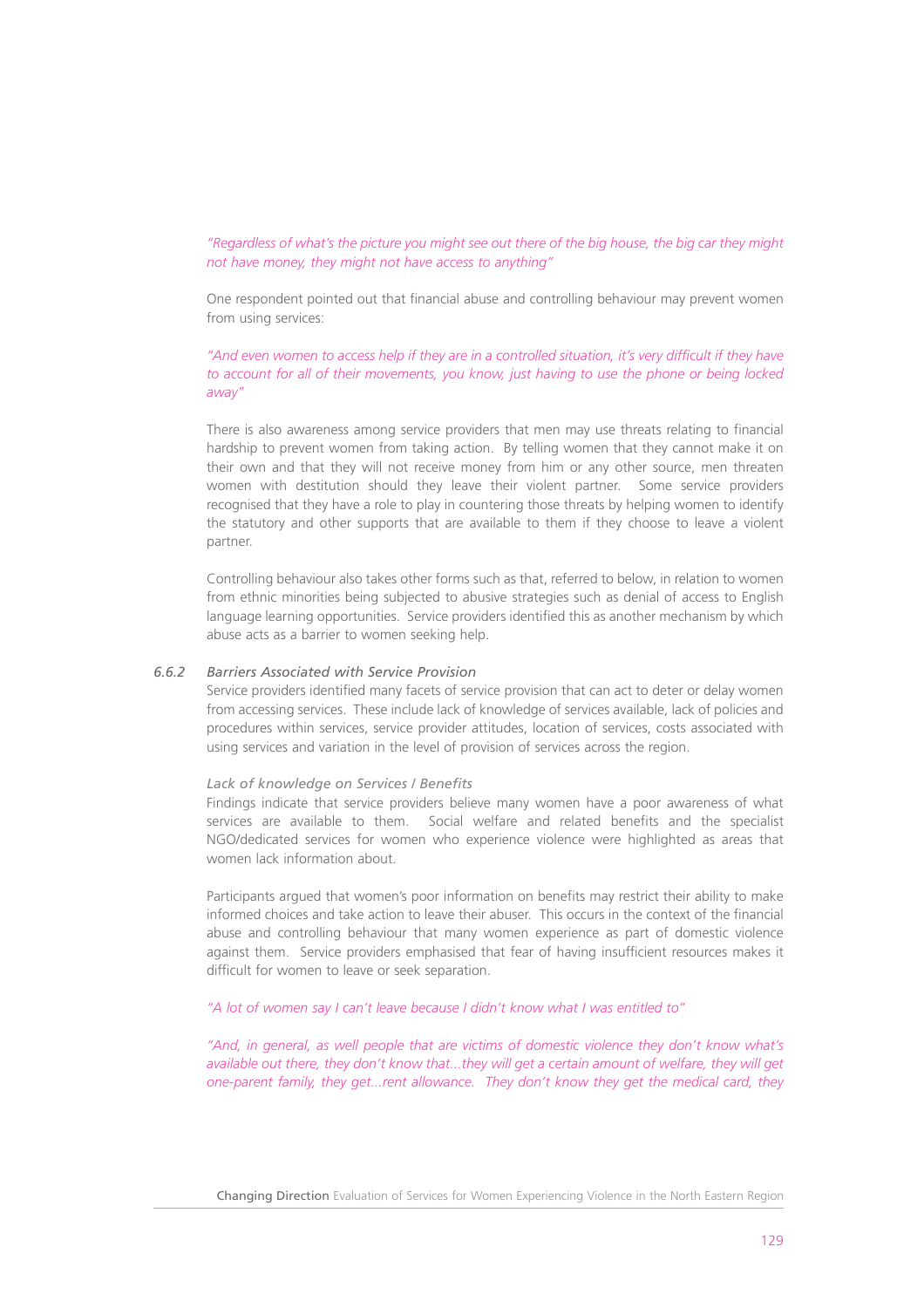*"Regardless of what's the picture you might see out there of the big house, the big car they might not have money, they might not have access to anything"*

One respondent pointed out that financial abuse and controlling behaviour may prevent women from using services:

*"And even women to access help if they are in a controlled situation, it's very difficult if they have to account for all of their movements, you know, just having to use the phone or being locked away"*

There is also awareness among service providers that men may use threats relating to financial hardship to prevent women from taking action. By telling women that they cannot make it on their own and that they will not receive money from him or any other source, men threaten women with destitution should they leave their violent partner. Some service providers recognised that they have a role to play in countering those threats by helping women to identify the statutory and other supports that are available to them if they choose to leave a violent partner.

Controlling behaviour also takes other forms such as that, referred to below, in relation to women from ethnic minorities being subjected to abusive strategies such as denial of access to English language learning opportunities. Service providers identified this as another mechanism by which abuse acts as a barrier to women seeking help.

### *6.6.2 Barriers Associated with Service Provision*

Service providers identified many facets of service provision that can act to deter or delay women from accessing services. These include lack of knowledge of services available, lack of policies and procedures within services, service provider attitudes, location of services, costs associated with using services and variation in the level of provision of services across the region.

#### *Lack of knowledge on Services / Benefits*

Findings indicate that service providers believe many women have a poor awareness of what services are available to them. Social welfare and related benefits and the specialist NGO/dedicated services for women who experience violence were highlighted as areas that women lack information about.

Participants argued that women's poor information on benefits may restrict their ability to make informed choices and take action to leave their abuser. This occurs in the context of the financial abuse and controlling behaviour that many women experience as part of domestic violence against them. Service providers emphasised that fear of having insufficient resources makes it difficult for women to leave or seek separation.

*"A lot of women say I can't leave because I didn't know what I was entitled to"*

*"And, in general, as well people that are victims of domestic violence they don't know what's available out there, they don't know that...they will get a certain amount of welfare, they will get one-parent family, they get...rent allowance. They don't know they get the medical card, they*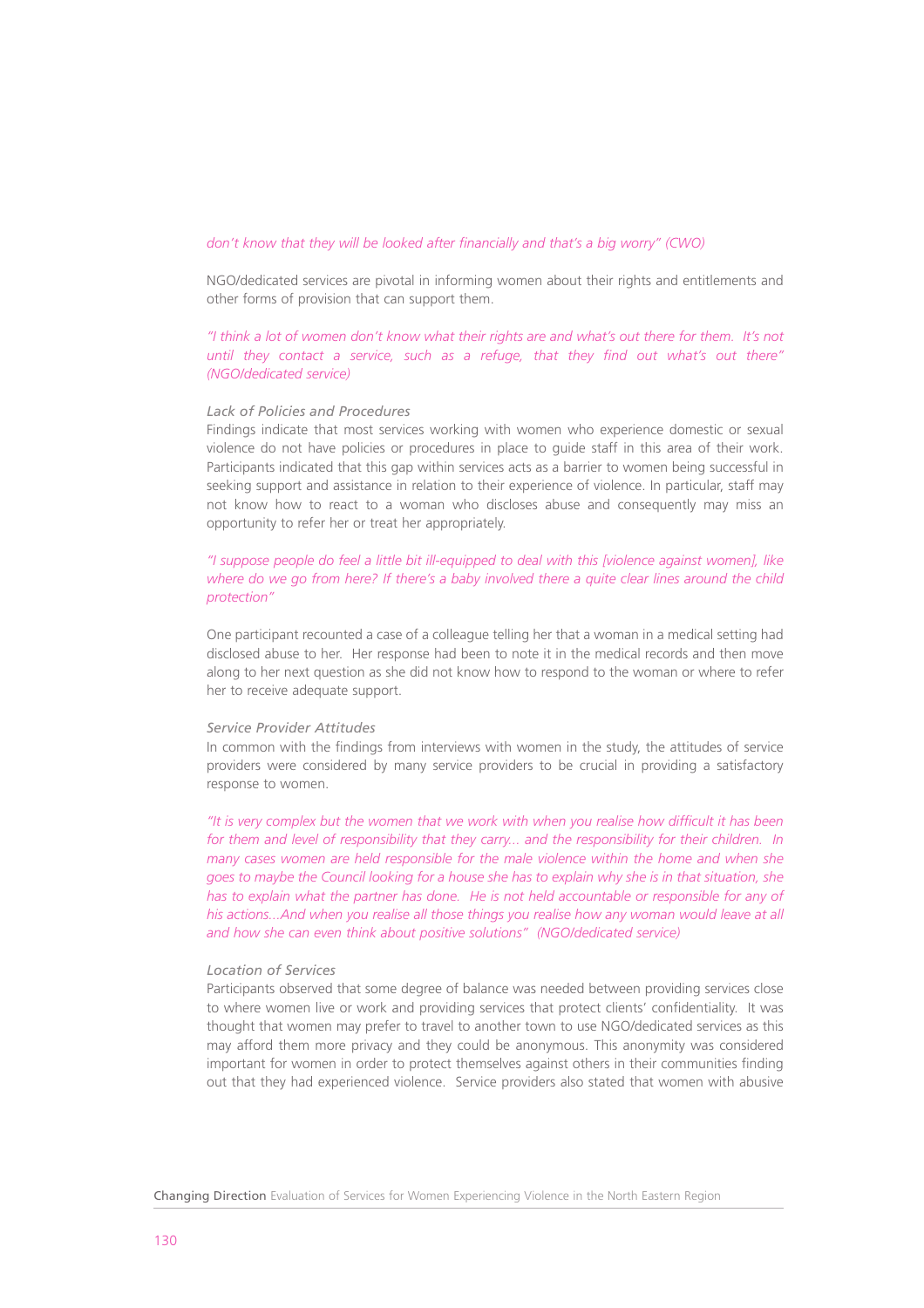*don't know that they will be looked after financially and that's a big worry" (CWO)*

NGO/dedicated services are pivotal in informing women about their rights and entitlements and other forms of provision that can support them.

*"I think a lot of women don't know what their rights are and what's out there for them. It's not until they contact a service, such as a refuge, that they find out what's out there" (NGO/dedicated service)*

*Lack of Policies and Procedures*

Findings indicate that most services working with women who experience domestic or sexual violence do not have policies or procedures in place to guide staff in this area of their work. Participants indicated that this gap within services acts as a barrier to women being successful in seeking support and assistance in relation to their experience of violence. In particular, staff may not know how to react to a woman who discloses abuse and consequently may miss an opportunity to refer her or treat her appropriately.

*"I suppose people do feel a little bit ill-equipped to deal with this [violence against women], like where do we go from here? If there's a baby involved there a quite clear lines around the child protection"*

One participant recounted a case of a colleague telling her that a woman in a medical setting had disclosed abuse to her. Her response had been to note it in the medical records and then move along to her next question as she did not know how to respond to the woman or where to refer her to receive adequate support.

*Service Provider Attitudes*

In common with the findings from interviews with women in the study, the attitudes of service providers were considered by many service providers to be crucial in providing a satisfactory response to women.

*"It is very complex but the women that we work with when you realise how difficult it has been for them and level of responsibility that they carry... and the responsibility for their children. In many cases women are held responsible for the male violence within the home and when she goes to maybe the Council looking for a house she has to explain why she is in that situation, she has to explain what the partner has done. He is not held accountable or responsible for any of his actions...And when you realise all those things you realise how any woman would leave at all and how she can even think about positive solutions" (NGO/dedicated service)*

*Location of Services*

Participants observed that some degree of balance was needed between providing services close to where women live or work and providing services that protect clients' confidentiality. It was thought that women may prefer to travel to another town to use NGO/dedicated services as this may afford them more privacy and they could be anonymous. This anonymity was considered important for women in order to protect themselves against others in their communities finding out that they had experienced violence. Service providers also stated that women with abusive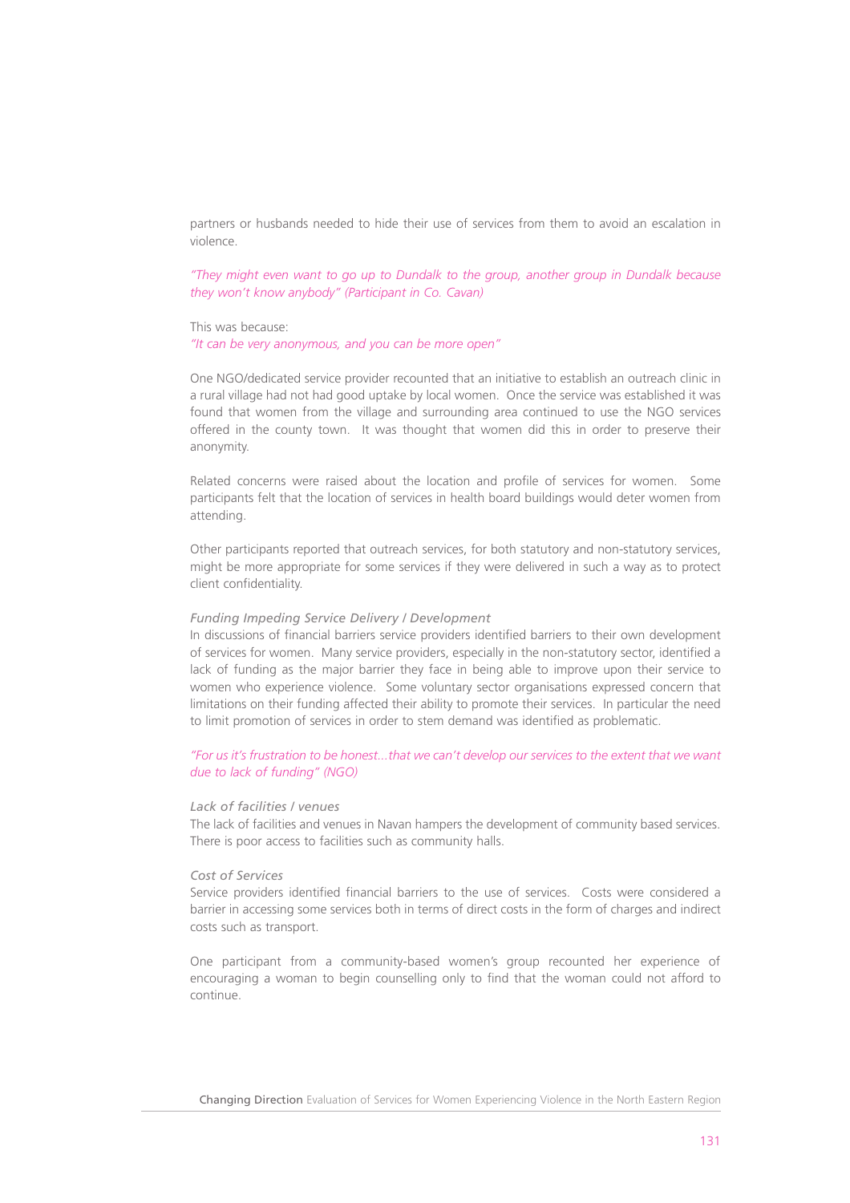partners or husbands needed to hide their use of services from them to avoid an escalation in violence.

*"They might even want to go up to Dundalk to the group, another group in Dundalk because they won't know anybody" (Participant in Co. Cavan)*

This was because:
*"It can be very anonymous, and you can be more open"*

One NGO/dedicated service provider recounted that an initiative to establish an outreach clinic in a rural village had not had good uptake by local women. Once the service was established it was found that women from the village and surrounding area continued to use the NGO services offered in the county town. It was thought that women did this in order to preserve their anonymity.

Related concerns were raised about the location and profile of services for women. Some participants felt that the location of services in health board buildings would deter women from attending.

Other participants reported that outreach services, for both statutory and non-statutory services, might be more appropriate for some services if they were delivered in such a way as to protect client confidentiality.

*Funding Impeding Service Delivery / Development*

In discussions of financial barriers service providers identified barriers to their own development of services for women. Many service providers, especially in the non-statutory sector, identified a lack of funding as the major barrier they face in being able to improve upon their service to women who experience violence. Some voluntary sector organisations expressed concern that limitations on their funding affected their ability to promote their services. In particular the need to limit promotion of services in order to stem demand was identified as problematic.

*"For us it's frustration to be honest...that we can't develop our services to the extent that we want due to lack of funding" (NGO)*

*Lack of facilities / venues*

The lack of facilities and venues in Navan hampers the development of community based services. There is poor access to facilities such as community halls.

*Cost of Services*

Service providers identified financial barriers to the use of services. Costs were considered a barrier in accessing some services both in terms of direct costs in the form of charges and indirect costs such as transport.

One participant from a community-based women's group recounted her experience of encouraging a woman to begin counselling only to find that the woman could not afford to continue.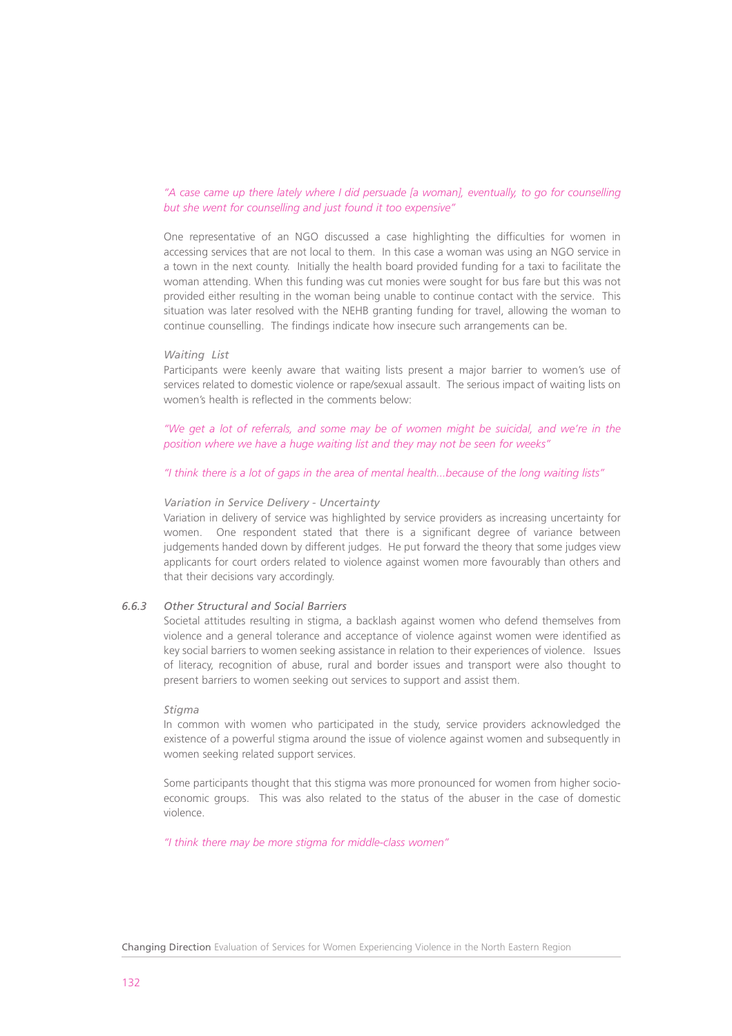*"A case came up there lately where I did persuade [a woman], eventually, to go for counselling but she went for counselling and just found it too expensive"*

One representative of an NGO discussed a case highlighting the difficulties for women in accessing services that are not local to them. In this case a woman was using an NGO service in a town in the next county. Initially the health board provided funding for a taxi to facilitate the woman attending. When this funding was cut monies were sought for bus fare but this was not provided either resulting in the woman being unable to continue contact with the service. This situation was later resolved with the NEHB granting funding for travel, allowing the woman to continue counselling. The findings indicate how insecure such arrangements can be.

*Waiting List*

Participants were keenly aware that waiting lists present a major barrier to women's use of services related to domestic violence or rape/sexual assault. The serious impact of waiting lists on women's health is reflected in the comments below:

*"We get a lot of referrals, and some may be of women might be suicidal, and we're in the position where we have a huge waiting list and they may not be seen for weeks"*

*"I think there is a lot of gaps in the area of mental health...because of the long waiting lists"*

*Variation in Service Delivery - Uncertainty*

Variation in delivery of service was highlighted by service providers as increasing uncertainty for women. One respondent stated that there is a significant degree of variance between judgements handed down by different judges. He put forward the theory that some judges view applicants for court orders related to violence against women more favourably than others and that their decisions vary accordingly.

### *6.6.3 Other Structural and Social Barriers*

Societal attitudes resulting in stigma, a backlash against women who defend themselves from violence and a general tolerance and acceptance of violence against women were identified as key social barriers to women seeking assistance in relation to their experiences of violence. Issues of literacy, recognition of abuse, rural and border issues and transport were also thought to present barriers to women seeking out services to support and assist them.

*Stigma*

In common with women who participated in the study, service providers acknowledged the existence of a powerful stigma around the issue of violence against women and subsequently in women seeking related support services.

Some participants thought that this stigma was more pronounced for women from higher socio-economic groups. This was also related to the status of the abuser in the case of domestic violence.

*"I think there may be more stigma for middle-class women"*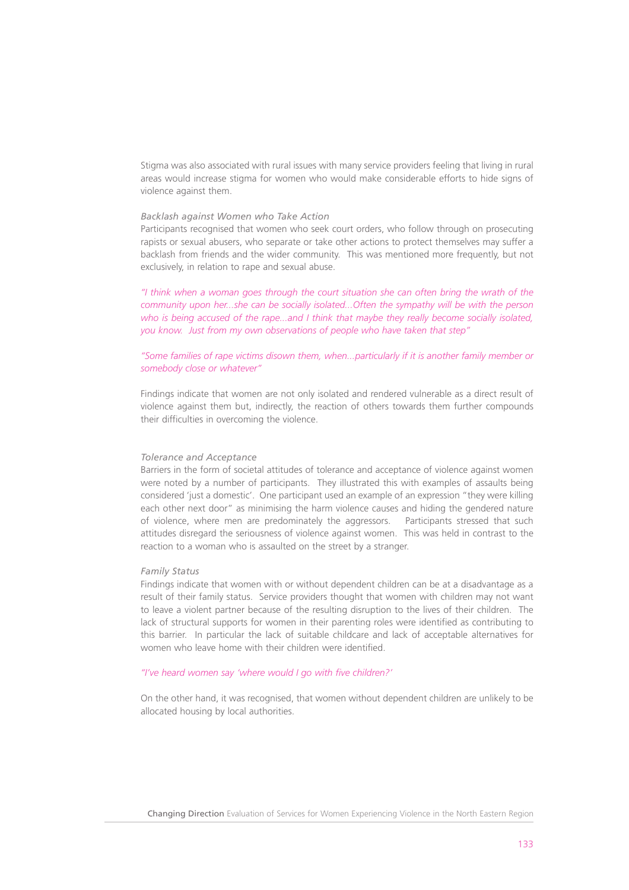Stigma was also associated with rural issues with many service providers feeling that living in rural areas would increase stigma for women who would make considerable efforts to hide signs of violence against them.

*Backlash against Women who Take Action*

Participants recognised that women who seek court orders, who follow through on prosecuting rapists or sexual abusers, who separate or take other actions to protect themselves may suffer a backlash from friends and the wider community. This was mentioned more frequently, but not exclusively, in relation to rape and sexual abuse.

*"I think when a woman goes through the court situation she can often bring the wrath of the community upon her...she can be socially isolated...Often the sympathy will be with the person who is being accused of the rape...and I think that maybe they really become socially isolated, you know. Just from my own observations of people who have taken that step"*

*"Some families of rape victims disown them, when...particularly if it is another family member or somebody close or whatever"*

Findings indicate that women are not only isolated and rendered vulnerable as a direct result of violence against them but, indirectly, the reaction of others towards them further compounds their difficulties in overcoming the violence.

*Tolerance and Acceptance*

Barriers in the form of societal attitudes of tolerance and acceptance of violence against women were noted by a number of participants. They illustrated this with examples of assaults being considered 'just a domestic'. One participant used an example of an expression "they were killing each other next door" as minimising the harm violence causes and hiding the gendered nature of violence, where men are predominately the aggressors. Participants stressed that such attitudes disregard the seriousness of violence against women. This was held in contrast to the reaction to a woman who is assaulted on the street by a stranger.

*Family Status*

Findings indicate that women with or without dependent children can be at a disadvantage as a result of their family status. Service providers thought that women with children may not want to leave a violent partner because of the resulting disruption to the lives of their children. The lack of structural supports for women in their parenting roles were identified as contributing to this barrier. In particular the lack of suitable childcare and lack of acceptable alternatives for women who leave home with their children were identified.

*"I've heard women say 'where would I go with five children?'"*

On the other hand, it was recognised, that women without dependent children are unlikely to be allocated housing by local authorities.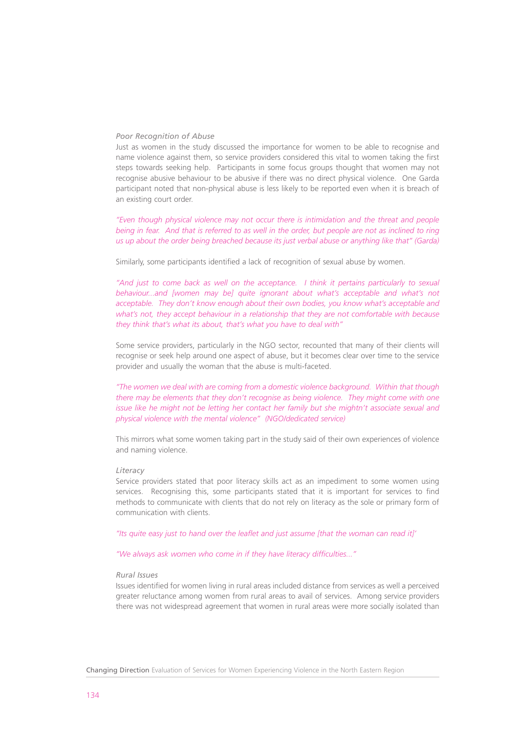*Poor Recognition of Abuse*

Just as women in the study discussed the importance for women to be able to recognise and name violence against them, so service providers considered this vital to women taking the first steps towards seeking help. Participants in some focus groups thought that women may not recognise abusive behaviour to be abusive if there was no direct physical violence. One Garda participant noted that non-physical abuse is less likely to be reported even when it is breach of an existing court order.

*"Even though physical violence may not occur there is intimidation and the threat and people being in fear. And that is referred to as well in the order, but people are not as inclined to ring us up about the order being breached because its just verbal abuse or anything like that" (Garda)*

Similarly, some participants identified a lack of recognition of sexual abuse by women.

*"And just to come back as well on the acceptance. I think it pertains particularly to sexual behaviour...and [women may be] quite ignorant about what's acceptable and what's not acceptable. They don't know enough about their own bodies, you know what's acceptable and what's not, they accept behaviour in a relationship that they are not comfortable with because they think that's what its about, that's what you have to deal with"*

Some service providers, particularly in the NGO sector, recounted that many of their clients will recognise or seek help around one aspect of abuse, but it becomes clear over time to the service provider and usually the woman that the abuse is multi-faceted.

*"The women we deal with are coming from a domestic violence background. Within that though there may be elements that they don't recognise as being violence. They might come with one issue like he might not be letting her contact her family but she mightn't associate sexual and physical violence with the mental violence" (NGO/dedicated service)*

This mirrors what some women taking part in the study said of their own experiences of violence and naming violence.

*Literacy*

Service providers stated that poor literacy skills act as an impediment to some women using services. Recognising this, some participants stated that it is important for services to find methods to communicate with clients that do not rely on literacy as the sole or primary form of communication with clients.

*"Its quite easy just to hand over the leaflet and just assume [that the woman can read it]'*

*"We always ask women who come in if they have literacy difficulties..."*

*Rural Issues*

Issues identified for women living in rural areas included distance from services as well a perceived greater reluctance among women from rural areas to avail of services. Among service providers there was not widespread agreement that women in rural areas were more socially isolated than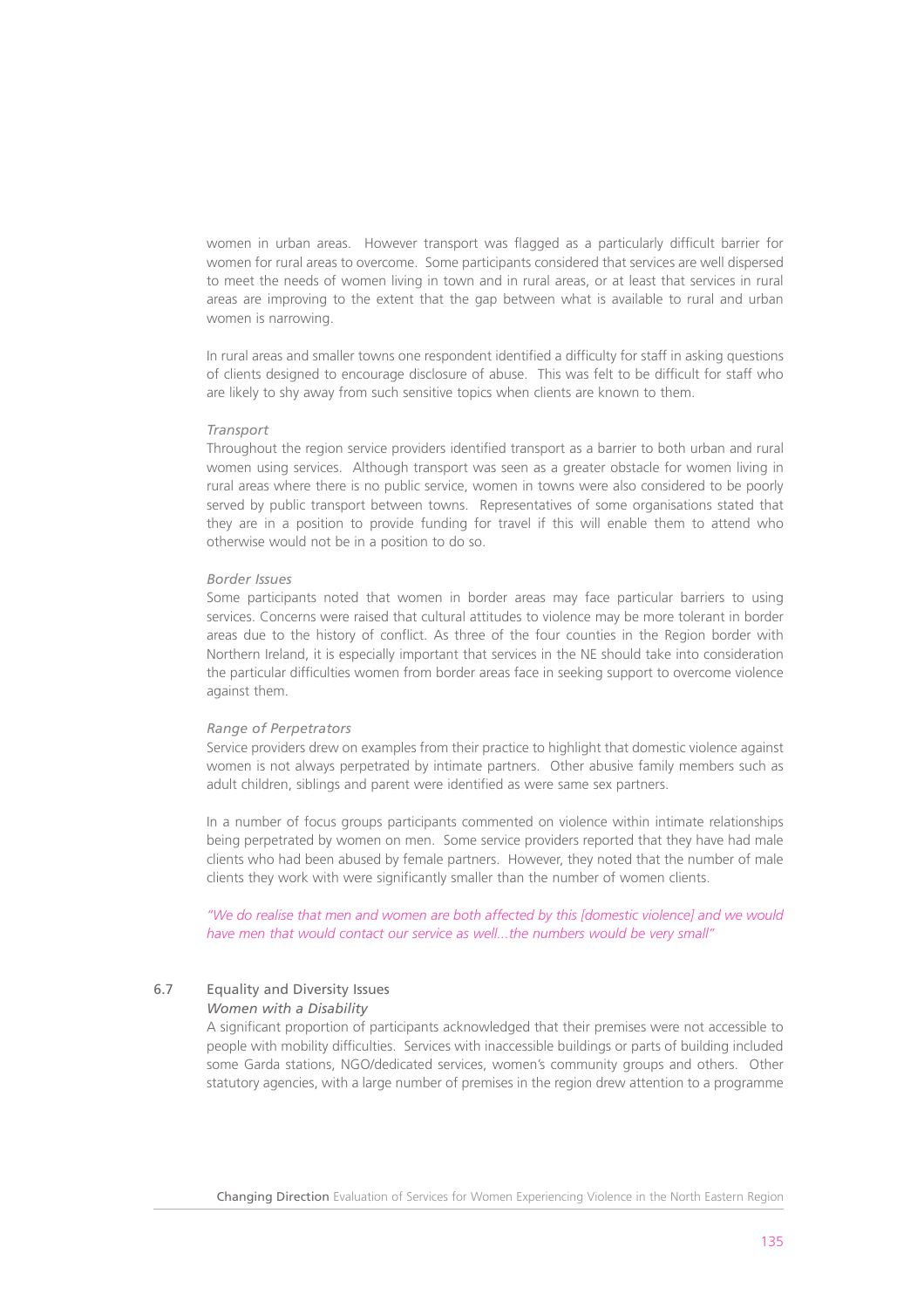women in urban areas. However transport was flagged as a particularly difficult barrier for women for rural areas to overcome. Some participants considered that services are well dispersed to meet the needs of women living in town and in rural areas, or at least that services in rural areas are improving to the extent that the gap between what is available to rural and urban women is narrowing.

In rural areas and smaller towns one respondent identified a difficulty for staff in asking questions of clients designed to encourage disclosure of abuse. This was felt to be difficult for staff who are likely to shy away from such sensitive topics when clients are known to them.

*Transport*

Throughout the region service providers identified transport as a barrier to both urban and rural women using services. Although transport was seen as a greater obstacle for women living in rural areas where there is no public service, women in towns were also considered to be poorly served by public transport between towns. Representatives of some organisations stated that they are in a position to provide funding for travel if this will enable them to attend who otherwise would not be in a position to do so.

*Border Issues*

Some participants noted that women in border areas may face particular barriers to using services. Concerns were raised that cultural attitudes to violence may be more tolerant in border areas due to the history of conflict. As three of the four counties in the Region border with Northern Ireland, it is especially important that services in the NE should take into consideration the particular difficulties women from border areas face in seeking support to overcome violence against them.

*Range of Perpetrators*

Service providers drew on examples from their practice to highlight that domestic violence against women is not always perpetrated by intimate partners. Other abusive family members such as adult children, siblings and parent were identified as were same sex partners.

In a number of focus groups participants commented on violence within intimate relationships being perpetrated by women on men. Some service providers reported that they have had male clients who had been abused by female partners. However, they noted that the number of male clients they work with were significantly smaller than the number of women clients.

*"We do realise that men and women are both affected by this [domestic violence] and we would have men that would contact our service as well...the numbers would be very small"*

## 6.7 Equality and Diversity Issues

*Women with a Disability*

A significant proportion of participants acknowledged that their premises were not accessible to people with mobility difficulties. Services with inaccessible buildings or parts of building included some Garda stations, NGO/dedicated services, women's community groups and others. Other statutory agencies, with a large number of premises in the region drew attention to a programme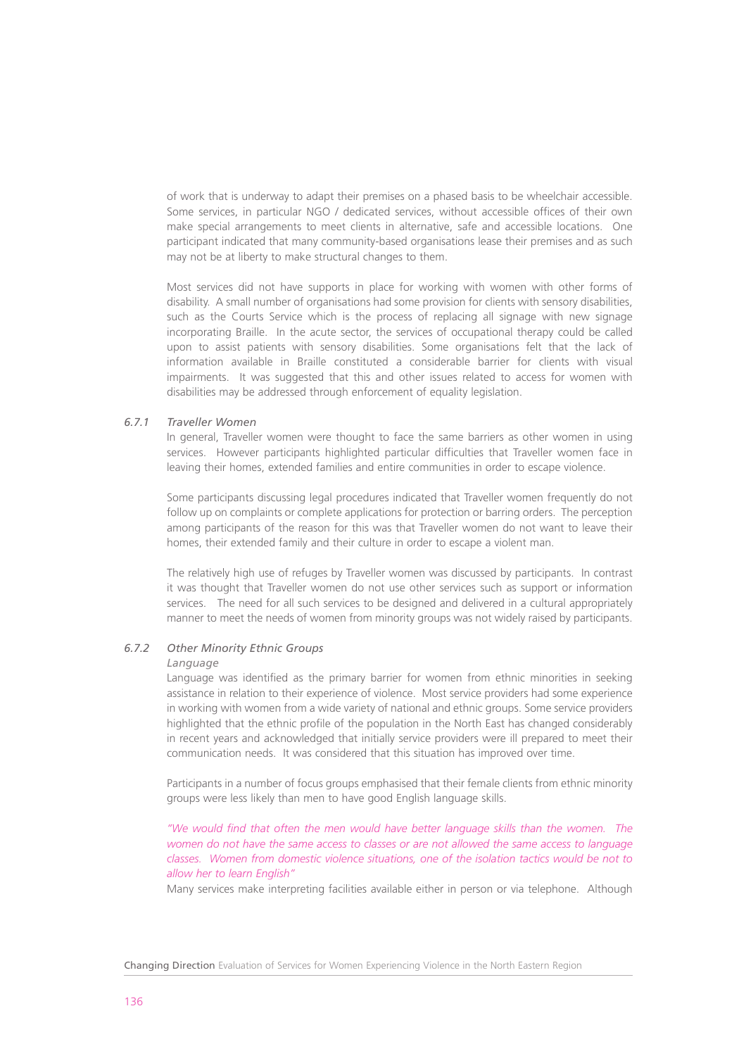of work that is underway to adapt their premises on a phased basis to be wheelchair accessible. Some services, in particular NGO / dedicated services, without accessible offices of their own make special arrangements to meet clients in alternative, safe and accessible locations. One participant indicated that many community-based organisations lease their premises and as such may not be at liberty to make structural changes to them.

Most services did not have supports in place for working with women with other forms of disability. A small number of organisations had some provision for clients with sensory disabilities, such as the Courts Service which is the process of replacing all signage with new signage incorporating Braille. In the acute sector, the services of occupational therapy could be called upon to assist patients with sensory disabilities. Some organisations felt that the lack of information available in Braille constituted a considerable barrier for clients with visual impairments. It was suggested that this and other issues related to access for women with disabilities may be addressed through enforcement of equality legislation.

### *6.7.1 Traveller Women*

In general, Traveller women were thought to face the same barriers as other women in using services. However participants highlighted particular difficulties that Traveller women face in leaving their homes, extended families and entire communities in order to escape violence.

Some participants discussing legal procedures indicated that Traveller women frequently do not follow up on complaints or complete applications for protection or barring orders. The perception among participants of the reason for this was that Traveller women do not want to leave their homes, their extended family and their culture in order to escape a violent man.

The relatively high use of refuges by Traveller women was discussed by participants. In contrast it was thought that Traveller women do not use other services such as support or information services. The need for all such services to be designed and delivered in a cultural appropriately manner to meet the needs of women from minority groups was not widely raised by participants.

### *6.7.2 Other Minority Ethnic Groups*

*Language*

Language was identified as the primary barrier for women from ethnic minorities in seeking assistance in relation to their experience of violence. Most service providers had some experience in working with women from a wide variety of national and ethnic groups. Some service providers highlighted that the ethnic profile of the population in the North East has changed considerably in recent years and acknowledged that initially service providers were ill prepared to meet their communication needs. It was considered that this situation has improved over time.

Participants in a number of focus groups emphasised that their female clients from ethnic minority groups were less likely than men to have good English language skills.

*"We would find that often the men would have better language skills than the women. The women do not have the same access to classes or are not allowed the same access to language classes. Women from domestic violence situations, one of the isolation tactics would be not to allow her to learn English"*

Many services make interpreting facilities available either in person or via telephone. Although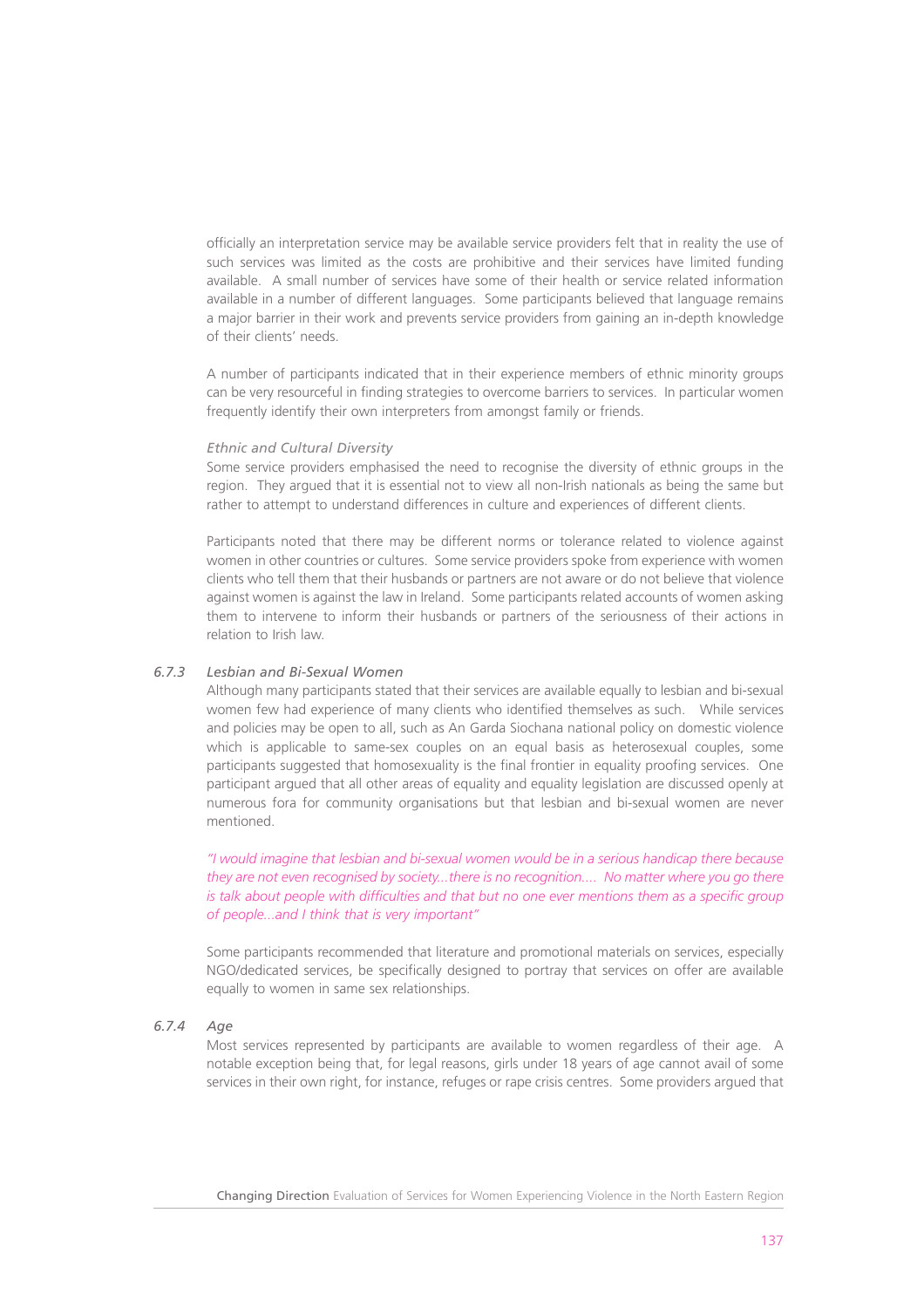officially an interpretation service may be available service providers felt that in reality the use of such services was limited as the costs are prohibitive and their services have limited funding available. A small number of services have some of their health or service related information available in a number of different languages. Some participants believed that language remains a major barrier in their work and prevents service providers from gaining an in-depth knowledge of their clients' needs.

A number of participants indicated that in their experience members of ethnic minority groups can be very resourceful in finding strategies to overcome barriers to services. In particular women frequently identify their own interpreters from amongst family or friends.

*Ethnic and Cultural Diversity*

Some service providers emphasised the need to recognise the diversity of ethnic groups in the region. They argued that it is essential not to view all non-Irish nationals as being the same but rather to attempt to understand differences in culture and experiences of different clients.

Participants noted that there may be different norms or tolerance related to violence against women in other countries or cultures. Some service providers spoke from experience with women clients who tell them that their husbands or partners are not aware or do not believe that violence against women is against the law in Ireland. Some participants related accounts of women asking them to intervene to inform their husbands or partners of the seriousness of their actions in relation to Irish law.

### *6.7.3 Lesbian and Bi-Sexual Women*

Although many participants stated that their services are available equally to lesbian and bi-sexual women few had experience of many clients who identified themselves as such. While services and policies may be open to all, such as An Garda Siochana national policy on domestic violence which is applicable to same-sex couples on an equal basis as heterosexual couples, some participants suggested that homosexuality is the final frontier in equality proofing services. One participant argued that all other areas of equality and equality legislation are discussed openly at numerous fora for community organisations but that lesbian and bi-sexual women are never mentioned.

*"I would imagine that lesbian and bi-sexual women would be in a serious handicap there because they are not even recognised by society...there is no recognition.... No matter where you go there is talk about people with difficulties and that but no one ever mentions them as a specific group of people...and I think that is very important"*

Some participants recommended that literature and promotional materials on services, especially NGO/dedicated services, be specifically designed to portray that services on offer are available equally to women in same sex relationships.

### *6.7.4 Age*

Most services represented by participants are available to women regardless of their age. A notable exception being that, for legal reasons, girls under 18 years of age cannot avail of some services in their own right, for instance, refuges or rape crisis centres. Some providers argued that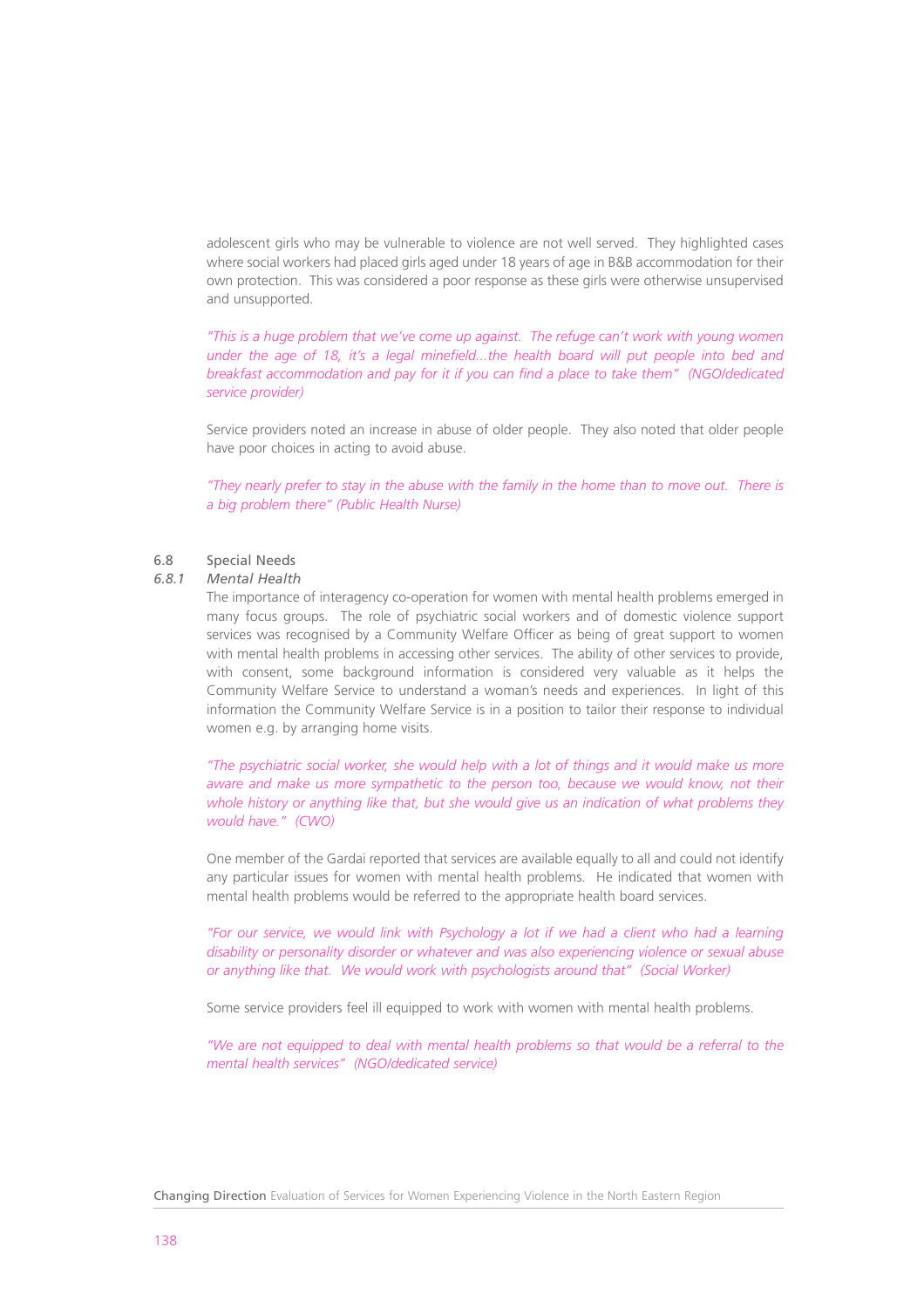adolescent girls who may be vulnerable to violence are not well served. They highlighted cases where social workers had placed girls aged under 18 years of age in B&B accommodation for their own protection. This was considered a poor response as these girls were otherwise unsupervised and unsupported.

*"This is a huge problem that we've come up against. The refuge can't work with young women under the age of 18, it's a legal minefield...the health board will put people into bed and breakfast accommodation and pay for it if you can find a place to take them" (NGO/dedicated service provider)*

Service providers noted an increase in abuse of older people. They also noted that older people have poor choices in acting to avoid abuse.

*"They nearly prefer to stay in the abuse with the family in the home than to move out. There is a big problem there" (Public Health Nurse)*

## 6.8 Special Needs

### *6.8.1 Mental Health*

The importance of interagency co-operation for women with mental health problems emerged in many focus groups. The role of psychiatric social workers and of domestic violence support services was recognised by a Community Welfare Officer as being of great support to women with mental health problems in accessing other services. The ability of other services to provide, with consent, some background information is considered very valuable as it helps the Community Welfare Service to understand a woman's needs and experiences. In light of this information the Community Welfare Service is in a position to tailor their response to individual women e.g. by arranging home visits.

*"The psychiatric social worker, she would help with a lot of things and it would make us more aware and make us more sympathetic to the person too, because we would know, not their whole history or anything like that, but she would give us an indication of what problems they would have." (CWO)*

One member of the Gardai reported that services are available equally to all and could not identify any particular issues for women with mental health problems. He indicated that women with mental health problems would be referred to the appropriate health board services.

*"For our service, we would link with Psychology a lot if we had a client who had a learning disability or personality disorder or whatever and was also experiencing violence or sexual abuse or anything like that. We would work with psychologists around that" (Social Worker)*

Some service providers feel ill equipped to work with women with mental health problems.

*"We are not equipped to deal with mental health problems so that would be a referral to the mental health services" (NGO/dedicated service)*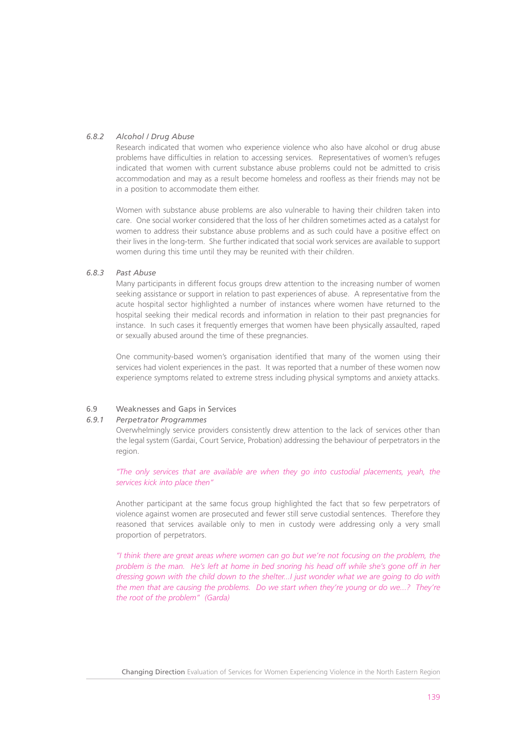### *6.8.2 Alcohol / Drug Abuse*

Research indicated that women who experience violence who also have alcohol or drug abuse problems have difficulties in relation to accessing services. Representatives of women's refuges indicated that women with current substance abuse problems could not be admitted to crisis accommodation and may as a result become homeless and roofless as their friends may not be in a position to accommodate them either.

Women with substance abuse problems are also vulnerable to having their children taken into care. One social worker considered that the loss of her children sometimes acted as a catalyst for women to address their substance abuse problems and as such could have a positive effect on their lives in the long-term. She further indicated that social work services are available to support women during this time until they may be reunited with their children.

### *6.8.3 Past Abuse*

Many participants in different focus groups drew attention to the increasing number of women seeking assistance or support in relation to past experiences of abuse. A representative from the acute hospital sector highlighted a number of instances where women have returned to the hospital seeking their medical records and information in relation to their past pregnancies for instance. In such cases it frequently emerges that women have been physically assaulted, raped or sexually abused around the time of these pregnancies.

One community-based women's organisation identified that many of the women using their services had violent experiences in the past. It was reported that a number of these women now experience symptoms related to extreme stress including physical symptoms and anxiety attacks.

## 6.9 Weaknesses and Gaps in Services

### *6.9.1 Perpetrator Programmes*

Overwhelmingly service providers consistently drew attention to the lack of services other than the legal system (Gardai, Court Service, Probation) addressing the behaviour of perpetrators in the region.

*"The only services that are available are when they go into custodial placements, yeah, the services kick into place then"*

Another participant at the same focus group highlighted the fact that so few perpetrators of violence against women are prosecuted and fewer still serve custodial sentences. Therefore they reasoned that services available only to men in custody were addressing only a very small proportion of perpetrators.

*"I think there are great areas where women can go but we're not focusing on the problem, the problem is the man. He's left at home in bed snoring his head off while she's gone off in her dressing gown with the child down to the shelter...I just wonder what we are going to do with the men that are causing the problems. Do we start when they're young or do we...? They're the root of the problem" (Garda)*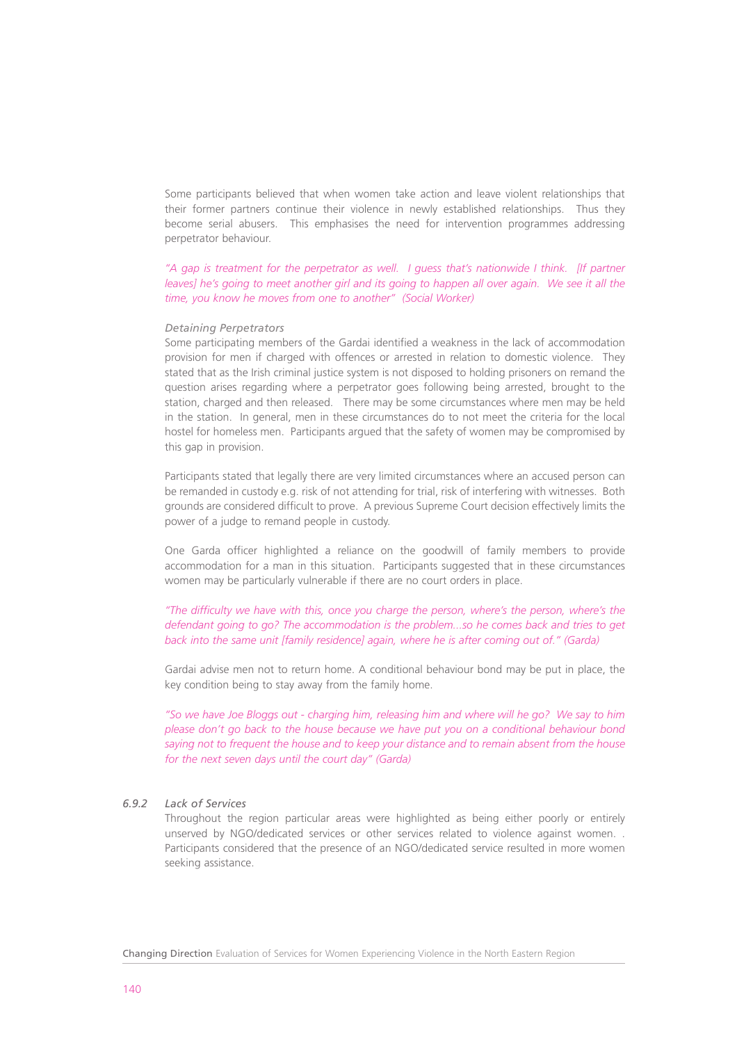Some participants believed that when women take action and leave violent relationships that their former partners continue their violence in newly established relationships. Thus they become serial abusers. This emphasises the need for intervention programmes addressing perpetrator behaviour.

*"A gap is treatment for the perpetrator as well. I guess that's nationwide I think. [If partner leaves] he's going to meet another girl and its going to happen all over again. We see it all the time, you know he moves from one to another" (Social Worker)*

*Detaining Perpetrators*

Some participating members of the Gardai identified a weakness in the lack of accommodation provision for men if charged with offences or arrested in relation to domestic violence. They stated that as the Irish criminal justice system is not disposed to holding prisoners on remand the question arises regarding where a perpetrator goes following being arrested, brought to the station, charged and then released. There may be some circumstances where men may be held in the station. In general, men in these circumstances do to not meet the criteria for the local hostel for homeless men. Participants argued that the safety of women may be compromised by this gap in provision.

Participants stated that legally there are very limited circumstances where an accused person can be remanded in custody e.g. risk of not attending for trial, risk of interfering with witnesses. Both grounds are considered difficult to prove. A previous Supreme Court decision effectively limits the power of a judge to remand people in custody.

One Garda officer highlighted a reliance on the goodwill of family members to provide accommodation for a man in this situation. Participants suggested that in these circumstances women may be particularly vulnerable if there are no court orders in place.

*"The difficulty we have with this, once you charge the person, where's the person, where's the defendant going to go? The accommodation is the problem...so he comes back and tries to get back into the same unit [family residence] again, where he is after coming out of." (Garda)*

Gardai advise men not to return home. A conditional behaviour bond may be put in place, the key condition being to stay away from the family home.

*"So we have Joe Bloggs out - charging him, releasing him and where will he go? We say to him please don't go back to the house because we have put you on a conditional behaviour bond saying not to frequent the house and to keep your distance and to remain absent from the house for the next seven days until the court day" (Garda)*

### *6.9.2 Lack of Services*

Throughout the region particular areas were highlighted as being either poorly or entirely unserved by NGO/dedicated services or other services related to violence against women. . Participants considered that the presence of an NGO/dedicated service resulted in more women seeking assistance.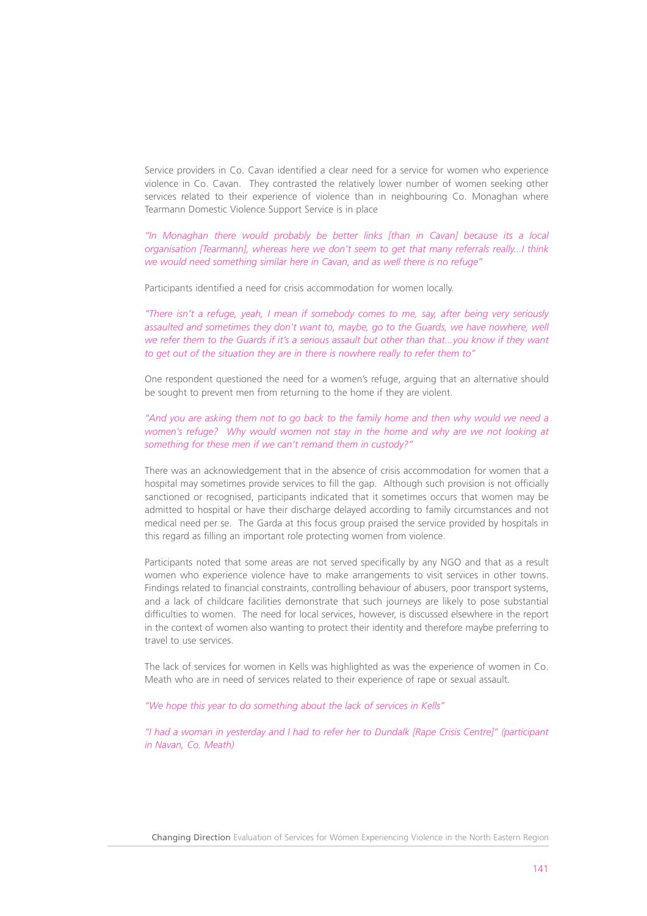Service providers in Co. Cavan identified a clear need for a service for women who experience violence in Co. Cavan. They contrasted the relatively lower number of women seeking other services related to their experience of violence than in neighbouring Co. Monaghan where Tearmann Domestic Violence Support Service is in place

*"In Monaghan there would probably be better links [than in Cavan] because its a local organisation [Tearmann], whereas here we don't seem to get that many referrals really...I think we would need something similar here in Cavan, and as well there is no refuge"*

Participants identified a need for crisis accommodation for women locally.

*"There isn't a refuge, yeah, I mean if somebody comes to me, say, after being very seriously assaulted and sometimes they don't want to, maybe, go to the Guards, we have nowhere, well we refer them to the Guards if it's a serious assault but other than that...you know if they want to get out of the situation they are in there is nowhere really to refer them to"*

One respondent questioned the need for a women's refuge, arguing that an alternative should be sought to prevent men from returning to the home if they are violent.

*"And you are asking them not to go back to the family home and then why would we need a women's refuge? Why would women not stay in the home and why are we not looking at something for these men if we can't remand them in custody?"*

There was an acknowledgement that in the absence of crisis accommodation for women that a hospital may sometimes provide services to fill the gap. Although such provision is not officially sanctioned or recognised, participants indicated that it sometimes occurs that women may be admitted to hospital or have their discharge delayed according to family circumstances and not medical need per se. The Garda at this focus group praised the service provided by hospitals in this regard as filling an important role protecting women from violence.

Participants noted that some areas are not served specifically by any NGO and that as a result women who experience violence have to make arrangements to visit services in other towns. Findings related to financial constraints, controlling behaviour of abusers, poor transport systems, and a lack of childcare facilities demonstrate that such journeys are likely to pose substantial difficulties to women. The need for local services, however, is discussed elsewhere in the report in the context of women also wanting to protect their identity and therefore maybe preferring to travel to use services.

The lack of services for women in Kells was highlighted as was the experience of women in Co. Meath who are in need of services related to their experience of rape or sexual assault.

*"We hope this year to do something about the lack of services in Kells"*

*"I had a woman in yesterday and I had to refer her to Dundalk [Rape Crisis Centre]" (participant in Navan, Co. Meath)*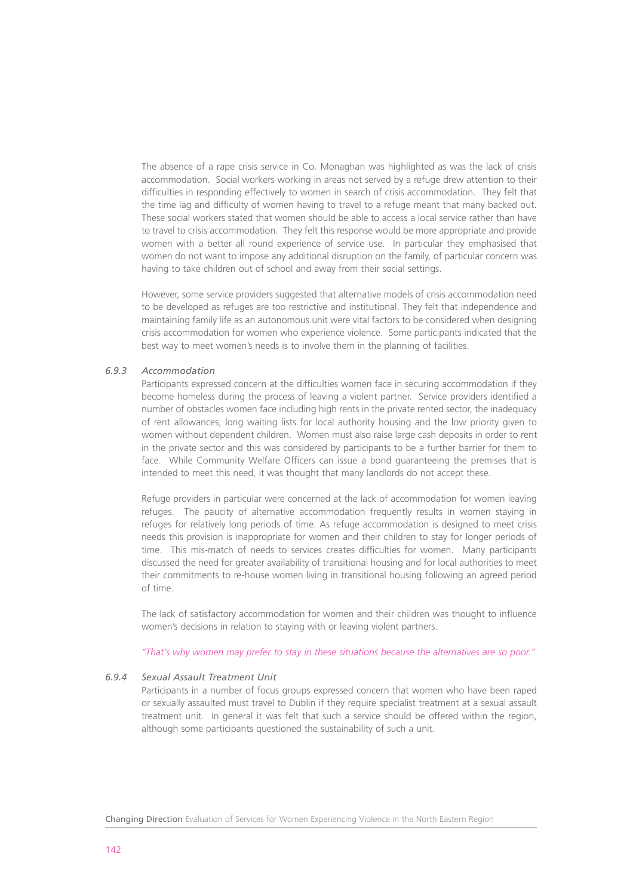The absence of a rape crisis service in Co. Monaghan was highlighted as was the lack of crisis accommodation. Social workers working in areas not served by a refuge drew attention to their difficulties in responding effectively to women in search of crisis accommodation. They felt that the time lag and difficulty of women having to travel to a refuge meant that many backed out. These social workers stated that women should be able to access a local service rather than have to travel to crisis accommodation. They felt this response would be more appropriate and provide women with a better all round experience of service use. In particular they emphasised that women do not want to impose any additional disruption on the family, of particular concern was having to take children out of school and away from their social settings.

However, some service providers suggested that alternative models of crisis accommodation need to be developed as refuges are too restrictive and institutional. They felt that independence and maintaining family life as an autonomous unit were vital factors to be considered when designing crisis accommodation for women who experience violence. Some participants indicated that the best way to meet women's needs is to involve them in the planning of facilities.

### *6.9.3 Accommodation*

Participants expressed concern at the difficulties women face in securing accommodation if they become homeless during the process of leaving a violent partner. Service providers identified a number of obstacles women face including high rents in the private rented sector, the inadequacy of rent allowances, long waiting lists for local authority housing and the low priority given to women without dependent children. Women must also raise large cash deposits in order to rent in the private sector and this was considered by participants to be a further barrier for them to face. While Community Welfare Officers can issue a bond guaranteeing the premises that is intended to meet this need, it was thought that many landlords do not accept these.

Refuge providers in particular were concerned at the lack of accommodation for women leaving refuges. The paucity of alternative accommodation frequently results in women staying in refuges for relatively long periods of time. As refuge accommodation is designed to meet crisis needs this provision is inappropriate for women and their children to stay for longer periods of time. This mis-match of needs to services creates difficulties for women. Many participants discussed the need for greater availability of transitional housing and for local authorities to meet their commitments to re-house women living in transitional housing following an agreed period of time.

The lack of satisfactory accommodation for women and their children was thought to influence women's decisions in relation to staying with or leaving violent partners.

*"That's why women may prefer to stay in these situations because the alternatives are so poor."*

### *6.9.4 Sexual Assault Treatment Unit*

Participants in a number of focus groups expressed concern that women who have been raped or sexually assaulted must travel to Dublin if they require specialist treatment at a sexual assault treatment unit. In general it was felt that such a service should be offered within the region, although some participants questioned the sustainability of such a unit.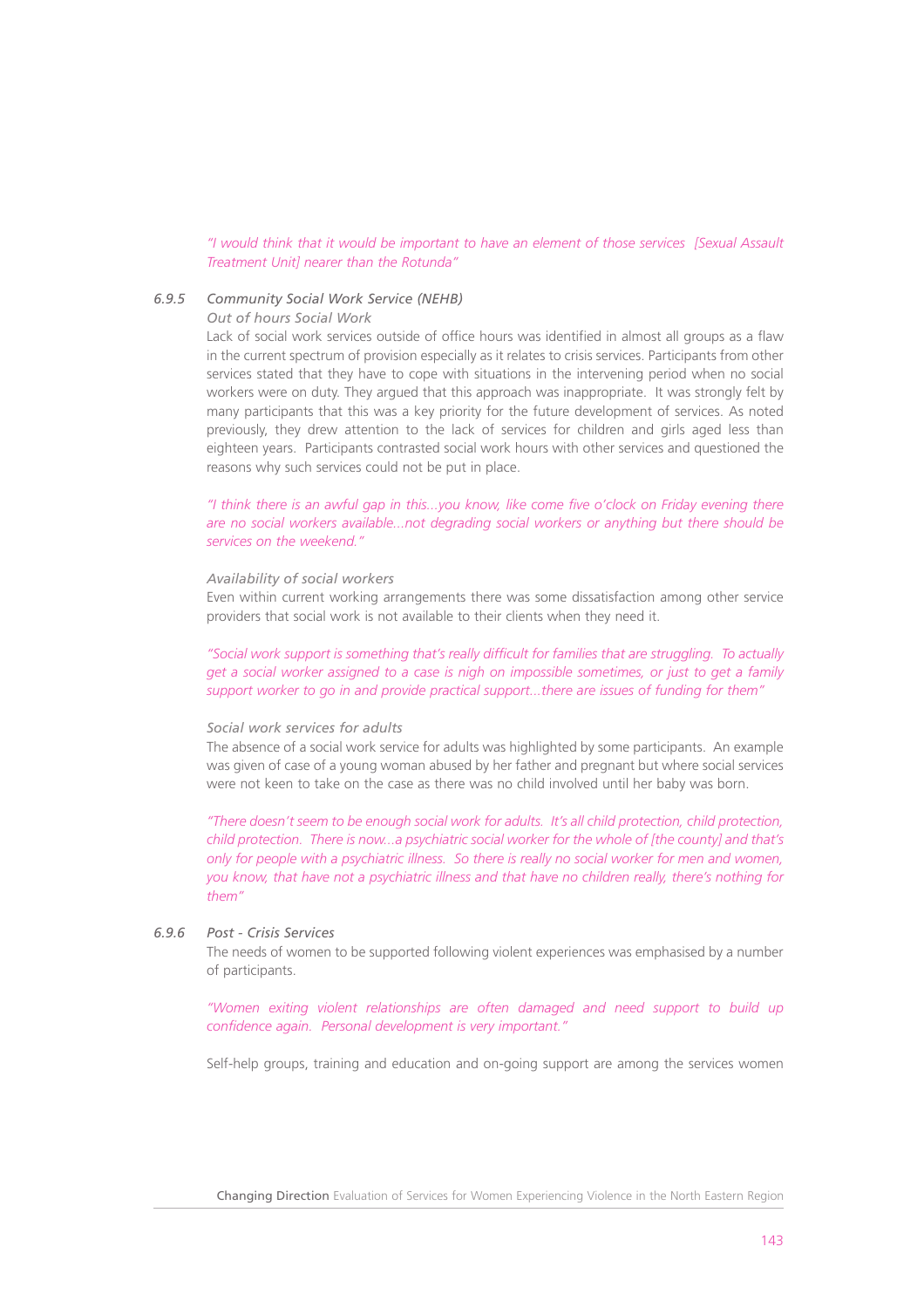*"I would think that it would be important to have an element of those services [Sexual Assault Treatment Unit] nearer than the Rotunda"*

### 6.9.5 *Community Social Work Service (NEHB)*

*Out of hours Social Work*

Lack of social work services outside of office hours was identified in almost all groups as a flaw in the current spectrum of provision especially as it relates to crisis services. Participants from other services stated that they have to cope with situations in the intervening period when no social workers were on duty. They argued that this approach was inappropriate. It was strongly felt by many participants that this was a key priority for the future development of services. As noted previously, they drew attention to the lack of services for children and girls aged less than eighteen years. Participants contrasted social work hours with other services and questioned the reasons why such services could not be put in place.

*"I think there is an awful gap in this...you know, like come five o'clock on Friday evening there are no social workers available...not degrading social workers or anything but there should be services on the weekend."*

*Availability of social workers*

Even within current working arrangements there was some dissatisfaction among other service providers that social work is not available to their clients when they need it.

*"Social work support is something that's really difficult for families that are struggling. To actually get a social worker assigned to a case is nigh on impossible sometimes, or just to get a family support worker to go in and provide practical support...there are issues of funding for them"*

*Social work services for adults*

The absence of a social work service for adults was highlighted by some participants. An example was given of case of a young woman abused by her father and pregnant but where social services were not keen to take on the case as there was no child involved until her baby was born.

*"There doesn't seem to be enough social work for adults. It's all child protection, child protection, child protection. There is now...a psychiatric social worker for the whole of [the county] and that's only for people with a psychiatric illness. So there is really no social worker for men and women, you know, that have not a psychiatric illness and that have no children really, there's nothing for them"*

### 6.9.6 *Post - Crisis Services*

The needs of women to be supported following violent experiences was emphasised by a number of participants.

*"Women exiting violent relationships are often damaged and need support to build up confidence again. Personal development is very important."*

Self-help groups, training and education and on-going support are among the services women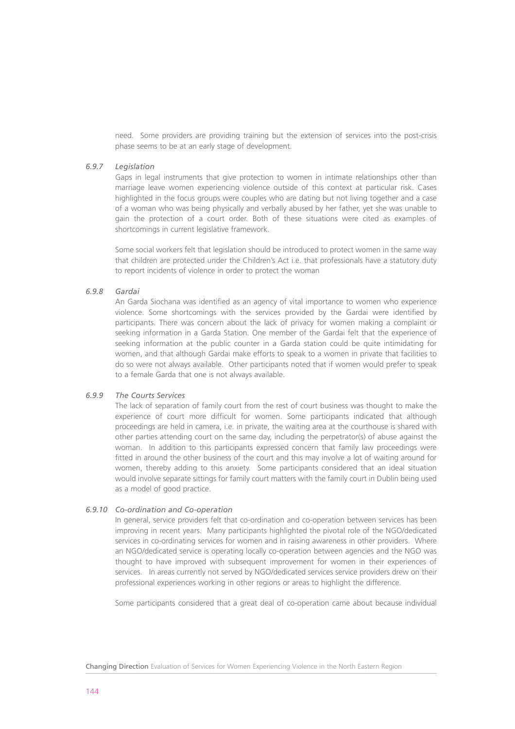need. Some providers are providing training but the extension of services into the post-crisis phase seems to be at an early stage of development.

### 6.9.7 *Legislation*

Gaps in legal instruments that give protection to women in intimate relationships other than marriage leave women experiencing violence outside of this context at particular risk. Cases highlighted in the focus groups were couples who are dating but not living together and a case of a woman who was being physically and verbally abused by her father, yet she was unable to gain the protection of a court order. Both of these situations were cited as examples of shortcomings in current legislative framework.

Some social workers felt that legislation should be introduced to protect women in the same way that children are protected under the Children's Act i.e. that professionals have a statutory duty to report incidents of violence in order to protect the woman

### 6.9.8 *Gardai*

An Garda Siochana was identified as an agency of vital importance to women who experience violence. Some shortcomings with the services provided by the Gardai were identified by participants. There was concern about the lack of privacy for women making a complaint or seeking information in a Garda Station. One member of the Gardai felt that the experience of seeking information at the public counter in a Garda station could be quite intimidating for women, and that although Gardai make efforts to speak to a women in private that facilities to do so were not always available. Other participants noted that if women would prefer to speak to a female Garda that one is not always available.

### 6.9.9 *The Courts Services*

The lack of separation of family court from the rest of court business was thought to make the experience of court more difficult for women. Some participants indicated that although proceedings are held in camera, i.e. in private, the waiting area at the courthouse is shared with other parties attending court on the same day, including the perpetrator(s) of abuse against the woman. In addition to this participants expressed concern that family law proceedings were fitted in around the other business of the court and this may involve a lot of waiting around for women, thereby adding to this anxiety. Some participants considered that an ideal situation would involve separate sittings for family court matters with the family court in Dublin being used as a model of good practice.

### 6.9.10 *Co-ordination and Co-operation*

In general, service providers felt that co-ordination and co-operation between services has been improving in recent years. Many participants highlighted the pivotal role of the NGO/dedicated services in co-ordinating services for women and in raising awareness in other providers. Where an NGO/dedicated service is operating locally co-operation between agencies and the NGO was thought to have improved with subsequent improvement for women in their experiences of services. In areas currently not served by NGO/dedicated services service providers drew on their professional experiences working in other regions or areas to highlight the difference.

Some participants considered that a great deal of co-operation came about because individual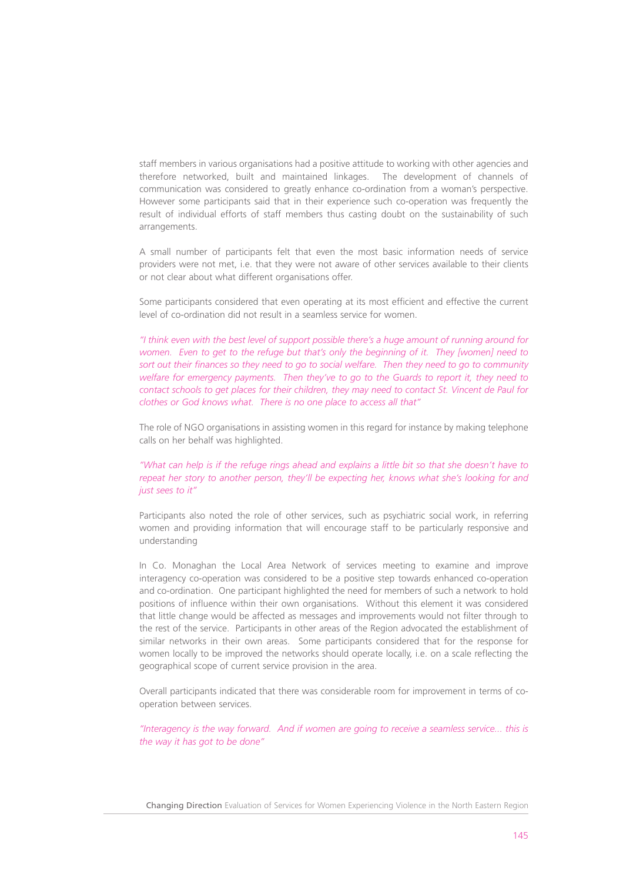staff members in various organisations had a positive attitude to working with other agencies and therefore networked, built and maintained linkages. The development of channels of communication was considered to greatly enhance co-ordination from a woman's perspective. However some participants said that in their experience such co-operation was frequently the result of individual efforts of staff members thus casting doubt on the sustainability of such arrangements.

A small number of participants felt that even the most basic information needs of service providers were not met, i.e. that they were not aware of other services available to their clients or not clear about what different organisations offer.

Some participants considered that even operating at its most efficient and effective the current level of co-ordination did not result in a seamless service for women.

*"I think even with the best level of support possible there's a huge amount of running around for women. Even to get to the refuge but that's only the beginning of it. They [women] need to sort out their finances so they need to go to social welfare. Then they need to go to community welfare for emergency payments. Then they've to go to the Guards to report it, they need to contact schools to get places for their children, they may need to contact St. Vincent de Paul for clothes or God knows what. There is no one place to access all that"*

The role of NGO organisations in assisting women in this regard for instance by making telephone calls on her behalf was highlighted.

*"What can help is if the refuge rings ahead and explains a little bit so that she doesn't have to repeat her story to another person, they'll be expecting her, knows what she's looking for and just sees to it"*

Participants also noted the role of other services, such as psychiatric social work, in referring women and providing information that will encourage staff to be particularly responsive and understanding

In Co. Monaghan the Local Area Network of services meeting to examine and improve interagency co-operation was considered to be a positive step towards enhanced co-operation and co-ordination. One participant highlighted the need for members of such a network to hold positions of influence within their own organisations. Without this element it was considered that little change would be affected as messages and improvements would not filter through to the rest of the service. Participants in other areas of the Region advocated the establishment of similar networks in their own areas. Some participants considered that for the response for women locally to be improved the networks should operate locally, i.e. on a scale reflecting the geographical scope of current service provision in the area.

Overall participants indicated that there was considerable room for improvement in terms of co-operation between services.

*"Interagency is the way forward. And if women are going to receive a seamless service... this is the way it has got to be done"*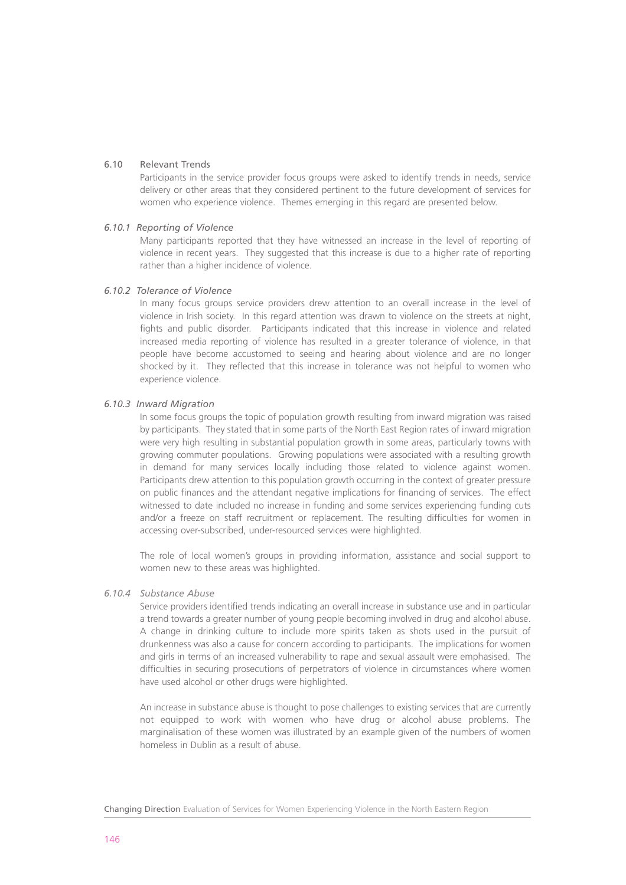## 6.10 Relevant Trends

Participants in the service provider focus groups were asked to identify trends in needs, service delivery or other areas that they considered pertinent to the future development of services for women who experience violence. Themes emerging in this regard are presented below.

### *6.10.1 Reporting of Violence*

Many participants reported that they have witnessed an increase in the level of reporting of violence in recent years. They suggested that this increase is due to a higher rate of reporting rather than a higher incidence of violence.

### *6.10.2 Tolerance of Violence*

In many focus groups service providers drew attention to an overall increase in the level of violence in Irish society. In this regard attention was drawn to violence on the streets at night, fights and public disorder. Participants indicated that this increase in violence and related increased media reporting of violence has resulted in a greater tolerance of violence, in that people have become accustomed to seeing and hearing about violence and are no longer shocked by it. They reflected that this increase in tolerance was not helpful to women who experience violence.

### *6.10.3 Inward Migration*

In some focus groups the topic of population growth resulting from inward migration was raised by participants. They stated that in some parts of the North East Region rates of inward migration were very high resulting in substantial population growth in some areas, particularly towns with growing commuter populations. Growing populations were associated with a resulting growth in demand for many services locally including those related to violence against women. Participants drew attention to this population growth occurring in the context of greater pressure on public finances and the attendant negative implications for financing of services. The effect witnessed to date included no increase in funding and some services experiencing funding cuts and/or a freeze on staff recruitment or replacement. The resulting difficulties for women in accessing over-subscribed, under-resourced services were highlighted.

The role of local women's groups in providing information, assistance and social support to women new to these areas was highlighted.

### *6.10.4 Substance Abuse*

Service providers identified trends indicating an overall increase in substance use and in particular a trend towards a greater number of young people becoming involved in drug and alcohol abuse. A change in drinking culture to include more spirits taken as shots used in the pursuit of drunkenness was also a cause for concern according to participants. The implications for women and girls in terms of an increased vulnerability to rape and sexual assault were emphasised. The difficulties in securing prosecutions of perpetrators of violence in circumstances where women have used alcohol or other drugs were highlighted.

An increase in substance abuse is thought to pose challenges to existing services that are currently not equipped to work with women who have drug or alcohol abuse problems. The marginalisation of these women was illustrated by an example given of the numbers of women homeless in Dublin as a result of abuse.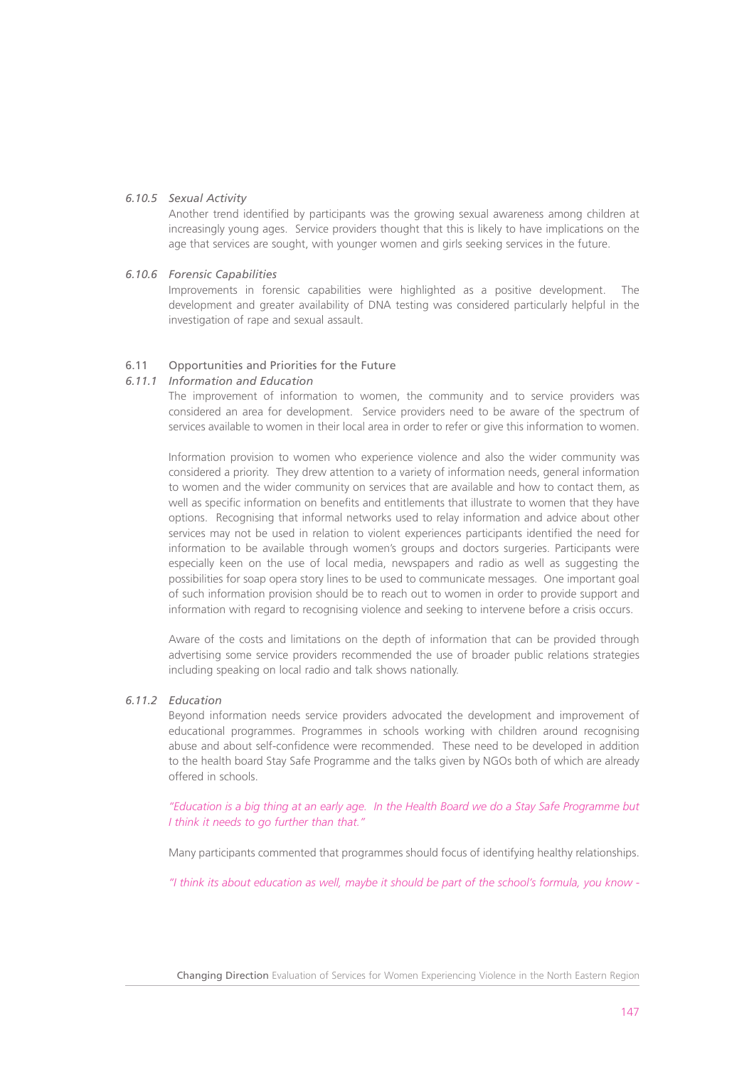#### 6.10.5 *Sexual Activity*

Another trend identified by participants was the growing sexual awareness among children at increasingly young ages. Service providers thought that this is likely to have implications on the age that services are sought, with younger women and girls seeking services in the future.

#### 6.10.6 *Forensic Capabilities*

Improvements in forensic capabilities were highlighted as a positive development. The development and greater availability of DNA testing was considered particularly helpful in the investigation of rape and sexual assault.

### 6.11 Opportunities and Priorities for the Future

#### 6.11.1 *Information and Education*

The improvement of information to women, the community and to service providers was considered an area for development. Service providers need to be aware of the spectrum of services available to women in their local area in order to refer or give this information to women.

Information provision to women who experience violence and also the wider community was considered a priority. They drew attention to a variety of information needs, general information to women and the wider community on services that are available and how to contact them, as well as specific information on benefits and entitlements that illustrate to women that they have options. Recognising that informal networks used to relay information and advice about other services may not be used in relation to violent experiences participants identified the need for information to be available through women's groups and doctors surgeries. Participants were especially keen on the use of local media, newspapers and radio as well as suggesting the possibilities for soap opera story lines to be used to communicate messages. One important goal of such information provision should be to reach out to women in order to provide support and information with regard to recognising violence and seeking to intervene before a crisis occurs.

Aware of the costs and limitations on the depth of information that can be provided through advertising some service providers recommended the use of broader public relations strategies including speaking on local radio and talk shows nationally.

#### 6.11.2 *Education*

Beyond information needs service providers advocated the development and improvement of educational programmes. Programmes in schools working with children around recognising abuse and about self-confidence were recommended. These need to be developed in addition to the health board Stay Safe Programme and the talks given by NGOs both of which are already offered in schools.

*"Education is a big thing at an early age. In the Health Board we do a Stay Safe Programme but I think it needs to go further than that."*

Many participants commented that programmes should focus of identifying healthy relationships.

*"I think its about education as well, maybe it should be part of the school's formula, you know -*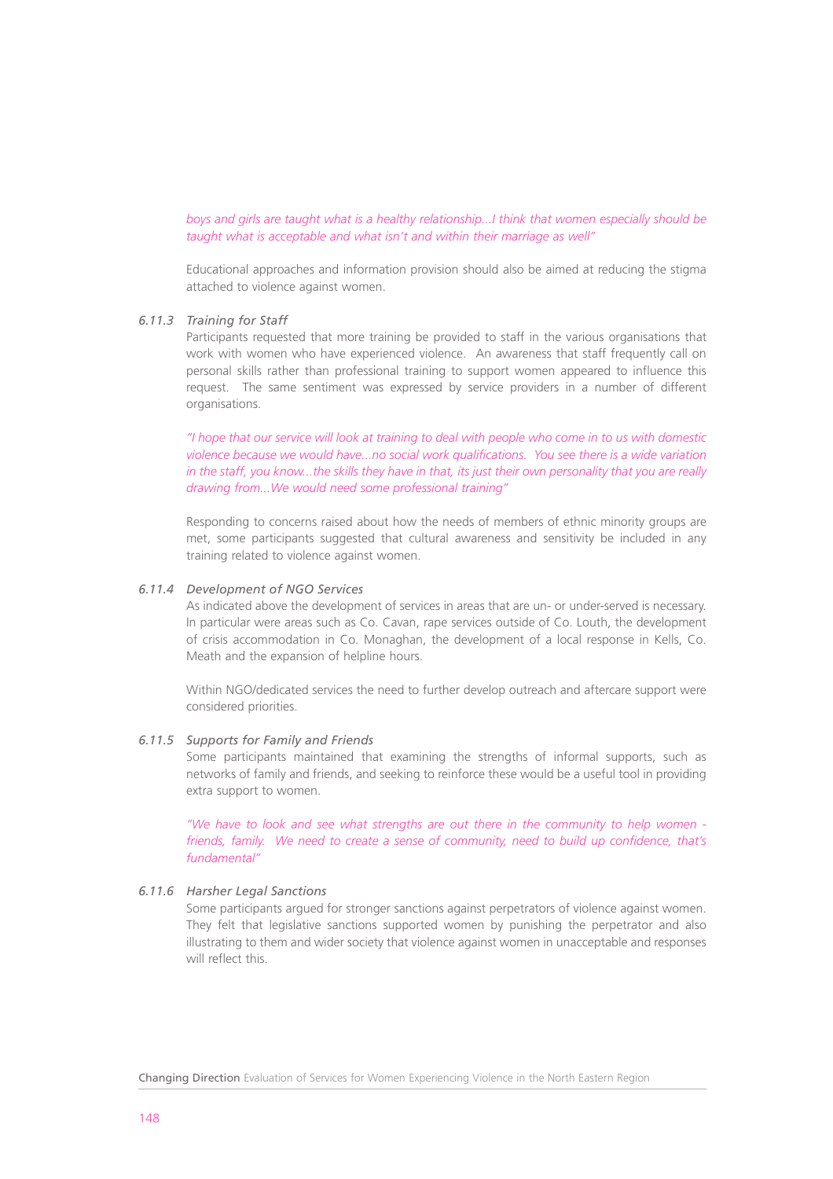*boys and girls are taught what is a healthy relationship...I think that women especially should be taught what is acceptable and what isn't and within their marriage as well"*

Educational approaches and information provision should also be aimed at reducing the stigma attached to violence against women.

### 6.11.3 *Training for Staff*

Participants requested that more training be provided to staff in the various organisations that work with women who have experienced violence. An awareness that staff frequently call on personal skills rather than professional training to support women appeared to influence this request. The same sentiment was expressed by service providers in a number of different organisations.

*"I hope that our service will look at training to deal with people who come in to us with domestic violence because we would have...no social work qualifications. You see there is a wide variation in the staff, you know...the skills they have in that, its just their own personality that you are really drawing from...We would need some professional training"*

Responding to concerns raised about how the needs of members of ethnic minority groups are met, some participants suggested that cultural awareness and sensitivity be included in any training related to violence against women.

### 6.11.4 *Development of NGO Services*

As indicated above the development of services in areas that are un- or under-served is necessary. In particular were areas such as Co. Cavan, rape services outside of Co. Louth, the development of crisis accommodation in Co. Monaghan, the development of a local response in Kells, Co. Meath and the expansion of helpline hours.

Within NGO/dedicated services the need to further develop outreach and aftercare support were considered priorities.

### 6.11.5 *Supports for Family and Friends*

Some participants maintained that examining the strengths of informal supports, such as networks of family and friends, and seeking to reinforce these would be a useful tool in providing extra support to women.

*"We have to look and see what strengths are out there in the community to help women - friends, family. We need to create a sense of community, need to build up confidence, that's fundamental"*

### 6.11.6 *Harsher Legal Sanctions*

Some participants argued for stronger sanctions against perpetrators of violence against women. They felt that legislative sanctions supported women by punishing the perpetrator and also illustrating to them and wider society that violence against women in unacceptable and responses will reflect this.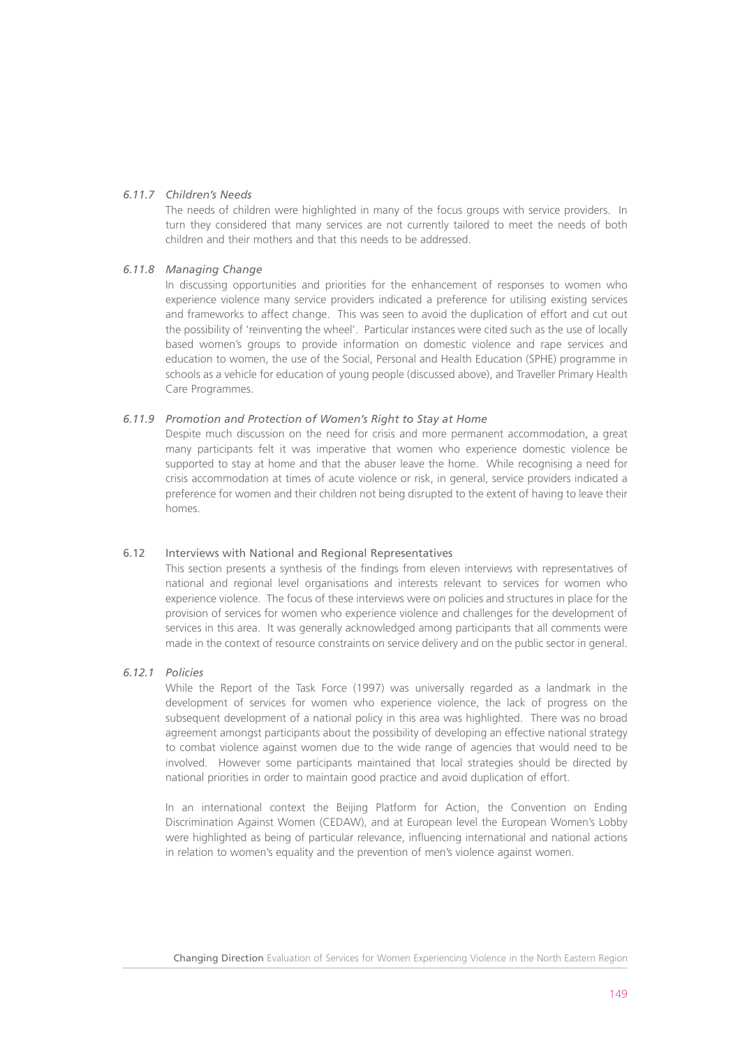#### *6.11.7 Children's Needs*

The needs of children were highlighted in many of the focus groups with service providers. In turn they considered that many services are not currently tailored to meet the needs of both children and their mothers and that this needs to be addressed.

#### *6.11.8 Managing Change*

In discussing opportunities and priorities for the enhancement of responses to women who experience violence many service providers indicated a preference for utilising existing services and frameworks to affect change. This was seen to avoid the duplication of effort and cut out the possibility of 'reinventing the wheel'. Particular instances were cited such as the use of locally based women's groups to provide information on domestic violence and rape services and education to women, the use of the Social, Personal and Health Education (SPHE) programme in schools as a vehicle for education of young people (discussed above), and Traveller Primary Health Care Programmes.

#### *6.11.9 Promotion and Protection of Women's Right to Stay at Home*

Despite much discussion on the need for crisis and more permanent accommodation, a great many participants felt it was imperative that women who experience domestic violence be supported to stay at home and that the abuser leave the home. While recognising a need for crisis accommodation at times of acute violence or risk, in general, service providers indicated a preference for women and their children not being disrupted to the extent of having to leave their homes.

### 6.12 Interviews with National and Regional Representatives

This section presents a synthesis of the findings from eleven interviews with representatives of national and regional level organisations and interests relevant to services for women who experience violence. The focus of these interviews were on policies and structures in place for the provision of services for women who experience violence and challenges for the development of services in this area. It was generally acknowledged among participants that all comments were made in the context of resource constraints on service delivery and on the public sector in general.

#### *6.12.1 Policies*

While the Report of the Task Force (1997) was universally regarded as a landmark in the development of services for women who experience violence, the lack of progress on the subsequent development of a national policy in this area was highlighted. There was no broad agreement amongst participants about the possibility of developing an effective national strategy to combat violence against women due to the wide range of agencies that would need to be involved. However some participants maintained that local strategies should be directed by national priorities in order to maintain good practice and avoid duplication of effort.

In an international context the Beijing Platform for Action, the Convention on Ending Discrimination Against Women (CEDAW), and at European level the European Women's Lobby were highlighted as being of particular relevance, influencing international and national actions in relation to women's equality and the prevention of men's violence against women.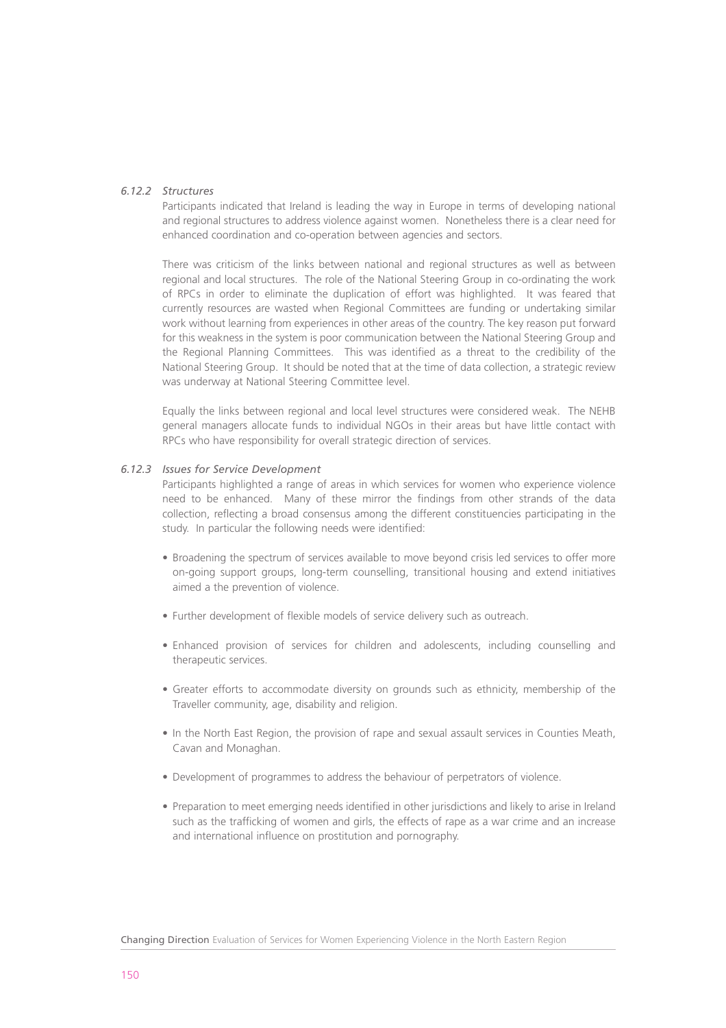### *6.12.2 Structures*

Participants indicated that Ireland is leading the way in Europe in terms of developing national and regional structures to address violence against women. Nonetheless there is a clear need for enhanced coordination and co-operation between agencies and sectors.

There was criticism of the links between national and regional structures as well as between regional and local structures. The role of the National Steering Group in co-ordinating the work of RPCs in order to eliminate the duplication of effort was highlighted. It was feared that currently resources are wasted when Regional Committees are funding or undertaking similar work without learning from experiences in other areas of the country. The key reason put forward for this weakness in the system is poor communication between the National Steering Group and the Regional Planning Committees. This was identified as a threat to the credibility of the National Steering Group. It should be noted that at the time of data collection, a strategic review was underway at National Steering Committee level.

Equally the links between regional and local level structures were considered weak. The NEHB general managers allocate funds to individual NGOs in their areas but have little contact with RPCs who have responsibility for overall strategic direction of services.

### *6.12.3 Issues for Service Development*

Participants highlighted a range of areas in which services for women who experience violence need to be enhanced. Many of these mirror the findings from other strands of the data collection, reflecting a broad consensus among the different constituencies participating in the study. In particular the following needs were identified:

- Broadening the spectrum of services available to move beyond crisis led services to offer more on-going support groups, long-term counselling, transitional housing and extend initiatives aimed a the prevention of violence.
- Further development of flexible models of service delivery such as outreach.
- Enhanced provision of services for children and adolescents, including counselling and therapeutic services.
- Greater efforts to accommodate diversity on grounds such as ethnicity, membership of the Traveller community, age, disability and religion.
- In the North East Region, the provision of rape and sexual assault services in Counties Meath, Cavan and Monaghan.
- Development of programmes to address the behaviour of perpetrators of violence.
- Preparation to meet emerging needs identified in other jurisdictions and likely to arise in Ireland such as the trafficking of women and girls, the effects of rape as a war crime and an increase and international influence on prostitution and pornography.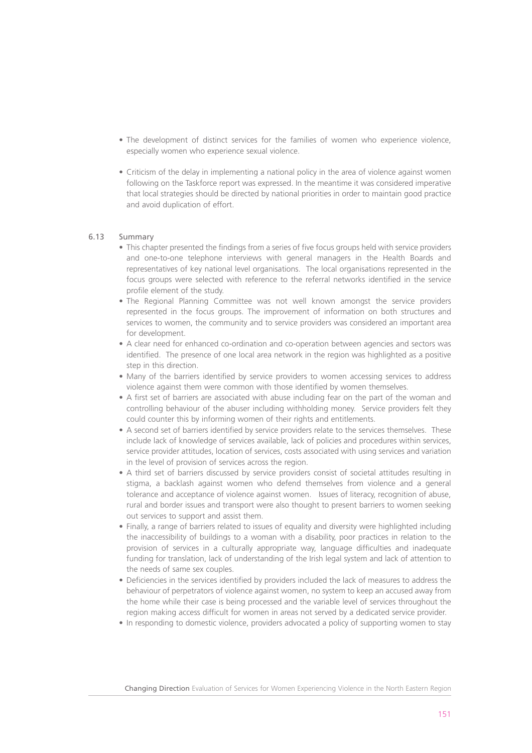- The development of distinct services for the families of women who experience violence, especially women who experience sexual violence.

- Criticism of the delay in implementing a national policy in the area of violence against women following on the Taskforce report was expressed. In the meantime it was considered imperative that local strategies should be directed by national priorities in order to maintain good practice and avoid duplication of effort.

### 6.13 Summary

- This chapter presented the findings from a series of five focus groups held with service providers and one-to-one telephone interviews with general managers in the Health Boards and representatives of key national level organisations. The local organisations represented in the focus groups were selected with reference to the referral networks identified in the service profile element of the study.
- The Regional Planning Committee was not well known amongst the service providers represented in the focus groups. The improvement of information on both structures and services to women, the community and to service providers was considered an important area for development.
- A clear need for enhanced co-ordination and co-operation between agencies and sectors was identified. The presence of one local area network in the region was highlighted as a positive step in this direction.
- Many of the barriers identified by service providers to women accessing services to address violence against them were common with those identified by women themselves.
- A first set of barriers are associated with abuse including fear on the part of the woman and controlling behaviour of the abuser including withholding money. Service providers felt they could counter this by informing women of their rights and entitlements.
- A second set of barriers identified by service providers relate to the services themselves. These include lack of knowledge of services available, lack of policies and procedures within services, service provider attitudes, location of services, costs associated with using services and variation in the level of provision of services across the region.
- A third set of barriers discussed by service providers consist of societal attitudes resulting in stigma, a backlash against women who defend themselves from violence and a general tolerance and acceptance of violence against women. Issues of literacy, recognition of abuse, rural and border issues and transport were also thought to present barriers to women seeking out services to support and assist them.
- Finally, a range of barriers related to issues of equality and diversity were highlighted including the inaccessibility of buildings to a woman with a disability, poor practices in relation to the provision of services in a culturally appropriate way, language difficulties and inadequate funding for translation, lack of understanding of the Irish legal system and lack of attention to the needs of same sex couples.
- Deficiencies in the services identified by providers included the lack of measures to address the behaviour of perpetrators of violence against women, no system to keep an accused away from the home while their case is being processed and the variable level of services throughout the region making access difficult for women in areas not served by a dedicated service provider.
- In responding to domestic violence, providers advocated a policy of supporting women to stay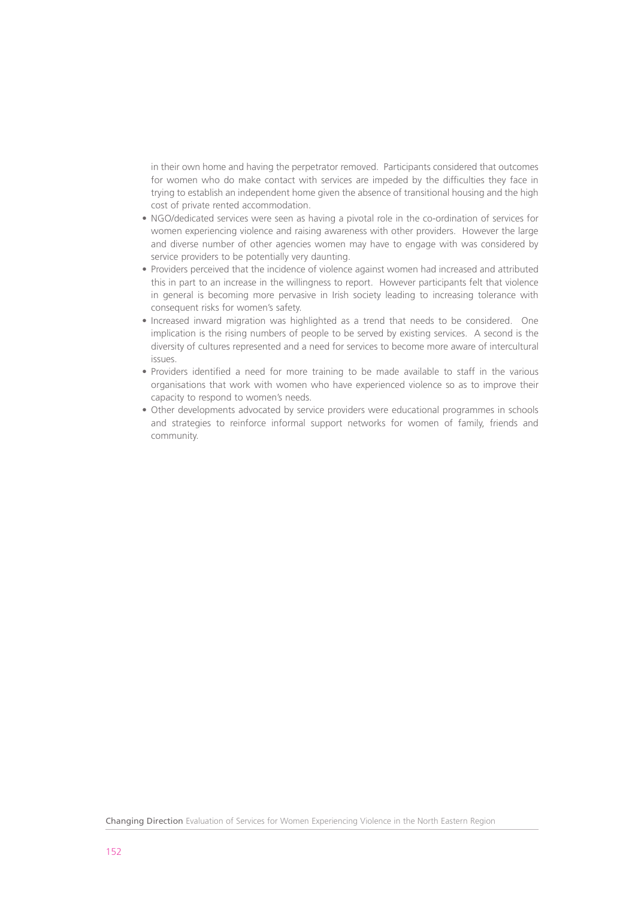in their own home and having the perpetrator removed. Participants considered that outcomes for women who do make contact with services are impeded by the difficulties they face in trying to establish an independent home given the absence of transitional housing and the high cost of private rented accommodation.

- NGO/dedicated services were seen as having a pivotal role in the co-ordination of services for women experiencing violence and raising awareness with other providers. However the large and diverse number of other agencies women may have to engage with was considered by service providers to be potentially very daunting.
- Providers perceived that the incidence of violence against women had increased and attributed this in part to an increase in the willingness to report. However participants felt that violence in general is becoming more pervasive in Irish society leading to increasing tolerance with consequent risks for women's safety.
- Increased inward migration was highlighted as a trend that needs to be considered. One implication is the rising numbers of people to be served by existing services. A second is the diversity of cultures represented and a need for services to become more aware of intercultural issues.
- Providers identified a need for more training to be made available to staff in the various organisations that work with women who have experienced violence so as to improve their capacity to respond to women's needs.
- Other developments advocated by service providers were educational programmes in schools and strategies to reinforce informal support networks for women of family, friends and community.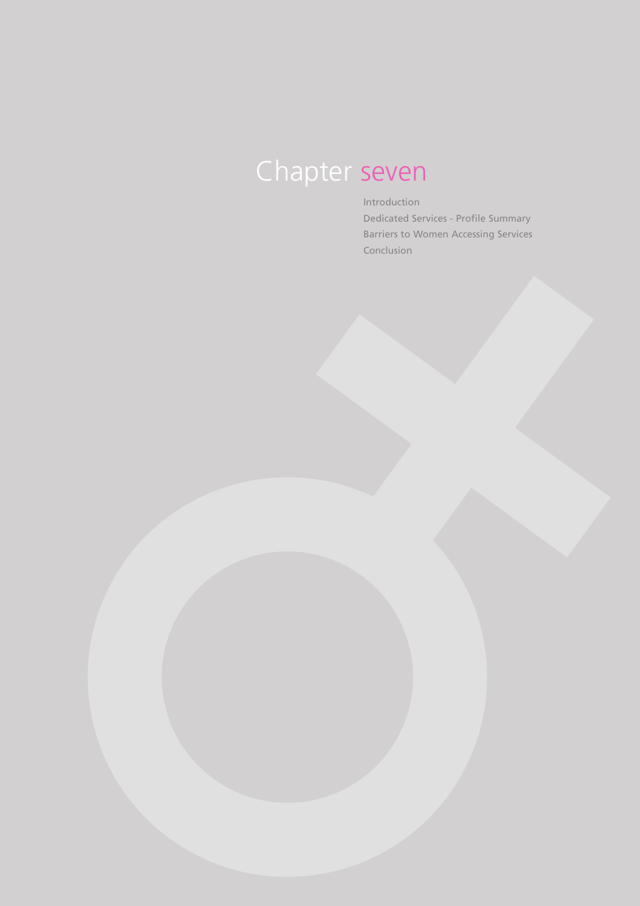# Chapter seven

Introduction
Dedicated Services - Profile Summary
Barriers to Women Accessing Services
Conclusion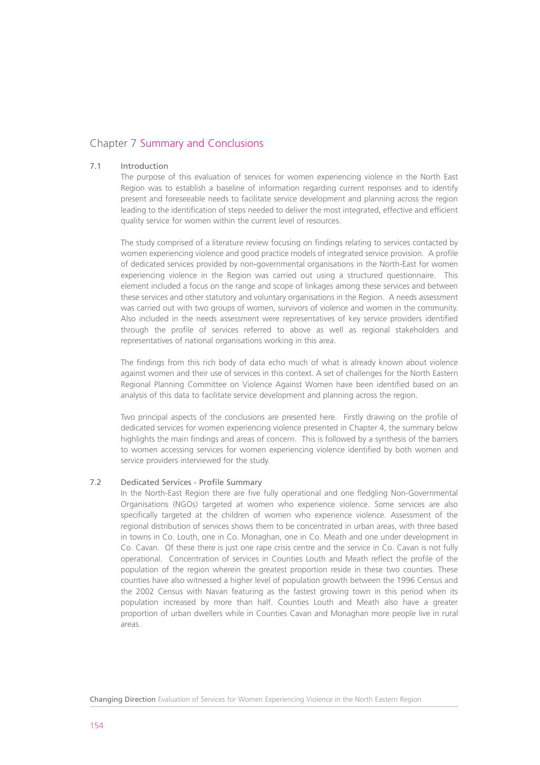# Chapter 7 Summary and Conclusions

## 7.1 Introduction

The purpose of this evaluation of services for women experiencing violence in the North East Region was to establish a baseline of information regarding current responses and to identify present and foreseeable needs to facilitate service development and planning across the region leading to the identification of steps needed to deliver the most integrated, effective and efficient quality service for women within the current level of resources.

The study comprised of a literature review focusing on findings relating to services contacted by women experiencing violence and good practice models of integrated service provision. A profile of dedicated services provided by non-governmental organisations in the North-East for women experiencing violence in the Region was carried out using a structured questionnaire. This element included a focus on the range and scope of linkages among these services and between these services and other statutory and voluntary organisations in the Region. A needs assessment was carried out with two groups of women, survivors of violence and women in the community. Also included in the needs assessment were representatives of key service providers identified through the profile of services referred to above as well as regional stakeholders and representatives of national organisations working in this area.

The findings from this rich body of data echo much of what is already known about violence against women and their use of services in this context. A set of challenges for the North Eastern Regional Planning Committee on Violence Against Women have been identified based on an analysis of this data to facilitate service development and planning across the region.

Two principal aspects of the conclusions are presented here. Firstly drawing on the profile of dedicated services for women experiencing violence presented in Chapter 4, the summary below highlights the main findings and areas of concern. This is followed by a synthesis of the barriers to women accessing services for women experiencing violence identified by both women and service providers interviewed for the study.

## 7.2 Dedicated Services - Profile Summary

In the North-East Region there are five fully operational and one fledgling Non-Governmental Organisations (NGOs) targeted at women who experience violence. Some services are also specifically targeted at the children of women who experience violence. Assessment of the regional distribution of services shows them to be concentrated in urban areas, with three based in towns in Co. Louth, one in Co. Monaghan, one in Co. Meath and one under development in Co. Cavan. Of these there is just one rape crisis centre and the service in Co. Cavan is not fully operational. Concentration of services in Counties Louth and Meath reflect the profile of the population of the region wherein the greatest proportion reside in these two counties. These counties have also witnessed a higher level of population growth between the 1996 Census and the 2002 Census with Navan featuring as the fastest growing town in this period when its population increased by more than half. Counties Louth and Meath also have a greater proportion of urban dwellers while in Counties Cavan and Monaghan more people live in rural areas.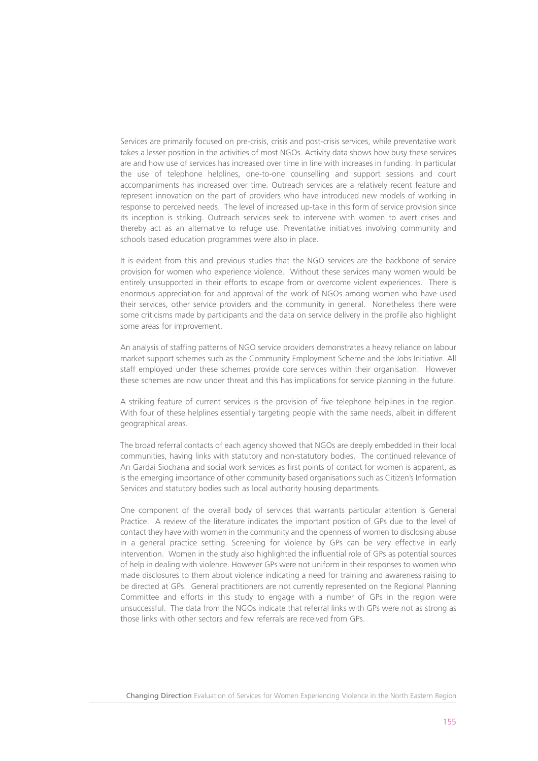Services are primarily focused on pre-crisis, crisis and post-crisis services, while preventative work takes a lesser position in the activities of most NGOs. Activity data shows how busy these services are and how use of services has increased over time in line with increases in funding. In particular the use of telephone helplines, one-to-one counselling and support sessions and court accompaniments has increased over time. Outreach services are a relatively recent feature and represent innovation on the part of providers who have introduced new models of working in response to perceived needs. The level of increased up-take in this form of service provision since its inception is striking. Outreach services seek to intervene with women to avert crises and thereby act as an alternative to refuge use. Preventative initiatives involving community and schools based education programmes were also in place.

It is evident from this and previous studies that the NGO services are the backbone of service provision for women who experience violence. Without these services many women would be entirely unsupported in their efforts to escape from or overcome violent experiences. There is enormous appreciation for and approval of the work of NGOs among women who have used their services, other service providers and the community in general. Nonetheless there were some criticisms made by participants and the data on service delivery in the profile also highlight some areas for improvement.

An analysis of staffing patterns of NGO service providers demonstrates a heavy reliance on labour market support schemes such as the Community Employment Scheme and the Jobs Initiative. All staff employed under these schemes provide core services within their organisation. However these schemes are now under threat and this has implications for service planning in the future.

A striking feature of current services is the provision of five telephone helplines in the region. With four of these helplines essentially targeting people with the same needs, albeit in different geographical areas.

The broad referral contacts of each agency showed that NGOs are deeply embedded in their local communities, having links with statutory and non-statutory bodies. The continued relevance of An Gardai Siochana and social work services as first points of contact for women is apparent, as is the emerging importance of other community based organisations such as Citizen's Information Services and statutory bodies such as local authority housing departments.

One component of the overall body of services that warrants particular attention is General Practice. A review of the literature indicates the important position of GPs due to the level of contact they have with women in the community and the openness of women to disclosing abuse in a general practice setting. Screening for violence by GPs can be very effective in early intervention. Women in the study also highlighted the influential role of GPs as potential sources of help in dealing with violence. However GPs were not uniform in their responses to women who made disclosures to them about violence indicating a need for training and awareness raising to be directed at GPs. General practitioners are not currently represented on the Regional Planning Committee and efforts in this study to engage with a number of GPs in the region were unsuccessful. The data from the NGOs indicate that referral links with GPs were not as strong as those links with other sectors and few referrals are received from GPs.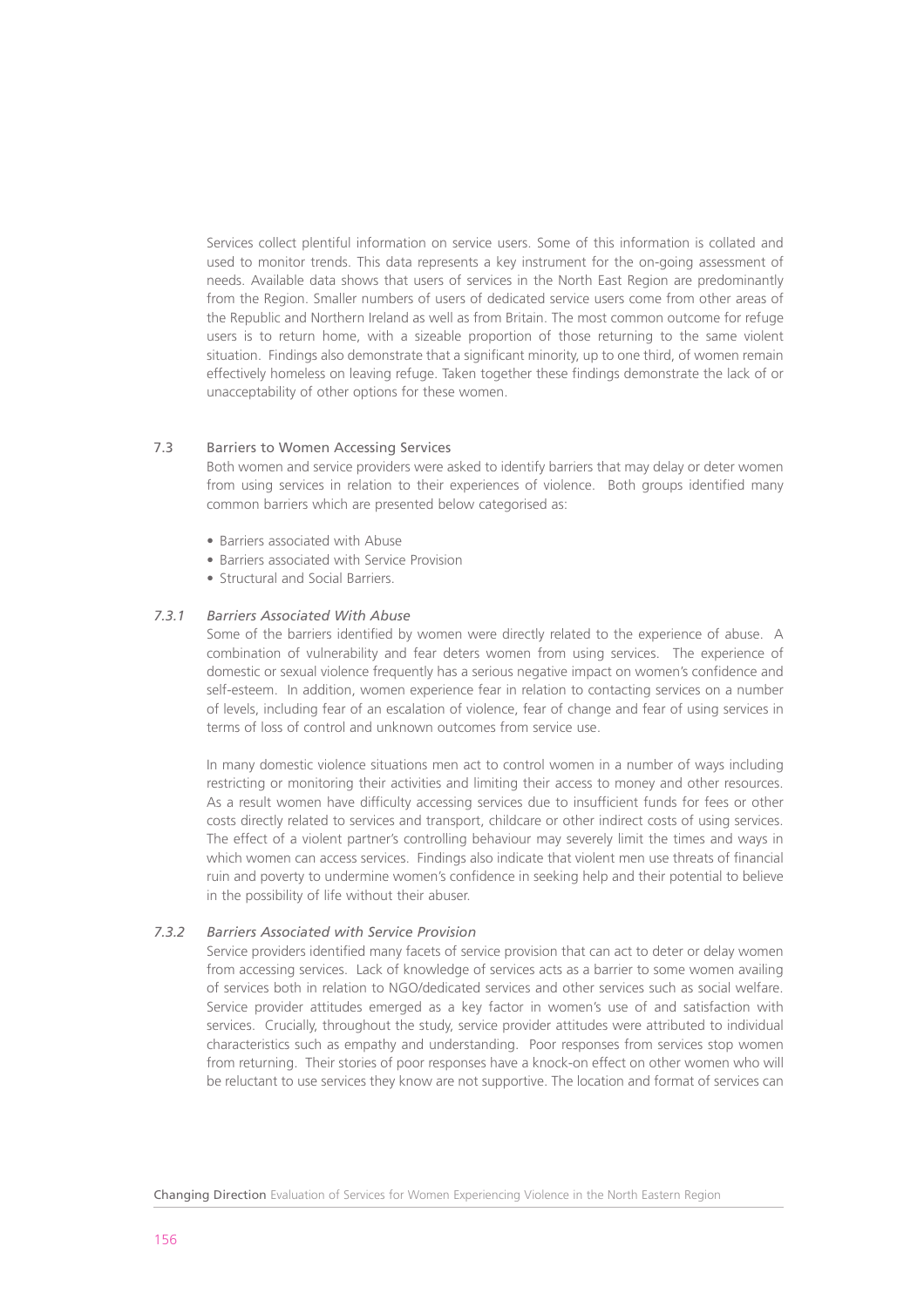Services collect plentiful information on service users. Some of this information is collated and used to monitor trends. This data represents a key instrument for the on-going assessment of needs. Available data shows that users of services in the North East Region are predominantly from the Region. Smaller numbers of users of dedicated service users come from other areas of the Republic and Northern Ireland as well as from Britain. The most common outcome for refuge users is to return home, with a sizeable proportion of those returning to the same violent situation. Findings also demonstrate that a significant minority, up to one third, of women remain effectively homeless on leaving refuge. Taken together these findings demonstrate the lack of or unacceptability of other options for these women.

## 7.3 Barriers to Women Accessing Services

Both women and service providers were asked to identify barriers that may delay or deter women from using services in relation to their experiences of violence. Both groups identified many common barriers which are presented below categorised as:

- Barriers associated with Abuse
- Barriers associated with Service Provision
- Structural and Social Barriers.

### *7.3.1 Barriers Associated With Abuse*

Some of the barriers identified by women were directly related to the experience of abuse. A combination of vulnerability and fear deters women from using services. The experience of domestic or sexual violence frequently has a serious negative impact on women's confidence and self-esteem. In addition, women experience fear in relation to contacting services on a number of levels, including fear of an escalation of violence, fear of change and fear of using services in terms of loss of control and unknown outcomes from service use.

In many domestic violence situations men act to control women in a number of ways including restricting or monitoring their activities and limiting their access to money and other resources. As a result women have difficulty accessing services due to insufficient funds for fees or other costs directly related to services and transport, childcare or other indirect costs of using services. The effect of a violent partner's controlling behaviour may severely limit the times and ways in which women can access services. Findings also indicate that violent men use threats of financial ruin and poverty to undermine women's confidence in seeking help and their potential to believe in the possibility of life without their abuser.

### *7.3.2 Barriers Associated with Service Provision*

Service providers identified many facets of service provision that can act to deter or delay women from accessing services. Lack of knowledge of services acts as a barrier to some women availing of services both in relation to NGO/dedicated services and other services such as social welfare. Service provider attitudes emerged as a key factor in women's use of and satisfaction with services. Crucially, throughout the study, service provider attitudes were attributed to individual characteristics such as empathy and understanding. Poor responses from services stop women from returning. Their stories of poor responses have a knock-on effect on other women who will be reluctant to use services they know are not supportive. The location and format of services can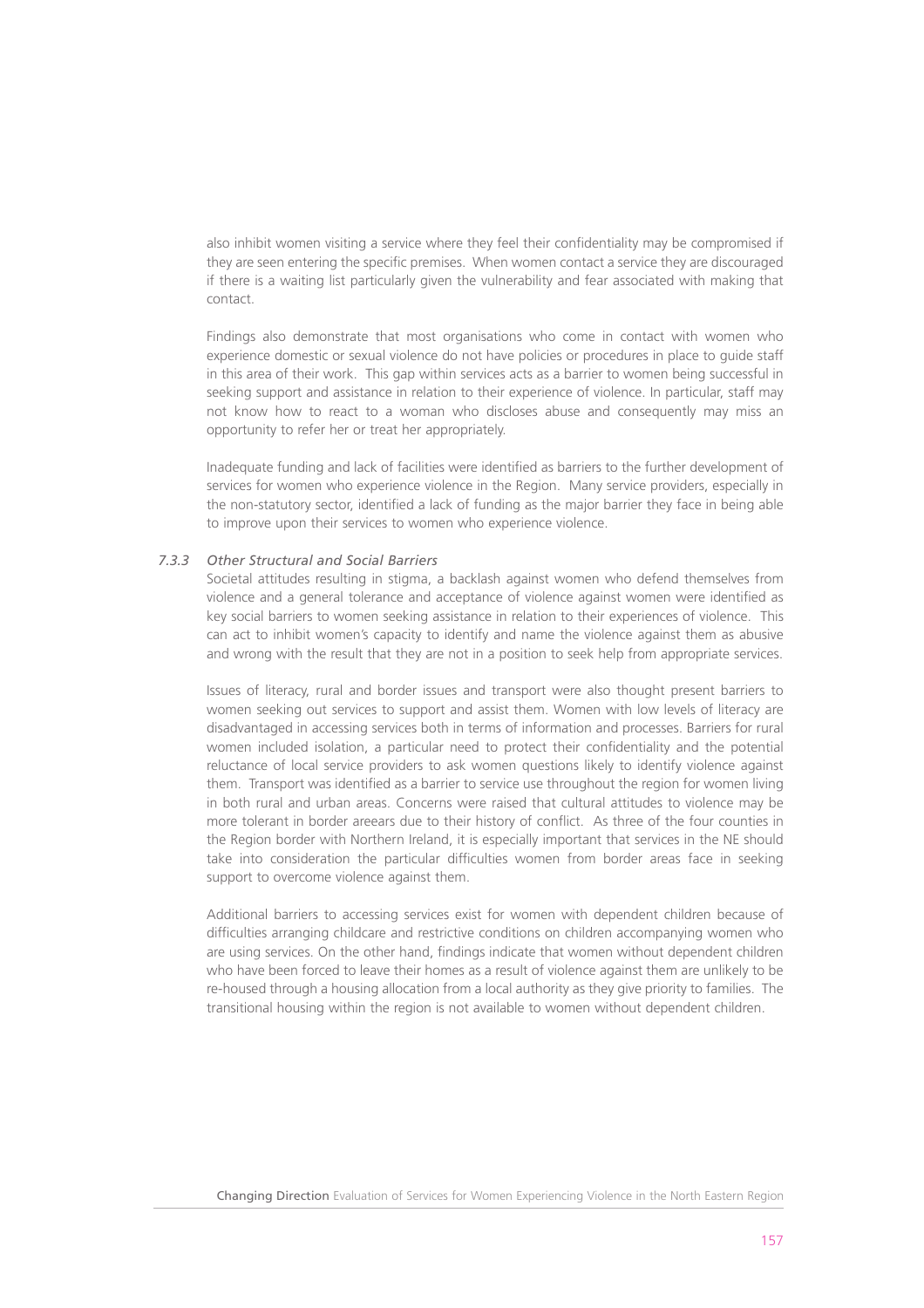also inhibit women visiting a service where they feel their confidentiality may be compromised if they are seen entering the specific premises. When women contact a service they are discouraged if there is a waiting list particularly given the vulnerability and fear associated with making that contact.

Findings also demonstrate that most organisations who come in contact with women who experience domestic or sexual violence do not have policies or procedures in place to guide staff in this area of their work. This gap within services acts as a barrier to women being successful in seeking support and assistance in relation to their experience of violence. In particular, staff may not know how to react to a woman who discloses abuse and consequently may miss an opportunity to refer her or treat her appropriately.

Inadequate funding and lack of facilities were identified as barriers to the further development of services for women who experience violence in the Region. Many service providers, especially in the non-statutory sector, identified a lack of funding as the major barrier they face in being able to improve upon their services to women who experience violence.

### *7.3.3 Other Structural and Social Barriers*

Societal attitudes resulting in stigma, a backlash against women who defend themselves from violence and a general tolerance and acceptance of violence against women were identified as key social barriers to women seeking assistance in relation to their experiences of violence. This can act to inhibit women's capacity to identify and name the violence against them as abusive and wrong with the result that they are not in a position to seek help from appropriate services.

Issues of literacy, rural and border issues and transport were also thought present barriers to women seeking out services to support and assist them. Women with low levels of literacy are disadvantaged in accessing services both in terms of information and processes. Barriers for rural women included isolation, a particular need to protect their confidentiality and the potential reluctance of local service providers to ask women questions likely to identify violence against them. Transport was identified as a barrier to service use throughout the region for women living in both rural and urban areas. Concerns were raised that cultural attitudes to violence may be more tolerant in border areears due to their history of conflict. As three of the four counties in the Region border with Northern Ireland, it is especially important that services in the NE should take into consideration the particular difficulties women from border areas face in seeking support to overcome violence against them.

Additional barriers to accessing services exist for women with dependent children because of difficulties arranging childcare and restrictive conditions on children accompanying women who are using services. On the other hand, findings indicate that women without dependent children who have been forced to leave their homes as a result of violence against them are unlikely to be re-housed through a housing allocation from a local authority as they give priority to families. The transitional housing within the region is not available to women without dependent children.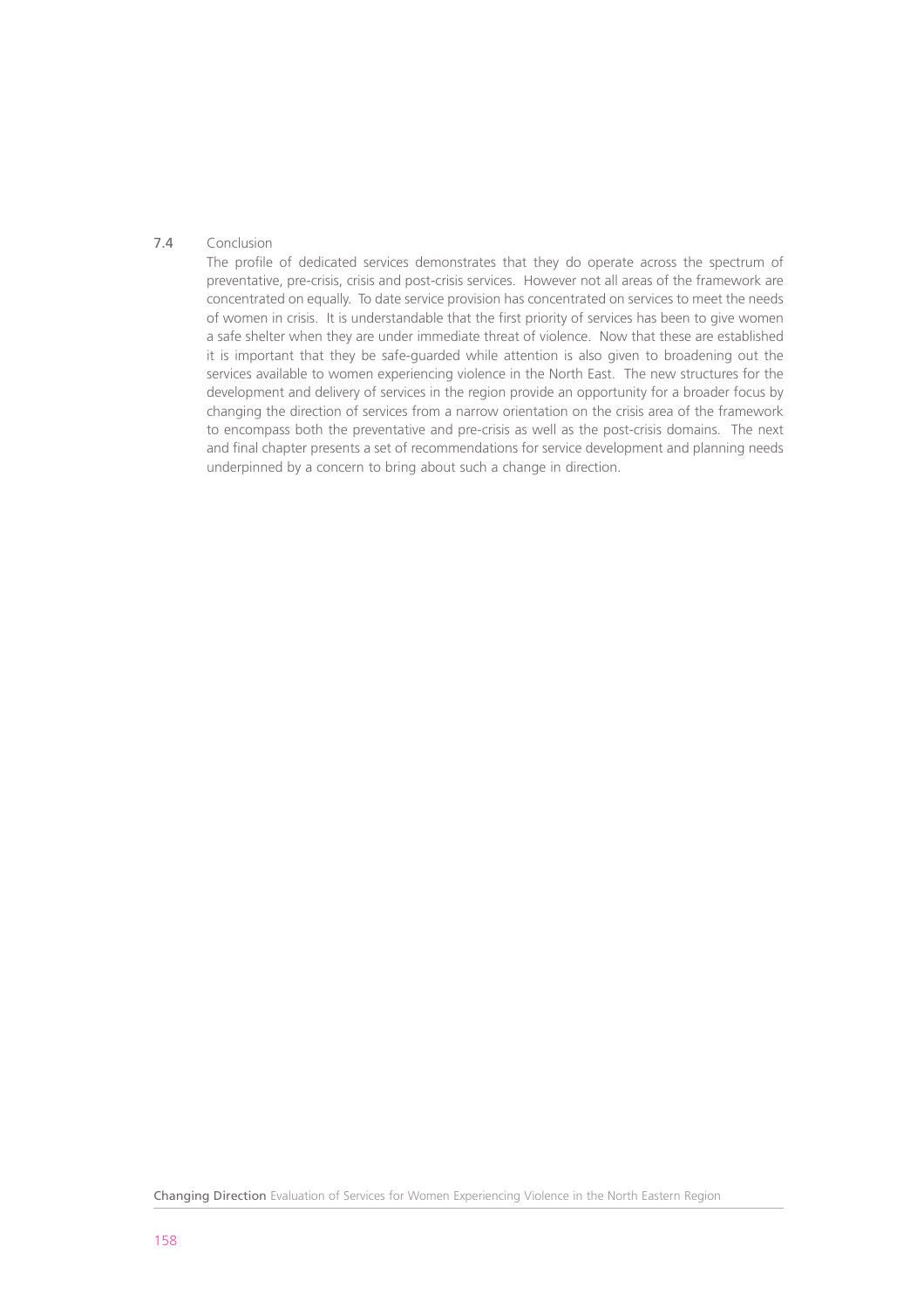### 7.4 Conclusion

The profile of dedicated services demonstrates that they do operate across the spectrum of preventative, pre-crisis, crisis and post-crisis services. However not all areas of the framework are concentrated on equally. To date service provision has concentrated on services to meet the needs of women in crisis. It is understandable that the first priority of services has been to give women a safe shelter when they are under immediate threat of violence. Now that these are established it is important that they be safe-guarded while attention is also given to broadening out the services available to women experiencing violence in the North East. The new structures for the development and delivery of services in the region provide an opportunity for a broader focus by changing the direction of services from a narrow orientation on the crisis area of the framework to encompass both the preventative and pre-crisis as well as the post-crisis domains. The next and final chapter presents a set of recommendations for service development and planning needs underpinned by a concern to bring about such a change in direction.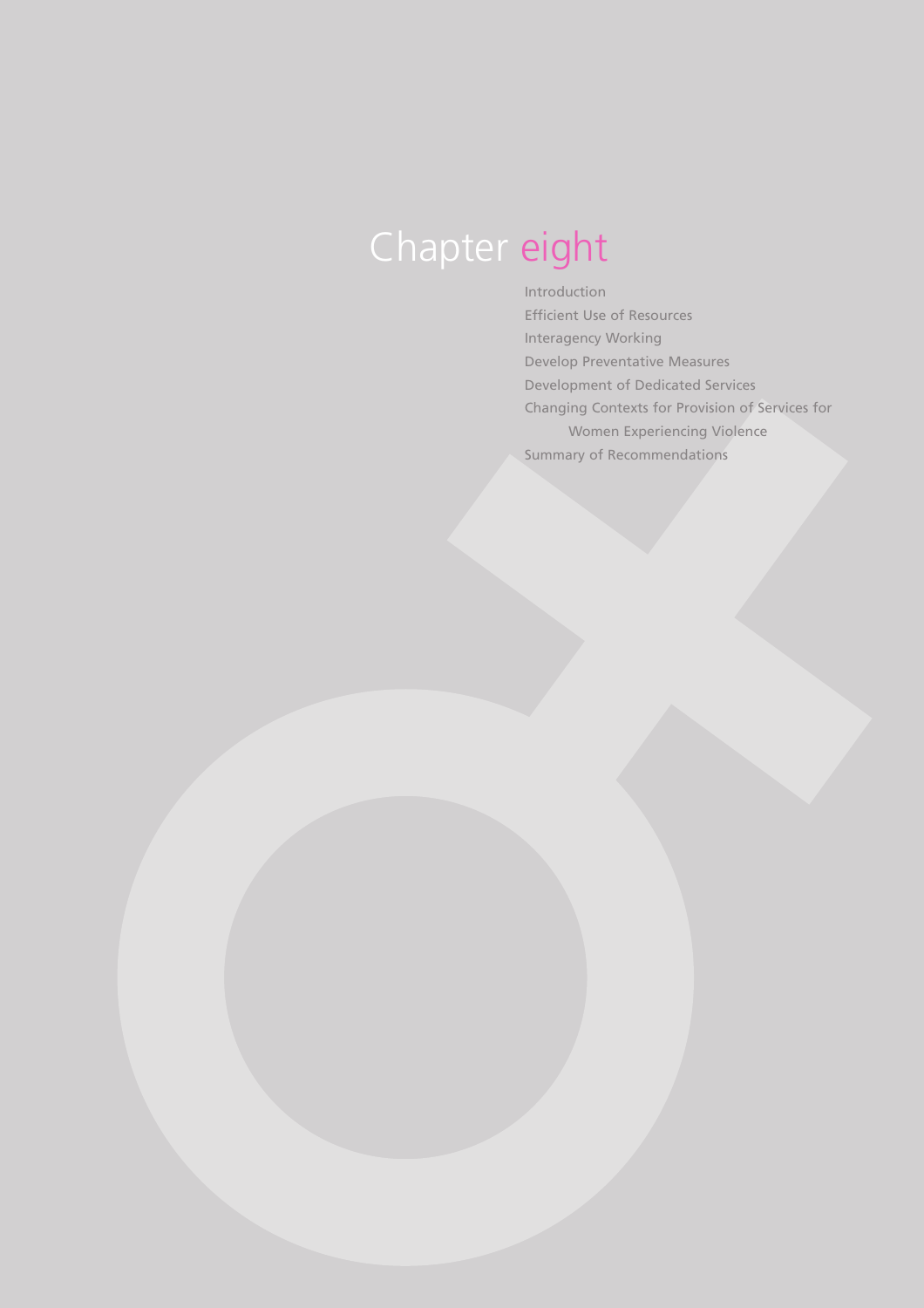# Chapter eight

- Introduction
- Efficient Use of Resources
- Interagency Working
- Develop Preventative Measures
- Development of Dedicated Services
- Changing Contexts for Provision of Services for Women Experiencing Violence
- Summary of Recommendations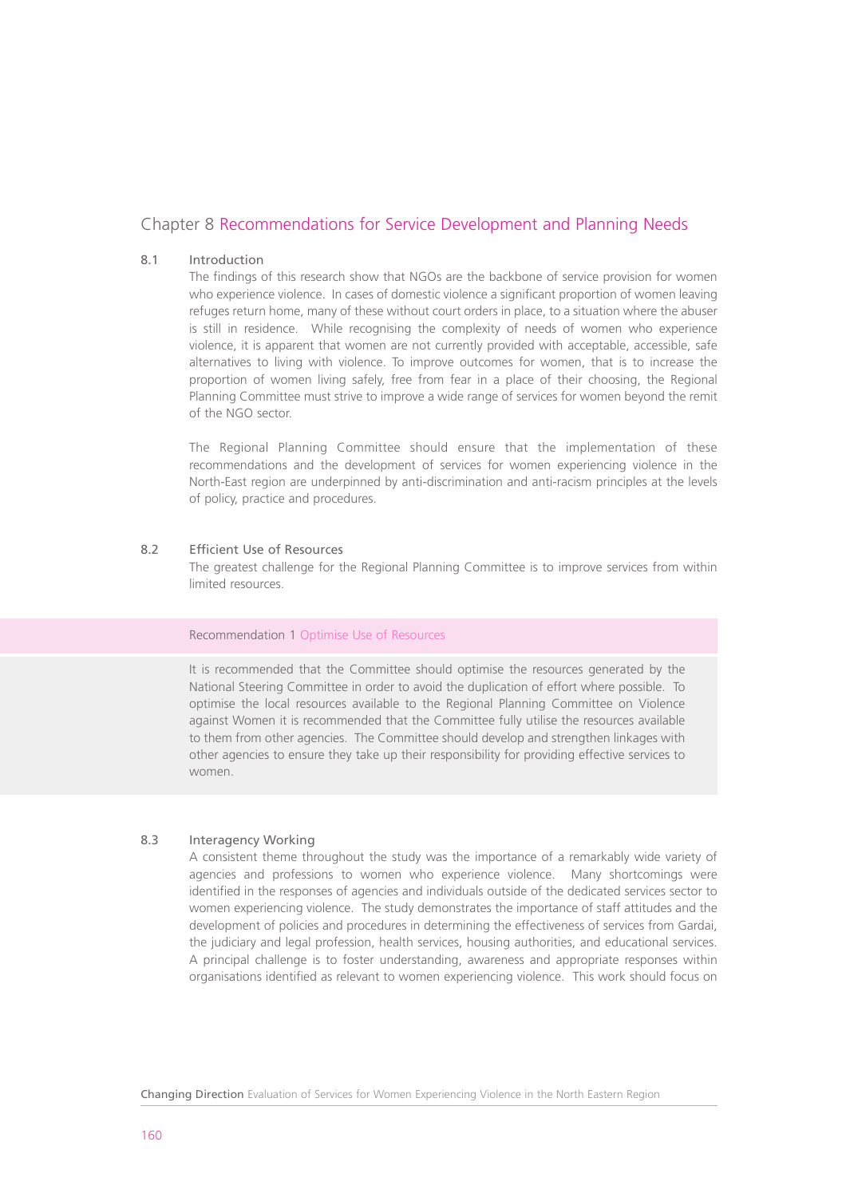# Chapter 8 Recommendations for Service Development and Planning Needs

## 8.1 Introduction

The findings of this research show that NGOs are the backbone of service provision for women who experience violence. In cases of domestic violence a significant proportion of women leaving refuges return home, many of these without court orders in place, to a situation where the abuser is still in residence. While recognising the complexity of needs of women who experience violence, it is apparent that women are not currently provided with acceptable, accessible, safe alternatives to living with violence. To improve outcomes for women, that is to increase the proportion of women living safely, free from fear in a place of their choosing, the Regional Planning Committee must strive to improve a wide range of services for women beyond the remit of the NGO sector.

The Regional Planning Committee should ensure that the implementation of these recommendations and the development of services for women experiencing violence in the North-East region are underpinned by anti-discrimination and anti-racism principles at the levels of policy, practice and procedures.

## 8.2 Efficient Use of Resources

The greatest challenge for the Regional Planning Committee is to improve services from within limited resources.

### Recommendation 1 Optimise Use of Resources

It is recommended that the Committee should optimise the resources generated by the National Steering Committee in order to avoid the duplication of effort where possible. To optimise the local resources available to the Regional Planning Committee on Violence against Women it is recommended that the Committee fully utilise the resources available to them from other agencies. The Committee should develop and strengthen linkages with other agencies to ensure they take up their responsibility for providing effective services to women.

## 8.3 Interagency Working

A consistent theme throughout the study was the importance of a remarkably wide variety of agencies and professions to women who experience violence. Many shortcomings were identified in the responses of agencies and individuals outside of the dedicated services sector to women experiencing violence. The study demonstrates the importance of staff attitudes and the development of policies and procedures in determining the effectiveness of services from Gardai, the judiciary and legal profession, health services, housing authorities, and educational services. A principal challenge is to foster understanding, awareness and appropriate responses within organisations identified as relevant to women experiencing violence. This work should focus on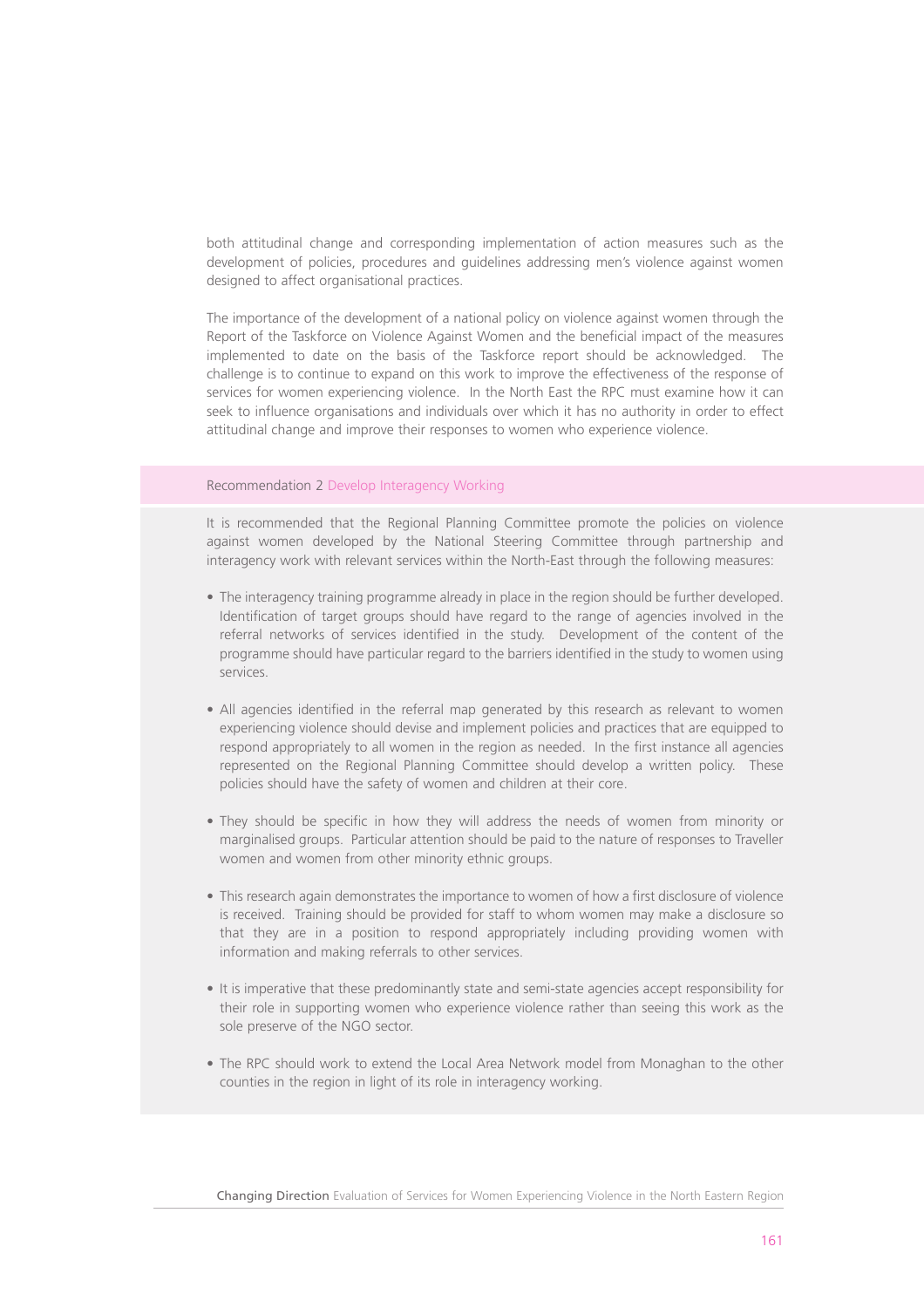both attitudinal change and corresponding implementation of action measures such as the development of policies, procedures and guidelines addressing men's violence against women designed to affect organisational practices.

The importance of the development of a national policy on violence against women through the Report of the Taskforce on Violence Against Women and the beneficial impact of the measures implemented to date on the basis of the Taskforce report should be acknowledged. The challenge is to continue to expand on this work to improve the effectiveness of the response of services for women experiencing violence. In the North East the RPC must examine how it can seek to influence organisations and individuals over which it has no authority in order to effect attitudinal change and improve their responses to women who experience violence.

### Recommendation 2 Develop Interagency Working

It is recommended that the Regional Planning Committee promote the policies on violence against women developed by the National Steering Committee through partnership and interagency work with relevant services within the North-East through the following measures:

- The interagency training programme already in place in the region should be further developed. Identification of target groups should have regard to the range of agencies involved in the referral networks of services identified in the study. Development of the content of the programme should have particular regard to the barriers identified in the study to women using services.
- All agencies identified in the referral map generated by this research as relevant to women experiencing violence should devise and implement policies and practices that are equipped to respond appropriately to all women in the region as needed. In the first instance all agencies represented on the Regional Planning Committee should develop a written policy. These policies should have the safety of women and children at their core.
- They should be specific in how they will address the needs of women from minority or marginalised groups. Particular attention should be paid to the nature of responses to Traveller women and women from other minority ethnic groups.
- This research again demonstrates the importance to women of how a first disclosure of violence is received. Training should be provided for staff to whom women may make a disclosure so that they are in a position to respond appropriately including providing women with information and making referrals to other services.
- It is imperative that these predominantly state and semi-state agencies accept responsibility for their role in supporting women who experience violence rather than seeing this work as the sole preserve of the NGO sector.
- The RPC should work to extend the Local Area Network model from Monaghan to the other counties in the region in light of its role in interagency working.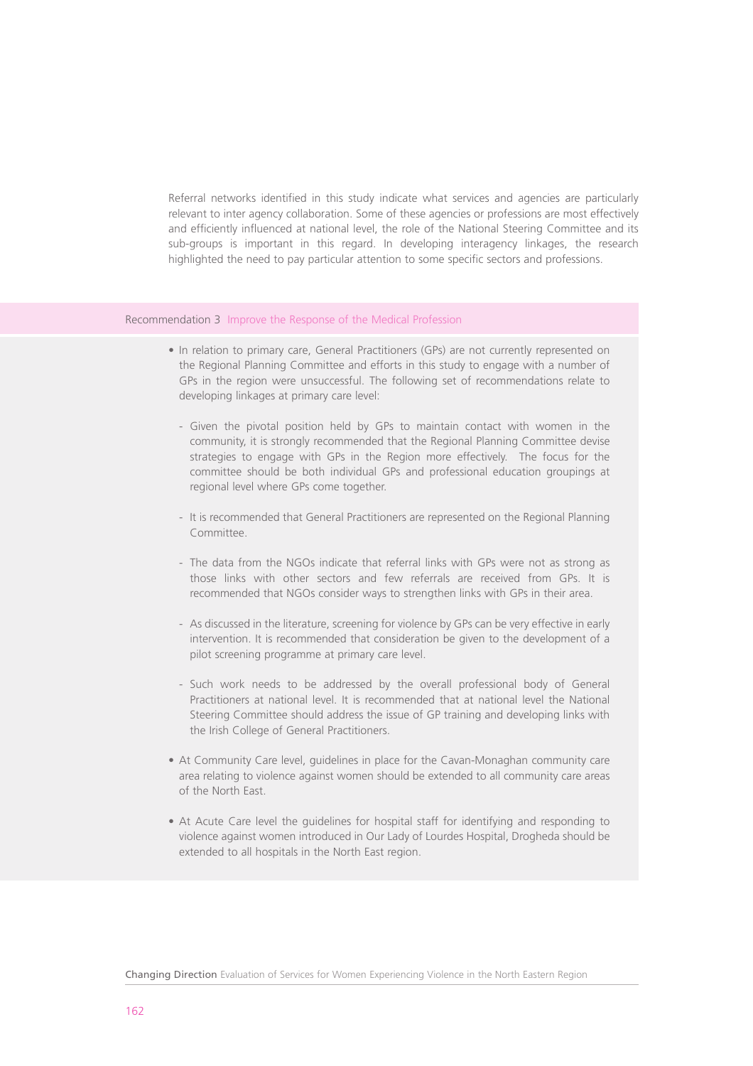Referral networks identified in this study indicate what services and agencies are particularly relevant to inter agency collaboration. Some of these agencies or professions are most effectively and efficiently influenced at national level, the role of the National Steering Committee and its sub-groups is important in this regard. In developing interagency linkages, the research highlighted the need to pay particular attention to some specific sectors and professions.

### Recommendation 3 Improve the Response of the Medical Profession

- In relation to primary care, General Practitioners (GPs) are not currently represented on the Regional Planning Committee and efforts in this study to engage with a number of GPs in the region were unsuccessful. The following set of recommendations relate to developing linkages at primary care level:
  - Given the pivotal position held by GPs to maintain contact with women in the community, it is strongly recommended that the Regional Planning Committee devise strategies to engage with GPs in the Region more effectively. The focus for the committee should be both individual GPs and professional education groupings at regional level where GPs come together.
  - It is recommended that General Practitioners are represented on the Regional Planning Committee.
  - The data from the NGOs indicate that referral links with GPs were not as strong as those links with other sectors and few referrals are received from GPs. It is recommended that NGOs consider ways to strengthen links with GPs in their area.
  - As discussed in the literature, screening for violence by GPs can be very effective in early intervention. It is recommended that consideration be given to the development of a pilot screening programme at primary care level.
  - Such work needs to be addressed by the overall professional body of General Practitioners at national level. It is recommended that at national level the National Steering Committee should address the issue of GP training and developing links with the Irish College of General Practitioners.
- At Community Care level, guidelines in place for the Cavan-Monaghan community care area relating to violence against women should be extended to all community care areas of the North East.
- At Acute Care level the guidelines for hospital staff for identifying and responding to violence against women introduced in Our Lady of Lourdes Hospital, Drogheda should be extended to all hospitals in the North East region.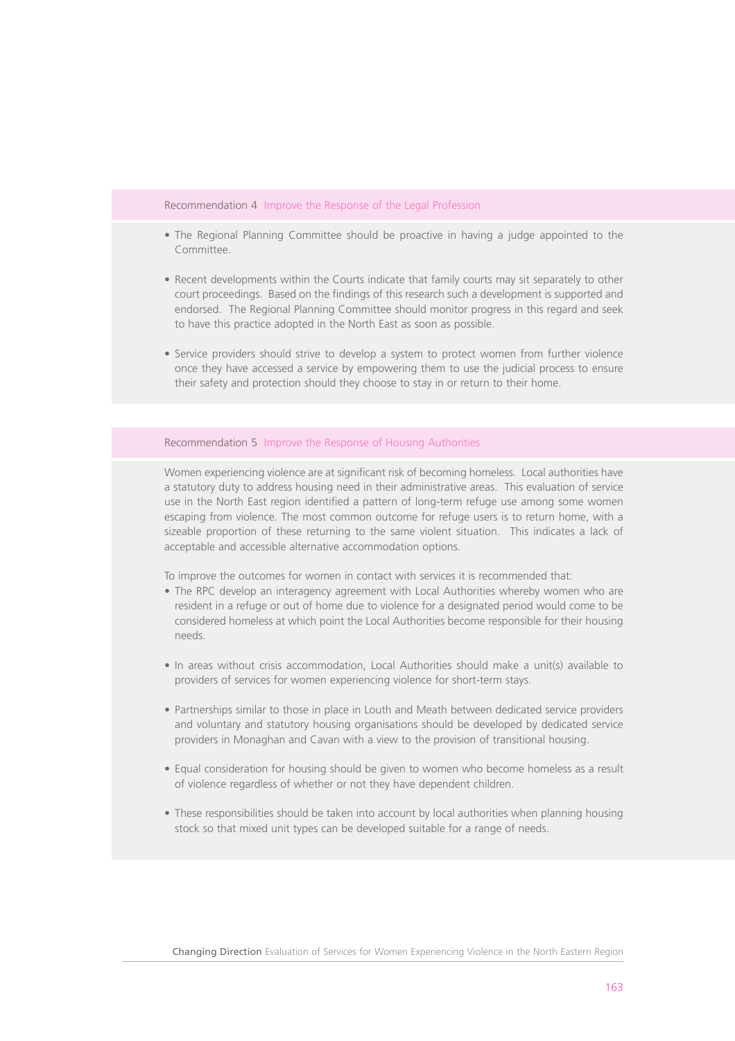## Recommendation 4 Improve the Response of the Legal Profession

- The Regional Planning Committee should be proactive in having a judge appointed to the Committee.

- Recent developments within the Courts indicate that family courts may sit separately to other court proceedings. Based on the findings of this research such a development is supported and endorsed. The Regional Planning Committee should monitor progress in this regard and seek to have this practice adopted in the North East as soon as possible.

- Service providers should strive to develop a system to protect women from further violence once they have accessed a service by empowering them to use the judicial process to ensure their safety and protection should they choose to stay in or return to their home.

## Recommendation 5 Improve the Response of Housing Authorities

Women experiencing violence are at significant risk of becoming homeless. Local authorities have a statutory duty to address housing need in their administrative areas. This evaluation of service use in the North East region identified a pattern of long-term refuge use among some women escaping from violence. The most common outcome for refuge users is to return home, with a sizeable proportion of these returning to the same violent situation. This indicates a lack of acceptable and accessible alternative accommodation options.

To improve the outcomes for women in contact with services it is recommended that:

- The RPC develop an interagency agreement with Local Authorities whereby women who are resident in a refuge or out of home due to violence for a designated period would come to be considered homeless at which point the Local Authorities become responsible for their housing needs.

- In areas without crisis accommodation, Local Authorities should make a unit(s) available to providers of services for women experiencing violence for short-term stays.

- Partnerships similar to those in place in Louth and Meath between dedicated service providers and voluntary and statutory housing organisations should be developed by dedicated service providers in Monaghan and Cavan with a view to the provision of transitional housing.

- Equal consideration for housing should be given to women who become homeless as a result of violence regardless of whether or not they have dependent children.

- These responsibilities should be taken into account by local authorities when planning housing stock so that mixed unit types can be developed suitable for a range of needs.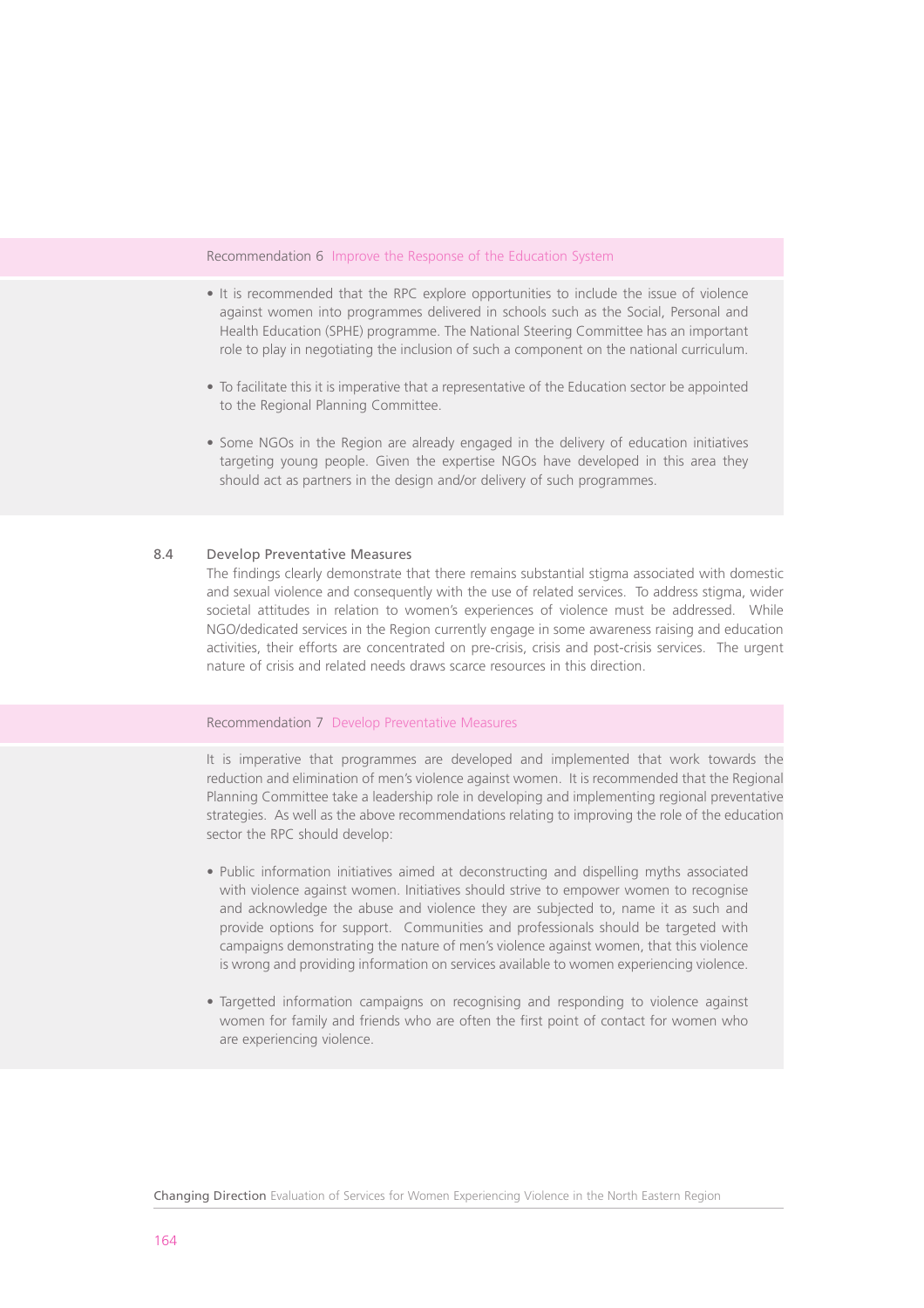**Recommendation 6** Improve the Response of the Education System

- It is recommended that the RPC explore opportunities to include the issue of violence against women into programmes delivered in schools such as the Social, Personal and Health Education (SPHE) programme. The National Steering Committee has an important role to play in negotiating the inclusion of such a component on the national curriculum.
- To facilitate this it is imperative that a representative of the Education sector be appointed to the Regional Planning Committee.
- Some NGOs in the Region are already engaged in the delivery of education initiatives targeting young people. Given the expertise NGOs have developed in this area they should act as partners in the design and/or delivery of such programmes.

## 8.4 Develop Preventative Measures

The findings clearly demonstrate that there remains substantial stigma associated with domestic and sexual violence and consequently with the use of related services. To address stigma, wider societal attitudes in relation to women's experiences of violence must be addressed. While NGO/dedicated services in the Region currently engage in some awareness raising and education activities, their efforts are concentrated on pre-crisis, crisis and post-crisis services. The urgent nature of crisis and related needs draws scarce resources in this direction.

**Recommendation 7** Develop Preventative Measures

It is imperative that programmes are developed and implemented that work towards the reduction and elimination of men's violence against women. It is recommended that the Regional Planning Committee take a leadership role in developing and implementing regional preventative strategies. As well as the above recommendations relating to improving the role of the education sector the RPC should develop:

- Public information initiatives aimed at deconstructing and dispelling myths associated with violence against women. Initiatives should strive to empower women to recognise and acknowledge the abuse and violence they are subjected to, name it as such and provide options for support. Communities and professionals should be targeted with campaigns demonstrating the nature of men's violence against women, that this violence is wrong and providing information on services available to women experiencing violence.
- Targetted information campaigns on recognising and responding to violence against women for family and friends who are often the first point of contact for women who are experiencing violence.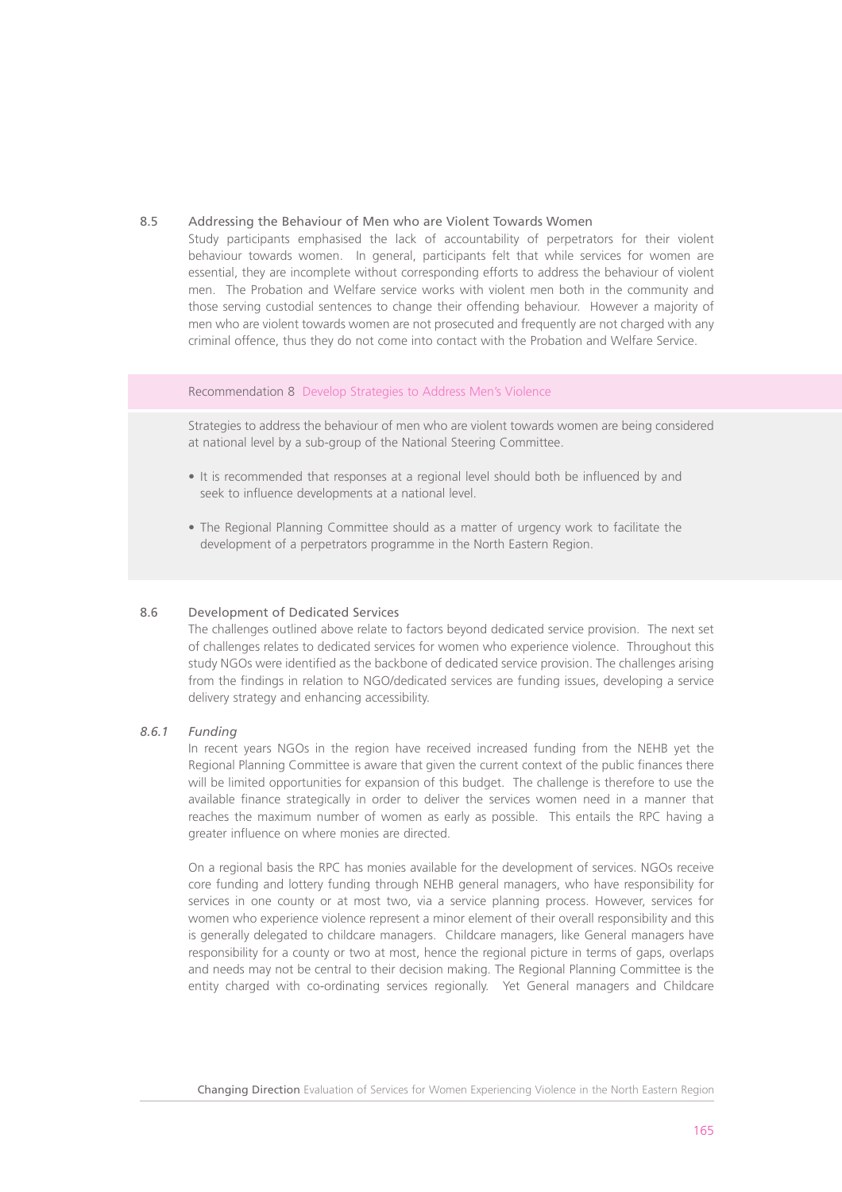## 8.5 Addressing the Behaviour of Men who are Violent Towards Women

Study participants emphasised the lack of accountability of perpetrators for their violent behaviour towards women. In general, participants felt that while services for women are essential, they are incomplete without corresponding efforts to address the behaviour of violent men. The Probation and Welfare service works with violent men both in the community and those serving custodial sentences to change their offending behaviour. However a majority of men who are violent towards women are not prosecuted and frequently are not charged with any criminal offence, thus they do not come into contact with the Probation and Welfare Service.

**Recommendation 8 Develop Strategies to Address Men's Violence**

Strategies to address the behaviour of men who are violent towards women are being considered at national level by a sub-group of the National Steering Committee.

- It is recommended that responses at a regional level should both be influenced by and seek to influence developments at a national level.
- The Regional Planning Committee should as a matter of urgency work to facilitate the development of a perpetrators programme in the North Eastern Region.

## 8.6 Development of Dedicated Services

The challenges outlined above relate to factors beyond dedicated service provision. The next set of challenges relates to dedicated services for women who experience violence. Throughout this study NGOs were identified as the backbone of dedicated service provision. The challenges arising from the findings in relation to NGO/dedicated services are funding issues, developing a service delivery strategy and enhancing accessibility.

### *8.6.1 Funding*

In recent years NGOs in the region have received increased funding from the NEHB yet the Regional Planning Committee is aware that given the current context of the public finances there will be limited opportunities for expansion of this budget. The challenge is therefore to use the available finance strategically in order to deliver the services women need in a manner that reaches the maximum number of women as early as possible. This entails the RPC having a greater influence on where monies are directed.

On a regional basis the RPC has monies available for the development of services. NGOs receive core funding and lottery funding through NEHB general managers, who have responsibility for services in one county or at most two, via a service planning process. However, services for women who experience violence represent a minor element of their overall responsibility and this is generally delegated to childcare managers. Childcare managers, like General managers have responsibility for a county or two at most, hence the regional picture in terms of gaps, overlaps and needs may not be central to their decision making. The Regional Planning Committee is the entity charged with co-ordinating services regionally. Yet General managers and Childcare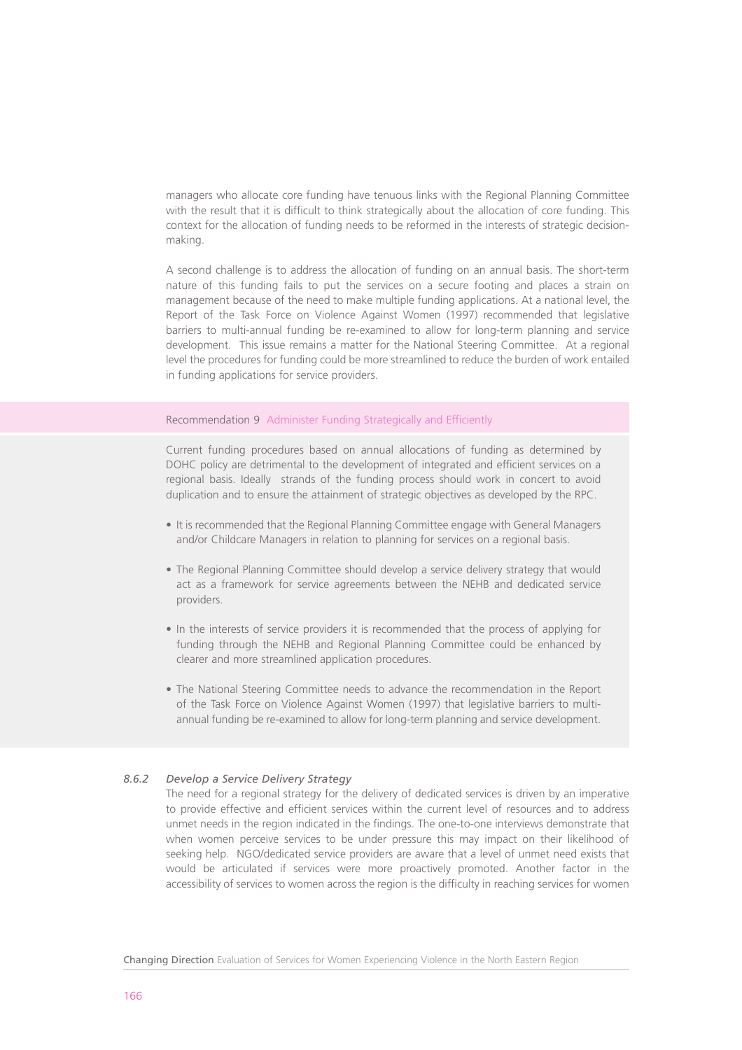managers who allocate core funding have tenuous links with the Regional Planning Committee with the result that it is difficult to think strategically about the allocation of core funding. This context for the allocation of funding needs to be reformed in the interests of strategic decision-making.

A second challenge is to address the allocation of funding on an annual basis. The short-term nature of this funding fails to put the services on a secure footing and places a strain on management because of the need to make multiple funding applications. At a national level, the Report of the Task Force on Violence Against Women (1997) recommended that legislative barriers to multi-annual funding be re-examined to allow for long-term planning and service development. This issue remains a matter for the National Steering Committee. At a regional level the procedures for funding could be more streamlined to reduce the burden of work entailed in funding applications for service providers.

**Recommendation 9** Administer Funding Strategically and Efficiently

Current funding procedures based on annual allocations of funding as determined by DOHC policy are detrimental to the development of integrated and efficient services on a regional basis. Ideally strands of the funding process should work in concert to avoid duplication and to ensure the attainment of strategic objectives as developed by the RPC.

- It is recommended that the Regional Planning Committee engage with General Managers and/or Childcare Managers in relation to planning for services on a regional basis.
- The Regional Planning Committee should develop a service delivery strategy that would act as a framework for service agreements between the NEHB and dedicated service providers.
- In the interests of service providers it is recommended that the process of applying for funding through the NEHB and Regional Planning Committee could be enhanced by clearer and more streamlined application procedures.
- The National Steering Committee needs to advance the recommendation in the Report of the Task Force on Violence Against Women (1997) that legislative barriers to multi-annual funding be re-examined to allow for long-term planning and service development.

### *8.6.2 Develop a Service Delivery Strategy*

The need for a regional strategy for the delivery of dedicated services is driven by an imperative to provide effective and efficient services within the current level of resources and to address unmet needs in the region indicated in the findings. The one-to-one interviews demonstrate that when women perceive services to be under pressure this may impact on their likelihood of seeking help. NGO/dedicated service providers are aware that a level of unmet need exists that would be articulated if services were more proactively promoted. Another factor in the accessibility of services to women across the region is the difficulty in reaching services for women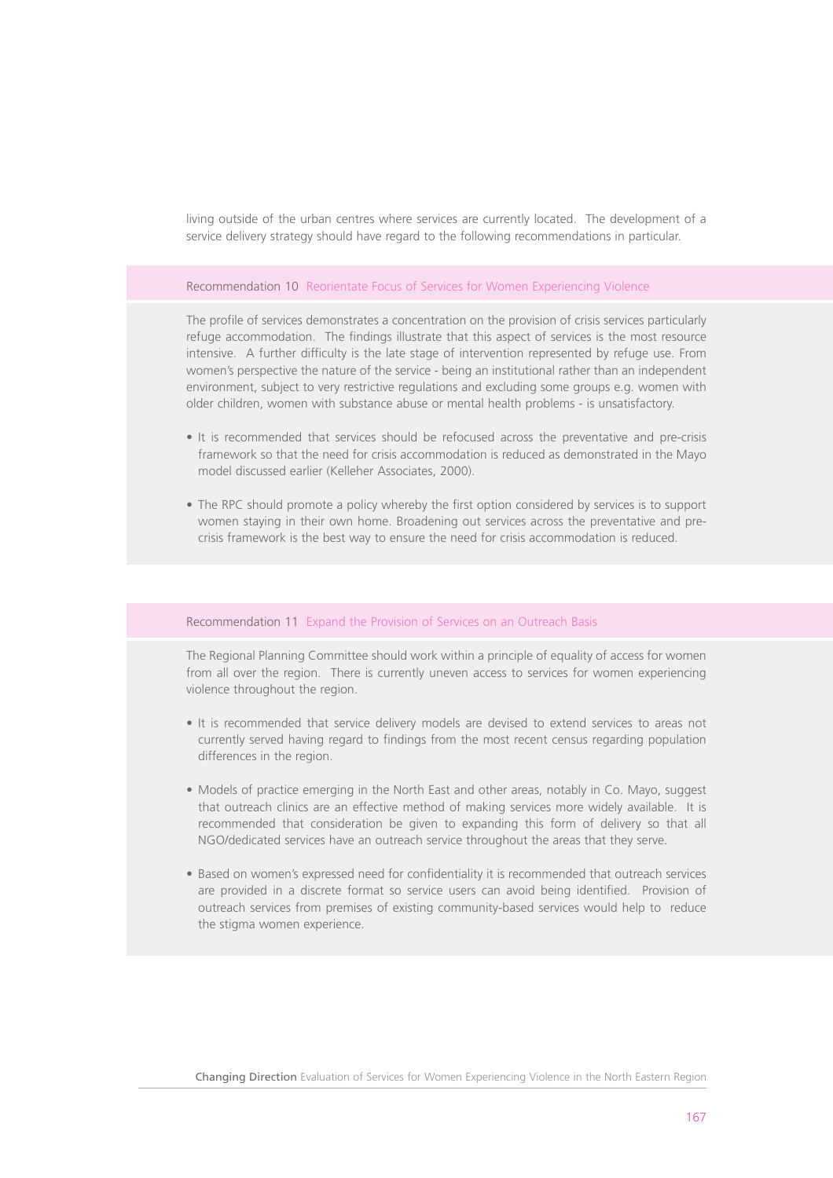living outside of the urban centres where services are currently located. The development of a service delivery strategy should have regard to the following recommendations in particular.

### Recommendation 10 Reorientate Focus of Services for Women Experiencing Violence

The profile of services demonstrates a concentration on the provision of crisis services particularly refuge accommodation. The findings illustrate that this aspect of services is the most resource intensive. A further difficulty is the late stage of intervention represented by refuge use. From women's perspective the nature of the service - being an institutional rather than an independent environment, subject to very restrictive regulations and excluding some groups e.g. women with older children, women with substance abuse or mental health problems - is unsatisfactory.

- It is recommended that services should be refocused across the preventative and pre-crisis framework so that the need for crisis accommodation is reduced as demonstrated in the Mayo model discussed earlier (Kelleher Associates, 2000).
- The RPC should promote a policy whereby the first option considered by services is to support women staying in their own home. Broadening out services across the preventative and pre-crisis framework is the best way to ensure the need for crisis accommodation is reduced.

### Recommendation 11 Expand the Provision of Services on an Outreach Basis

The Regional Planning Committee should work within a principle of equality of access for women from all over the region. There is currently uneven access to services for women experiencing violence throughout the region.

- It is recommended that service delivery models are devised to extend services to areas not currently served having regard to findings from the most recent census regarding population differences in the region.
- Models of practice emerging in the North East and other areas, notably in Co. Mayo, suggest that outreach clinics are an effective method of making services more widely available. It is recommended that consideration be given to expanding this form of delivery so that all NGO/dedicated services have an outreach service throughout the areas that they serve.
- Based on women's expressed need for confidentiality it is recommended that outreach services are provided in a discrete format so service users can avoid being identified. Provision of outreach services from premises of existing community-based services would help to reduce the stigma women experience.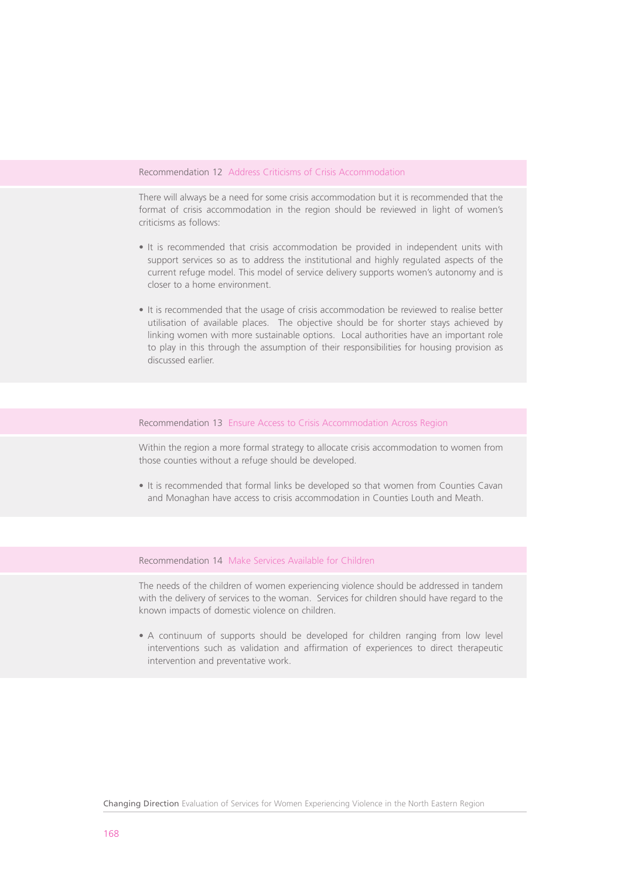### Recommendation 12 Address Criticisms of Crisis Accommodation

There will always be a need for some crisis accommodation but it is recommended that the format of crisis accommodation in the region should be reviewed in light of women's criticisms as follows:

- It is recommended that crisis accommodation be provided in independent units with support services so as to address the institutional and highly regulated aspects of the current refuge model. This model of service delivery supports women's autonomy and is closer to a home environment.

- It is recommended that the usage of crisis accommodation be reviewed to realise better utilisation of available places. The objective should be for shorter stays achieved by linking women with more sustainable options. Local authorities have an important role to play in this through the assumption of their responsibilities for housing provision as discussed earlier.

### Recommendation 13 Ensure Access to Crisis Accommodation Across Region

Within the region a more formal strategy to allocate crisis accommodation to women from those counties without a refuge should be developed.

- It is recommended that formal links be developed so that women from Counties Cavan and Monaghan have access to crisis accommodation in Counties Louth and Meath.

### Recommendation 14 Make Services Available for Children

The needs of the children of women experiencing violence should be addressed in tandem with the delivery of services to the woman. Services for children should have regard to the known impacts of domestic violence on children.

- A continuum of supports should be developed for children ranging from low level interventions such as validation and affirmation of experiences to direct therapeutic intervention and preventative work.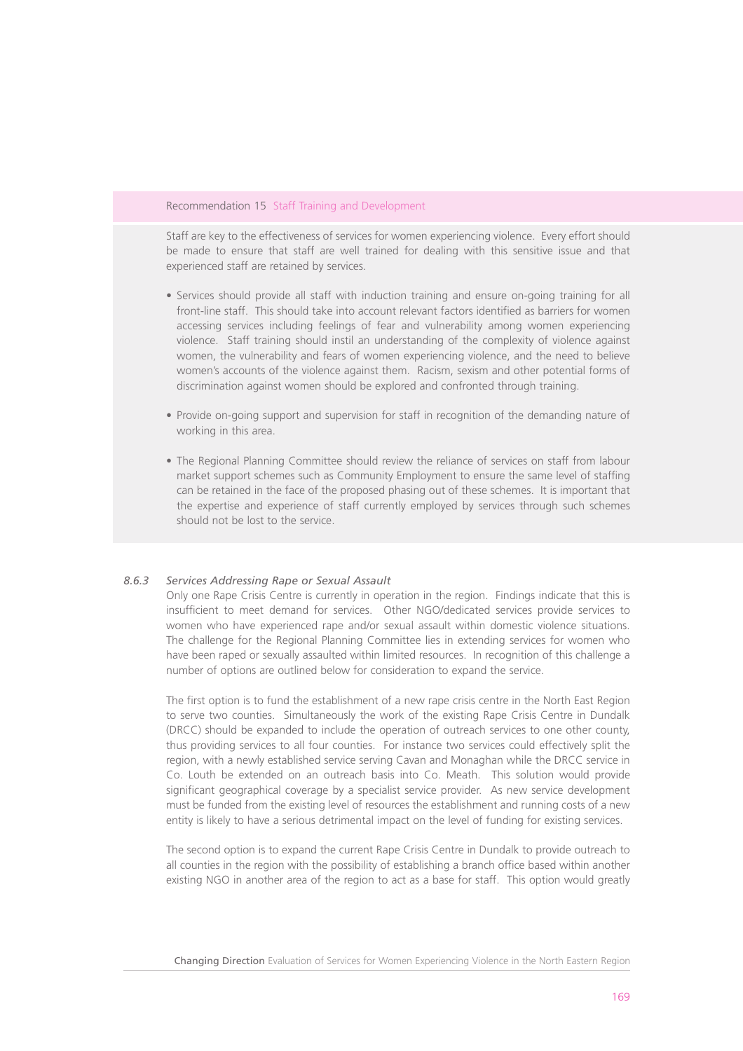**Recommendation 15** Staff Training and Development

Staff are key to the effectiveness of services for women experiencing violence. Every effort should be made to ensure that staff are well trained for dealing with this sensitive issue and that experienced staff are retained by services.

- Services should provide all staff with induction training and ensure on-going training for all front-line staff. This should take into account relevant factors identified as barriers for women accessing services including feelings of fear and vulnerability among women experiencing violence. Staff training should instil an understanding of the complexity of violence against women, the vulnerability and fears of women experiencing violence, and the need to believe women's accounts of the violence against them. Racism, sexism and other potential forms of discrimination against women should be explored and confronted through training.

- Provide on-going support and supervision for staff in recognition of the demanding nature of working in this area.

- The Regional Planning Committee should review the reliance of services on staff from labour market support schemes such as Community Employment to ensure the same level of staffing can be retained in the face of the proposed phasing out of these schemes. It is important that the expertise and experience of staff currently employed by services through such schemes should not be lost to the service.

### *8.6.3 Services Addressing Rape or Sexual Assault*

Only one Rape Crisis Centre is currently in operation in the region. Findings indicate that this is insufficient to meet demand for services. Other NGO/dedicated services provide services to women who have experienced rape and/or sexual assault within domestic violence situations. The challenge for the Regional Planning Committee lies in extending services for women who have been raped or sexually assaulted within limited resources. In recognition of this challenge a number of options are outlined below for consideration to expand the service.

The first option is to fund the establishment of a new rape crisis centre in the North East Region to serve two counties. Simultaneously the work of the existing Rape Crisis Centre in Dundalk (DRCC) should be expanded to include the operation of outreach services to one other county, thus providing services to all four counties. For instance two services could effectively split the region, with a newly established service serving Cavan and Monaghan while the DRCC service in Co. Louth be extended on an outreach basis into Co. Meath. This solution would provide significant geographical coverage by a specialist service provider. As new service development must be funded from the existing level of resources the establishment and running costs of a new entity is likely to have a serious detrimental impact on the level of funding for existing services.

The second option is to expand the current Rape Crisis Centre in Dundalk to provide outreach to all counties in the region with the possibility of establishing a branch office based within another existing NGO in another area of the region to act as a base for staff. This option would greatly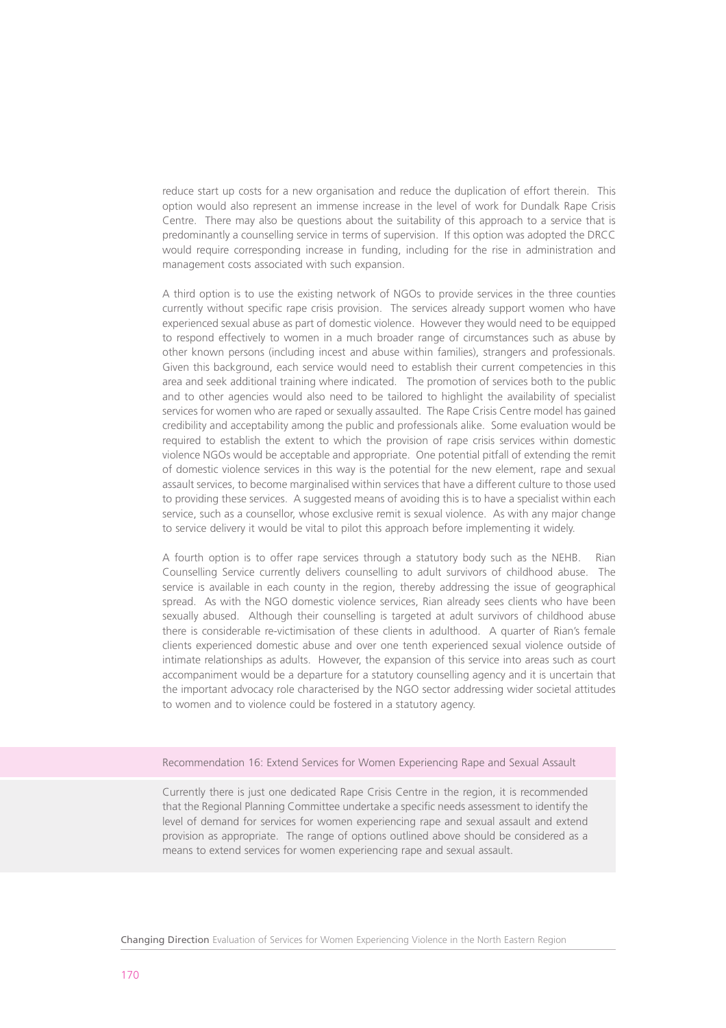reduce start up costs for a new organisation and reduce the duplication of effort therein. This option would also represent an immense increase in the level of work for Dundalk Rape Crisis Centre. There may also be questions about the suitability of this approach to a service that is predominantly a counselling service in terms of supervision. If this option was adopted the DRCC would require corresponding increase in funding, including for the rise in administration and management costs associated with such expansion.

A third option is to use the existing network of NGOs to provide services in the three counties currently without specific rape crisis provision. The services already support women who have experienced sexual abuse as part of domestic violence. However they would need to be equipped to respond effectively to women in a much broader range of circumstances such as abuse by other known persons (including incest and abuse within families), strangers and professionals. Given this background, each service would need to establish their current competencies in this area and seek additional training where indicated. The promotion of services both to the public and to other agencies would also need to be tailored to highlight the availability of specialist services for women who are raped or sexually assaulted. The Rape Crisis Centre model has gained credibility and acceptability among the public and professionals alike. Some evaluation would be required to establish the extent to which the provision of rape crisis services within domestic violence NGOs would be acceptable and appropriate. One potential pitfall of extending the remit of domestic violence services in this way is the potential for the new element, rape and sexual assault services, to become marginalised within services that have a different culture to those used to providing these services. A suggested means of avoiding this is to have a specialist within each service, such as a counsellor, whose exclusive remit is sexual violence. As with any major change to service delivery it would be vital to pilot this approach before implementing it widely.

A fourth option is to offer rape services through a statutory body such as the NEHB. Rian Counselling Service currently delivers counselling to adult survivors of childhood abuse. The service is available in each county in the region, thereby addressing the issue of geographical spread. As with the NGO domestic violence services, Rian already sees clients who have been sexually abused. Although their counselling is targeted at adult survivors of childhood abuse there is considerable re-victimisation of these clients in adulthood. A quarter of Rian's female clients experienced domestic abuse and over one tenth experienced sexual violence outside of intimate relationships as adults. However, the expansion of this service into areas such as court accompaniment would be a departure for a statutory counselling agency and it is uncertain that the important advocacy role characterised by the NGO sector addressing wider societal attitudes to women and to violence could be fostered in a statutory agency.

**Recommendation 16: Extend Services for Women Experiencing Rape and Sexual Assault**

Currently there is just one dedicated Rape Crisis Centre in the region, it is recommended that the Regional Planning Committee undertake a specific needs assessment to identify the level of demand for services for women experiencing rape and sexual assault and extend provision as appropriate. The range of options outlined above should be considered as a means to extend services for women experiencing rape and sexual assault.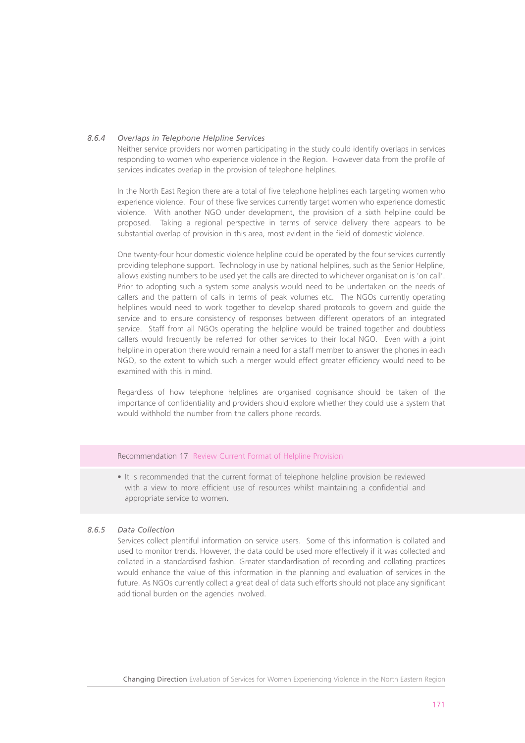#### 8.6.4 *Overlaps in Telephone Helpline Services*

Neither service providers nor women participating in the study could identify overlaps in services responding to women who experience violence in the Region. However data from the profile of services indicates overlap in the provision of telephone helplines.

In the North East Region there are a total of five telephone helplines each targeting women who experience violence. Four of these five services currently target women who experience domestic violence. With another NGO under development, the provision of a sixth helpline could be proposed. Taking a regional perspective in terms of service delivery there appears to be substantial overlap of provision in this area, most evident in the field of domestic violence.

One twenty-four hour domestic violence helpline could be operated by the four services currently providing telephone support. Technology in use by national helplines, such as the Senior Helpline, allows existing numbers to be used yet the calls are directed to whichever organisation is 'on call'. Prior to adopting such a system some analysis would need to be undertaken on the needs of callers and the pattern of calls in terms of peak volumes etc. The NGOs currently operating helplines would need to work together to develop shared protocols to govern and guide the service and to ensure consistency of responses between different operators of an integrated service. Staff from all NGOs operating the helpline would be trained together and doubtless callers would frequently be referred for other services to their local NGO. Even with a joint helpline in operation there would remain a need for a staff member to answer the phones in each NGO, so the extent to which such a merger would effect greater efficiency would need to be examined with this in mind.

Regardless of how telephone helplines are organised cognisance should be taken of the importance of confidentiality and providers should explore whether they could use a system that would withhold the number from the callers phone records.

**Recommendation 17** Review Current Format of Helpline Provision

- It is recommended that the current format of telephone helpline provision be reviewed with a view to more efficient use of resources whilst maintaining a confidential and appropriate service to women.

#### 8.6.5 *Data Collection*

Services collect plentiful information on service users. Some of this information is collated and used to monitor trends. However, the data could be used more effectively if it was collected and collated in a standardised fashion. Greater standardisation of recording and collating practices would enhance the value of this information in the planning and evaluation of services in the future. As NGOs currently collect a great deal of data such efforts should not place any significant additional burden on the agencies involved.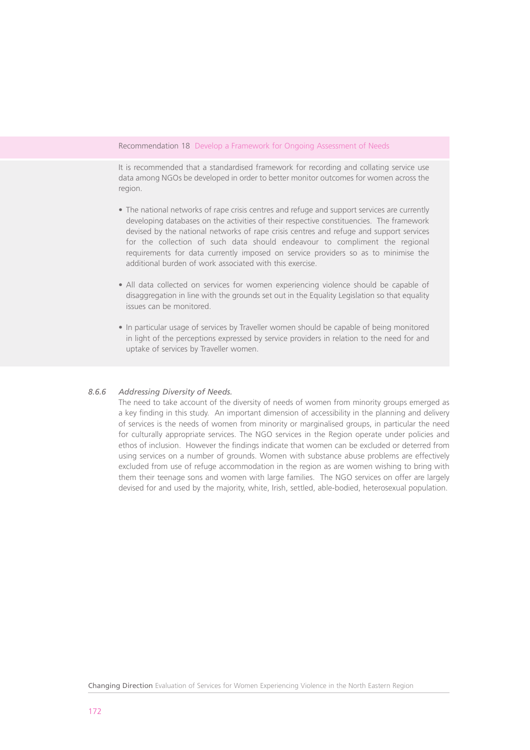**Recommendation 18** Develop a Framework for Ongoing Assessment of Needs

It is recommended that a standardised framework for recording and collating service use data among NGOs be developed in order to better monitor outcomes for women across the region.

- The national networks of rape crisis centres and refuge and support services are currently developing databases on the activities of their respective constituencies. The framework devised by the national networks of rape crisis centres and refuge and support services for the collection of such data should endeavour to compliment the regional requirements for data currently imposed on service providers so as to minimise the additional burden of work associated with this exercise.

- All data collected on services for women experiencing violence should be capable of disaggregation in line with the grounds set out in the Equality Legislation so that equality issues can be monitored.

- In particular usage of services by Traveller women should be capable of being monitored in light of the perceptions expressed by service providers in relation to the need for and uptake of services by Traveller women.

### *8.6.6 Addressing Diversity of Needs.*

The need to take account of the diversity of needs of women from minority groups emerged as a key finding in this study. An important dimension of accessibility in the planning and delivery of services is the needs of women from minority or marginalised groups, in particular the need for culturally appropriate services. The NGO services in the Region operate under policies and ethos of inclusion. However the findings indicate that women can be excluded or deterred from using services on a number of grounds. Women with substance abuse problems are effectively excluded from use of refuge accommodation in the region as are women wishing to bring with them their teenage sons and women with large families. The NGO services on offer are largely devised for and used by the majority, white, Irish, settled, able-bodied, heterosexual population.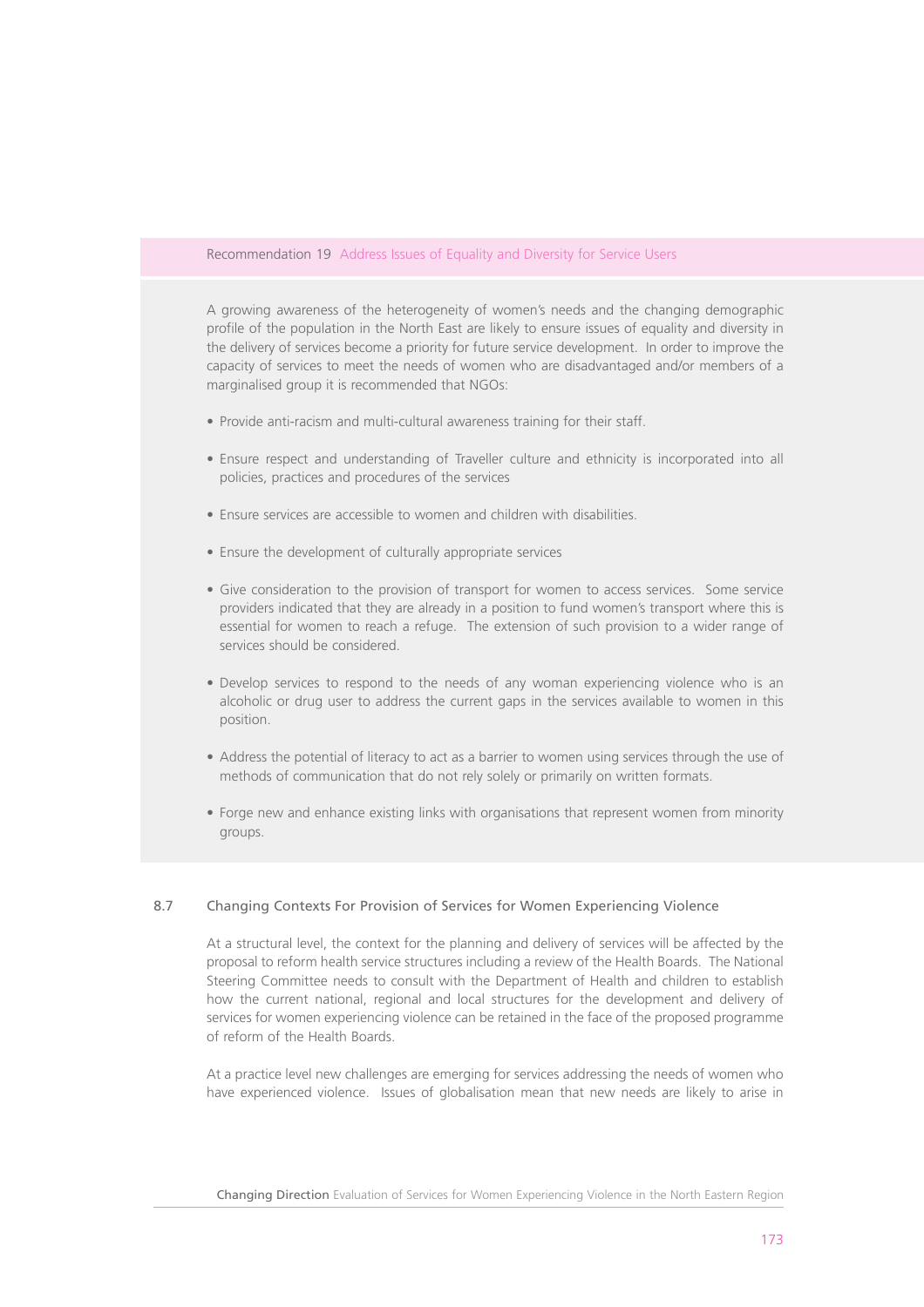### Recommendation 19 Address Issues of Equality and Diversity for Service Users

A growing awareness of the heterogeneity of women's needs and the changing demographic profile of the population in the North East are likely to ensure issues of equality and diversity in the delivery of services become a priority for future service development. In order to improve the capacity of services to meet the needs of women who are disadvantaged and/or members of a marginalised group it is recommended that NGOs:

- Provide anti-racism and multi-cultural awareness training for their staff.
- Ensure respect and understanding of Traveller culture and ethnicity is incorporated into all policies, practices and procedures of the services
- Ensure services are accessible to women and children with disabilities.
- Ensure the development of culturally appropriate services
- Give consideration to the provision of transport for women to access services. Some service providers indicated that they are already in a position to fund women's transport where this is essential for women to reach a refuge. The extension of such provision to a wider range of services should be considered.
- Develop services to respond to the needs of any woman experiencing violence who is an alcoholic or drug user to address the current gaps in the services available to women in this position.
- Address the potential of literacy to act as a barrier to women using services through the use of methods of communication that do not rely solely or primarily on written formats.
- Forge new and enhance existing links with organisations that represent women from minority groups.

## 8.7 Changing Contexts For Provision of Services for Women Experiencing Violence

At a structural level, the context for the planning and delivery of services will be affected by the proposal to reform health service structures including a review of the Health Boards. The National Steering Committee needs to consult with the Department of Health and children to establish how the current national, regional and local structures for the development and delivery of services for women experiencing violence can be retained in the face of the proposed programme of reform of the Health Boards.

At a practice level new challenges are emerging for services addressing the needs of women who have experienced violence. Issues of globalisation mean that new needs are likely to arise in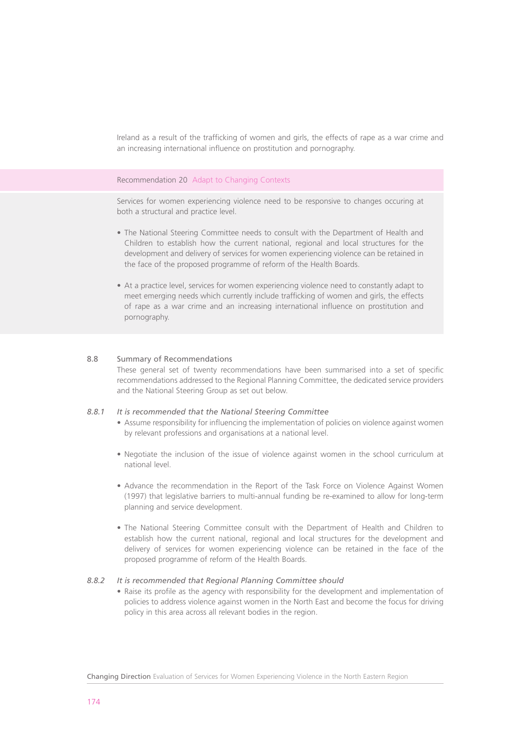Ireland as a result of the trafficking of women and girls, the effects of rape as a war crime and an increasing international influence on prostitution and pornography.

**Recommendation 20** Adapt to Changing Contexts

Services for women experiencing violence need to be responsive to changes occuring at both a structural and practice level.

- The National Steering Committee needs to consult with the Department of Health and Children to establish how the current national, regional and local structures for the development and delivery of services for women experiencing violence can be retained in the face of the proposed programme of reform of the Health Boards.

- At a practice level, services for women experiencing violence need to constantly adapt to meet emerging needs which currently include trafficking of women and girls, the effects of rape as a war crime and an increasing international influence on prostitution and pornography.

## 8.8 Summary of Recommendations

These general set of twenty recommendations have been summarised into a set of specific recommendations addressed to the Regional Planning Committee, the dedicated service providers and the National Steering Group as set out below.

### *8.8.1 It is recommended that the National Steering Committee*

- Assume responsibility for influencing the implementation of policies on violence against women by relevant professions and organisations at a national level.

- Negotiate the inclusion of the issue of violence against women in the school curriculum at national level.

- Advance the recommendation in the Report of the Task Force on Violence Against Women (1997) that legislative barriers to multi-annual funding be re-examined to allow for long-term planning and service development.

- The National Steering Committee consult with the Department of Health and Children to establish how the current national, regional and local structures for the development and delivery of services for women experiencing violence can be retained in the face of the proposed programme of reform of the Health Boards.

### *8.8.2 It is recommended that Regional Planning Committee should*

- Raise its profile as the agency with responsibility for the development and implementation of policies to address violence against women in the North East and become the focus for driving policy in this area across all relevant bodies in the region.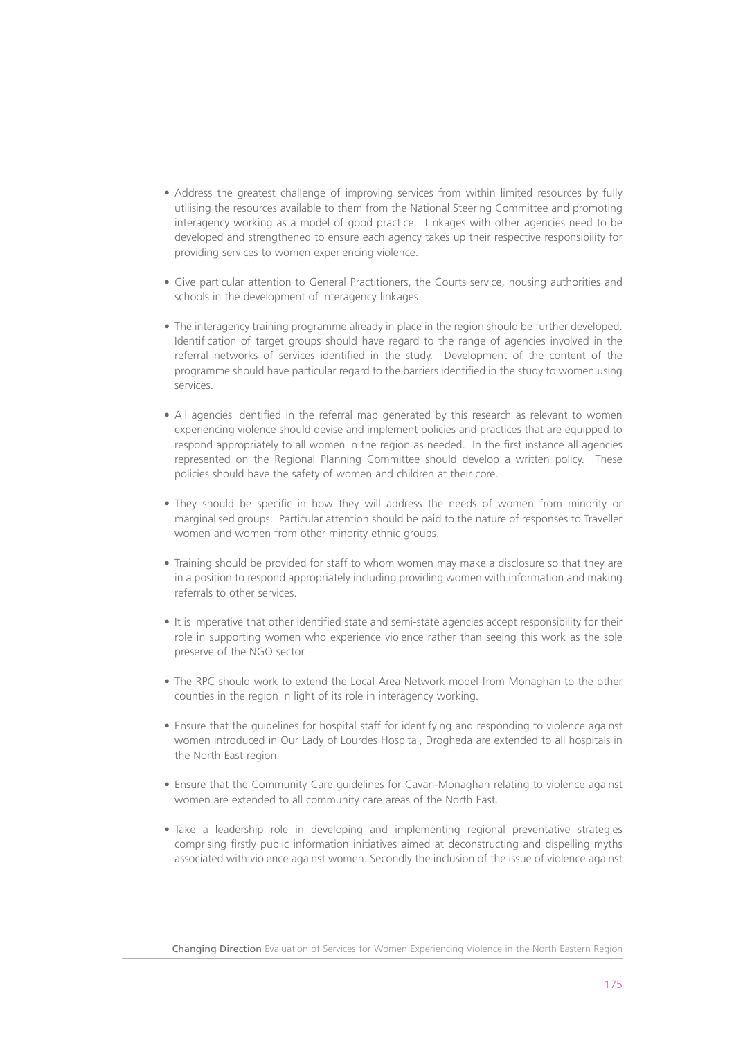- Address the greatest challenge of improving services from within limited resources by fully utilising the resources available to them from the National Steering Committee and promoting interagency working as a model of good practice. Linkages with other agencies need to be developed and strengthened to ensure each agency takes up their respective responsibility for providing services to women experiencing violence.

- Give particular attention to General Practitioners, the Courts service, housing authorities and schools in the development of interagency linkages.

- The interagency training programme already in place in the region should be further developed. Identification of target groups should have regard to the range of agencies involved in the referral networks of services identified in the study. Development of the content of the programme should have particular regard to the barriers identified in the study to women using services.

- All agencies identified in the referral map generated by this research as relevant to women experiencing violence should devise and implement policies and practices that are equipped to respond appropriately to all women in the region as needed. In the first instance all agencies represented on the Regional Planning Committee should develop a written policy. These policies should have the safety of women and children at their core.

- They should be specific in how they will address the needs of women from minority or marginalised groups. Particular attention should be paid to the nature of responses to Traveller women and women from other minority ethnic groups.

- Training should be provided for staff to whom women may make a disclosure so that they are in a position to respond appropriately including providing women with information and making referrals to other services.

- It is imperative that other identified state and semi-state agencies accept responsibility for their role in supporting women who experience violence rather than seeing this work as the sole preserve of the NGO sector.

- The RPC should work to extend the Local Area Network model from Monaghan to the other counties in the region in light of its role in interagency working.

- Ensure that the guidelines for hospital staff for identifying and responding to violence against women introduced in Our Lady of Lourdes Hospital, Drogheda are extended to all hospitals in the North East region.

- Ensure that the Community Care guidelines for Cavan-Monaghan relating to violence against women are extended to all community care areas of the North East.

- Take a leadership role in developing and implementing regional preventative strategies comprising firstly public information initiatives aimed at deconstructing and dispelling myths associated with violence against women. Secondly the inclusion of the issue of violence against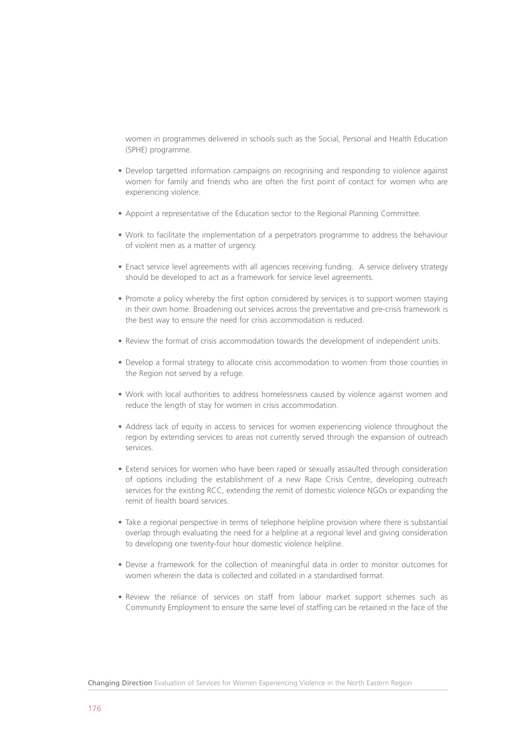women in programmes delivered in schools such as the Social, Personal and Health Education (SPHE) programme.

- Develop targetted information campaigns on recognising and responding to violence against women for family and friends who are often the first point of contact for women who are experiencing violence.

- Appoint a representative of the Education sector to the Regional Planning Committee.

- Work to facilitate the implementation of a perpetrators programme to address the behaviour of violent men as a matter of urgency.

- Enact service level agreements with all agencies receiving funding. A service delivery strategy should be developed to act as a framework for service level agreements.

- Promote a policy whereby the first option considered by services is to support women staying in their own home. Broadening out services across the preventative and pre-crisis framework is the best way to ensure the need for crisis accommodation is reduced.

- Review the format of crisis accommodation towards the development of independent units.

- Develop a formal strategy to allocate crisis accommodation to women from those counties in the Region not served by a refuge.

- Work with local authorities to address homelessness caused by violence against women and reduce the length of stay for women in crisis accommodation.

- Address lack of equity in access to services for women experiencing violence throughout the region by extending services to areas not currently served through the expansion of outreach services.

- Extend services for women who have been raped or sexually assaulted through consideration of options including the establishment of a new Rape Crisis Centre, developing outreach services for the existing RCC, extending the remit of domestic violence NGOs or expanding the remit of health board services.

- Take a regional perspective in terms of telephone helpline provision where there is substantial overlap through evaluating the need for a helpline at a regional level and giving consideration to developing one twenty-four hour domestic violence helpline.

- Devise a framework for the collection of meaningful data in order to monitor outcomes for women wherein the data is collected and collated in a standardised format.

- Review the reliance of services on staff from labour market support schemes such as Community Employment to ensure the same level of staffing can be retained in the face of the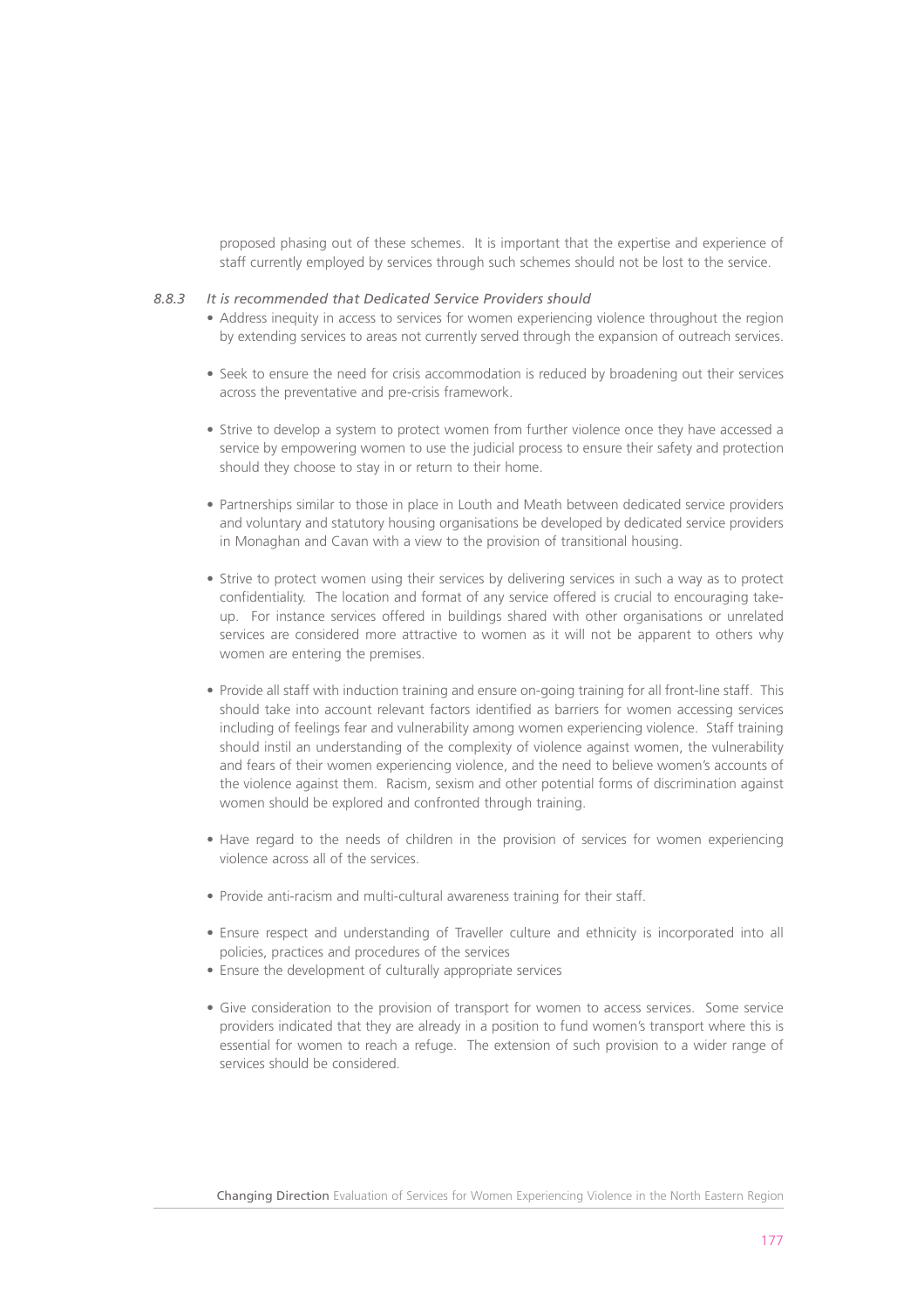proposed phasing out of these schemes. It is important that the expertise and experience of staff currently employed by services through such schemes should not be lost to the service.

*8.8.3 It is recommended that Dedicated Service Providers should*

- Address inequity in access to services for women experiencing violence throughout the region by extending services to areas not currently served through the expansion of outreach services.

- Seek to ensure the need for crisis accommodation is reduced by broadening out their services across the preventative and pre-crisis framework.

- Strive to develop a system to protect women from further violence once they have accessed a service by empowering women to use the judicial process to ensure their safety and protection should they choose to stay in or return to their home.

- Partnerships similar to those in place in Louth and Meath between dedicated service providers and voluntary and statutory housing organisations be developed by dedicated service providers in Monaghan and Cavan with a view to the provision of transitional housing.

- Strive to protect women using their services by delivering services in such a way as to protect confidentiality. The location and format of any service offered is crucial to encouraging take-up. For instance services offered in buildings shared with other organisations or unrelated services are considered more attractive to women as it will not be apparent to others why women are entering the premises.

- Provide all staff with induction training and ensure on-going training for all front-line staff. This should take into account relevant factors identified as barriers for women accessing services including of feelings fear and vulnerability among women experiencing violence. Staff training should instil an understanding of the complexity of violence against women, the vulnerability and fears of their women experiencing violence, and the need to believe women's accounts of the violence against them. Racism, sexism and other potential forms of discrimination against women should be explored and confronted through training.

- Have regard to the needs of children in the provision of services for women experiencing violence across all of the services.

- Provide anti-racism and multi-cultural awareness training for their staff.

- Ensure respect and understanding of Traveller culture and ethnicity is incorporated into all policies, practices and procedures of the services
- Ensure the development of culturally appropriate services

- Give consideration to the provision of transport for women to access services. Some service providers indicated that they are already in a position to fund women's transport where this is essential for women to reach a refuge. The extension of such provision to a wider range of services should be considered.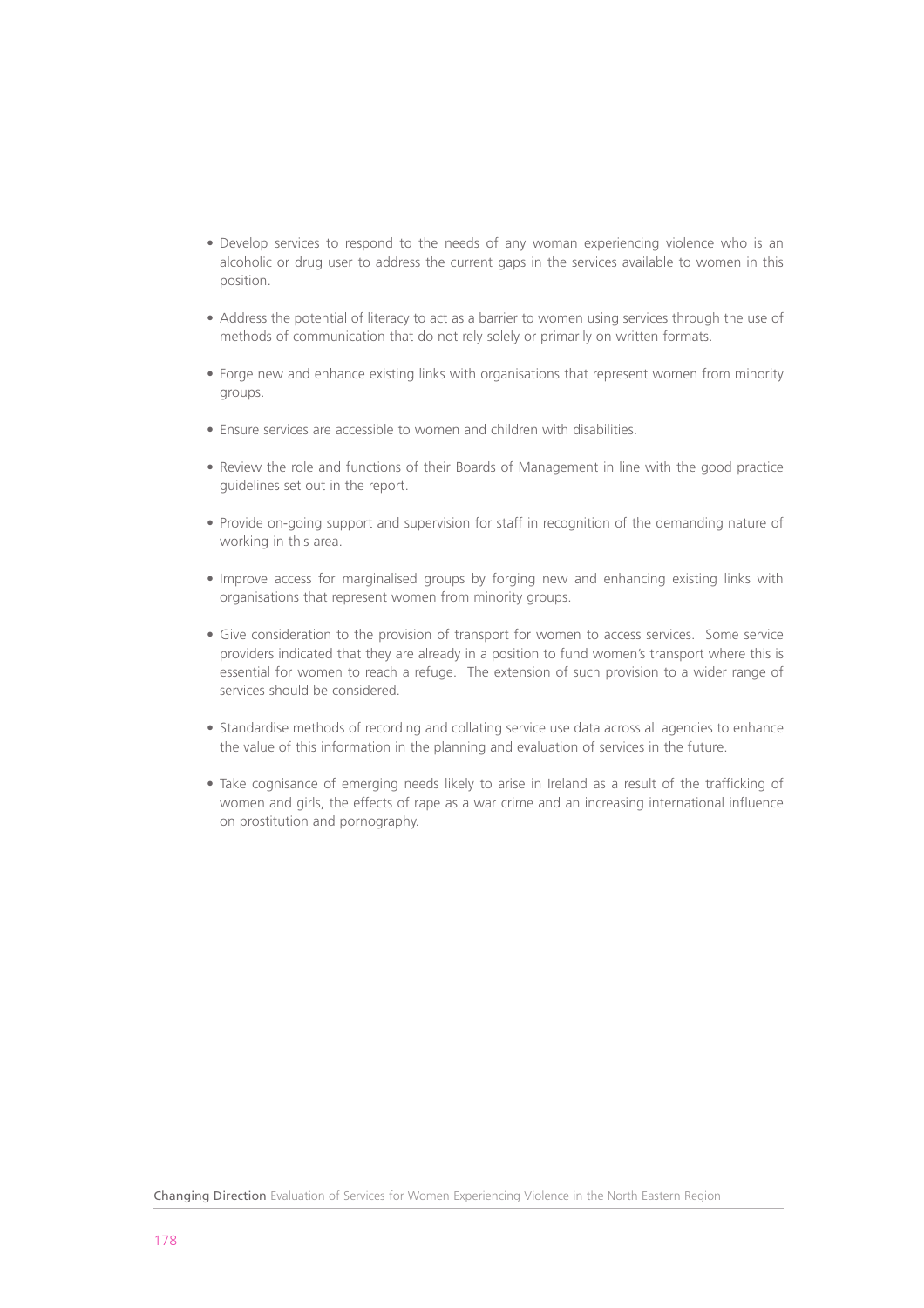- Develop services to respond to the needs of any woman experiencing violence who is an alcoholic or drug user to address the current gaps in the services available to women in this position.

- Address the potential of literacy to act as a barrier to women using services through the use of methods of communication that do not rely solely or primarily on written formats.

- Forge new and enhance existing links with organisations that represent women from minority groups.

- Ensure services are accessible to women and children with disabilities.

- Review the role and functions of their Boards of Management in line with the good practice guidelines set out in the report.

- Provide on-going support and supervision for staff in recognition of the demanding nature of working in this area.

- Improve access for marginalised groups by forging new and enhancing existing links with organisations that represent women from minority groups.

- Give consideration to the provision of transport for women to access services. Some service providers indicated that they are already in a position to fund women's transport where this is essential for women to reach a refuge. The extension of such provision to a wider range of services should be considered.

- Standardise methods of recording and collating service use data across all agencies to enhance the value of this information in the planning and evaluation of services in the future.

- Take cognisance of emerging needs likely to arise in Ireland as a result of the trafficking of women and girls, the effects of rape as a war crime and an increasing international influence on prostitution and pornography.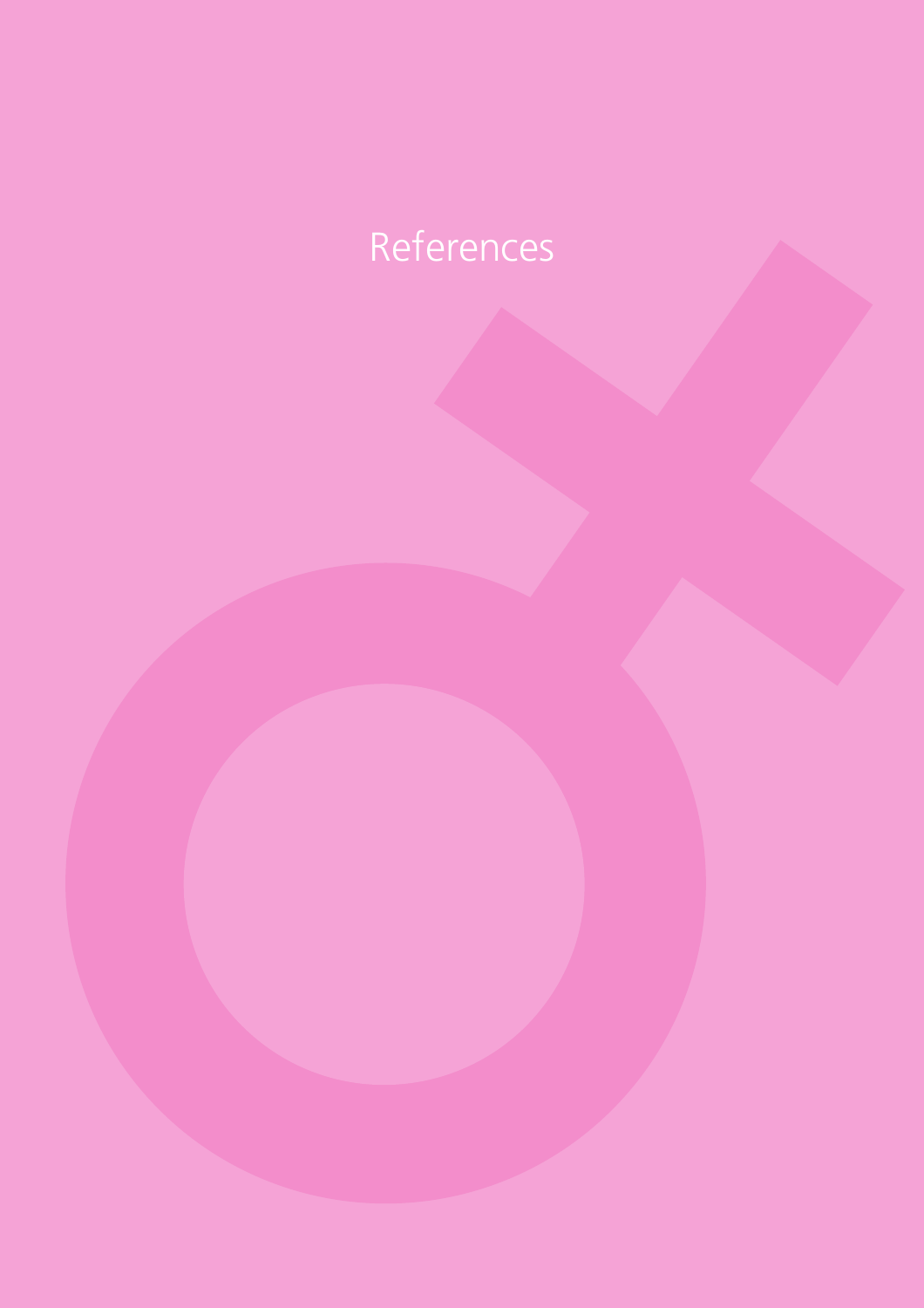# References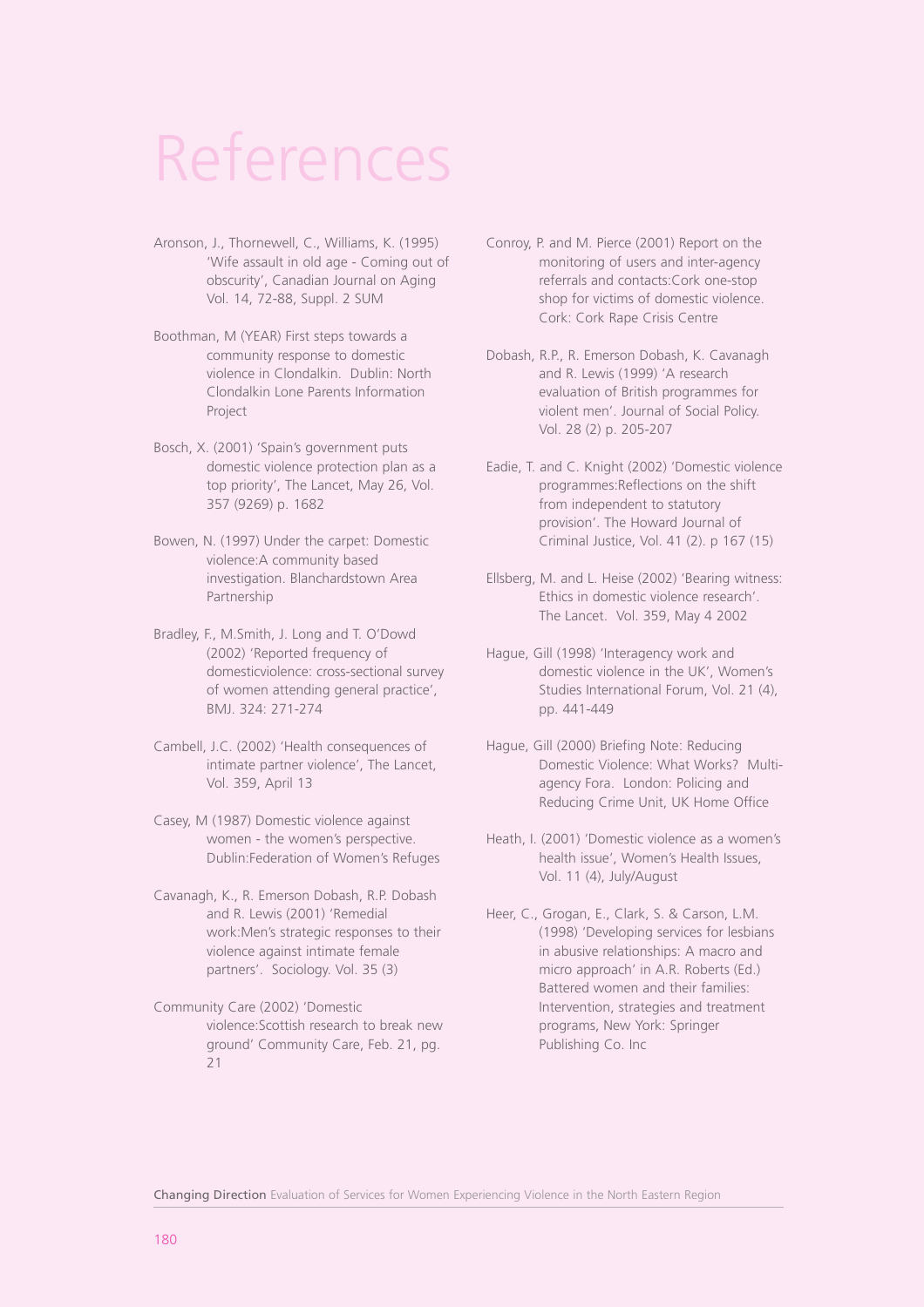# References

Aronson, J., Thornewell, C., Williams, K. (1995) 'Wife assault in old age - Coming out of obscurity', Canadian Journal on Aging Vol. 14, 72-88, Suppl. 2 SUM

Boothman, M (YEAR) First steps towards a community response to domestic violence in Clondalkin. Dublin: North Clondalkin Lone Parents Information Project

Bosch, X. (2001) 'Spain's government puts domestic violence protection plan as a top priority', The Lancet, May 26, Vol. 357 (9269) p. 1682

Bowen, N. (1997) Under the carpet: Domestic violence:A community based investigation. Blanchardstown Area Partnership

Bradley, F., M.Smith, J. Long and T. O'Dowd (2002) 'Reported frequency of domesticviolence: cross-sectional survey of women attending general practice', BMJ. 324: 271-274

Cambell, J.C. (2002) 'Health consequences of intimate partner violence', The Lancet, Vol. 359, April 13

Casey, M (1987) Domestic violence against women - the women's perspective. Dublin:Federation of Women's Refuges

Cavanagh, K., R. Emerson Dobash, R.P. Dobash and R. Lewis (2001) 'Remedial work:Men's strategic responses to their violence against intimate female partners'. Sociology. Vol. 35 (3)

Community Care (2002) 'Domestic violence:Scottish research to break new ground' Community Care, Feb. 21, pg. 21

Conroy, P. and M. Pierce (2001) Report on the monitoring of users and inter-agency referrals and contacts:Cork one-stop shop for victims of domestic violence. Cork: Cork Rape Crisis Centre

Dobash, R.P., R. Emerson Dobash, K. Cavanagh and R. Lewis (1999) 'A research evaluation of British programmes for violent men'. Journal of Social Policy. Vol. 28 (2) p. 205-207

Eadie, T. and C. Knight (2002) 'Domestic violence programmes:Reflections on the shift from independent to statutory provision'. The Howard Journal of Criminal Justice, Vol. 41 (2). p 167 (15)

Ellsberg, M. and L. Heise (2002) 'Bearing witness: Ethics in domestic violence research'. The Lancet. Vol. 359, May 4 2002

Hague, Gill (1998) 'Interagency work and domestic violence in the UK', Women's Studies International Forum, Vol. 21 (4), pp. 441-449

Hague, Gill (2000) Briefing Note: Reducing Domestic Violence: What Works? Multi-agency Fora. London: Policing and Reducing Crime Unit, UK Home Office

Heath, I. (2001) 'Domestic violence as a women's health issue', Women's Health Issues, Vol. 11 (4), July/August

Heer, C., Grogan, E., Clark, S. & Carson, L.M. (1998) 'Developing services for lesbians in abusive relationships: A macro and micro approach' in A.R. Roberts (Ed.) Battered women and their families: Intervention, strategies and treatment programs, New York: Springer Publishing Co. Inc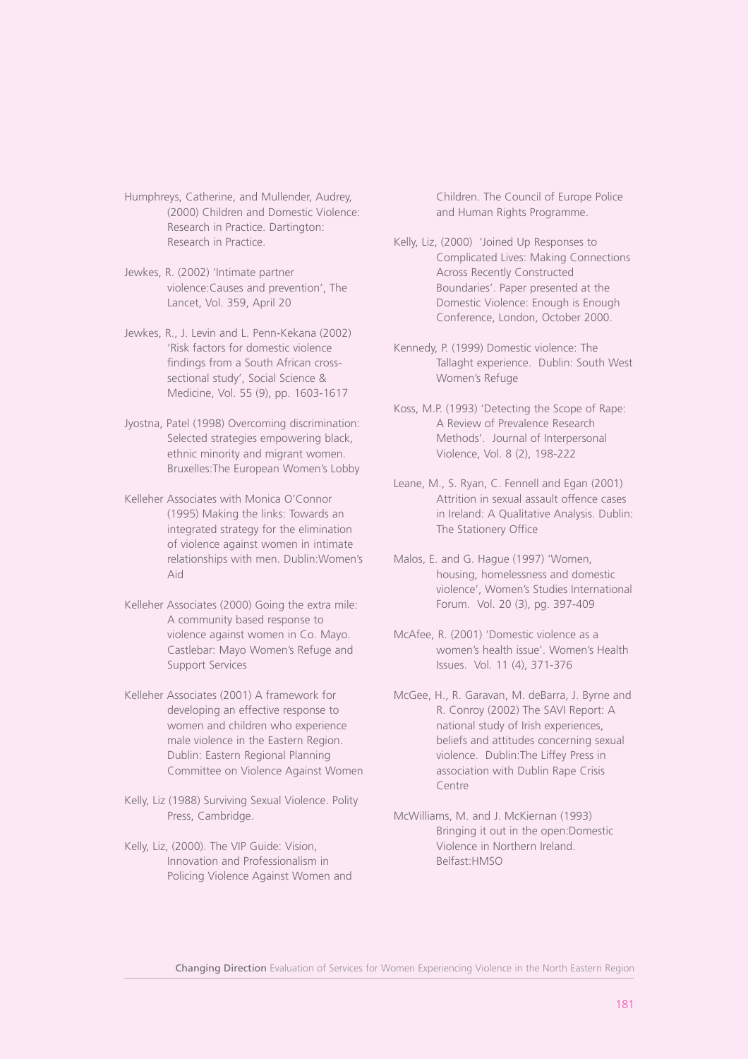Humphreys, Catherine, and Mullender, Audrey, (2000) Children and Domestic Violence: Research in Practice. Dartington: Research in Practice.

Jewkes, R. (2002) 'Intimate partner violence:Causes and prevention', The Lancet, Vol. 359, April 20

Jewkes, R., J. Levin and L. Penn-Kekana (2002) 'Risk factors for domestic violence findings from a South African cross-sectional study', Social Science & Medicine, Vol. 55 (9), pp. 1603-1617

Jyostna, Patel (1998) Overcoming discrimination: Selected strategies empowering black, ethnic minority and migrant women. Bruxelles:The European Women's Lobby

Kelleher Associates with Monica O'Connor (1995) Making the links: Towards an integrated strategy for the elimination of violence against women in intimate relationships with men. Dublin:Women's Aid

Kelleher Associates (2000) Going the extra mile: A community based response to violence against women in Co. Mayo. Castlebar: Mayo Women's Refuge and Support Services

Kelleher Associates (2001) A framework for developing an effective response to women and children who experience male violence in the Eastern Region. Dublin: Eastern Regional Planning Committee on Violence Against Women

Kelly, Liz (1988) Surviving Sexual Violence. Polity Press, Cambridge.

Kelly, Liz, (2000). The VIP Guide: Vision, Innovation and Professionalism in Policing Violence Against Women and Children. The Council of Europe Police and Human Rights Programme.

Kelly, Liz, (2000) 'Joined Up Responses to Complicated Lives: Making Connections Across Recently Constructed Boundaries'. Paper presented at the Domestic Violence: Enough is Enough Conference, London, October 2000.

Kennedy, P. (1999) Domestic violence: The Tallaght experience. Dublin: South West Women's Refuge

Koss, M.P. (1993) 'Detecting the Scope of Rape: A Review of Prevalence Research Methods'. Journal of Interpersonal Violence, Vol. 8 (2), 198-222

Leane, M., S. Ryan, C. Fennell and Egan (2001) Attrition in sexual assault offence cases in Ireland: A Qualitative Analysis. Dublin: The Stationery Office

Malos, E. and G. Hague (1997) 'Women, housing, homelessness and domestic violence', Women's Studies International Forum. Vol. 20 (3), pg. 397-409

McAfee, R. (2001) 'Domestic violence as a women's health issue'. Women's Health Issues. Vol. 11 (4), 371-376

McGee, H., R. Garavan, M. deBarra, J. Byrne and R. Conroy (2002) The SAVI Report: A national study of Irish experiences, beliefs and attitudes concerning sexual violence. Dublin:The Liffey Press in association with Dublin Rape Crisis Centre

McWilliams, M. and J. McKiernan (1993) Bringing it out in the open:Domestic Violence in Northern Ireland. Belfast:HMSO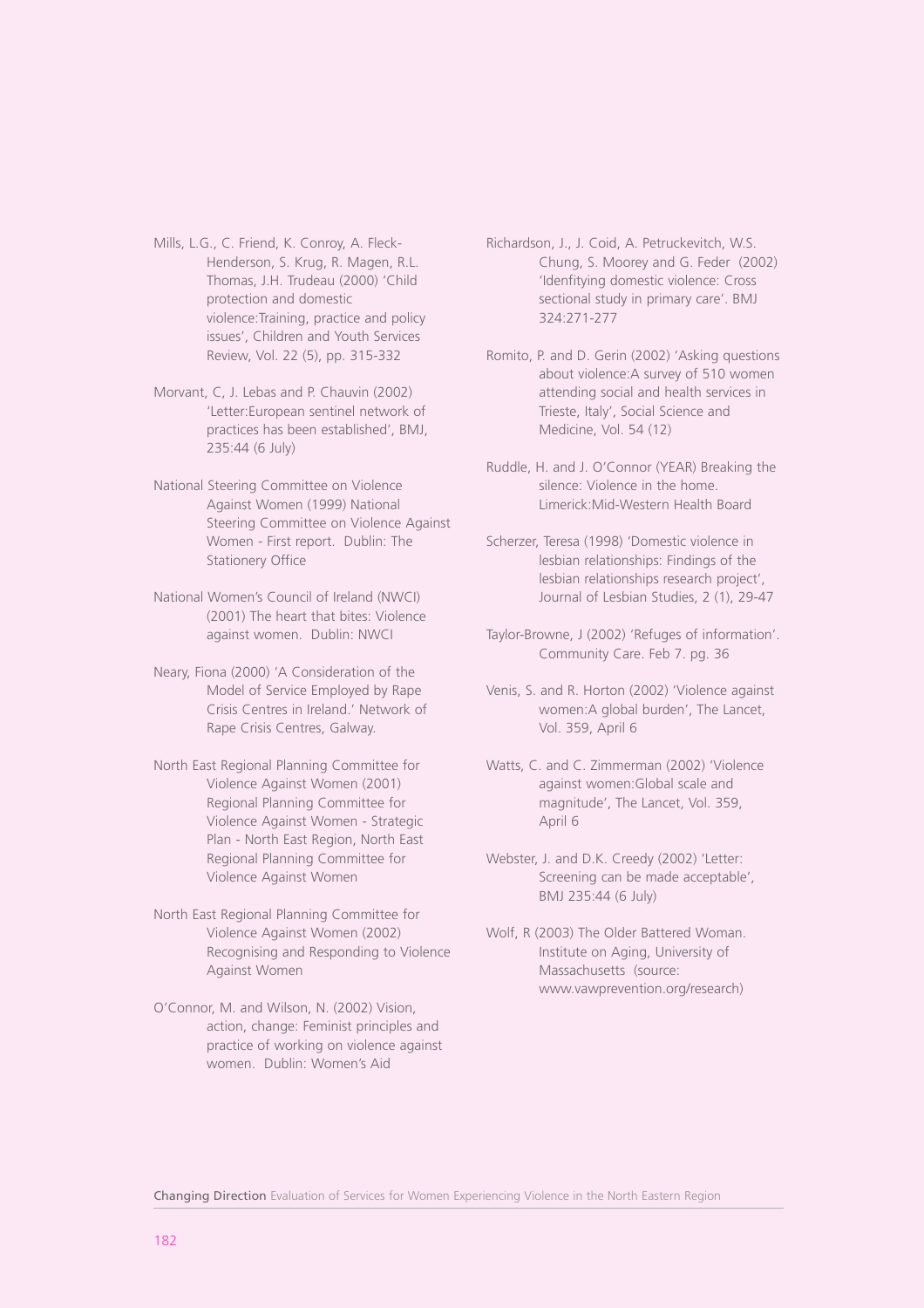Mills, L.G., C. Friend, K. Conroy, A. Fleck-Henderson, S. Krug, R. Magen, R.L. Thomas, J.H. Trudeau (2000) 'Child protection and domestic violence:Training, practice and policy issues', Children and Youth Services Review, Vol. 22 (5), pp. 315-332

Morvant, C, J. Lebas and P. Chauvin (2002) 'Letter:European sentinel network of practices has been established', BMJ, 235:44 (6 July)

National Steering Committee on Violence Against Women (1999) National Steering Committee on Violence Against Women - First report. Dublin: The Stationery Office

National Women's Council of Ireland (NWCI) (2001) The heart that bites: Violence against women. Dublin: NWCI

Neary, Fiona (2000) 'A Consideration of the Model of Service Employed by Rape Crisis Centres in Ireland.' Network of Rape Crisis Centres, Galway.

North East Regional Planning Committee for Violence Against Women (2001) Regional Planning Committee for Violence Against Women - Strategic Plan - North East Region, North East Regional Planning Committee for Violence Against Women

North East Regional Planning Committee for Violence Against Women (2002) Recognising and Responding to Violence Against Women

O'Connor, M. and Wilson, N. (2002) Vision, action, change: Feminist principles and practice of working on violence against women. Dublin: Women's Aid

Richardson, J., J. Coid, A. Petruckevitch, W.S. Chung, S. Moorey and G. Feder (2002) 'Idenfitying domestic violence: Cross sectional study in primary care'. BMJ 324:271-277

Romito, P. and D. Gerin (2002) 'Asking questions about violence:A survey of 510 women attending social and health services in Trieste, Italy', Social Science and Medicine, Vol. 54 (12)

Ruddle, H. and J. O'Connor (YEAR) Breaking the silence: Violence in the home. Limerick:Mid-Western Health Board

Scherzer, Teresa (1998) 'Domestic violence in lesbian relationships: Findings of the lesbian relationships research project', Journal of Lesbian Studies, 2 (1), 29-47

Taylor-Browne, J (2002) 'Refuges of information'. Community Care. Feb 7. pg. 36

Venis, S. and R. Horton (2002) 'Violence against women:A global burden', The Lancet, Vol. 359, April 6

Watts, C. and C. Zimmerman (2002) 'Violence against women:Global scale and magnitude', The Lancet, Vol. 359, April 6

Webster, J. and D.K. Creedy (2002) 'Letter: Screening can be made acceptable', BMJ 235:44 (6 July)

Wolf, R (2003) The Older Battered Woman. Institute on Aging, University of Massachusetts (source: www.vawprevention.org/research)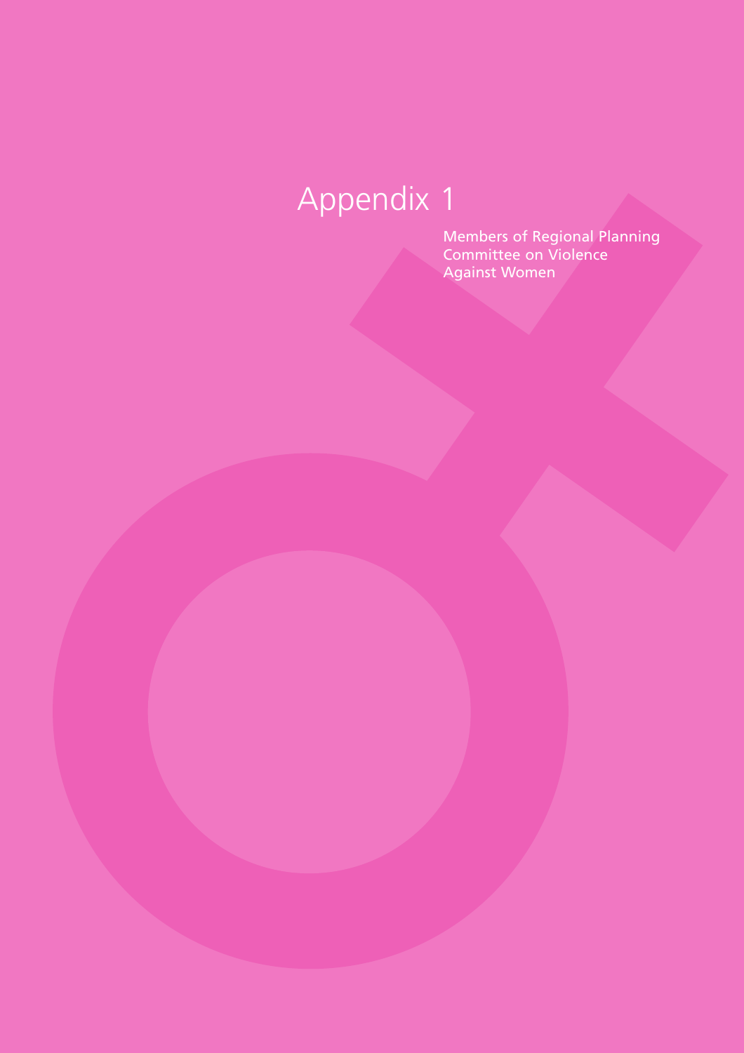# Appendix 1

Members of Regional Planning Committee on Violence Against Women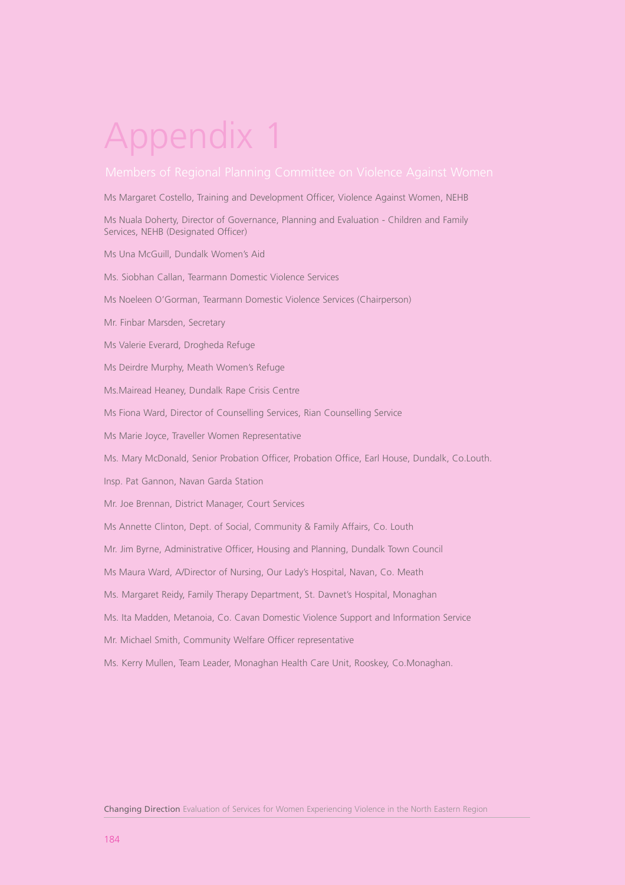# Appendix 1

## Members of Regional Planning Committee on Violence Against Women

Ms Margaret Costello, Training and Development Officer, Violence Against Women, NEHB

Ms Nuala Doherty, Director of Governance, Planning and Evaluation - Children and Family Services, NEHB (Designated Officer)

Ms Una McGuill, Dundalk Women's Aid

Ms. Siobhan Callan, Tearmann Domestic Violence Services

Ms Noeleen O'Gorman, Tearmann Domestic Violence Services (Chairperson)

Mr. Finbar Marsden, Secretary

Ms Valerie Everard, Drogheda Refuge

Ms Deirdre Murphy, Meath Women's Refuge

Ms.Mairead Heaney, Dundalk Rape Crisis Centre

Ms Fiona Ward, Director of Counselling Services, Rian Counselling Service

Ms Marie Joyce, Traveller Women Representative

Ms. Mary McDonald, Senior Probation Officer, Probation Office, Earl House, Dundalk, Co.Louth.

Insp. Pat Gannon, Navan Garda Station

Mr. Joe Brennan, District Manager, Court Services

Ms Annette Clinton, Dept. of Social, Community & Family Affairs, Co. Louth

Mr. Jim Byrne, Administrative Officer, Housing and Planning, Dundalk Town Council

Ms Maura Ward, A/Director of Nursing, Our Lady's Hospital, Navan, Co. Meath

Ms. Margaret Reidy, Family Therapy Department, St. Davnet's Hospital, Monaghan

Ms. Ita Madden, Metanoia, Co. Cavan Domestic Violence Support and Information Service

Mr. Michael Smith, Community Welfare Officer representative

Ms. Kerry Mullen, Team Leader, Monaghan Health Care Unit, Rooskey, Co.Monaghan.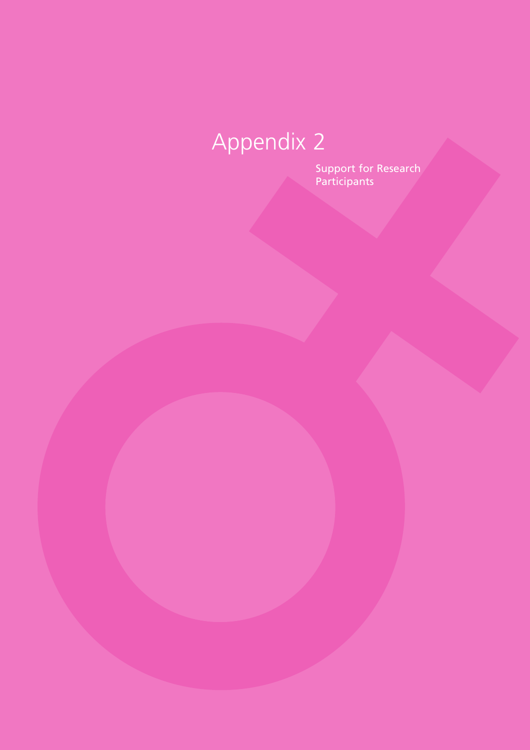# Appendix 2

Support for Research Participants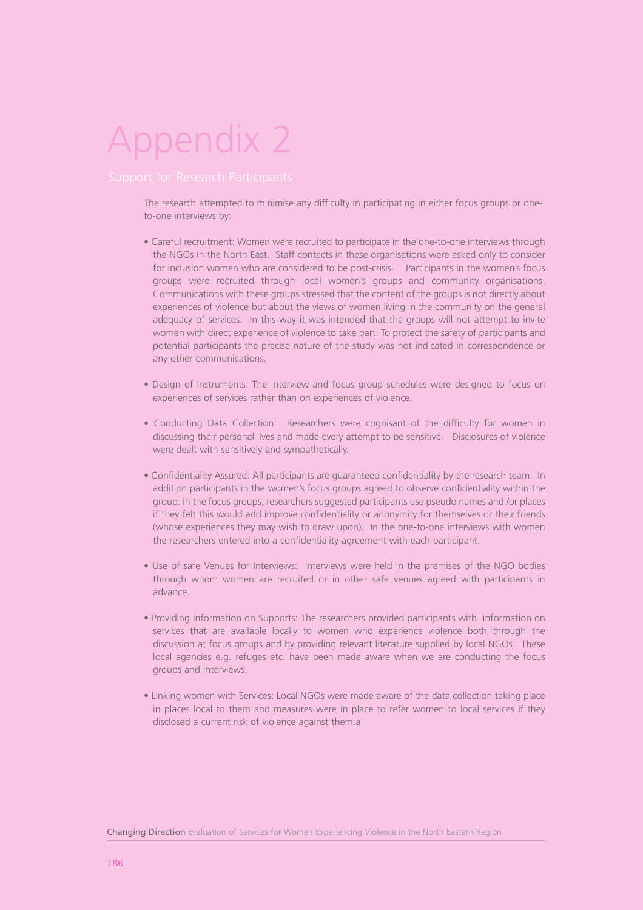# Appendix 2

## Support for Research Participants

The research attempted to minimise any difficulty in participating in either focus groups or one-to-one interviews by:

- Careful recruitment: Women were recruited to participate in the one-to-one interviews through the NGOs in the North East. Staff contacts in these organisations were asked only to consider for inclusion women who are considered to be post-crisis. Participants in the women's focus groups were recruited through local women's groups and community organisations. Communications with these groups stressed that the content of the groups is not directly about experiences of violence but about the views of women living in the community on the general adequacy of services. In this way it was intended that the groups will not attempt to invite women with direct experience of violence to take part. To protect the safety of participants and potential participants the precise nature of the study was not indicated in correspondence or any other communications.

- Design of Instruments: The interview and focus group schedules were designed to focus on experiences of services rather than on experiences of violence.

- Conducting Data Collection: Researchers were cognisant of the difficulty for women in discussing their personal lives and made every attempt to be sensitive. Disclosures of violence were dealt with sensitively and sympathetically.

- Confidentiality Assured: All participants are guaranteed confidentiality by the research team. In addition participants in the women's focus groups agreed to observe confidentiality within the group. In the focus groups, researchers suggested participants use pseudo names and /or places if they felt this would add improve confidentiality or anonymity for themselves or their friends (whose experiences they may wish to draw upon). In the one-to-one interviews with women the researchers entered into a confidentiality agreement with each participant.

- Use of safe Venues for Interviews: Interviews were held in the premises of the NGO bodies through whom women are recruited or in other safe venues agreed with participants in advance.

- Providing Information on Supports: The researchers provided participants with information on services that are available locally to women who experience violence both through the discussion at focus groups and by providing relevant literature supplied by local NGOs. These local agencies e.g. refuges etc. have been made aware when we are conducting the focus groups and interviews.

- Linking women with Services: Local NGOs were made aware of the data collection taking place in places local to them and measures were in place to refer women to local services if they disclosed a current risk of violence against them.a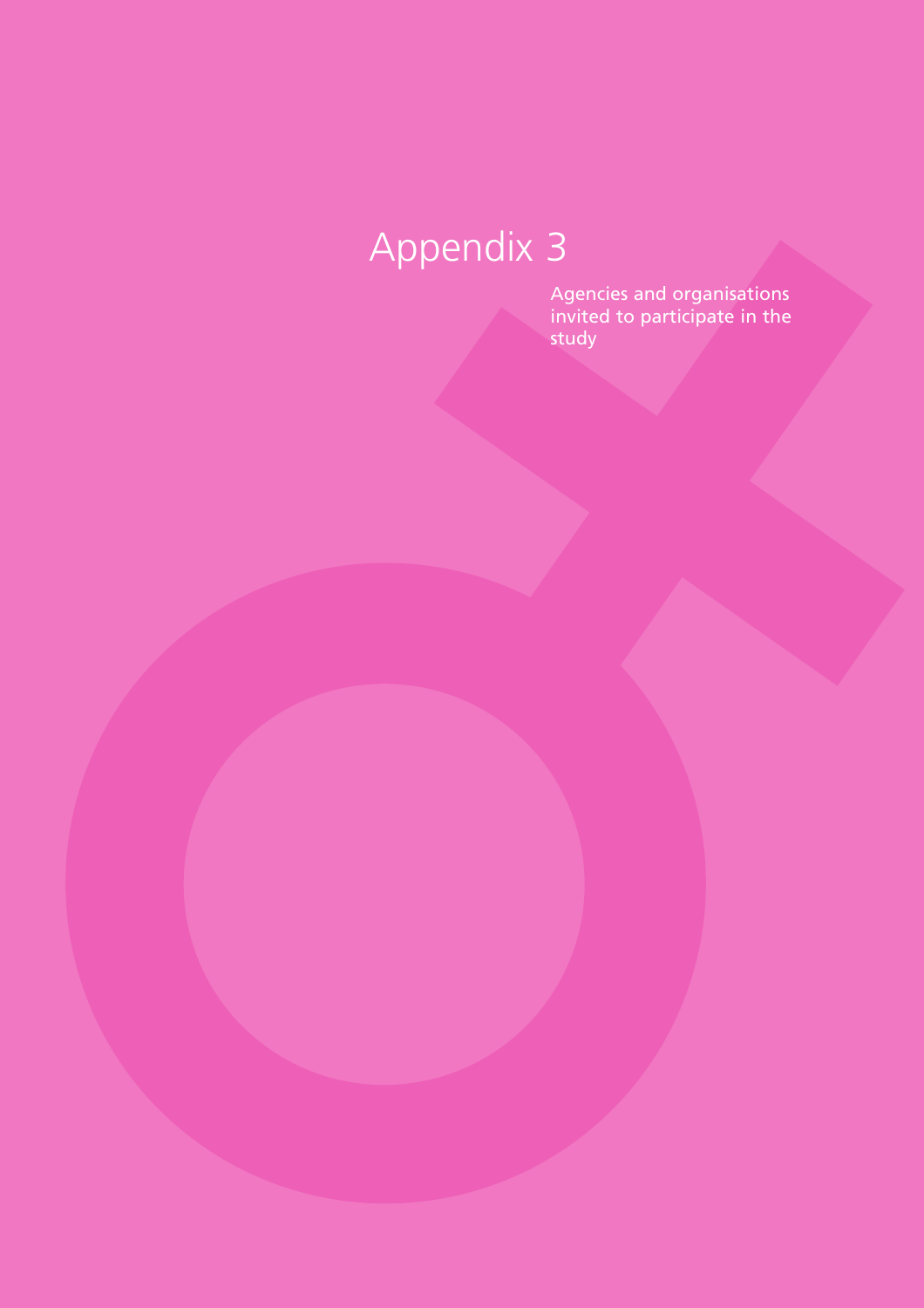# Appendix 3

Agencies and organisations invited to participate in the study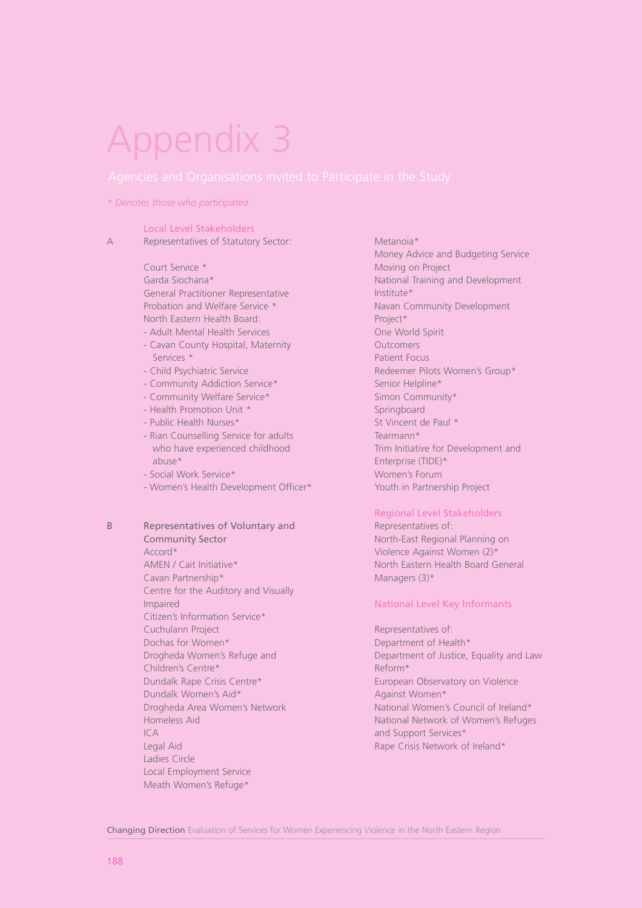# Appendix 3

## Agencies and Organisations invited to Participate in the Study

*\* Denotes those who participated*

### Local Level Stakeholders

A Representatives of Statutory Sector:

Court Service *
Garda Siochana*
General Practitioner Representative
Probation and Welfare Service *
North Eastern Health Board:
- Adult Mental Health Services
- Cavan County Hospital, Maternity Services *
- Child Psychiatric Service
- Community Addiction Service*
- Community Welfare Service*
- Health Promotion Unit *
- Public Health Nurses*
- Rian Counselling Service for adults who have experienced childhood abuse*
- Social Work Service*
- Women's Health Development Officer*

B **Representatives of Voluntary and Community Sector**

Accord*
AMEN / Cait Initiative*
Cavan Partnership*
Centre for the Auditory and Visually Impaired
Citizen's Information Service*
Cuchulann Project
Dochas for Women*
Drogheda Women's Refuge and Children's Centre*
Dundalk Rape Crisis Centre*
Dundalk Women's Aid*
Drogheda Area Women's Network
Homeless Aid
ICA
Legal Aid
Ladies Circle
Local Employment Service
Meath Women's Refuge*
Metanoia*
Money Advice and Budgeting Service
Moving on Project
National Training and Development Institute*
Navan Community Development Project*
One World Spirit
Outcomers
Patient Focus
Redeemer Pilots Women's Group*
Senior Helpline*
Simon Community*
Springboard
St Vincent de Paul *
Tearmann*
Trim Initiative for Development and Enterprise (TIDE)*
Women's Forum
Youth in Partnership Project

### Regional Level Stakeholders

Representatives of:
North-East Regional Planning on Violence Against Women (2)*
North Eastern Health Board General Managers (3)*

### National Level Key Informants

Representatives of:
Department of Health*
Department of Justice, Equality and Law Reform*
European Observatory on Violence Against Women*
National Women's Council of Ireland*
National Network of Women's Refuges and Support Services*
Rape Crisis Network of Ireland*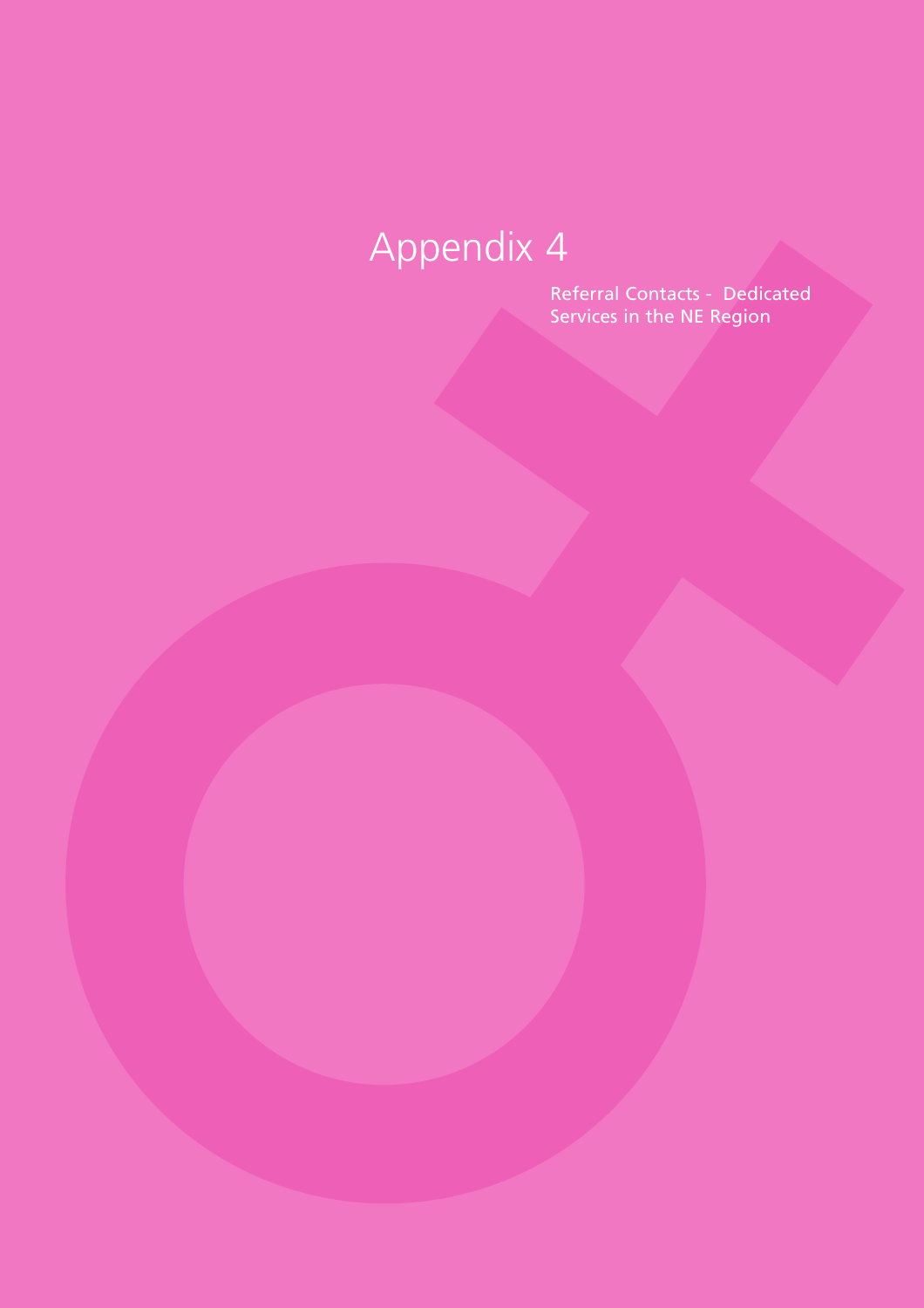# Appendix 4

Referral Contacts - Dedicated Services in the NE Region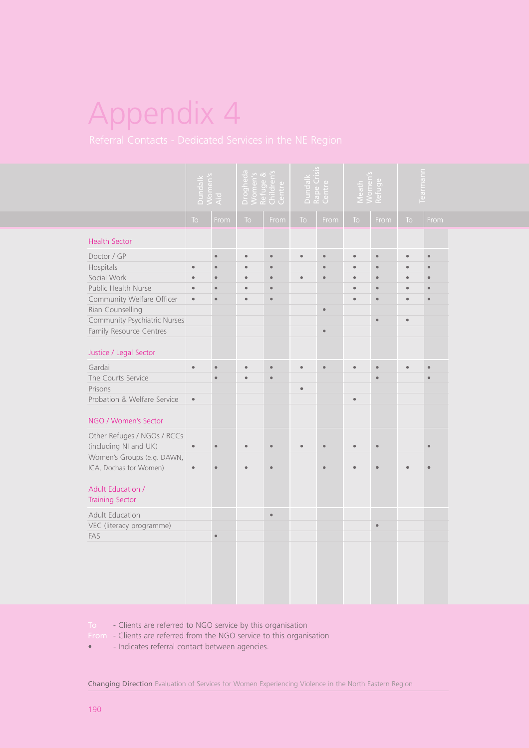# Appendix 4

## Referral Contacts - Dedicated Services in the NE Region

| | Dundalk Women's Aid | | Drogheda Women's Refuge & Children's Centre | | Dundalk Rape Crisis Centre | | Meath Women's Refuge | | Tearmann | |
|---|---|---|---|---|---|---|---|---|---|---|
| | To | From | To | From | To | From | To | From | To | From |
| **Health Sector** | | | | | | | | | | |
| Doctor / GP | | • | • | • | • | • | • | • | • | • |
| Hospitals | • | • | • | • | | • | • | • | • | • |
| Social Work | • | • | • | • | • | • | • | • | • | • |
| Public Health Nurse | • | • | • | • | | | • | • | • | • |
| Community Welfare Officer | • | • | • | • | | | • | • | • | • |
| Rian Counselling | | | | | | • | | | | |
| Community Psychiatric Nurses | | | | | | | | • | • | |
| Family Resource Centres | | | | | | • | | | | |
| **Justice / Legal Sector** | | | | | | | | | | |
| Gardai | • | • | • | • | • | • | • | • | • | • |
| The Courts Service | | • | • | • | | | | • | | • |
| Prisons | | | | | • | | | | | |
| Probation & Welfare Service | • | | | | | | • | | | |
| **NGO / Women's Sector** | | | | | | | | | | |
| Other Refuges / NGOs / RCCs (including NI and UK) | • | • | • | • | • | • | • | • | | • |
| Women's Groups (e.g. DAWN, ICA, Dochas for Women) | • | • | • | • | | • | • | • | • | • |
| **Adult Education / Training Sector** | | | | | | | | | | |
| Adult Education | | | | • | | | | | | |
| VEC (literacy programme) | | | | | | | | • | | |
| FAS | | • | | | | | | | | |

To - Clients are referred to NGO service by this organisation
From - Clients are referred from the NGO service to this organisation
• - Indicates referral contact between agencies.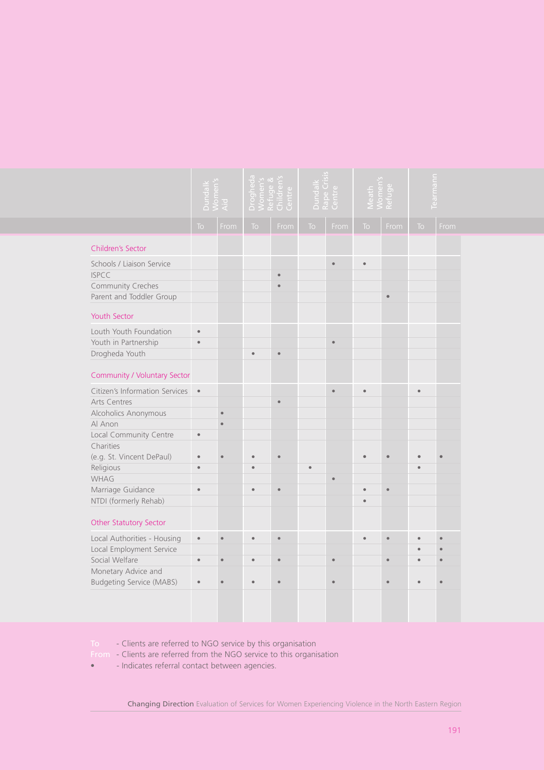| | Dundalk Women's Aid | | Drogheda Women's Refuge & Children's Centre | | Dundalk Rape Crisis Centre | | Meath Women's Refuge | | Tearmann | |
|---|---|---|---|---|---|---|---|---|---|---|
| | To | From | To | From | To | From | To | From | To | From |
| **Children's Sector** | | | | | | | | | | |
| Schools / Liaison Service | | | | | | • | • | | | |
| ISPCC | | | | • | | | | | | |
| Community Creches | | | | • | | | | | | |
| Parent and Toddler Group | | | | | | | | • | | |
| **Youth Sector** | | | | | | | | | | |
| Louth Youth Foundation | • | | | | | | | | | |
| Youth in Partnership | • | | | | | • | | | | |
| Drogheda Youth | | | • | • | | | | | | |
| **Community / Voluntary Sector** | | | | | | | | | | |
| Citizen's Information Services | • | | | | | • | • | | • | |
| Arts Centres | | | | • | | | | | | |
| Alcoholics Anonymous | | • | | | | | | | | |
| Al Anon | | • | | | | | | | | |
| Local Community Centre | • | | | | | | | | | |
| Charities (e.g. St. Vincent DePaul) | • | • | • | • | | | • | • | • | • |
| Religious | • | | • | | • | | | | • | |
| WHAG | | | | | | • | | | | |
| Marriage Guidance | • | | • | • | | | • | • | | |
| NTDI (formerly Rehab) | | | | | | | • | | | |
| **Other Statutory Sector** | | | | | | | | | | |
| Local Authorities - Housing | • | • | • | • | | | • | • | • | • |
| Local Employment Service | | | | | | | | | • | • |
| Social Welfare | • | • | • | • | | • | | • | • | • |
| Monetary Advice and Budgeting Service (MABS) | • | • | • | • | | • | | • | • | • |

To - Clients are referred to NGO service by this organisation
From - Clients are referred from the NGO service to this organisation
• - Indicates referral contact between agencies.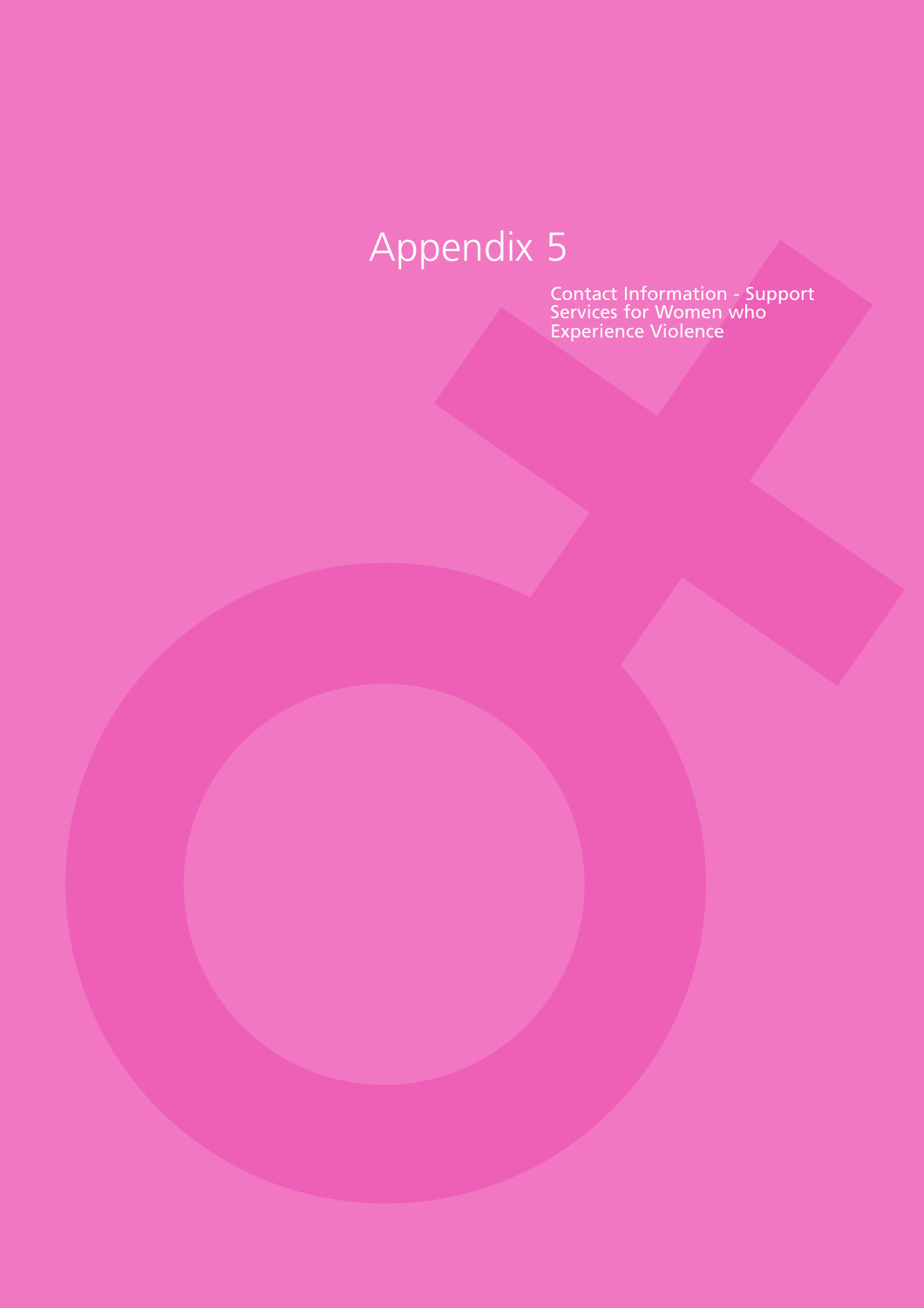# Appendix 5

Contact Information - Support Services for Women who Experience Violence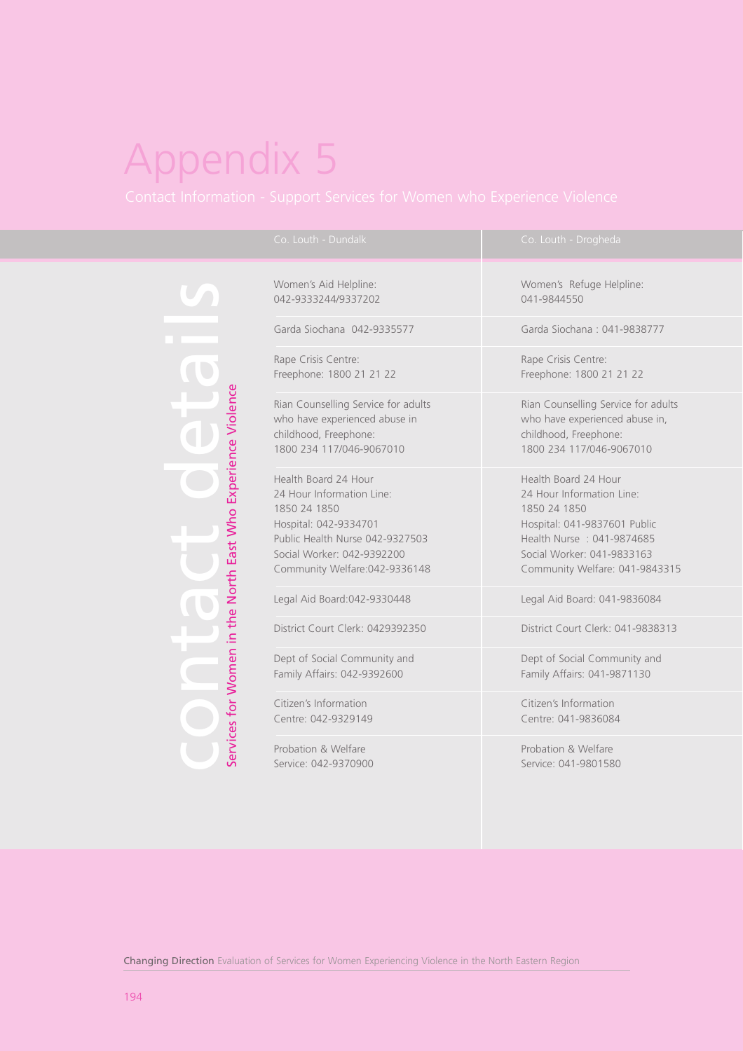# Appendix 5

Contact Information - Support Services for Women who Experience Violence

contact details

Services for Women in the North East Who Experience Violence

| Co. Louth - Dundalk | Co. Louth - Drogheda |
|---|---|
| Women's Aid Helpline: 042-9333244/9337202 | Women's Refuge Helpline: 041-9844550 |
| Garda Siochana 042-9335577 | Garda Siochana : 041-9838777 |
| Rape Crisis Centre: Freephone: 1800 21 21 22 | Rape Crisis Centre: Freephone: 1800 21 21 22 |
| Rian Counselling Service for adults who have experienced abuse in childhood, Freephone: 1800 234 117/046-9067010 | Rian Counselling Service for adults who have experienced abuse in, childhood, Freephone: 1800 234 117/046-9067010 |
| Health Board 24 Hour 24 Hour Information Line: 1850 24 1850 Hospital: 042-9334701 Public Health Nurse 042-9327503 Social Worker: 042-9392200 Community Welfare:042-9336148 | Health Board 24 Hour 24 Hour Information Line: 1850 24 1850 Hospital: 041-9837601 Public Health Nurse : 041-9874685 Social Worker: 041-9833163 Community Welfare: 041-9843315 |
| Legal Aid Board:042-9330448 | Legal Aid Board: 041-9836084 |
| District Court Clerk: 0429392350 | District Court Clerk: 041-9838313 |
| Dept of Social Community and Family Affairs: 042-9392600 | Dept of Social Community and Family Affairs: 041-9871130 |
| Citizen's Information Centre: 042-9329149 | Citizen's Information Centre: 041-9836084 |
| Probation & Welfare Service: 042-9370900 | Probation & Welfare Service: 041-9801580 |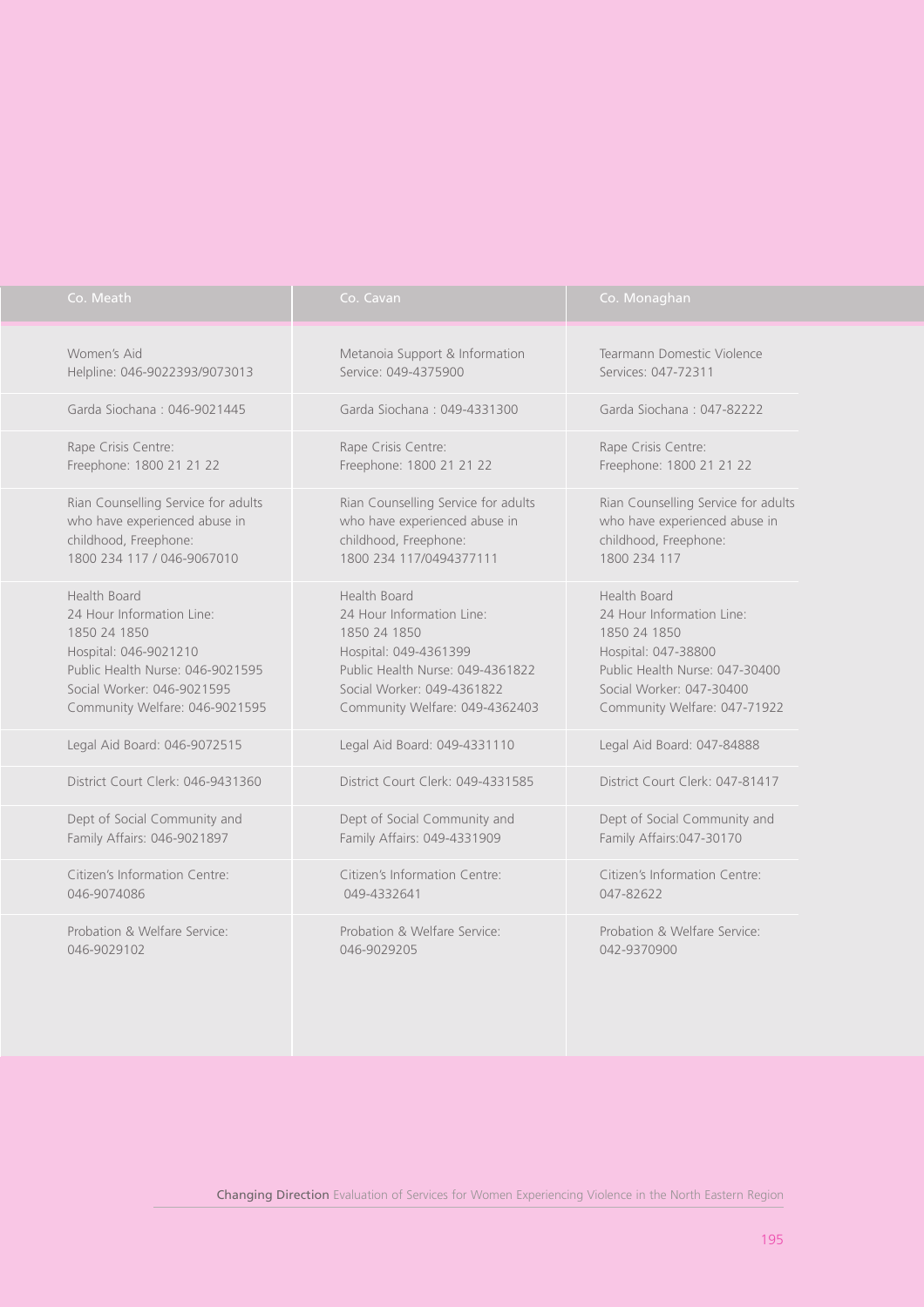| Co. Meath | Co. Cavan | Co. Monaghan |
|---|---|---|
| Women's Aid<br>Helpline: 046-9022393/9073013 | Metanoia Support & Information Service: 049-4375900 | Tearmann Domestic Violence Services: 047-72311 |
| Garda Siochana : 046-9021445 | Garda Siochana : 049-4331300 | Garda Siochana : 047-82222 |
| Rape Crisis Centre:<br>Freephone: 1800 21 21 22 | Rape Crisis Centre:<br>Freephone: 1800 21 21 22 | Rape Crisis Centre:<br>Freephone: 1800 21 21 22 |
| Rian Counselling Service for adults who have experienced abuse in childhood, Freephone:<br>1800 234 117 / 046-9067010 | Rian Counselling Service for adults who have experienced abuse in childhood, Freephone:<br>1800 234 117/0494377111 | Rian Counselling Service for adults who have experienced abuse in childhood, Freephone:<br>1800 234 117 |
| Health Board<br>24 Hour Information Line:<br>1850 24 1850<br>Hospital: 046-9021210<br>Public Health Nurse: 046-9021595<br>Social Worker: 046-9021595<br>Community Welfare: 046-9021595 | Health Board<br>24 Hour Information Line:<br>1850 24 1850<br>Hospital: 049-4361399<br>Public Health Nurse: 049-4361822<br>Social Worker: 049-4361822<br>Community Welfare: 049-4362403 | Health Board<br>24 Hour Information Line:<br>1850 24 1850<br>Hospital: 047-38800<br>Public Health Nurse: 047-30400<br>Social Worker: 047-30400<br>Community Welfare: 047-71922 |
| Legal Aid Board: 046-9072515 | Legal Aid Board: 049-4331110 | Legal Aid Board: 047-84888 |
| District Court Clerk: 046-9431360 | District Court Clerk: 049-4331585 | District Court Clerk: 047-81417 |
| Dept of Social Community and Family Affairs: 046-9021897 | Dept of Social Community and Family Affairs: 049-4331909 | Dept of Social Community and Family Affairs:047-30170 |
| Citizen's Information Centre:<br>046-9074086 | Citizen's Information Centre:<br>049-4332641 | Citizen's Information Centre:<br>047-82622 |
| Probation & Welfare Service:<br>046-9029102 | Probation & Welfare Service:<br>046-9029205 | Probation & Welfare Service:<br>042-9370900 |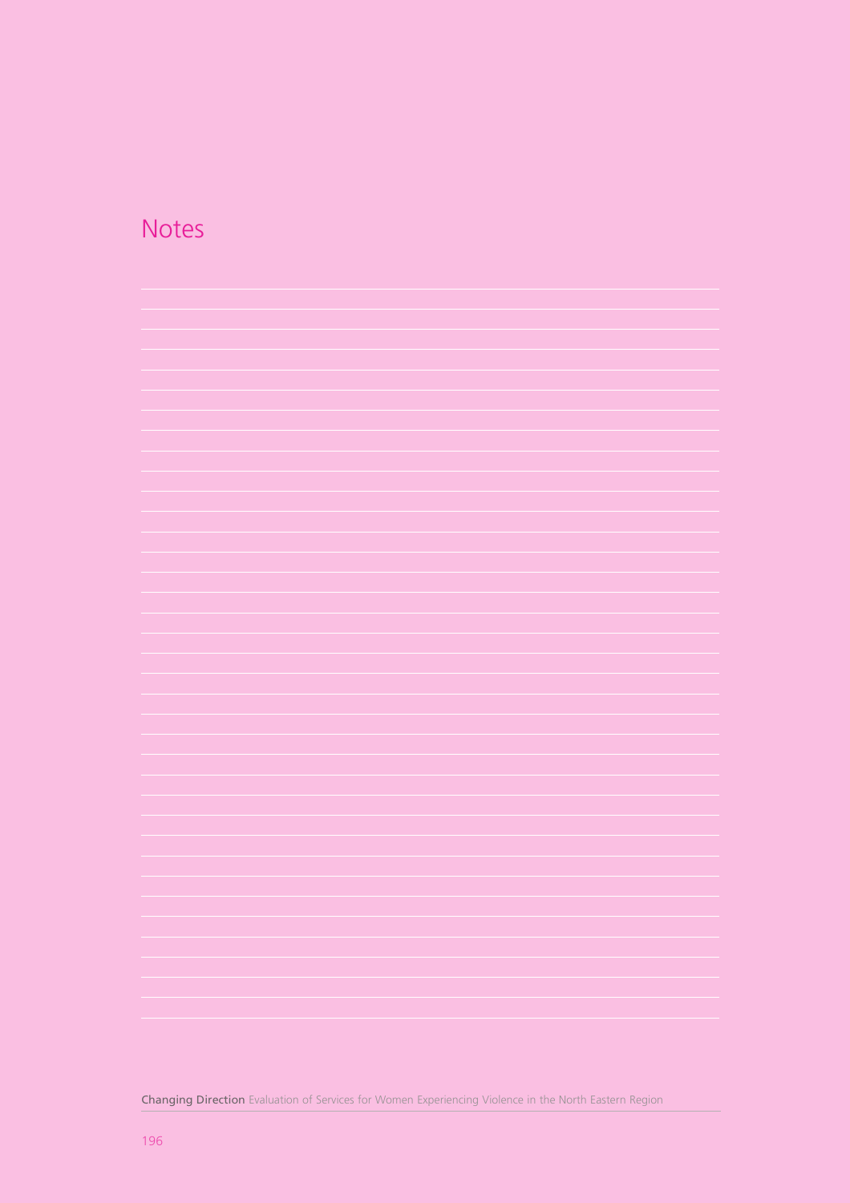# Notes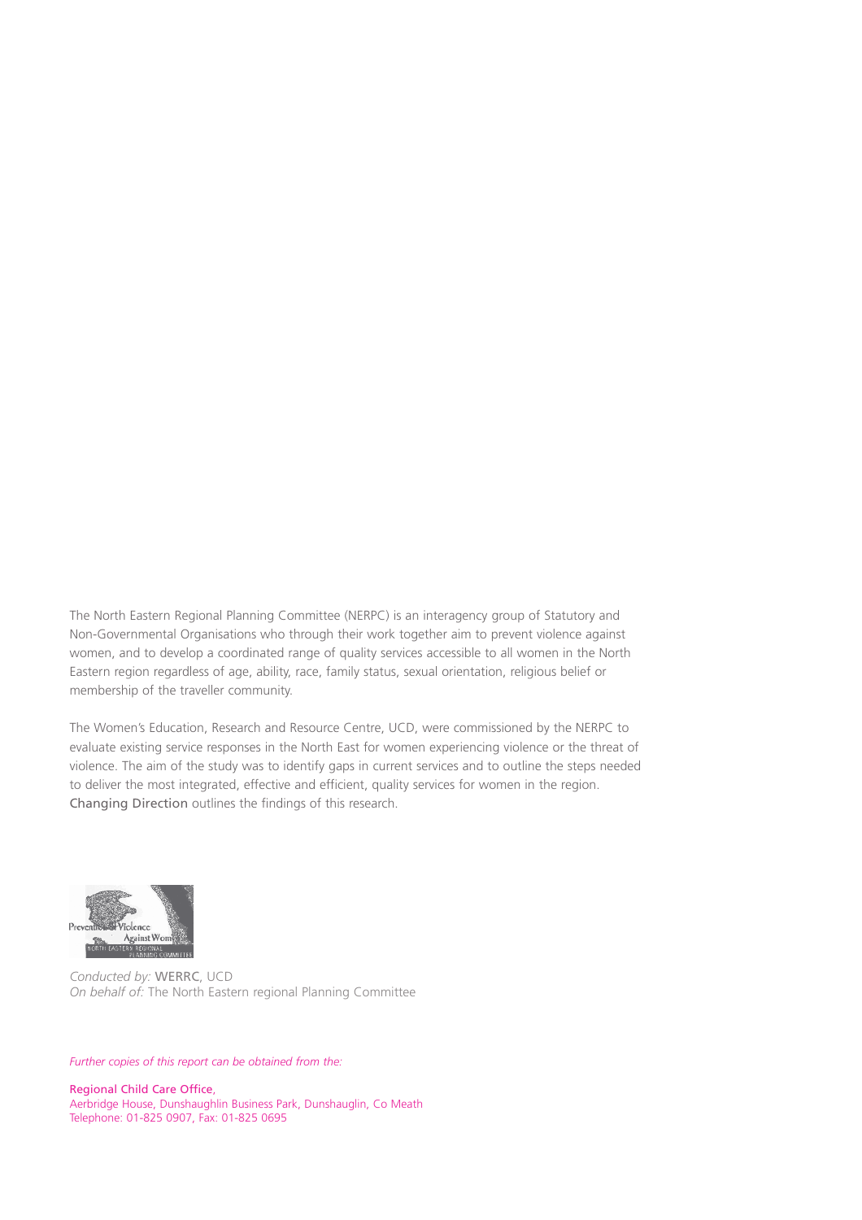The North Eastern Regional Planning Committee (NERPC) is an interagency group of Statutory and Non-Governmental Organisations who through their work together aim to prevent violence against women, and to develop a coordinated range of quality services accessible to all women in the North Eastern region regardless of age, ability, race, family status, sexual orientation, religious belief or membership of the traveller community.

The Women's Education, Research and Resource Centre, UCD, were commissioned by the NERPC to evaluate existing service responses in the North East for women experiencing violence or the threat of violence. The aim of the study was to identify gaps in current services and to outline the steps needed to deliver the most integrated, effective and efficient, quality services for women in the region. Changing Direction outlines the findings of this research.

*Conducted by:* WERRC, UCD
*On behalf of:* The North Eastern regional Planning Committee

*Further copies of this report can be obtained from the:*

Regional Child Care Office,
Aerbridge House, Dunshaughlin Business Park, Dunshauglin, Co Meath
Telephone: 01-825 0907, Fax: 01-825 0695